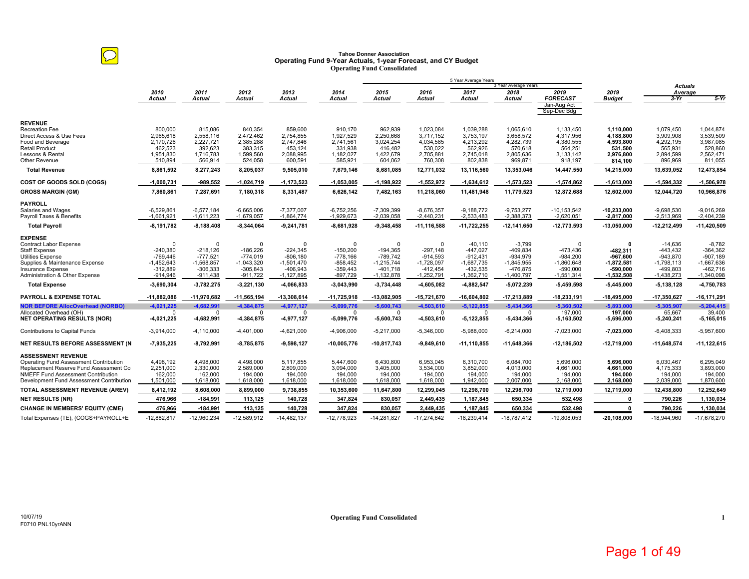**Tahoe Donner Association**
**Operating Fund 9-Year Actuals, 1-year Forecast, and CY Budget**
**Operating Fund Consolidated**

| | 2010 Actual | 2011 Actual | 2012 Actual | 2013 Actual | 2014 Actual | 2015 Actual | 2016 Actual | 2017 Actual | 2018 Actual | 2019 FORECAST Jan-Aug Act Sep-Dec Bdg | 2019 Budget | Actuals Average 3-Yr | Actuals Average 5-Yr |
|---|---|---|---|---|---|---|---|---|---|---|---|---|---|
| | | | | | | | | 5 Year Average Years | 3 Year Average Years | | | | |
| **REVENUE** | | | | | | | | | | | | | |
| Recreation Fee | 800,000 | 815,086 | 840,354 | 859,600 | 910,170 | 962,939 | 1,023,084 | 1,039,288 | 1,065,610 | 1,133,450 | **1,110,000** | 1,079,450 | 1,044,874 |
| Direct Access & Use Fees | 2,965,618 | 2,558,116 | 2,472,462 | 2,754,855 | 1,927,529 | 2,250,668 | 3,717,152 | 3,753,197 | 3,658,572 | 4,317,956 | **4,188,800** | 3,909,908 | 3,539,509 |
| Food and Beverage | 2,170,726 | 2,227,721 | 2,385,288 | 2,747,846 | 2,741,561 | 3,024,254 | 4,034,585 | 4,213,292 | 4,282,739 | 4,380,555 | **4,593,800** | 4,292,195 | 3,987,085 |
| Retail Product | 462,523 | 392,623 | 383,315 | 453,124 | 331,938 | 416,482 | 530,022 | 562,926 | 570,618 | 564,251 | **531,500** | 565,931 | 528,860 |
| Lessons & Rental | 1,951,830 | 1,716,783 | 1,599,560 | 2,088,995 | 1,182,027 | 1,422,679 | 2,705,881 | 2,745,018 | 2,805,636 | 3,133,142 | **2,976,800** | 2,894,599 | 2,562,471 |
| Other Revenue | 510,894 | 566,914 | 524,058 | 600,591 | 585,921 | 604,062 | 760,308 | 802,838 | 969,871 | 918,197 | **814,100** | 896,969 | 811,055 |
| **Total Revenue** | **8,861,592** | **8,277,243** | **8,205,037** | **9,505,010** | **7,679,146** | **8,681,085** | **12,771,032** | **13,116,560** | **13,353,046** | **14,447,550** | **14,215,000** | **13,639,052** | **12,473,854** |
| **COST OF GOODS SOLD (COGS)** | **-1,000,731** | **-989,552** | **-1,024,719** | **-1,173,523** | **-1,053,005** | **-1,198,922** | **-1,552,972** | **-1,634,612** | **-1,573,523** | **-1,574,862** | **-1,613,000** | **-1,594,332** | **-1,506,978** |
| **GROSS MARGIN (GM)** | **7,860,861** | **7,287,691** | **7,180,318** | **8,331,487** | **6,626,142** | **7,482,163** | **11,218,060** | **11,481,948** | **11,779,523** | **12,872,688** | **12,602,000** | **12,044,720** | **10,966,876** |
| **PAYROLL** | | | | | | | | | | | | | |
| Salaries and Wages | -6,529,861 | -6,577,184 | -6,665,006 | -7,377,007 | -6,752,256 | -7,309,399 | -8,676,357 | -9,188,772 | -9,753,277 | -10,153,542 | **-10,233,000** | -9,698,530 | -9,016,269 |
| Payroll Taxes & Benefits | -1,661,921 | -1,611,223 | -1,679,057 | -1,864,774 | -1,929,673 | -2,039,058 | -2,440,231 | -2,533,483 | -2,388,373 | -2,620,051 | **-2,817,000** | -2,513,969 | -2,404,239 |
| **Total Payroll** | **-8,191,782** | **-8,188,408** | **-8,344,064** | **-9,241,781** | **-8,681,928** | **-9,348,458** | **-11,116,588** | **-11,722,255** | **-12,141,650** | **-12,773,593** | **-13,050,000** | **-12,212,499** | **-11,420,509** |
| **EXPENSE** | | | | | | | | | | | | | |
| Contract Labor Expense | 0 | 0 | 0 | 0 | 0 | 0 | 0 | -40,110 | -3,799 | 0 | **0** | -14,636 | -8,782 |
| Staff Expense | -240,380 | -218,126 | -186,226 | -224,345 | -150,200 | -194,365 | -297,148 | -447,027 | -409,834 | -473,436 | **-482,311** | -443,432 | -364,362 |
| Utilities Expense | -769,446 | -777,521 | -774,019 | -806,180 | -778,166 | -789,742 | -914,593 | -912,431 | -934,979 | -984,200 | **-967,600** | -943,870 | -907,189 |
| Supplies & Maintenance Expense | -1,452,643 | -1,568,857 | -1,043,320 | -1,501,470 | -858,452 | -1,215,744 | -1,728,097 | -1,687,735 | -1,845,955 | -1,860,648 | **-1,872,581** | -1,798,113 | -1,667,636 |
| Insurance Expense | -312,889 | -306,333 | -305,843 | -406,943 | -359,443 | -401,718 | -412,454 | -432,535 | -476,875 | -590,000 | **-590,000** | -499,803 | -462,716 |
| Administration & Other Expense | -914,946 | -911,438 | -911,722 | -1,127,895 | -897,729 | -1,132,878 | -1,252,791 | -1,362,710 | -1,400,797 | -1,551,314 | **-1,532,508** | -1,438,273 | -1,340,098 |
| **Total Expense** | **-3,690,304** | **-3,782,275** | **-3,221,130** | **-4,066,833** | **-3,043,990** | **-3,734,448** | **-4,605,082** | **-4,882,547** | **-5,072,239** | **-5,459,598** | **-5,445,000** | **-5,138,128** | **-4,750,783** |
| **PAYROLL & EXPENSE TOTAL** | **-11,882,086** | **-11,970,682** | **-11,565,194** | **-13,308,614** | **-11,725,918** | **-13,082,905** | **-15,721,670** | **-16,604,802** | **-17,213,889** | **-18,233,191** | **-18,495,000** | **-17,350,627** | **-16,171,291** |
| **NOR BEFORE AllocOverhead (NORBO)** | **-4,021,225** | **-4,682,991** | **-4,384,875** | **-4,977,127** | **-5,099,776** | **-5,600,743** | **-4,503,610** | **-5,122,855** | **-5,434,366** | **-5,360,502** | **-5,893,000** | **-5,305,907** | **-5,204,415** |
| Allocated Overhead (OH) | 0 | 0 | 0 | 0 | 0 | 0 | 0 | 0 | 0 | 197,000 | **197,000** | 65,667 | 39,400 |
| **NET OPERATING RESULTS (NOR)** | **-4,021,225** | **-4,682,991** | **-4,384,875** | **-4,977,127** | **-5,099,776** | **-5,600,743** | **-4,503,610** | **-5,122,855** | **-5,434,366** | **-5,163,502** | **-5,696,000** | **-5,240,241** | **-5,165,015** |
| Contributions to Capital Funds | -3,914,000 | -4,110,000 | -4,401,000 | -4,621,000 | -4,906,000 | -5,217,000 | -5,346,000 | -5,988,000 | -6,214,000 | -7,023,000 | **-7,023,000** | -6,408,333 | -5,957,600 |
| **NET RESULTS BEFORE ASSESSMENT (N** | **-7,935,225** | **-8,792,991** | **-8,785,875** | **-9,598,127** | **-10,005,776** | **-10,817,743** | **-9,849,610** | **-11,110,855** | **-11,648,366** | **-12,186,502** | **-12,719,000** | **-11,648,574** | **-11,122,615** |
| **ASSESSMENT REVENUE** | | | | | | | | | | | | | |
| Operating Fund Assessment Contribution | 4,498,192 | 4,498,000 | 4,498,000 | 5,117,855 | 5,447,600 | 6,430,800 | 6,953,045 | 6,310,700 | 6,084,700 | 5,696,000 | **5,696,000** | 6,030,467 | 6,295,049 |
| Replacement Reserve Fund Assessment Co | 2,251,000 | 2,330,000 | 2,589,000 | 2,809,000 | 3,094,000 | 3,405,000 | 3,534,000 | 3,852,000 | 4,013,000 | 4,661,000 | **4,661,000** | 4,175,333 | 3,893,000 |
| NMEFF Fund Assessment Contribution | 162,000 | 162,000 | 194,000 | 194,000 | 194,000 | 194,000 | 194,000 | 194,000 | 194,000 | 194,000 | **194,000** | 194,000 | 194,000 |
| Development Fund Assessment Contribution | 1,501,000 | 1,618,000 | 1,618,000 | 1,618,000 | 1,618,000 | 1,618,000 | 1,618,000 | 1,942,000 | 2,007,000 | 2,168,000 | **2,168,000** | 2,039,000 | 1,870,600 |
| **TOTAL ASSESSMENT REVENUE (AREV)** | **8,412,192** | **8,608,000** | **8,899,000** | **9,738,855** | **10,353,600** | **11,647,800** | **12,299,045** | **12,298,700** | **12,298,700** | **12,719,000** | **12,719,000** | **12,438,800** | **12,252,649** |
| **NET RESULTS (NR)** | **476,966** | **-184,991** | **113,125** | **140,728** | **347,824** | **830,057** | **2,449,435** | **1,187,845** | **650,334** | **532,498** | **0** | **790,226** | **1,130,034** |
| **CHANGE IN MEMBERS' EQUITY (CME)** | **476,966** | **-184,991** | **113,125** | **140,728** | **347,824** | **830,057** | **2,449,435** | **1,187,845** | **650,334** | **532,498** | **0** | **790,226** | **1,130,034** |
| Total Expenses (TE), (COGS+PAYROLL+E | -12,882,817 | -12,960,234 | -12,589,912 | -14,482,137 | -12,778,923 | -14,281,827 | -17,274,642 | -18,239,414 | -18,787,412 | -19,808,053 | **-20,108,000** | -18,944,960 | -17,678,270 |

10/07/19
F0710 PNL10yrANN

**Operating Fund Consolidated**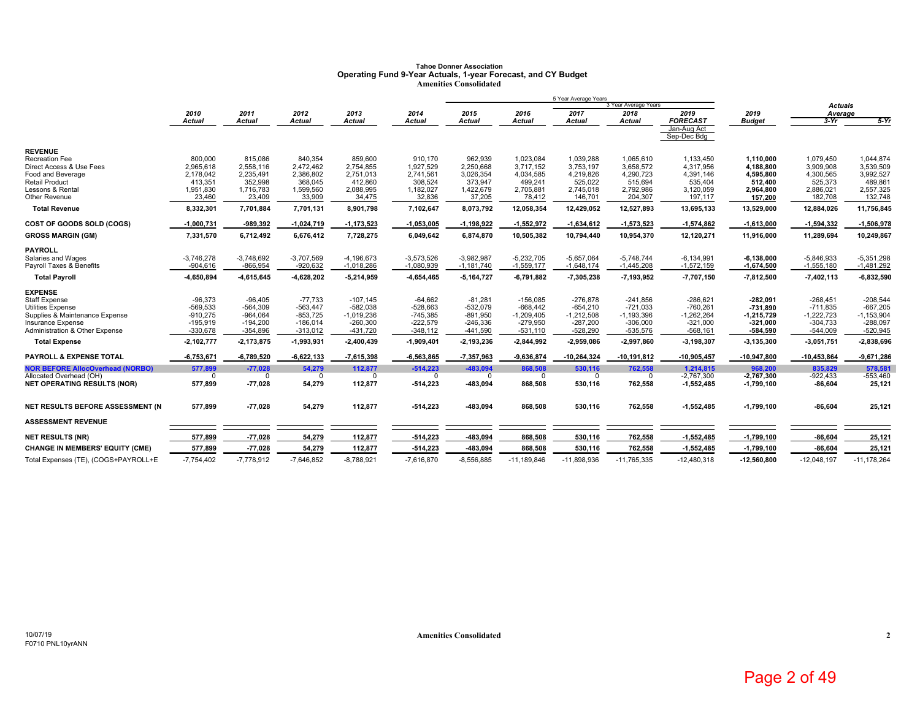# Tahoe Donner Association
## Operating Fund 9-Year Actuals, 1-year Forecast, and CY Budget
### Amenities Consolidated

| | 2010 Actual | 2011 Actual | 2012 Actual | 2013 Actual | 2014 Actual | 2015 Actual | 2016 Actual | 2017 Actual | 2018 Actual | 2019 FORECAST Jan-Aug Act Sep-Dec Bdg | 2019 Budget | Actuals Average 3-Yr | Actuals Average 5-Yr |
|---|---|---|---|---|---|---|---|---|---|---|---|---|---|
| | | | | | | 5 Year Average Years | | | 3 Year Average Years | | | | |
| **REVENUE** | | | | | | | | | | | | | |
| Recreation Fee | 800,000 | 815,086 | 840,354 | 859,600 | 910,170 | 962,939 | 1,023,084 | 1,039,288 | 1,065,610 | 1,133,450 | **1,110,000** | 1,079,450 | 1,044,874 |
| Direct Access & Use Fees | 2,965,618 | 2,558,116 | 2,472,462 | 2,754,855 | 1,927,529 | 2,250,668 | 3,717,152 | 3,753,197 | 3,658,572 | 4,317,956 | **4,188,800** | 3,909,908 | 3,539,509 |
| Food and Beverage | 2,178,042 | 2,235,491 | 2,386,802 | 2,751,013 | 2,741,561 | 3,026,354 | 4,034,585 | 4,219,826 | 4,290,723 | 4,391,146 | **4,595,800** | 4,300,565 | 3,992,527 |
| Retail Product | 413,351 | 352,998 | 368,045 | 412,860 | 308,524 | 373,947 | 499,241 | 525,022 | 515,694 | 535,404 | **512,400** | 525,373 | 489,861 |
| Lessons & Rental | 1,951,830 | 1,716,783 | 1,599,560 | 2,088,995 | 1,182,027 | 1,422,679 | 2,705,881 | 2,745,018 | 2,792,986 | 3,120,059 | **2,964,800** | 2,886,021 | 2,557,325 |
| Other Revenue | 23,460 | 23,409 | 33,909 | 34,475 | 32,836 | 37,205 | 78,412 | 146,701 | 204,307 | 197,117 | **157,200** | 182,708 | 132,748 |
| **Total Revenue** | **8,332,301** | **7,701,884** | **7,701,131** | **8,901,798** | **7,102,647** | **8,073,792** | **12,058,354** | **12,429,052** | **12,527,893** | **13,695,133** | **13,529,000** | **12,884,026** | **11,756,845** |
| **COST OF GOODS SOLD (COGS)** | **-1,000,731** | **-989,392** | **-1,024,719** | **-1,173,523** | **-1,053,005** | **-1,198,922** | **-1,552,972** | **-1,634,612** | **-1,573,523** | **-1,574,862** | **-1,613,000** | **-1,594,332** | **-1,506,978** |
| **GROSS MARGIN (GM)** | **7,331,570** | **6,712,492** | **6,676,412** | **7,728,275** | **6,049,642** | **6,874,870** | **10,505,382** | **10,794,440** | **10,954,370** | **12,120,271** | **11,916,000** | **11,289,694** | **10,249,867** |
| **PAYROLL** | | | | | | | | | | | | | |
| Salaries and Wages | -3,746,278 | -3,748,692 | -3,707,569 | -4,196,673 | -3,573,526 | -3,982,987 | -5,232,705 | -5,657,064 | -5,748,744 | -6,134,991 | **-6,138,000** | -5,846,933 | -5,351,298 |
| Payroll Taxes & Benefits | -904,616 | -866,954 | -920,632 | -1,018,286 | -1,080,939 | -1,181,740 | -1,559,177 | -1,648,174 | -1,445,208 | -1,572,159 | **-1,674,500** | -1,555,180 | -1,481,292 |
| **Total Payroll** | **-4,650,894** | **-4,615,645** | **-4,628,202** | **-5,214,959** | **-4,654,465** | **-5,164,727** | **-6,791,882** | **-7,305,238** | **-7,193,952** | **-7,707,150** | **-7,812,500** | **-7,402,113** | **-6,832,590** |
| **EXPENSE** | | | | | | | | | | | | | |
| Staff Expense | -96,373 | -96,405 | -77,733 | -107,145 | -64,662 | -81,281 | -156,085 | -276,878 | -241,856 | -286,621 | **-282,091** | -268,451 | -208,544 |
| Utilities Expense | -569,533 | -564,309 | -563,447 | -582,038 | -528,663 | -532,079 | -668,442 | -654,210 | -721,033 | -760,261 | **-731,890** | -711,835 | -667,205 |
| Supplies & Maintenance Expense | -910,275 | -964,064 | -853,725 | -1,019,236 | -745,385 | -891,950 | -1,209,405 | -1,212,508 | -1,193,396 | -1,262,264 | **-1,215,729** | -1,222,723 | -1,153,904 |
| Insurance Expense | -195,919 | -194,200 | -186,014 | -260,300 | -222,579 | -246,336 | -279,950 | -287,200 | -306,000 | -321,000 | **-321,000** | -304,733 | -288,097 |
| Administration & Other Expense | -330,678 | -354,896 | -313,012 | -431,720 | -348,112 | -441,590 | -531,110 | -528,290 | -535,576 | -568,161 | **-584,590** | -544,009 | -520,945 |
| **Total Expense** | **-2,102,777** | **-2,173,875** | **-1,993,931** | **-2,400,439** | **-1,909,401** | **-2,193,236** | **-2,844,992** | **-2,959,086** | **-2,997,860** | **-3,198,307** | **-3,135,300** | **-3,051,751** | **-2,838,696** |
| **PAYROLL & EXPENSE TOTAL** | **-6,753,671** | **-6,789,520** | **-6,622,133** | **-7,615,398** | **-6,563,865** | **-7,357,963** | **-9,636,874** | **-10,264,324** | **-10,191,812** | **-10,905,457** | **-10,947,800** | **-10,453,864** | **-9,671,286** |
| **NOR BEFORE AllocOverhead (NORBO)** | **577,899** | **-77,028** | **54,279** | **112,877** | **-514,223** | **-483,094** | **868,508** | **530,116** | **762,558** | **1,214,815** | **968,200** | **835,829** | **578,581** |
| Allocated Overhead (OH) | 0 | 0 | 0 | 0 | 0 | 0 | 0 | 0 | 0 | -2,767,300 | **-2,767,300** | -922,433 | -553,460 |
| **NET OPERATING RESULTS (NOR)** | **577,899** | **-77,028** | **54,279** | **112,877** | **-514,223** | **-483,094** | **868,508** | **530,116** | **762,558** | **-1,552,485** | **-1,799,100** | **-86,604** | **25,121** |
| **NET RESULTS BEFORE ASSESSMENT (N** | **577,899** | **-77,028** | **54,279** | **112,877** | **-514,223** | **-483,094** | **868,508** | **530,116** | **762,558** | **-1,552,485** | **-1,799,100** | **-86,604** | **25,121** |
| **ASSESSMENT REVENUE** | | | | | | | | | | | | | |
| **NET RESULTS (NR)** | **577,899** | **-77,028** | **54,279** | **112,877** | **-514,223** | **-483,094** | **868,508** | **530,116** | **762,558** | **-1,552,485** | **-1,799,100** | **-86,604** | **25,121** |
| **CHANGE IN MEMBERS' EQUITY (CME)** | **577,899** | **-77,028** | **54,279** | **112,877** | **-514,223** | **-483,094** | **868,508** | **530,116** | **762,558** | **-1,552,485** | **-1,799,100** | **-86,604** | **25,121** |
| Total Expenses (TE), (COGS+PAYROLL+E | -7,754,402 | -7,778,912 | -7,646,852 | -8,788,921 | -7,616,870 | -8,556,885 | -11,189,846 | -11,898,936 | -11,765,335 | -12,480,318 | **-12,560,800** | -12,048,197 | -11,178,264 |

10/07/19
F0710 PNL10yrANN

Amenities Consolidated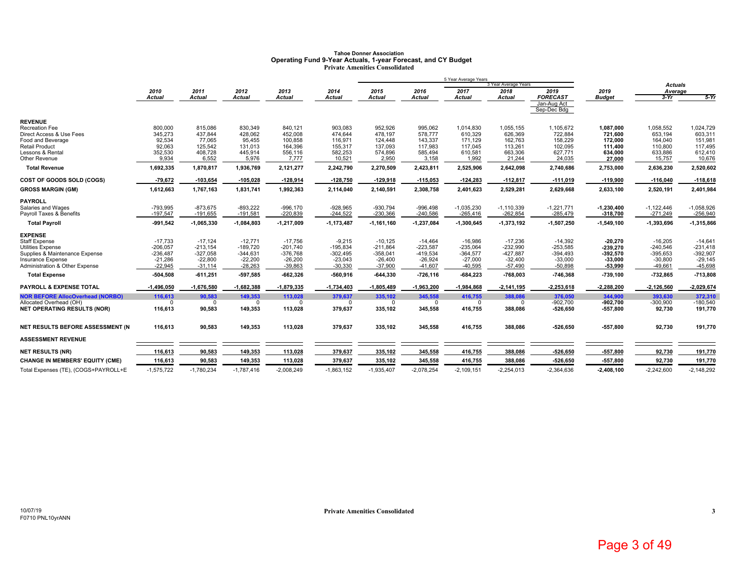# Tahoe Donner Association
## Operating Fund 9-Year Actuals, 1-year Forecast, and CY Budget
### Private Amenities Consolidated

| | 2010 Actual | 2011 Actual | 2012 Actual | 2013 Actual | 2014 Actual | 2015 Actual | 2016 Actual | 2017 Actual | 2018 Actual | 2019 FORECAST Jan-Aug Act Sep-Dec Bdg | 2019 Budget | Actuals Average 3-Yr | Actuals Average 5-Yr |
|---|---|---|---|---|---|---|---|---|---|---|---|---|---|
| | | | | | | 5 Year Average Years | | | | | | | |
| | | | | | | | | 3 Year Average Years | | | | | |
| **REVENUE** | | | | | | | | | | | | | |
| Recreation Fee | 800,000 | 815,086 | 830,349 | 840,121 | 903,083 | 952,926 | 995,062 | 1,014,830 | 1,055,155 | 1,105,672 | **1,087,000** | 1,058,552 | 1,024,729 |
| Direct Access & Use Fees | 345,273 | 437,844 | 428,062 | 452,008 | 474,644 | 478,197 | 578,777 | 610,329 | 626,369 | 722,884 | **721,600** | 653,194 | 603,311 |
| Food and Beverage | 92,534 | 77,065 | 95,455 | 100,858 | 116,971 | 124,448 | 143,337 | 171,129 | 162,763 | 158,229 | **172,000** | 164,040 | 151,981 |
| Retail Product | 92,063 | 125,542 | 131,013 | 164,396 | 155,317 | 137,093 | 117,983 | 117,045 | 113,261 | 102,095 | **111,400** | 110,800 | 117,495 |
| Lessons & Rental | 352,530 | 408,728 | 445,914 | 556,116 | 582,253 | 574,896 | 585,494 | 610,581 | 663,306 | 627,771 | **634,000** | 633,886 | 612,410 |
| Other Revenue | 9,934 | 6,552 | 5,976 | 7,777 | 10,521 | 2,950 | 3,158 | 1,992 | 21,244 | 24,035 | **27,000** | 15,757 | 10,676 |
| **Total Revenue** | **1,692,335** | **1,870,817** | **1,936,769** | **2,121,277** | **2,242,790** | **2,270,509** | **2,423,811** | **2,525,906** | **2,642,098** | **2,740,686** | **2,753,000** | **2,636,230** | **2,520,602** |
| **COST OF GOODS SOLD (COGS)** | **-79,672** | **-103,654** | **-105,028** | **-128,914** | **-128,750** | **-129,918** | **-115,053** | **-124,283** | **-112,817** | **-111,019** | **-119,900** | **-116,040** | **-118,618** |
| **GROSS MARGIN (GM)** | **1,612,663** | **1,767,163** | **1,831,741** | **1,992,363** | **2,114,040** | **2,140,591** | **2,308,758** | **2,401,623** | **2,529,281** | **2,629,668** | **2,633,100** | **2,520,191** | **2,401,984** |
| **PAYROLL** | | | | | | | | | | | | | |
| Salaries and Wages | -793,995 | -873,675 | -893,222 | -996,170 | -928,965 | -930,794 | -996,498 | -1,035,230 | -1,110,339 | -1,221,771 | **-1,230,400** | -1,122,446 | -1,058,926 |
| Payroll Taxes & Benefits | -197,547 | -191,655 | -191,581 | -220,839 | -244,522 | -230,366 | -240,586 | -265,416 | -262,854 | -285,479 | **-318,700** | -271,249 | -256,940 |
| **Total Payroll** | **-991,542** | **-1,065,330** | **-1,084,803** | **-1,217,009** | **-1,173,487** | **-1,161,160** | **-1,237,084** | **-1,300,645** | **-1,373,192** | **-1,507,250** | **-1,549,100** | **-1,393,696** | **-1,315,866** |
| **EXPENSE** | | | | | | | | | | | | | |
| Staff Expense | -17,733 | -17,124 | -12,771 | -17,756 | -9,215 | -10,125 | -14,464 | -16,986 | -17,236 | -14,392 | **-20,270** | -16,205 | -14,641 |
| Utilities Expense | -206,057 | -213,154 | -189,720 | -201,740 | -195,834 | -211,864 | -223,587 | -235,064 | -232,990 | -253,585 | **-239,270** | -240,546 | -231,418 |
| Supplies & Maintenance Expense | -236,487 | -327,058 | -344,631 | -376,768 | -302,495 | -358,041 | -419,534 | -364,577 | -427,887 | -394,493 | **-392,570** | -395,653 | -392,907 |
| Insurance Expense | -21,286 | -22,800 | -22,200 | -26,200 | -23,043 | -26,400 | -26,924 | -27,000 | -32,400 | -33,000 | **-33,000** | -30,800 | -29,145 |
| Administration & Other Expense | -22,945 | -31,114 | -28,263 | -39,863 | -30,330 | -37,900 | -41,607 | -40,595 | -57,490 | -50,898 | **-53,990** | -49,661 | -45,698 |
| **Total Expense** | **-504,508** | **-611,251** | **-597,585** | **-662,326** | **-560,916** | **-644,330** | **-726,116** | **-684,223** | **-768,003** | **-746,368** | **-739,100** | **-732,865** | **-713,808** |
| **PAYROLL & EXPENSE TOTAL** | **-1,496,050** | **-1,676,580** | **-1,682,388** | **-1,879,335** | **-1,734,403** | **-1,805,489** | **-1,963,200** | **-1,984,868** | **-2,141,195** | **-2,253,618** | **-2,288,200** | **-2,126,560** | **-2,029,674** |
| **NOR BEFORE AllocOverhead (NORBO)** | **116,613** | **90,583** | **149,353** | **113,028** | **379,637** | **335,102** | **345,558** | **416,755** | **388,086** | **376,050** | **344,900** | **393,630** | **372,310** |
| Allocated Overhead (OH) | 0 | 0 | 0 | 0 | 0 | 0 | 0 | 0 | 0 | -902,700 | **-902,700** | -300,900 | -180,540 |
| **NET OPERATING RESULTS (NOR)** | **116,613** | **90,583** | **149,353** | **113,028** | **379,637** | **335,102** | **345,558** | **416,755** | **388,086** | **-526,650** | **-557,800** | **92,730** | **191,770** |
| **NET RESULTS BEFORE ASSESSMENT (N** | **116,613** | **90,583** | **149,353** | **113,028** | **379,637** | **335,102** | **345,558** | **416,755** | **388,086** | **-526,650** | **-557,800** | **92,730** | **191,770** |
| **ASSESSMENT REVENUE** | | | | | | | | | | | | | |
| **NET RESULTS (NR)** | **116,613** | **90,583** | **149,353** | **113,028** | **379,637** | **335,102** | **345,558** | **416,755** | **388,086** | **-526,650** | **-557,800** | **92,730** | **191,770** |
| **CHANGE IN MEMBERS' EQUITY (CME)** | **116,613** | **90,583** | **149,353** | **113,028** | **379,637** | **335,102** | **345,558** | **416,755** | **388,086** | **-526,650** | **-557,800** | **92,730** | **191,770** |
| Total Expenses (TE), (COGS+PAYROLL+E | -1,575,722 | -1,780,234 | -1,787,416 | -2,008,249 | -1,863,152 | -1,935,407 | -2,078,254 | -2,109,151 | -2,254,013 | -2,364,636 | **-2,408,100** | -2,242,600 | -2,148,292 |

10/07/19
F0710 PNL10yrANN

Private Amenities Consolidated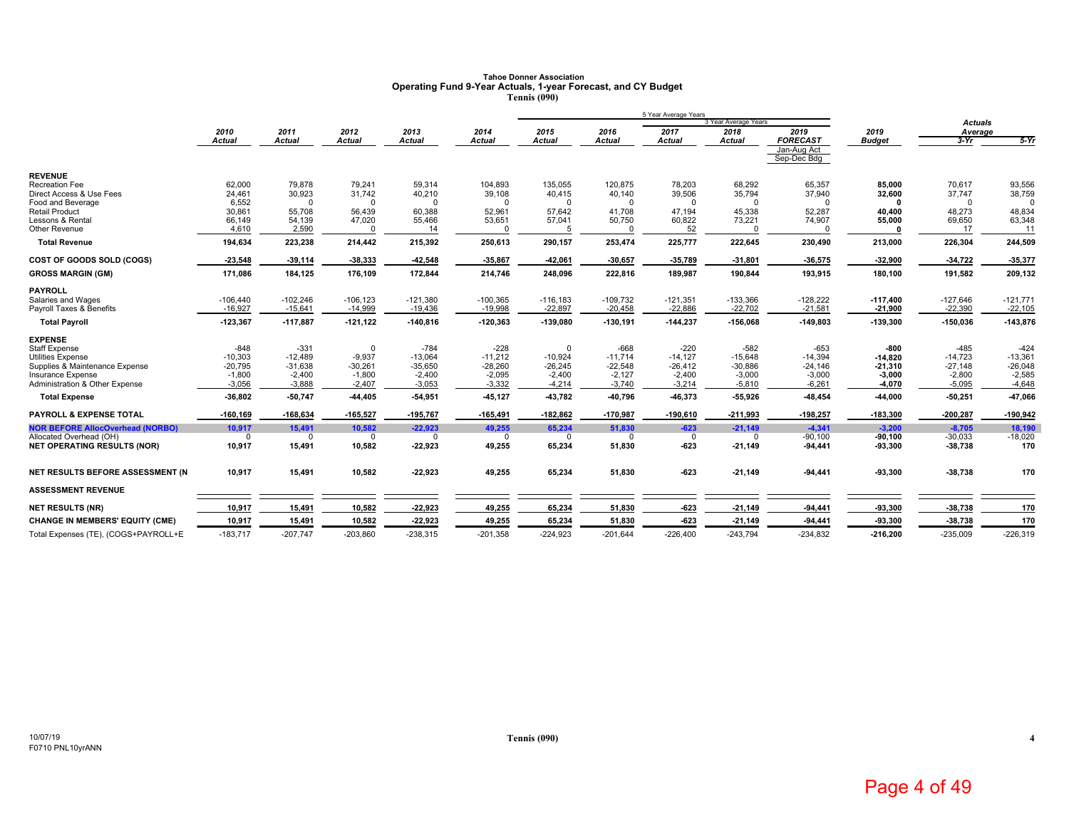# Tahoe Donner Association
## Operating Fund 9-Year Actuals, 1-year Forecast, and CY Budget
### Tennis (090)

| | 2010 Actual | 2011 Actual | 2012 Actual | 2013 Actual | 2014 Actual | 2015 Actual | 2016 Actual | 2017 Actual | 2018 Actual | 2019 FORECAST Jan-Aug Act Sep-Dec Bdg | 2019 Budget | Actuals Average 3-Yr | Actuals Average 5-Yr |
|---|---|---|---|---|---|---|---|---|---|---|---|---|---|
| **REVENUE** | | | | | | | | | | | | | |
| Recreation Fee | 62,000 | 79,878 | 79,241 | 59,314 | 104,893 | 135,055 | 120,875 | 78,203 | 68,292 | 65,357 | **85,000** | 70,617 | 93,556 |
| Direct Access & Use Fees | 24,461 | 30,923 | 31,742 | 40,210 | 39,108 | 40,415 | 40,140 | 39,506 | 35,794 | 37,940 | **32,600** | 37,747 | 38,759 |
| Food and Beverage | 6,552 | 0 | 0 | 0 | 0 | 0 | 0 | 0 | 0 | 0 | **0** | 0 | 0 |
| Retail Product | 30,861 | 55,708 | 56,439 | 60,388 | 52,961 | 57,642 | 41,708 | 47,194 | 45,338 | 52,287 | **40,400** | 48,273 | 48,834 |
| Lessons & Rental | 66,149 | 54,139 | 47,020 | 55,466 | 53,651 | 57,041 | 50,750 | 60,822 | 73,221 | 74,907 | **55,000** | 69,650 | 63,348 |
| Other Revenue | 4,610 | 2,590 | 0 | 14 | 0 | 5 | 0 | 52 | 0 | 0 | **0** | 17 | 11 |
| **Total Revenue** | **194,634** | **223,238** | **214,442** | **215,392** | **250,613** | **290,157** | **253,474** | **225,777** | **222,645** | **230,490** | **213,000** | **226,304** | **244,509** |
| **COST OF GOODS SOLD (COGS)** | **-23,548** | **-39,114** | **-38,333** | **-42,548** | **-35,867** | **-42,061** | **-30,657** | **-35,789** | **-31,801** | **-36,575** | **-32,900** | **-34,722** | **-35,377** |
| **GROSS MARGIN (GM)** | **171,086** | **184,125** | **176,109** | **172,844** | **214,746** | **248,096** | **222,816** | **189,987** | **190,844** | **193,915** | **180,100** | **191,582** | **209,132** |
| **PAYROLL** | | | | | | | | | | | | | |
| Salaries and Wages | -106,440 | -102,246 | -106,123 | -121,380 | -100,365 | -116,183 | -109,732 | -121,351 | -133,366 | -128,222 | **-117,400** | -127,646 | -121,771 |
| Payroll Taxes & Benefits | -16,927 | -15,641 | -14,999 | -19,436 | -19,998 | -22,897 | -20,458 | -22,886 | -22,702 | -21,581 | **-21,900** | -22,390 | -22,105 |
| **Total Payroll** | **-123,367** | **-117,887** | **-121,122** | **-140,816** | **-120,363** | **-139,080** | **-130,191** | **-144,237** | **-156,068** | **-149,803** | **-139,300** | **-150,036** | **-143,876** |
| **EXPENSE** | | | | | | | | | | | | | |
| Staff Expense | -848 | -331 | 0 | -784 | -228 | 0 | -668 | -220 | -582 | -653 | **-800** | -485 | -424 |
| Utilities Expense | -10,303 | -12,489 | -9,937 | -13,064 | -11,212 | -10,924 | -11,714 | -14,127 | -15,648 | -14,394 | **-14,820** | -14,723 | -13,361 |
| Supplies & Maintenance Expense | -20,795 | -31,638 | -30,261 | -35,650 | -28,260 | -26,245 | -22,548 | -26,412 | -30,886 | -24,146 | **-21,310** | -27,148 | -26,048 |
| Insurance Expense | -1,800 | -2,400 | -1,800 | -2,400 | -2,095 | -2,400 | -2,127 | -2,400 | -3,000 | -3,000 | **-3,000** | -2,800 | -2,585 |
| Administration & Other Expense | -3,056 | -3,888 | -2,407 | -3,053 | -3,332 | -4,214 | -3,740 | -3,214 | -5,810 | -6,261 | **-4,070** | -5,095 | -4,648 |
| **Total Expense** | **-36,802** | **-50,747** | **-44,405** | **-54,951** | **-45,127** | **-43,782** | **-40,796** | **-46,373** | **-55,926** | **-48,454** | **-44,000** | **-50,251** | **-47,066** |
| **PAYROLL & EXPENSE TOTAL** | **-160,169** | **-168,634** | **-165,527** | **-195,767** | **-165,491** | **-182,862** | **-170,987** | **-190,610** | **-211,993** | **-198,257** | **-183,300** | **-200,287** | **-190,942** |
| **NOR BEFORE AllocOverhead (NORBO)** | **10,917** | **15,491** | **10,582** | **-22,923** | **49,255** | **65,234** | **51,830** | **-623** | **-21,149** | **-4,341** | **-3,200** | **-8,705** | **18,190** |
| Allocated Overhead (OH) | 0 | 0 | 0 | 0 | 0 | 0 | 0 | 0 | 0 | -90,100 | **-90,100** | -30,033 | -18,020 |
| **NET OPERATING RESULTS (NOR)** | **10,917** | **15,491** | **10,582** | **-22,923** | **49,255** | **65,234** | **51,830** | **-623** | **-21,149** | **-94,441** | **-93,300** | **-38,738** | **170** |
| **NET RESULTS BEFORE ASSESSMENT (N** | **10,917** | **15,491** | **10,582** | **-22,923** | **49,255** | **65,234** | **51,830** | **-623** | **-21,149** | **-94,441** | **-93,300** | **-38,738** | **170** |
| **ASSESSMENT REVENUE** | | | | | | | | | | | | | |
| **NET RESULTS (NR)** | **10,917** | **15,491** | **10,582** | **-22,923** | **49,255** | **65,234** | **51,830** | **-623** | **-21,149** | **-94,441** | **-93,300** | **-38,738** | **170** |
| **CHANGE IN MEMBERS' EQUITY (CME)** | **10,917** | **15,491** | **10,582** | **-22,923** | **49,255** | **65,234** | **51,830** | **-623** | **-21,149** | **-94,441** | **-93,300** | **-38,738** | **170** |
| Total Expenses (TE), (COGS+PAYROLL+E | -183,717 | -207,747 | -203,860 | -238,315 | -201,358 | -224,923 | -201,644 | -226,400 | -243,794 | -234,832 | **-216,200** | -235,009 | -226,319 |

Note: "5 Year Average Years" spans 2015–2019 Forecast; "3 Year Average Years" spans 2017–2019 Forecast.

10/07/19
F0710 PNL10yrANN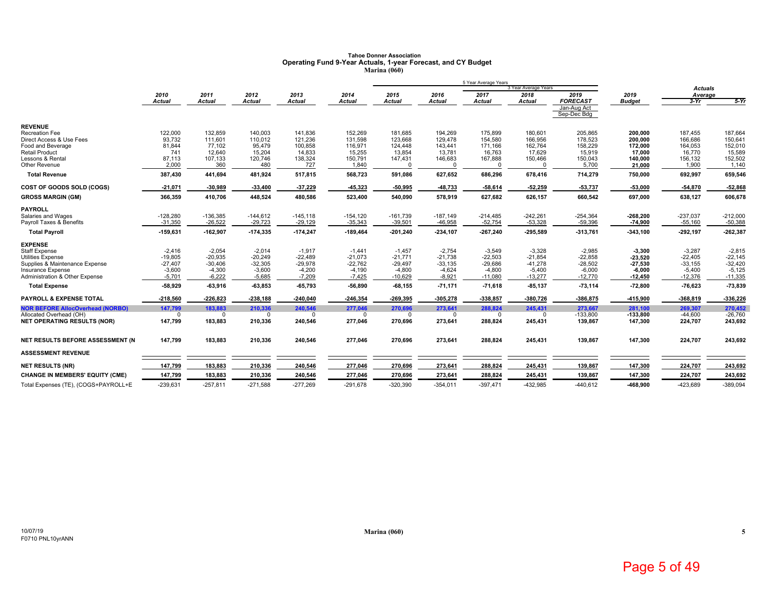# Tahoe Donner Association
## Operating Fund 9-Year Actuals, 1-year Forecast, and CY Budget
### Marina (060)

| | 2010 Actual | 2011 Actual | 2012 Actual | 2013 Actual | 2014 Actual | 2015 Actual | 2016 Actual | 2017 Actual | 2018 Actual | 2019 FORECAST Jan-Aug Act Sep-Dec Bdg | 2019 Budget | Actuals Average 3-Yr | Actuals Average 5-Yr |
|---|---|---|---|---|---|---|---|---|---|---|---|---|---|
| **REVENUE** | | | | | | | | | | | | | |
| Recreation Fee | 122,000 | 132,859 | 140,003 | 141,836 | 152,269 | 181,685 | 194,269 | 175,899 | 180,601 | 205,865 | **200,000** | 187,455 | 187,664 |
| Direct Access & Use Fees | 93,732 | 111,601 | 110,012 | 121,236 | 131,598 | 123,668 | 129,478 | 154,580 | 166,956 | 178,523 | **200,000** | 166,686 | 150,641 |
| Food and Beverage | 81,844 | 77,102 | 95,479 | 100,858 | 116,971 | 124,448 | 143,441 | 171,166 | 162,764 | 158,229 | **172,000** | 164,053 | 152,010 |
| Retail Product | 741 | 12,640 | 15,204 | 14,833 | 15,255 | 13,854 | 13,781 | 16,763 | 17,629 | 15,919 | **17,000** | 16,770 | 15,589 |
| Lessons & Rental | 87,113 | 107,133 | 120,746 | 138,324 | 150,791 | 147,431 | 146,683 | 167,888 | 150,466 | 150,043 | **140,000** | 156,132 | 152,502 |
| Other Revenue | 2,000 | 360 | 480 | 727 | 1,840 | 0 | 0 | 0 | 0 | 5,700 | **21,000** | 1,900 | 1,140 |
| **Total Revenue** | **387,430** | **441,694** | **481,924** | **517,815** | **568,723** | **591,086** | **627,652** | **686,296** | **678,416** | **714,279** | **750,000** | **692,997** | **659,546** |
| **COST OF GOODS SOLD (COGS)** | **-21,071** | **-30,989** | **-33,400** | **-37,229** | **-45,323** | **-50,995** | **-48,733** | **-58,614** | **-52,259** | **-53,737** | **-53,000** | **-54,870** | **-52,868** |
| **GROSS MARGIN (GM)** | **366,359** | **410,706** | **448,524** | **480,586** | **523,400** | **540,090** | **578,919** | **627,682** | **626,157** | **660,542** | **697,000** | **638,127** | **606,678** |
| **PAYROLL** | | | | | | | | | | | | | |
| Salaries and Wages | -128,280 | -136,385 | -144,612 | -145,118 | -154,120 | -161,739 | -187,149 | -214,485 | -242,261 | -254,364 | **-268,200** | -237,037 | -212,000 |
| Payroll Taxes & Benefits | -31,350 | -26,522 | -29,723 | -29,129 | -35,343 | -39,501 | -46,958 | -52,754 | -53,328 | -59,396 | **-74,900** | -55,160 | -50,388 |
| **Total Payroll** | **-159,631** | **-162,907** | **-174,335** | **-174,247** | **-189,464** | **-201,240** | **-234,107** | **-267,240** | **-295,589** | **-313,761** | **-343,100** | **-292,197** | **-262,387** |
| **EXPENSE** | | | | | | | | | | | | | |
| Staff Expense | -2,416 | -2,054 | -2,014 | -1,917 | -1,441 | -1,457 | -2,754 | -3,549 | -3,328 | -2,985 | **-3,300** | -3,287 | -2,815 |
| Utilities Expense | -19,805 | -20,935 | -20,249 | -22,489 | -21,073 | -21,771 | -21,738 | -22,503 | -21,854 | -22,858 | **-23,520** | -22,405 | -22,145 |
| Supplies & Maintenance Expense | -27,407 | -30,406 | -32,305 | -29,978 | -22,762 | -29,497 | -33,135 | -29,686 | -41,278 | -28,502 | **-27,530** | -33,155 | -32,420 |
| Insurance Expense | -3,600 | -4,300 | -3,600 | -4,200 | -4,190 | -4,800 | -4,624 | -4,800 | -5,400 | -6,000 | **-6,000** | -5,400 | -5,125 |
| Administration & Other Expense | -5,701 | -6,222 | -5,685 | -7,209 | -7,425 | -10,629 | -8,921 | -11,080 | -13,277 | -12,770 | **-12,450** | -12,376 | -11,335 |
| **Total Expense** | **-58,929** | **-63,916** | **-63,853** | **-65,793** | **-56,890** | **-68,155** | **-71,171** | **-71,618** | **-85,137** | **-73,114** | **-72,800** | **-76,623** | **-73,839** |
| **PAYROLL & EXPENSE TOTAL** | **-218,560** | **-226,823** | **-238,188** | **-240,040** | **-246,354** | **-269,395** | **-305,278** | **-338,857** | **-380,726** | **-386,875** | **-415,900** | **-368,819** | **-336,226** |
| **NOR BEFORE AllocOverhead (NORBO)** | **147,799** | **183,883** | **210,336** | **240,546** | **277,046** | **270,696** | **273,641** | **288,824** | **245,431** | **273,667** | **281,100** | **269,307** | **270,452** |
| Allocated Overhead (OH) | 0 | 0 | 0 | 0 | 0 | 0 | 0 | 0 | 0 | -133,800 | **-133,800** | -44,600 | -26,760 |
| **NET OPERATING RESULTS (NOR)** | **147,799** | **183,883** | **210,336** | **240,546** | **277,046** | **270,696** | **273,641** | **288,824** | **245,431** | **139,867** | **147,300** | **224,707** | **243,692** |
| **NET RESULTS BEFORE ASSESSMENT (N** | **147,799** | **183,883** | **210,336** | **240,546** | **277,046** | **270,696** | **273,641** | **288,824** | **245,431** | **139,867** | **147,300** | **224,707** | **243,692** |
| **ASSESSMENT REVENUE** | | | | | | | | | | | | | |
| **NET RESULTS (NR)** | **147,799** | **183,883** | **210,336** | **240,546** | **277,046** | **270,696** | **273,641** | **288,824** | **245,431** | **139,867** | **147,300** | **224,707** | **243,692** |
| **CHANGE IN MEMBERS' EQUITY (CME)** | **147,799** | **183,883** | **210,336** | **240,546** | **277,046** | **270,696** | **273,641** | **288,824** | **245,431** | **139,867** | **147,300** | **224,707** | **243,692** |
| Total Expenses (TE), (COGS+PAYROLL+E | -239,631 | -257,811 | -271,588 | -277,269 | -291,678 | -320,390 | -354,011 | -397,471 | -432,985 | -440,612 | **-468,900** | -423,689 | -389,094 |

Note: 5 Year Average Years: 2015–2019; 3 Year Average Years: 2017–2019.

10/07/19
F0710 PNL10yrANN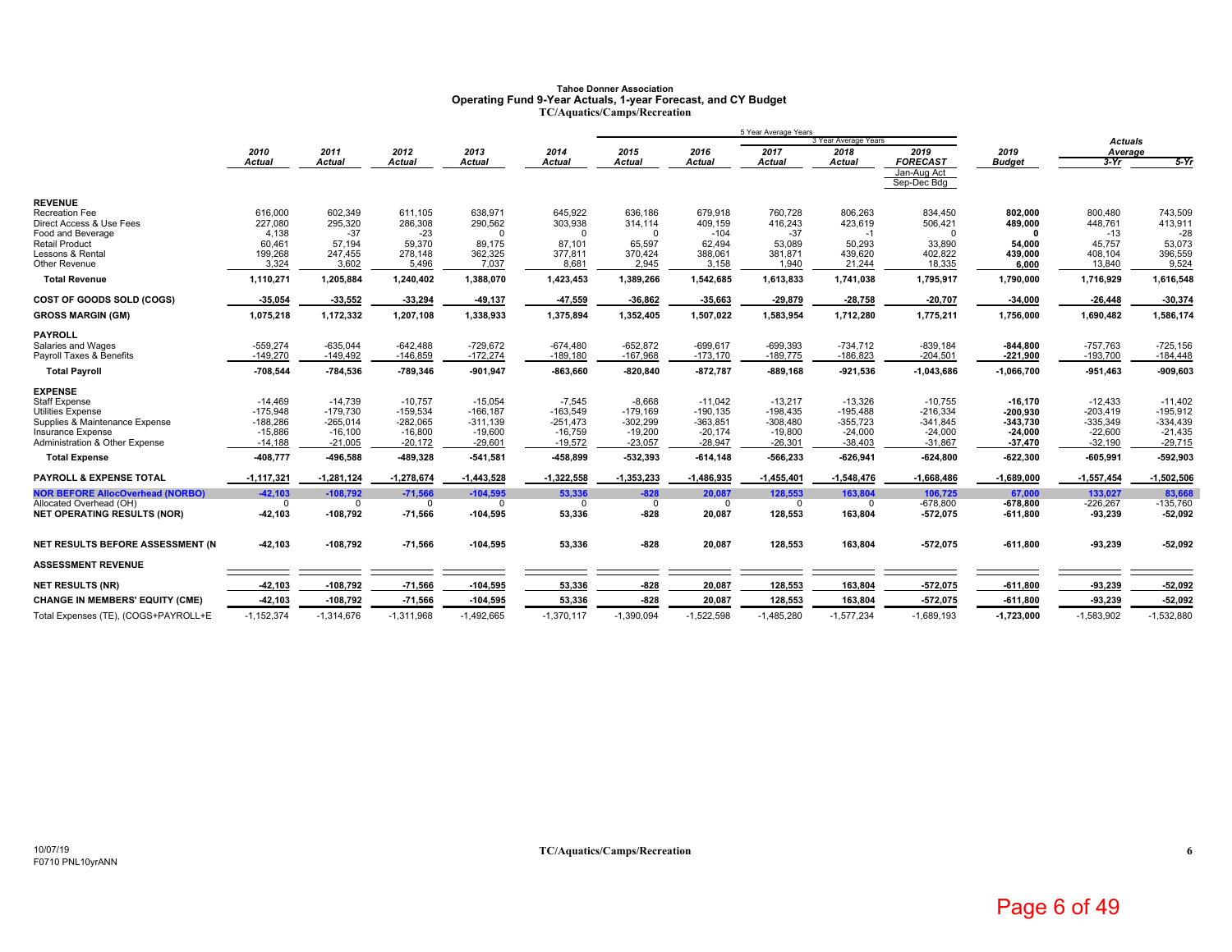# Tahoe Donner Association
## Operating Fund 9-Year Actuals, 1-year Forecast, and CY Budget
### TC/Aquatics/Camps/Recreation

| | 2010 Actual | 2011 Actual | 2012 Actual | 2013 Actual | 2014 Actual | 2015 Actual | 2016 Actual | 2017 Actual | 2018 Actual | 2019 FORECAST Jan-Aug Act Sep-Dec Bdg | 2019 Budget | Actuals Average 3-Yr | Actuals Average 5-Yr |
|---|---|---|---|---|---|---|---|---|---|---|---|---|---|
| **REVENUE** | | | | | | | | | | | | | |
| Recreation Fee | 616,000 | 602,349 | 611,105 | 638,971 | 645,922 | 636,186 | 679,918 | 760,728 | 806,263 | 834,450 | **802,000** | 800,480 | 743,509 |
| Direct Access & Use Fees | 227,080 | 295,320 | 286,308 | 290,562 | 303,938 | 314,114 | 409,159 | 416,243 | 423,619 | 506,421 | **489,000** | 448,761 | 413,911 |
| Food and Beverage | 4,138 | -37 | -23 | 0 | 0 | 0 | -104 | -37 | -1 | 0 | **0** | -13 | -28 |
| Retail Product | 60,461 | 57,194 | 59,370 | 89,175 | 87,101 | 65,597 | 62,494 | 53,089 | 50,293 | 33,890 | **54,000** | 45,757 | 53,073 |
| Lessons & Rental | 199,268 | 247,455 | 278,148 | 362,325 | 377,811 | 370,424 | 388,061 | 381,871 | 439,620 | 402,822 | **439,000** | 408,104 | 396,559 |
| Other Revenue | 3,324 | 3,602 | 5,496 | 7,037 | 8,681 | 2,945 | 3,158 | 1,940 | 21,244 | 18,335 | **6,000** | 13,840 | 9,524 |
| **Total Revenue** | **1,110,271** | **1,205,884** | **1,240,402** | **1,388,070** | **1,423,453** | **1,389,266** | **1,542,685** | **1,613,833** | **1,741,038** | **1,795,917** | **1,790,000** | **1,716,929** | **1,616,548** |
| **COST OF GOODS SOLD (COGS)** | **-35,054** | **-33,552** | **-33,294** | **-49,137** | **-47,559** | **-36,862** | **-35,663** | **-29,879** | **-28,758** | **-20,707** | **-34,000** | **-26,448** | **-30,374** |
| **GROSS MARGIN (GM)** | **1,075,218** | **1,172,332** | **1,207,108** | **1,338,933** | **1,375,894** | **1,352,405** | **1,507,022** | **1,583,954** | **1,712,280** | **1,775,211** | **1,756,000** | **1,690,482** | **1,586,174** |
| **PAYROLL** | | | | | | | | | | | | | |
| Salaries and Wages | -559,274 | -635,044 | -642,488 | -729,672 | -674,480 | -652,872 | -699,617 | -699,393 | -734,712 | -839,184 | **-844,800** | -757,763 | -725,156 |
| Payroll Taxes & Benefits | -149,270 | -149,492 | -146,859 | -172,274 | -189,180 | -167,968 | -173,170 | -189,775 | -186,823 | -204,501 | **-221,900** | -193,700 | -184,448 |
| **Total Payroll** | **-708,544** | **-784,536** | **-789,346** | **-901,947** | **-863,660** | **-820,840** | **-872,787** | **-889,168** | **-921,536** | **-1,043,686** | **-1,066,700** | **-951,463** | **-909,603** |
| **EXPENSE** | | | | | | | | | | | | | |
| Staff Expense | -14,469 | -14,739 | -10,757 | -15,054 | -7,545 | -8,668 | -11,042 | -13,217 | -13,326 | -10,755 | **-16,170** | -12,433 | -11,402 |
| Utilities Expense | -175,948 | -179,730 | -159,534 | -166,187 | -163,549 | -179,169 | -190,135 | -198,435 | -195,488 | -216,334 | **-200,930** | -203,419 | -195,912 |
| Supplies & Maintenance Expense | -188,286 | -265,014 | -282,065 | -311,139 | -251,473 | -302,299 | -363,851 | -308,480 | -355,723 | -341,845 | **-343,730** | -335,349 | -334,439 |
| Insurance Expense | -15,886 | -16,100 | -16,800 | -19,600 | -16,759 | -19,200 | -20,174 | -19,800 | -24,000 | -24,000 | **-24,000** | -22,600 | -21,435 |
| Administration & Other Expense | -14,188 | -21,005 | -20,172 | -29,601 | -19,572 | -23,057 | -28,947 | -26,301 | -38,403 | -31,867 | **-37,470** | -32,190 | -29,715 |
| **Total Expense** | **-408,777** | **-496,588** | **-489,328** | **-541,581** | **-458,899** | **-532,393** | **-614,148** | **-566,233** | **-626,941** | **-624,800** | **-622,300** | **-605,991** | **-592,903** |
| **PAYROLL & EXPENSE TOTAL** | **-1,117,321** | **-1,281,124** | **-1,278,674** | **-1,443,528** | **-1,322,558** | **-1,353,233** | **-1,486,935** | **-1,455,401** | **-1,548,476** | **-1,668,486** | **-1,689,000** | **-1,557,454** | **-1,502,506** |
| **NOR BEFORE AllocOverhead (NORBO)** | **-42,103** | **-108,792** | **-71,566** | **-104,595** | **53,336** | **-828** | **20,087** | **128,553** | **163,804** | **106,725** | **67,000** | **133,027** | **83,668** |
| Allocated Overhead (OH) | 0 | 0 | 0 | 0 | 0 | 0 | 0 | 0 | 0 | -678,800 | **-678,800** | -226,267 | -135,760 |
| **NET OPERATING RESULTS (NOR)** | **-42,103** | **-108,792** | **-71,566** | **-104,595** | **53,336** | **-828** | **20,087** | **128,553** | **163,804** | **-572,075** | **-611,800** | **-93,239** | **-52,092** |
| **NET RESULTS BEFORE ASSESSMENT (N** | **-42,103** | **-108,792** | **-71,566** | **-104,595** | **53,336** | **-828** | **20,087** | **128,553** | **163,804** | **-572,075** | **-611,800** | **-93,239** | **-52,092** |
| **ASSESSMENT REVENUE** | | | | | | | | | | | | | |
| **NET RESULTS (NR)** | **-42,103** | **-108,792** | **-71,566** | **-104,595** | **53,336** | **-828** | **20,087** | **128,553** | **163,804** | **-572,075** | **-611,800** | **-93,239** | **-52,092** |
| **CHANGE IN MEMBERS' EQUITY (CME)** | **-42,103** | **-108,792** | **-71,566** | **-104,595** | **53,336** | **-828** | **20,087** | **128,553** | **163,804** | **-572,075** | **-611,800** | **-93,239** | **-52,092** |
| Total Expenses (TE), (COGS+PAYROLL+E | -1,152,374 | -1,314,676 | -1,311,968 | -1,492,665 | -1,370,117 | -1,390,094 | -1,522,598 | -1,485,280 | -1,577,234 | -1,689,193 | **-1,723,000** | -1,583,902 | -1,532,880 |

Note: 5 Year Average Years = 2015–2019; 3 Year Average Years = 2017–2019.

10/07/19
F0710 PNL10yrANN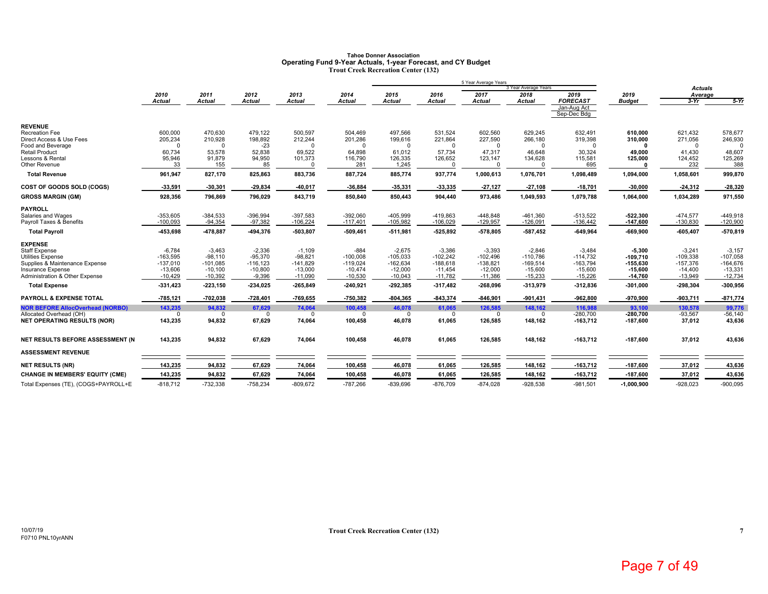**Tahoe Donner Association**
**Operating Fund 9-Year Actuals, 1-year Forecast, and CY Budget**
**Trout Creek Recreation Center (132)**

| | 2010 Actual | 2011 Actual | 2012 Actual | 2013 Actual | 2014 Actual | 2015 Actual | 2016 Actual | 2017 Actual | 2018 Actual | 2019 FORECAST Jan-Aug Act Sep-Dec Bdg | 2019 Budget | Actuals Average 3-Yr | Actuals Average 5-Yr |
|---|---|---|---|---|---|---|---|---|---|---|---|---|---|
| | | | | | | 5 Year Average Years | | 3 Year Average Years | | | | | |
| **REVENUE** | | | | | | | | | | | | | |
| Recreation Fee | 600,000 | 470,630 | 479,122 | 500,597 | 504,469 | 497,566 | 531,524 | 602,560 | 629,245 | 632,491 | **610,000** | 621,432 | 578,677 |
| Direct Access & Use Fees | 205,234 | 210,928 | 198,892 | 212,244 | 201,286 | 199,616 | 221,864 | 227,590 | 266,180 | 319,398 | **310,000** | 271,056 | 246,930 |
| Food and Beverage | 0 | 0 | -23 | 0 | 0 | 0 | 0 | 0 | 0 | 0 | **0** | 0 | 0 |
| Retail Product | 60,734 | 53,578 | 52,838 | 69,522 | 64,898 | 61,012 | 57,734 | 47,317 | 46,648 | 30,324 | **49,000** | 41,430 | 48,607 |
| Lessons & Rental | 95,946 | 91,879 | 94,950 | 101,373 | 116,790 | 126,335 | 126,652 | 123,147 | 134,628 | 115,581 | **125,000** | 124,452 | 125,269 |
| Other Revenue | 33 | 155 | 85 | 0 | 281 | 1,245 | 0 | 0 | 0 | 695 | **0** | 232 | 388 |
| **Total Revenue** | **961,947** | **827,170** | **825,863** | **883,736** | **887,724** | **885,774** | **937,774** | **1,000,613** | **1,076,701** | **1,098,489** | **1,094,000** | **1,058,601** | **999,870** |
| **COST OF GOODS SOLD (COGS)** | **-33,591** | **-30,301** | **-29,834** | **-40,017** | **-36,884** | **-35,331** | **-33,335** | **-27,127** | **-27,108** | **-18,701** | **-30,000** | **-24,312** | **-28,320** |
| **GROSS MARGIN (GM)** | **928,356** | **796,869** | **796,029** | **843,719** | **850,840** | **850,443** | **904,440** | **973,486** | **1,049,593** | **1,079,788** | **1,064,000** | **1,034,289** | **971,550** |
| **PAYROLL** | | | | | | | | | | | | | |
| Salaries and Wages | -353,605 | -384,533 | -396,994 | -397,583 | -392,060 | -405,999 | -419,863 | -448,848 | -461,360 | -513,522 | **-522,300** | -474,577 | -449,918 |
| Payroll Taxes & Benefits | -100,093 | -94,354 | -97,382 | -106,224 | -117,401 | -105,982 | -106,029 | -129,957 | -126,091 | -136,442 | **-147,600** | -130,830 | -120,900 |
| **Total Payroll** | **-453,698** | **-478,887** | **-494,376** | **-503,807** | **-509,461** | **-511,981** | **-525,892** | **-578,805** | **-587,452** | **-649,964** | **-669,900** | **-605,407** | **-570,819** |
| **EXPENSE** | | | | | | | | | | | | | |
| Staff Expense | -6,784 | -3,463 | -2,336 | -1,109 | -884 | -2,675 | -3,386 | -3,393 | -2,846 | -3,484 | **-5,300** | -3,241 | -3,157 |
| Utilities Expense | -163,595 | -98,110 | -95,370 | -98,821 | -100,008 | -105,033 | -102,242 | -102,496 | -110,786 | -114,732 | **-109,710** | -109,338 | -107,058 |
| Supplies & Maintenance Expense | -137,010 | -101,085 | -116,123 | -141,829 | -119,024 | -162,634 | -188,618 | -138,821 | -169,514 | -163,794 | **-155,630** | -157,376 | -164,676 |
| Insurance Expense | -13,606 | -10,100 | -10,800 | -13,000 | -10,474 | -12,000 | -11,454 | -12,000 | -15,600 | -15,600 | **-15,600** | -14,400 | -13,331 |
| Administration & Other Expense | -10,429 | -10,392 | -9,396 | -11,090 | -10,530 | -10,043 | -11,782 | -11,386 | -15,233 | -15,226 | **-14,760** | -13,949 | -12,734 |
| **Total Expense** | **-331,423** | **-223,150** | **-234,025** | **-265,849** | **-240,921** | **-292,385** | **-317,482** | **-268,096** | **-313,979** | **-312,836** | **-301,000** | **-298,304** | **-300,956** |
| **PAYROLL & EXPENSE TOTAL** | **-785,121** | **-702,038** | **-728,401** | **-769,655** | **-750,382** | **-804,365** | **-843,374** | **-846,901** | **-901,431** | **-962,800** | **-970,900** | **-903,711** | **-871,774** |
| **NOR BEFORE AllocOverhead (NORBO)** | **143,235** | **94,832** | **67,629** | **74,064** | **100,458** | **46,078** | **61,065** | **126,585** | **148,162** | **116,988** | **93,100** | **130,578** | **99,776** |
| Allocated Overhead (OH) | 0 | 0 | 0 | 0 | 0 | 0 | 0 | 0 | 0 | -280,700 | **-280,700** | -93,567 | -56,140 |
| **NET OPERATING RESULTS (NOR)** | **143,235** | **94,832** | **67,629** | **74,064** | **100,458** | **46,078** | **61,065** | **126,585** | **148,162** | **-163,712** | **-187,600** | **37,012** | **43,636** |
| **NET RESULTS BEFORE ASSESSMENT (N** | **143,235** | **94,832** | **67,629** | **74,064** | **100,458** | **46,078** | **61,065** | **126,585** | **148,162** | **-163,712** | **-187,600** | **37,012** | **43,636** |
| **ASSESSMENT REVENUE** | | | | | | | | | | | | | |
| **NET RESULTS (NR)** | **143,235** | **94,832** | **67,629** | **74,064** | **100,458** | **46,078** | **61,065** | **126,585** | **148,162** | **-163,712** | **-187,600** | **37,012** | **43,636** |
| **CHANGE IN MEMBERS' EQUITY (CME)** | **143,235** | **94,832** | **67,629** | **74,064** | **100,458** | **46,078** | **61,065** | **126,585** | **148,162** | **-163,712** | **-187,600** | **37,012** | **43,636** |
| Total Expenses (TE), (COGS+PAYROLL+E | -818,712 | -732,338 | -758,234 | -809,672 | -787,266 | -839,696 | -876,709 | -874,028 | -928,538 | -981,501 | **-1,000,900** | -928,023 | -900,095 |

10/07/19
F0710 PNL10yrANN

Trout Creek Recreation Center (132)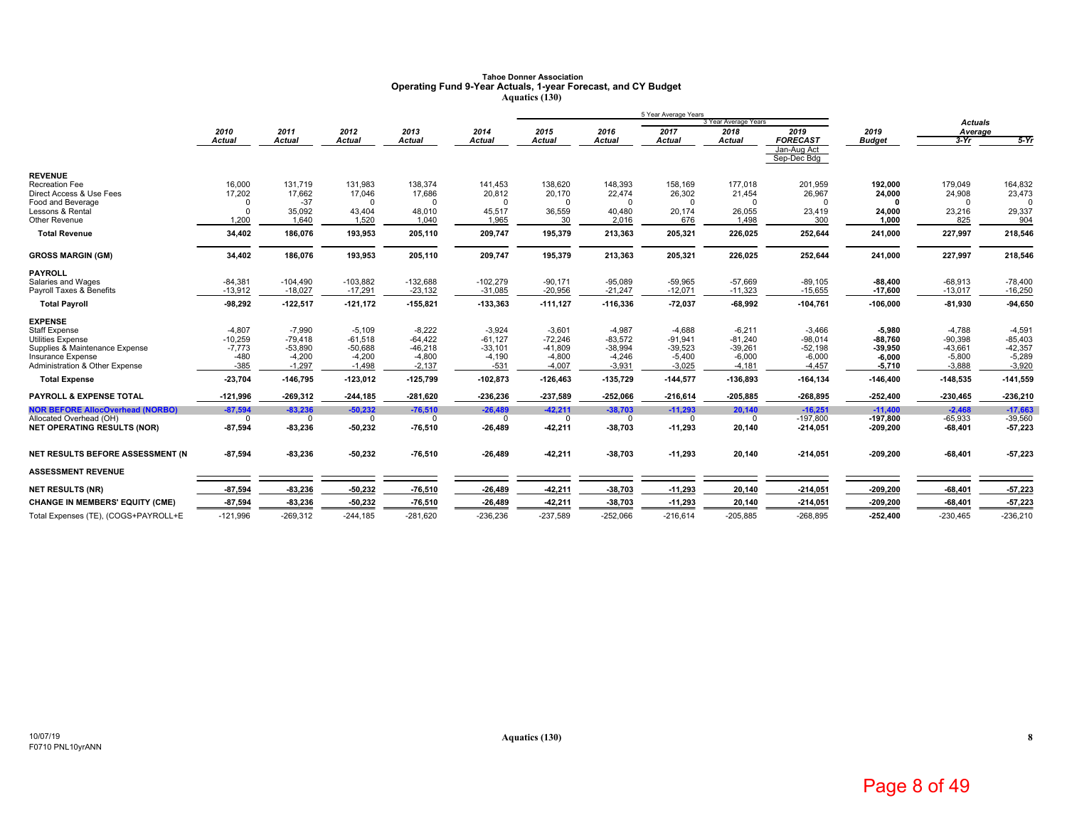# Tahoe Donner Association
## Operating Fund 9-Year Actuals, 1-year Forecast, and CY Budget
### Aquatics (130)

| | 2010 Actual | 2011 Actual | 2012 Actual | 2013 Actual | 2014 Actual | 2015 Actual | 2016 Actual | 2017 Actual | 2018 Actual | 2019 FORECAST Jan-Aug Act Sep-Dec Bdg | 2019 Budget | Actuals Average 3-Yr | Actuals Average 5-Yr |
|---|---|---|---|---|---|---|---|---|---|---|---|---|---|
| | | | | | | 5 Year Average Years | | 3 Year Average Years | | | | | |
| **REVENUE** | | | | | | | | | | | | | |
| Recreation Fee | 16,000 | 131,719 | 131,983 | 138,374 | 141,453 | 138,620 | 148,393 | 158,169 | 177,018 | 201,959 | **192,000** | 179,049 | 164,832 |
| Direct Access & Use Fees | 17,202 | 17,662 | 17,046 | 17,686 | 20,812 | 20,170 | 22,474 | 26,302 | 21,454 | 26,967 | **24,000** | 24,908 | 23,473 |
| Food and Beverage | 0 | -37 | 0 | 0 | 0 | 0 | 0 | 0 | 0 | 0 | **0** | 0 | 0 |
| Lessons & Rental | 0 | 35,092 | 43,404 | 48,010 | 45,517 | 36,559 | 40,480 | 20,174 | 26,055 | 23,419 | **24,000** | 23,216 | 29,337 |
| Other Revenue | 1,200 | 1,640 | 1,520 | 1,040 | 1,965 | 30 | 2,016 | 676 | 1,498 | 300 | **1,000** | 825 | 904 |
| **Total Revenue** | **34,402** | **186,076** | **193,953** | **205,110** | **209,747** | **195,379** | **213,363** | **205,321** | **226,025** | **252,644** | **241,000** | **227,997** | **218,546** |
| **GROSS MARGIN (GM)** | **34,402** | **186,076** | **193,953** | **205,110** | **209,747** | **195,379** | **213,363** | **205,321** | **226,025** | **252,644** | **241,000** | **227,997** | **218,546** |
| **PAYROLL** | | | | | | | | | | | | | |
| Salaries and Wages | -84,381 | -104,490 | -103,882 | -132,688 | -102,279 | -90,171 | -95,089 | -59,965 | -57,669 | -89,105 | **-88,400** | -68,913 | -78,400 |
| Payroll Taxes & Benefits | -13,912 | -18,027 | -17,291 | -23,132 | -31,085 | -20,956 | -21,247 | -12,071 | -11,323 | -15,655 | **-17,600** | -13,017 | -16,250 |
| **Total Payroll** | **-98,292** | **-122,517** | **-121,172** | **-155,821** | **-133,363** | **-111,127** | **-116,336** | **-72,037** | **-68,992** | **-104,761** | **-106,000** | **-81,930** | **-94,650** |
| **EXPENSE** | | | | | | | | | | | | | |
| Staff Expense | -4,807 | -7,990 | -5,109 | -8,222 | -3,924 | -3,601 | -4,987 | -4,688 | -6,211 | -3,466 | **-5,980** | -4,788 | -4,591 |
| Utilities Expense | -10,259 | -79,418 | -61,518 | -64,422 | -61,127 | -72,246 | -83,572 | -91,941 | -81,240 | -98,014 | **-88,760** | -90,398 | -85,403 |
| Supplies & Maintenance Expense | -7,773 | -53,890 | -50,688 | -46,218 | -33,101 | -41,809 | -38,994 | -39,523 | -39,261 | -52,198 | **-39,950** | -43,661 | -42,357 |
| Insurance Expense | -480 | -4,200 | -4,200 | -4,800 | -4,190 | -4,800 | -4,246 | -5,400 | -6,000 | -6,000 | **-6,000** | -5,800 | -5,289 |
| Administration & Other Expense | -385 | -1,297 | -1,498 | -2,137 | -531 | -4,007 | -3,931 | -3,025 | -4,181 | -4,457 | **-5,710** | -3,888 | -3,920 |
| **Total Expense** | **-23,704** | **-146,795** | **-123,012** | **-125,799** | **-102,873** | **-126,463** | **-135,729** | **-144,577** | **-136,893** | **-164,134** | **-146,400** | **-148,535** | **-141,559** |
| **PAYROLL & EXPENSE TOTAL** | **-121,996** | **-269,312** | **-244,185** | **-281,620** | **-236,236** | **-237,589** | **-252,066** | **-216,614** | **-205,885** | **-268,895** | **-252,400** | **-230,465** | **-236,210** |
| **NOR BEFORE AllocOverhead (NORBO)** | **-87,594** | **-83,236** | **-50,232** | **-76,510** | **-26,489** | **-42,211** | **-38,703** | **-11,293** | **20,140** | **-16,251** | **-11,400** | **-2,468** | **-17,663** |
| Allocated Overhead (OH) | 0 | 0 | 0 | 0 | 0 | 0 | 0 | 0 | 0 | -197,800 | **-197,800** | -65,933 | -39,560 |
| **NET OPERATING RESULTS (NOR)** | **-87,594** | **-83,236** | **-50,232** | **-76,510** | **-26,489** | **-42,211** | **-38,703** | **-11,293** | **20,140** | **-214,051** | **-209,200** | **-68,401** | **-57,223** |
| **NET RESULTS BEFORE ASSESSMENT (N** | **-87,594** | **-83,236** | **-50,232** | **-76,510** | **-26,489** | **-42,211** | **-38,703** | **-11,293** | **20,140** | **-214,051** | **-209,200** | **-68,401** | **-57,223** |
| **ASSESSMENT REVENUE** | | | | | | | | | | | | | |
| **NET RESULTS (NR)** | **-87,594** | **-83,236** | **-50,232** | **-76,510** | **-26,489** | **-42,211** | **-38,703** | **-11,293** | **20,140** | **-214,051** | **-209,200** | **-68,401** | **-57,223** |
| **CHANGE IN MEMBERS' EQUITY (CME)** | **-87,594** | **-83,236** | **-50,232** | **-76,510** | **-26,489** | **-42,211** | **-38,703** | **-11,293** | **20,140** | **-214,051** | **-209,200** | **-68,401** | **-57,223** |
| Total Expenses (TE), (COGS+PAYROLL+E | -121,996 | -269,312 | -244,185 | -281,620 | -236,236 | -237,589 | -252,066 | -216,614 | -205,885 | -268,895 | **-252,400** | -230,465 | -236,210 |

10/07/19
F0710 PNL10yrANN

Aquatics (130)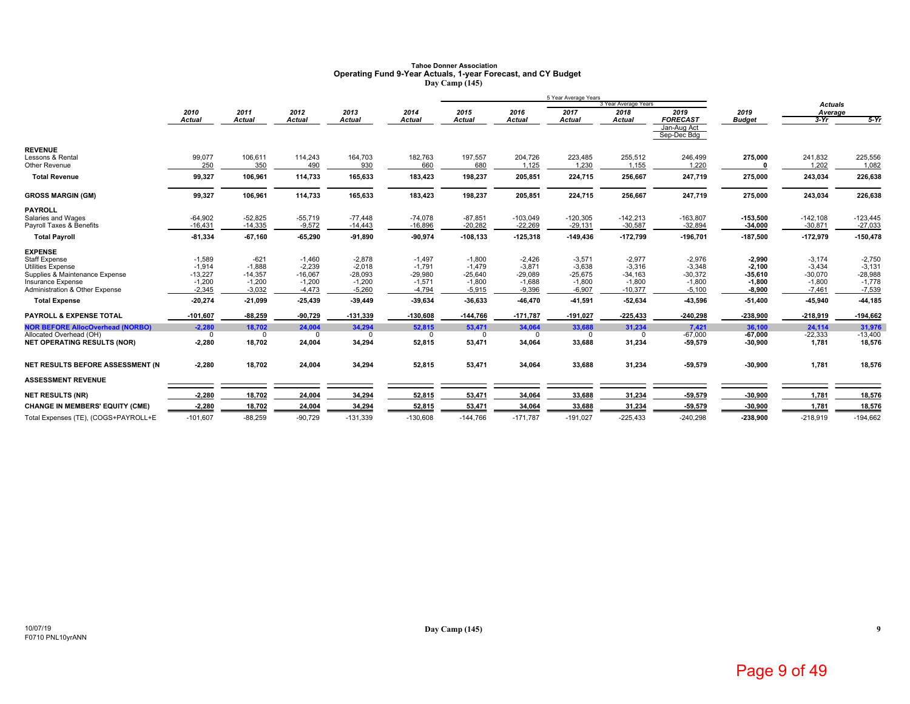**Tahoe Donner Association**
**Operating Fund 9-Year Actuals, 1-year Forecast, and CY Budget**
**Day Camp (145)**

| | 2010 Actual | 2011 Actual | 2012 Actual | 2013 Actual | 2014 Actual | 2015 Actual | 2016 Actual | 2017 Actual | 2018 Actual | 2019 FORECAST (Jan-Aug Act, Sep-Dec Bdg) | 2019 Budget | Actuals Average 3-Yr | Actuals Average 5-Yr |
|---|---|---|---|---|---|---|---|---|---|---|---|---|---|
| **REVENUE** | | | | | | | | | | | | | |
| Lessons & Rental | 99,077 | 106,611 | 114,243 | 164,703 | 182,763 | 197,557 | 204,726 | 223,485 | 255,512 | 246,499 | **275,000** | 241,832 | 225,556 |
| Other Revenue | 250 | 350 | 490 | 930 | 660 | 680 | 1,125 | 1,230 | 1,155 | 1,220 | **0** | 1,202 | 1,082 |
| **Total Revenue** | **99,327** | **106,961** | **114,733** | **165,633** | **183,423** | **198,237** | **205,851** | **224,715** | **256,667** | **247,719** | **275,000** | **243,034** | **226,638** |
| **GROSS MARGIN (GM)** | **99,327** | **106,961** | **114,733** | **165,633** | **183,423** | **198,237** | **205,851** | **224,715** | **256,667** | **247,719** | **275,000** | **243,034** | **226,638** |
| **PAYROLL** | | | | | | | | | | | | | |
| Salaries and Wages | -64,902 | -52,825 | -55,719 | -77,448 | -74,078 | -87,851 | -103,049 | -120,305 | -142,213 | -163,807 | **-153,500** | -142,108 | -123,445 |
| Payroll Taxes & Benefits | -16,431 | -14,335 | -9,572 | -14,443 | -16,896 | -20,282 | -22,269 | -29,131 | -30,587 | -32,894 | **-34,000** | -30,871 | -27,033 |
| **Total Payroll** | **-81,334** | **-67,160** | **-65,290** | **-91,890** | **-90,974** | **-108,133** | **-125,318** | **-149,436** | **-172,799** | **-196,701** | **-187,500** | **-172,979** | **-150,478** |
| **EXPENSE** | | | | | | | | | | | | | |
| Staff Expense | -1,589 | -621 | -1,460 | -2,878 | -1,497 | -1,800 | -2,426 | -3,571 | -2,977 | -2,976 | **-2,990** | -3,174 | -2,750 |
| Utilities Expense | -1,914 | -1,888 | -2,239 | -2,018 | -1,791 | -1,479 | -3,871 | -3,638 | -3,316 | -3,348 | **-2,100** | -3,434 | -3,131 |
| Supplies & Maintenance Expense | -13,227 | -14,357 | -16,067 | -28,093 | -29,980 | -25,640 | -29,089 | -25,675 | -34,163 | -30,372 | **-35,610** | -30,070 | -28,988 |
| Insurance Expense | -1,200 | -1,200 | -1,200 | -1,200 | -1,571 | -1,800 | -1,688 | -1,800 | -1,800 | -1,800 | **-1,800** | -1,800 | -1,778 |
| Administration & Other Expense | -2,345 | -3,032 | -4,473 | -5,260 | -4,794 | -5,915 | -9,396 | -6,907 | -10,377 | -5,100 | **-8,900** | -7,461 | -7,539 |
| **Total Expense** | **-20,274** | **-21,099** | **-25,439** | **-39,449** | **-39,634** | **-36,633** | **-46,470** | **-41,591** | **-52,634** | **-43,596** | **-51,400** | **-45,940** | **-44,185** |
| **PAYROLL & EXPENSE TOTAL** | **-101,607** | **-88,259** | **-90,729** | **-131,339** | **-130,608** | **-144,766** | **-171,787** | **-191,027** | **-225,433** | **-240,298** | **-238,900** | **-218,919** | **-194,662** |
| **NOR BEFORE AllocOverhead (NORBO)** | **-2,280** | **18,702** | **24,004** | **34,294** | **52,815** | **53,471** | **34,064** | **33,688** | **31,234** | **7,421** | **36,100** | **24,114** | **31,976** |
| Allocated Overhead (OH) | 0 | 0 | 0 | 0 | 0 | 0 | 0 | 0 | 0 | -67,000 | **-67,000** | -22,333 | -13,400 |
| **NET OPERATING RESULTS (NOR)** | **-2,280** | **18,702** | **24,004** | **34,294** | **52,815** | **53,471** | **34,064** | **33,688** | **31,234** | **-59,579** | **-30,900** | **1,781** | **18,576** |
| **NET RESULTS BEFORE ASSESSMENT (N** | **-2,280** | **18,702** | **24,004** | **34,294** | **52,815** | **53,471** | **34,064** | **33,688** | **31,234** | **-59,579** | **-30,900** | **1,781** | **18,576** |
| **ASSESSMENT REVENUE** | | | | | | | | | | | | | |
| **NET RESULTS (NR)** | **-2,280** | **18,702** | **24,004** | **34,294** | **52,815** | **53,471** | **34,064** | **33,688** | **31,234** | **-59,579** | **-30,900** | **1,781** | **18,576** |
| **CHANGE IN MEMBERS' EQUITY (CME)** | **-2,280** | **18,702** | **24,004** | **34,294** | **52,815** | **53,471** | **34,064** | **33,688** | **31,234** | **-59,579** | **-30,900** | **1,781** | **18,576** |
| Total Expenses (TE), (COGS+PAYROLL+E | -101,607 | -88,259 | -90,729 | -131,339 | -130,608 | -144,766 | -171,787 | -191,027 | -225,433 | -240,298 | **-238,900** | -218,919 | -194,662 |

Note: "5 Year Average Years" spans 2015–2019 Forecast; "3 Year Average Years" spans 2017–2019 Forecast.

10/07/19
F0710 PNL10yrANN

Day Camp (145)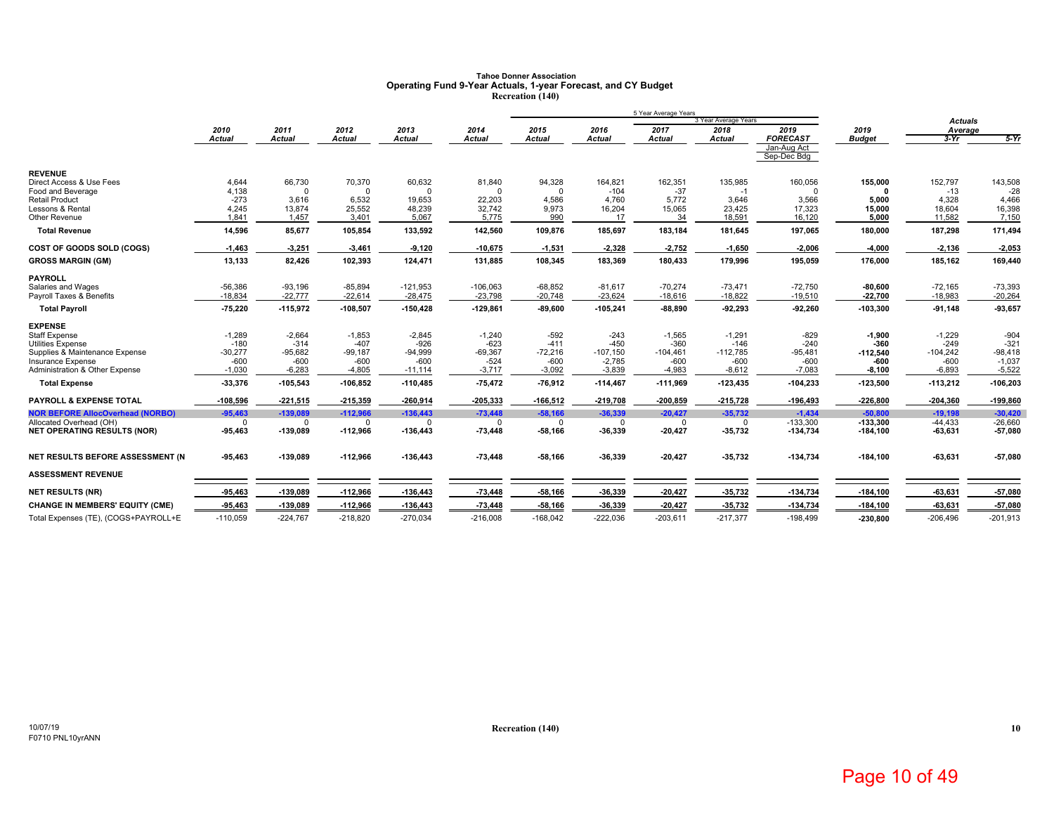# Tahoe Donner Association
## Operating Fund 9-Year Actuals, 1-year Forecast, and CY Budget
### Recreation (140)

| | 2010 Actual | 2011 Actual | 2012 Actual | 2013 Actual | 2014 Actual | 2015 Actual | 2016 Actual | 2017 Actual | 2018 Actual | 2019 FORECAST Jan-Aug Act Sep-Dec Bdg | 2019 Budget | Actuals Average 3-Yr | Actuals Average 5-Yr |
|---|---|---|---|---|---|---|---|---|---|---|---|---|---|
| **REVENUE** | | | | | | | | | | | | | |
| Direct Access & Use Fees | 4,644 | 66,730 | 70,370 | 60,632 | 81,840 | 94,328 | 164,821 | 162,351 | 135,985 | 160,056 | **155,000** | 152,797 | 143,508 |
| Food and Beverage | 4,138 | 0 | 0 | 0 | 0 | 0 | -104 | -37 | -1 | 0 | **0** | -13 | -28 |
| Retail Product | -273 | 3,616 | 6,532 | 19,653 | 22,203 | 4,586 | 4,760 | 5,772 | 3,646 | 3,566 | **5,000** | 4,328 | 4,466 |
| Lessons & Rental | 4,245 | 13,874 | 25,552 | 48,239 | 32,742 | 9,973 | 16,204 | 15,065 | 23,425 | 17,323 | **15,000** | 18,604 | 16,398 |
| Other Revenue | 1,841 | 1,457 | 3,401 | 5,067 | 5,775 | 990 | 17 | 34 | 18,591 | 16,120 | **5,000** | 11,582 | 7,150 |
| **Total Revenue** | **14,596** | **85,677** | **105,854** | **133,592** | **142,560** | **109,876** | **185,697** | **183,184** | **181,645** | **197,065** | **180,000** | **187,298** | **171,494** |
| **COST OF GOODS SOLD (COGS)** | **-1,463** | **-3,251** | **-3,461** | **-9,120** | **-10,675** | **-1,531** | **-2,328** | **-2,752** | **-1,650** | **-2,006** | **-4,000** | **-2,136** | **-2,053** |
| **GROSS MARGIN (GM)** | **13,133** | **82,426** | **102,393** | **124,471** | **131,885** | **108,345** | **183,369** | **180,433** | **179,996** | **195,059** | **176,000** | **185,162** | **169,440** |
| **PAYROLL** | | | | | | | | | | | | | |
| Salaries and Wages | -56,386 | -93,196 | -85,894 | -121,953 | -106,063 | -68,852 | -81,617 | -70,274 | -73,471 | -72,750 | **-80,600** | -72,165 | -73,393 |
| Payroll Taxes & Benefits | -18,834 | -22,777 | -22,614 | -28,475 | -23,798 | -20,748 | -23,624 | -18,616 | -18,822 | -19,510 | **-22,700** | -18,983 | -20,264 |
| **Total Payroll** | **-75,220** | **-115,972** | **-108,507** | **-150,428** | **-129,861** | **-89,600** | **-105,241** | **-88,890** | **-92,293** | **-92,260** | **-103,300** | **-91,148** | **-93,657** |
| **EXPENSE** | | | | | | | | | | | | | |
| Staff Expense | -1,289 | -2,664 | -1,853 | -2,845 | -1,240 | -592 | -243 | -1,565 | -1,291 | -829 | **-1,900** | -1,229 | -904 |
| Utilities Expense | -180 | -314 | -407 | -926 | -623 | -411 | -450 | -360 | -146 | -240 | **-360** | -249 | -321 |
| Supplies & Maintenance Expense | -30,277 | -95,682 | -99,187 | -94,999 | -69,367 | -72,216 | -107,150 | -104,461 | -112,785 | -95,481 | **-112,540** | -104,242 | -98,418 |
| Insurance Expense | -600 | -600 | -600 | -600 | -524 | -600 | -2,785 | -600 | -600 | -600 | **-600** | -600 | -1,037 |
| Administration & Other Expense | -1,030 | -6,283 | -4,805 | -11,114 | -3,717 | -3,092 | -3,839 | -4,983 | -8,612 | -7,083 | **-8,100** | -6,893 | -5,522 |
| **Total Expense** | **-33,376** | **-105,543** | **-106,852** | **-110,485** | **-75,472** | **-76,912** | **-114,467** | **-111,969** | **-123,435** | **-104,233** | **-123,500** | **-113,212** | **-106,203** |
| **PAYROLL & EXPENSE TOTAL** | **-108,596** | **-221,515** | **-215,359** | **-260,914** | **-205,333** | **-166,512** | **-219,708** | **-200,859** | **-215,728** | **-196,493** | **-226,800** | **-204,360** | **-199,860** |
| **NOR BEFORE AllocOverhead (NORBO)** | **-95,463** | **-139,089** | **-112,966** | **-136,443** | **-73,448** | **-58,166** | **-36,339** | **-20,427** | **-35,732** | **-1,434** | **-50,800** | **-19,198** | **-30,420** |
| Allocated Overhead (OH) | 0 | 0 | 0 | 0 | 0 | 0 | 0 | 0 | 0 | -133,300 | **-133,300** | -44,433 | -26,660 |
| **NET OPERATING RESULTS (NOR)** | **-95,463** | **-139,089** | **-112,966** | **-136,443** | **-73,448** | **-58,166** | **-36,339** | **-20,427** | **-35,732** | **-134,734** | **-184,100** | **-63,631** | **-57,080** |
| **NET RESULTS BEFORE ASSESSMENT (N** | **-95,463** | **-139,089** | **-112,966** | **-136,443** | **-73,448** | **-58,166** | **-36,339** | **-20,427** | **-35,732** | **-134,734** | **-184,100** | **-63,631** | **-57,080** |
| **ASSESSMENT REVENUE** | | | | | | | | | | | | | |
| **NET RESULTS (NR)** | **-95,463** | **-139,089** | **-112,966** | **-136,443** | **-73,448** | **-58,166** | **-36,339** | **-20,427** | **-35,732** | **-134,734** | **-184,100** | **-63,631** | **-57,080** |
| **CHANGE IN MEMBERS' EQUITY (CME)** | **-95,463** | **-139,089** | **-112,966** | **-136,443** | **-73,448** | **-58,166** | **-36,339** | **-20,427** | **-35,732** | **-134,734** | **-184,100** | **-63,631** | **-57,080** |
| Total Expenses (TE), (COGS+PAYROLL+E | -110,059 | -224,767 | -218,820 | -270,034 | -216,008 | -168,042 | -222,036 | -203,611 | -217,377 | -198,499 | **-230,800** | -206,496 | -201,913 |

Note: 5 Year Average Years: 2015–2019; 3 Year Average Years: 2017–2019.

10/07/19
F0710 PNL10yrANN

Recreation (140)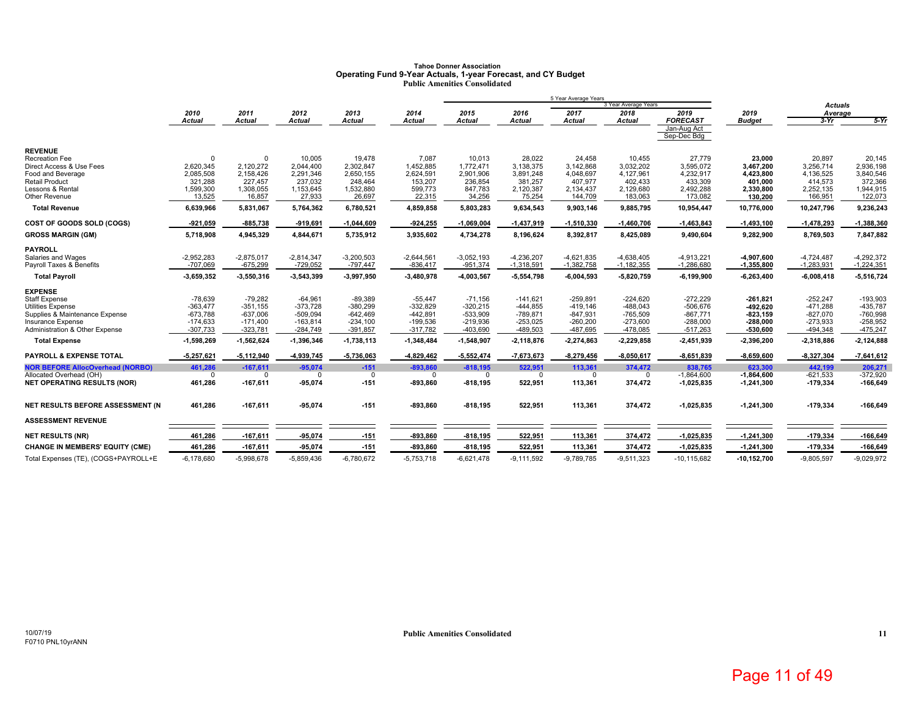# Tahoe Donner Association

## Operating Fund 9-Year Actuals, 1-year Forecast, and CY Budget

### Public Amenities Consolidated

| | 2010 Actual | 2011 Actual | 2012 Actual | 2013 Actual | 2014 Actual | 2015 Actual | 2016 Actual | 2017 Actual | 2018 Actual | 2019 FORECAST Jan-Aug Act Sep-Dec Bdg | 2019 Budget | Actuals Average 3-Yr | Actuals Average 5-Yr |
|---|---|---|---|---|---|---|---|---|---|---|---|---|---|
| | | | | | | 5 Year Average Years | | 3 Year Average Years | | | | | |
| **REVENUE** | | | | | | | | | | | | | |
| Recreation Fee | 0 | 0 | 10,005 | 19,478 | 7,087 | 10,013 | 28,022 | 24,458 | 10,455 | 27,779 | **23,000** | 20,897 | 20,145 |
| Direct Access & Use Fees | 2,620,345 | 2,120,272 | 2,044,400 | 2,302,847 | 1,452,885 | 1,772,471 | 3,138,375 | 3,142,868 | 3,032,202 | 3,595,072 | **3,467,200** | 3,256,714 | 2,936,198 |
| Food and Beverage | 2,085,508 | 2,158,426 | 2,291,346 | 2,650,155 | 2,624,591 | 2,901,906 | 3,891,248 | 4,048,697 | 4,127,961 | 4,232,917 | **4,423,800** | 4,136,525 | 3,840,546 |
| Retail Product | 321,288 | 227,457 | 237,032 | 248,464 | 153,207 | 236,854 | 381,257 | 407,977 | 402,433 | 433,309 | **401,000** | 414,573 | 372,366 |
| Lessons & Rental | 1,599,300 | 1,308,055 | 1,153,645 | 1,532,880 | 599,773 | 847,783 | 2,120,387 | 2,134,437 | 2,129,680 | 2,492,288 | **2,330,800** | 2,252,135 | 1,944,915 |
| Other Revenue | 13,525 | 16,857 | 27,933 | 26,697 | 22,315 | 34,256 | 75,254 | 144,709 | 183,063 | 173,082 | **130,200** | 166,951 | 122,073 |
| **Total Revenue** | **6,639,966** | **5,831,067** | **5,764,362** | **6,780,521** | **4,859,858** | **5,803,283** | **9,634,543** | **9,903,146** | **9,885,795** | **10,954,447** | **10,776,000** | **10,247,796** | **9,236,243** |
| **COST OF GOODS SOLD (COGS)** | **-921,059** | **-885,738** | **-919,691** | **-1,044,609** | **-924,255** | **-1,069,004** | **-1,437,919** | **-1,510,330** | **-1,460,706** | **-1,463,843** | **-1,493,100** | **-1,478,293** | **-1,388,360** |
| **GROSS MARGIN (GM)** | **5,718,908** | **4,945,329** | **4,844,671** | **5,735,912** | **3,935,602** | **4,734,278** | **8,196,624** | **8,392,817** | **8,425,089** | **9,490,604** | **9,282,900** | **8,769,503** | **7,847,882** |
| **PAYROLL** | | | | | | | | | | | | | |
| Salaries and Wages | -2,952,283 | -2,875,017 | -2,814,347 | -3,200,503 | -2,644,561 | -3,052,193 | -4,236,207 | -4,621,835 | -4,638,405 | -4,913,221 | **-4,907,600** | -4,724,487 | -4,292,372 |
| Payroll Taxes & Benefits | -707,069 | -675,299 | -729,052 | -797,447 | -836,417 | -951,374 | -1,318,591 | -1,382,758 | -1,182,355 | -1,286,680 | **-1,355,800** | -1,283,931 | -1,224,351 |
| **Total Payroll** | **-3,659,352** | **-3,550,316** | **-3,543,399** | **-3,997,950** | **-3,480,978** | **-4,003,567** | **-5,554,798** | **-6,004,593** | **-5,820,759** | **-6,199,900** | **-6,263,400** | **-6,008,418** | **-5,516,724** |
| **EXPENSE** | | | | | | | | | | | | | |
| Staff Expense | -78,639 | -79,282 | -64,961 | -89,389 | -55,447 | -71,156 | -141,621 | -259,891 | -224,620 | -272,229 | **-261,821** | -252,247 | -193,903 |
| Utilities Expense | -363,477 | -351,155 | -373,728 | -380,299 | -332,829 | -320,215 | -444,855 | -419,146 | -488,043 | -506,676 | **-492,620** | -471,288 | -435,787 |
| Supplies & Maintenance Expense | -673,788 | -637,006 | -509,094 | -642,469 | -442,891 | -533,909 | -789,871 | -847,931 | -765,509 | -867,771 | **-823,159** | -827,070 | -760,998 |
| Insurance Expense | -174,633 | -171,400 | -163,814 | -234,100 | -199,536 | -219,936 | -253,025 | -260,200 | -273,600 | -288,000 | **-288,000** | -273,933 | -258,952 |
| Administration & Other Expense | -307,733 | -323,781 | -284,749 | -391,857 | -317,782 | -403,690 | -489,503 | -487,695 | -478,085 | -517,263 | **-530,600** | -494,348 | -475,247 |
| **Total Expense** | **-1,598,269** | **-1,562,624** | **-1,396,346** | **-1,738,113** | **-1,348,484** | **-1,548,907** | **-2,118,876** | **-2,274,863** | **-2,229,858** | **-2,451,939** | **-2,396,200** | **-2,318,886** | **-2,124,888** |
| **PAYROLL & EXPENSE TOTAL** | **-5,257,621** | **-5,112,940** | **-4,939,745** | **-5,736,063** | **-4,829,462** | **-5,552,474** | **-7,673,673** | **-8,279,456** | **-8,050,617** | **-8,651,839** | **-8,659,600** | **-8,327,304** | **-7,641,612** |
| **NOR BEFORE AllocOverhead (NORBO)** | **461,286** | **-167,611** | **-95,074** | **-151** | **-893,860** | **-818,195** | **522,951** | **113,361** | **374,472** | **838,765** | **623,300** | **442,199** | **206,271** |
| Allocated Overhead (OH) | 0 | 0 | 0 | 0 | 0 | 0 | 0 | 0 | 0 | -1,864,600 | **-1,864,600** | -621,533 | -372,920 |
| **NET OPERATING RESULTS (NOR)** | **461,286** | **-167,611** | **-95,074** | **-151** | **-893,860** | **-818,195** | **522,951** | **113,361** | **374,472** | **-1,025,835** | **-1,241,300** | **-179,334** | **-166,649** |
| **NET RESULTS BEFORE ASSESSMENT (N** | **461,286** | **-167,611** | **-95,074** | **-151** | **-893,860** | **-818,195** | **522,951** | **113,361** | **374,472** | **-1,025,835** | **-1,241,300** | **-179,334** | **-166,649** |
| **ASSESSMENT REVENUE** | | | | | | | | | | | | | |
| **NET RESULTS (NR)** | **461,286** | **-167,611** | **-95,074** | **-151** | **-893,860** | **-818,195** | **522,951** | **113,361** | **374,472** | **-1,025,835** | **-1,241,300** | **-179,334** | **-166,649** |
| **CHANGE IN MEMBERS' EQUITY (CME)** | **461,286** | **-167,611** | **-95,074** | **-151** | **-893,860** | **-818,195** | **522,951** | **113,361** | **374,472** | **-1,025,835** | **-1,241,300** | **-179,334** | **-166,649** |
| Total Expenses (TE), (COGS+PAYROLL+E | -6,178,680 | -5,998,678 | -5,859,436 | -6,780,672 | -5,753,718 | -6,621,478 | -9,111,592 | -9,789,785 | -9,511,323 | -10,115,682 | **-10,152,700** | -9,805,597 | -9,029,972 |

10/07/19
F0710 PNL10yrANN

**Public Amenities Consolidated**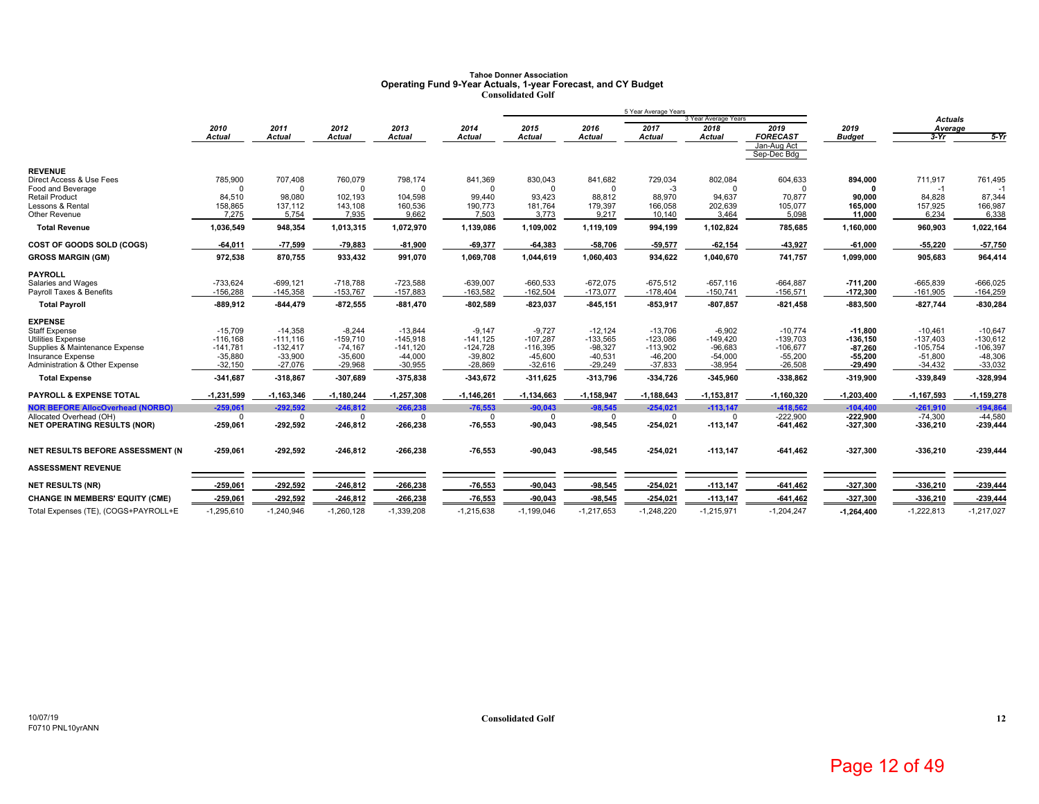# Tahoe Donner Association
## Operating Fund 9-Year Actuals, 1-year Forecast, and CY Budget
### Consolidated Golf

| | 2010 Actual | 2011 Actual | 2012 Actual | 2013 Actual | 2014 Actual | 2015 Actual | 2016 Actual | 2017 Actual | 2018 Actual | 2019 FORECAST Jan-Aug Act Sep-Dec Bdg | 2019 Budget | Actuals Average 3-Yr | Actuals Average 5-Yr |
|---|---|---|---|---|---|---|---|---|---|---|---|---|---|
| | | | | | | | | 5 Year Average Years | 3 Year Average Years | | | | |
| **REVENUE** | | | | | | | | | | | | | |
| Direct Access & Use Fees | 785,900 | 707,408 | 760,079 | 798,174 | 841,369 | 830,043 | 841,682 | 729,034 | 802,084 | 604,633 | **894,000** | 711,917 | 761,495 |
| Food and Beverage | 0 | 0 | 0 | 0 | 0 | 0 | 0 | -3 | 0 | 0 | **0** | -1 | -1 |
| Retail Product | 84,510 | 98,080 | 102,193 | 104,598 | 99,440 | 93,423 | 88,812 | 88,970 | 94,637 | 70,877 | **90,000** | 84,828 | 87,344 |
| Lessons & Rental | 158,865 | 137,112 | 143,108 | 160,536 | 190,773 | 181,764 | 179,397 | 166,058 | 202,639 | 105,077 | **165,000** | 157,925 | 166,987 |
| Other Revenue | 7,275 | 5,754 | 7,935 | 9,662 | 7,503 | 3,773 | 9,217 | 10,140 | 3,464 | 5,098 | **11,000** | 6,234 | 6,338 |
| **Total Revenue** | **1,036,549** | **948,354** | **1,013,315** | **1,072,970** | **1,139,086** | **1,109,002** | **1,119,109** | **994,199** | **1,102,824** | **785,685** | **1,160,000** | **960,903** | **1,022,164** |
| **COST OF GOODS SOLD (COGS)** | **-64,011** | **-77,599** | **-79,883** | **-81,900** | **-69,377** | **-64,383** | **-58,706** | **-59,577** | **-62,154** | **-43,927** | **-61,000** | **-55,220** | **-57,750** |
| **GROSS MARGIN (GM)** | **972,538** | **870,755** | **933,432** | **991,070** | **1,069,708** | **1,044,619** | **1,060,403** | **934,622** | **1,040,670** | **741,757** | **1,099,000** | **905,683** | **964,414** |
| **PAYROLL** | | | | | | | | | | | | | |
| Salaries and Wages | -733,624 | -699,121 | -718,788 | -723,588 | -639,007 | -660,533 | -672,075 | -675,512 | -657,116 | -664,887 | **-711,200** | -665,839 | -666,025 |
| Payroll Taxes & Benefits | -156,288 | -145,358 | -153,767 | -157,883 | -163,582 | -162,504 | -173,077 | -178,404 | -150,741 | -156,571 | **-172,300** | -161,905 | -164,259 |
| **Total Payroll** | **-889,912** | **-844,479** | **-872,555** | **-881,470** | **-802,589** | **-823,037** | **-845,151** | **-853,917** | **-807,857** | **-821,458** | **-883,500** | **-827,744** | **-830,284** |
| **EXPENSE** | | | | | | | | | | | | | |
| Staff Expense | -15,709 | -14,358 | -8,244 | -13,844 | -9,147 | -9,727 | -12,124 | -13,706 | -6,902 | -10,774 | **-11,800** | -10,461 | -10,647 |
| Utilities Expense | -116,168 | -111,116 | -159,710 | -145,918 | -141,125 | -107,287 | -133,565 | -123,086 | -149,420 | -139,703 | **-136,150** | -137,403 | -130,612 |
| Supplies & Maintenance Expense | -141,781 | -132,417 | -74,167 | -141,120 | -124,728 | -116,395 | -98,327 | -113,902 | -96,683 | -106,677 | **-87,260** | -105,754 | -106,397 |
| Insurance Expense | -35,880 | -33,900 | -35,600 | -44,000 | -39,802 | -45,600 | -40,531 | -46,200 | -54,000 | -55,200 | **-55,200** | -51,800 | -48,306 |
| Administration & Other Expense | -32,150 | -27,076 | -29,968 | -30,955 | -28,869 | -32,616 | -29,249 | -37,833 | -38,954 | -26,508 | **-29,490** | -34,432 | -33,032 |
| **Total Expense** | **-341,687** | **-318,867** | **-307,689** | **-375,838** | **-343,672** | **-311,625** | **-313,796** | **-334,726** | **-345,960** | **-338,862** | **-319,900** | **-339,849** | **-328,994** |
| **PAYROLL & EXPENSE TOTAL** | **-1,231,599** | **-1,163,346** | **-1,180,244** | **-1,257,308** | **-1,146,261** | **-1,134,663** | **-1,158,947** | **-1,188,643** | **-1,153,817** | **-1,160,320** | **-1,203,400** | **-1,167,593** | **-1,159,278** |
| **NOR BEFORE AllocOverhead (NORBO)** | **-259,061** | **-292,592** | **-246,812** | **-266,238** | **-76,553** | **-90,043** | **-98,545** | **-254,021** | **-113,147** | **-418,562** | **-104,400** | **-261,910** | **-194,864** |
| Allocated Overhead (OH) | 0 | 0 | 0 | 0 | 0 | 0 | 0 | 0 | 0 | -222,900 | **-222,900** | -74,300 | -44,580 |
| **NET OPERATING RESULTS (NOR)** | **-259,061** | **-292,592** | **-246,812** | **-266,238** | **-76,553** | **-90,043** | **-98,545** | **-254,021** | **-113,147** | **-641,462** | **-327,300** | **-336,210** | **-239,444** |
| **NET RESULTS BEFORE ASSESSMENT (N** | **-259,061** | **-292,592** | **-246,812** | **-266,238** | **-76,553** | **-90,043** | **-98,545** | **-254,021** | **-113,147** | **-641,462** | **-327,300** | **-336,210** | **-239,444** |
| **ASSESSMENT REVENUE** | | | | | | | | | | | | | |
| **NET RESULTS (NR)** | **-259,061** | **-292,592** | **-246,812** | **-266,238** | **-76,553** | **-90,043** | **-98,545** | **-254,021** | **-113,147** | **-641,462** | **-327,300** | **-336,210** | **-239,444** |
| **CHANGE IN MEMBERS' EQUITY (CME)** | **-259,061** | **-292,592** | **-246,812** | **-266,238** | **-76,553** | **-90,043** | **-98,545** | **-254,021** | **-113,147** | **-641,462** | **-327,300** | **-336,210** | **-239,444** |
| Total Expenses (TE), (COGS+PAYROLL+E | -1,295,610 | -1,240,946 | -1,260,128 | -1,339,208 | -1,215,638 | -1,199,046 | -1,217,653 | -1,248,220 | -1,215,971 | -1,204,247 | **-1,264,400** | -1,222,813 | -1,217,027 |

10/07/19
F0710 PNL10yrANN

Consolidated Golf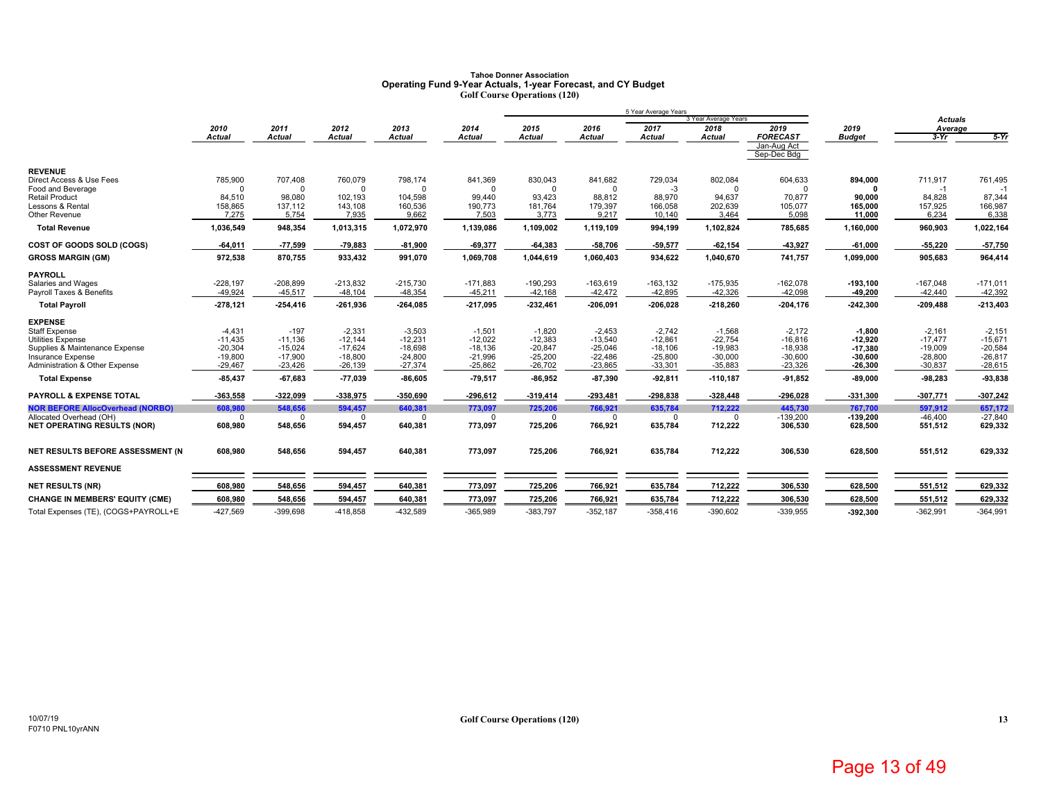**Tahoe Donner Association**
**Operating Fund 9-Year Actuals, 1-year Forecast, and CY Budget**
**Golf Course Operations (120)**

| | 2010 Actual | 2011 Actual | 2012 Actual | 2013 Actual | 2014 Actual | 2015 Actual | 2016 Actual | 2017 Actual | 2018 Actual | 2019 FORECAST (Jan-Aug Act, Sep-Dec Bdg) | 2019 Budget | Actuals Average 3-Yr | Actuals Average 5-Yr |
|---|---|---|---|---|---|---|---|---|---|---|---|---|---|
| | | | | | | | | 5 Year Average Years | 3 Year Average Years | | | | |
| **REVENUE** | | | | | | | | | | | | | |
| Direct Access & Use Fees | 785,900 | 707,408 | 760,079 | 798,174 | 841,369 | 830,043 | 841,682 | 729,034 | 802,084 | 604,633 | **894,000** | 711,917 | 761,495 |
| Food and Beverage | 0 | 0 | 0 | 0 | 0 | 0 | 0 | -3 | 0 | 0 | **0** | -1 | -1 |
| Retail Product | 84,510 | 98,080 | 102,193 | 104,598 | 99,440 | 93,423 | 88,812 | 88,970 | 94,637 | 70,877 | **90,000** | 84,828 | 87,344 |
| Lessons & Rental | 158,865 | 137,112 | 143,108 | 160,536 | 190,773 | 181,764 | 179,397 | 166,058 | 202,639 | 105,077 | **165,000** | 157,925 | 166,987 |
| Other Revenue | 7,275 | 5,754 | 7,935 | 9,662 | 7,503 | 3,773 | 9,217 | 10,140 | 3,464 | 5,098 | **11,000** | 6,234 | 6,338 |
| **Total Revenue** | **1,036,549** | **948,354** | **1,013,315** | **1,072,970** | **1,139,086** | **1,109,002** | **1,119,109** | **994,199** | **1,102,824** | **785,685** | **1,160,000** | **960,903** | **1,022,164** |
| **COST OF GOODS SOLD (COGS)** | **-64,011** | **-77,599** | **-79,883** | **-81,900** | **-69,377** | **-64,383** | **-58,706** | **-59,577** | **-62,154** | **-43,927** | **-61,000** | **-55,220** | **-57,750** |
| **GROSS MARGIN (GM)** | **972,538** | **870,755** | **933,432** | **991,070** | **1,069,708** | **1,044,619** | **1,060,403** | **934,622** | **1,040,670** | **741,757** | **1,099,000** | **905,683** | **964,414** |
| **PAYROLL** | | | | | | | | | | | | | |
| Salaries and Wages | -228,197 | -208,899 | -213,832 | -215,730 | -171,883 | -190,293 | -163,619 | -163,132 | -175,935 | -162,078 | **-193,100** | -167,048 | -171,011 |
| Payroll Taxes & Benefits | -49,924 | -45,517 | -48,104 | -48,354 | -45,211 | -42,168 | -42,472 | -42,895 | -42,326 | -42,098 | **-49,200** | -42,440 | -42,392 |
| **Total Payroll** | **-278,121** | **-254,416** | **-261,936** | **-264,085** | **-217,095** | **-232,461** | **-206,091** | **-206,028** | **-218,260** | **-204,176** | **-242,300** | **-209,488** | **-213,403** |
| **EXPENSE** | | | | | | | | | | | | | |
| Staff Expense | -4,431 | -197 | -2,331 | -3,503 | -1,501 | -1,820 | -2,453 | -2,742 | -1,568 | -2,172 | **-1,800** | -2,161 | -2,151 |
| Utilities Expense | -11,435 | -11,136 | -12,144 | -12,231 | -12,022 | -12,383 | -13,540 | -12,861 | -22,754 | -16,816 | **-12,920** | -17,477 | -15,671 |
| Supplies & Maintenance Expense | -20,304 | -15,024 | -17,624 | -18,698 | -18,136 | -20,847 | -25,046 | -18,106 | -19,983 | -18,938 | **-17,380** | -19,009 | -20,584 |
| Insurance Expense | -19,800 | -17,900 | -18,800 | -24,800 | -21,996 | -25,200 | -22,486 | -25,800 | -30,000 | -30,600 | **-30,600** | -28,800 | -26,817 |
| Administration & Other Expense | -29,467 | -23,426 | -26,139 | -27,374 | -25,862 | -26,702 | -23,865 | -33,301 | -35,883 | -23,326 | **-26,300** | -30,837 | -28,615 |
| **Total Expense** | **-85,437** | **-67,683** | **-77,039** | **-86,605** | **-79,517** | **-86,952** | **-87,390** | **-92,811** | **-110,187** | **-91,852** | **-89,000** | **-98,283** | **-93,838** |
| **PAYROLL & EXPENSE TOTAL** | **-363,558** | **-322,099** | **-338,975** | **-350,690** | **-296,612** | **-319,414** | **-293,481** | **-298,838** | **-328,448** | **-296,028** | **-331,300** | **-307,771** | **-307,242** |
| **NOR BEFORE AllocOverhead (NORBO)** | **608,980** | **548,656** | **594,457** | **640,381** | **773,097** | **725,206** | **766,921** | **635,784** | **712,222** | **445,730** | **767,700** | **597,912** | **657,172** |
| Allocated Overhead (OH) | 0 | 0 | 0 | 0 | 0 | 0 | 0 | 0 | 0 | -139,200 | **-139,200** | -46,400 | -27,840 |
| **NET OPERATING RESULTS (NOR)** | **608,980** | **548,656** | **594,457** | **640,381** | **773,097** | **725,206** | **766,921** | **635,784** | **712,222** | **306,530** | **628,500** | **551,512** | **629,332** |
| **NET RESULTS BEFORE ASSESSMENT (N** | **608,980** | **548,656** | **594,457** | **640,381** | **773,097** | **725,206** | **766,921** | **635,784** | **712,222** | **306,530** | **628,500** | **551,512** | **629,332** |
| **ASSESSMENT REVENUE** | | | | | | | | | | | | | |
| **NET RESULTS (NR)** | **608,980** | **548,656** | **594,457** | **640,381** | **773,097** | **725,206** | **766,921** | **635,784** | **712,222** | **306,530** | **628,500** | **551,512** | **629,332** |
| **CHANGE IN MEMBERS' EQUITY (CME)** | **608,980** | **548,656** | **594,457** | **640,381** | **773,097** | **725,206** | **766,921** | **635,784** | **712,222** | **306,530** | **628,500** | **551,512** | **629,332** |
| Total Expenses (TE), (COGS+PAYROLL+E | -427,569 | -399,698 | -418,858 | -432,589 | -365,989 | -383,797 | -352,187 | -358,416 | -390,602 | -339,955 | **-392,300** | -362,991 | -364,991 |

10/07/19
F0710 PNL10yrANN

**Golf Course Operations (120)**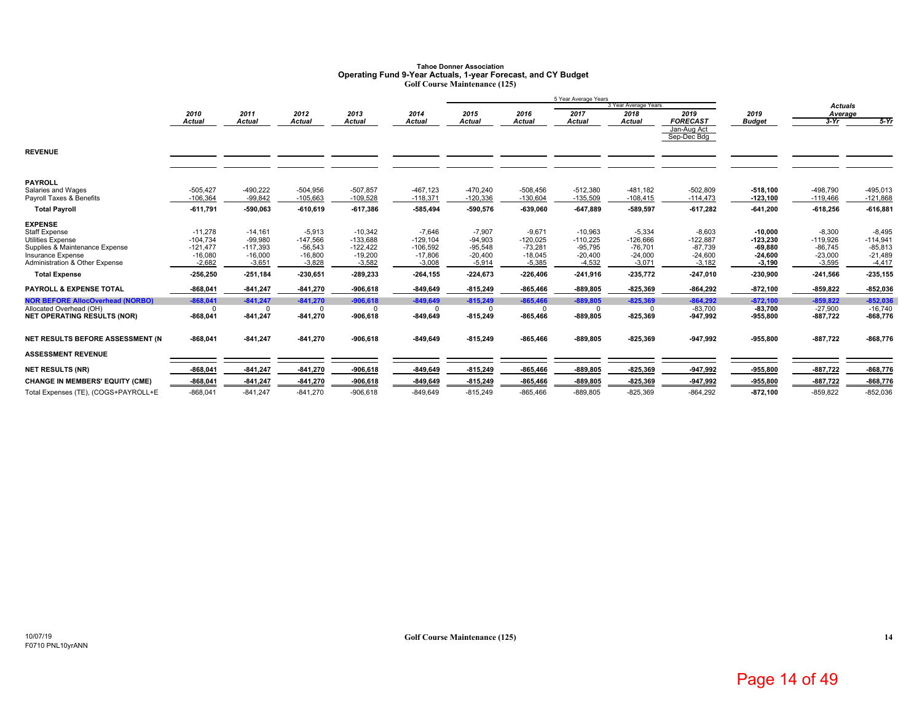# Tahoe Donner Association
## Operating Fund 9-Year Actuals, 1-year Forecast, and CY Budget
### Golf Course Maintenance (125)

| | 2010 Actual | 2011 Actual | 2012 Actual | 2013 Actual | 2014 Actual | 2015 Actual | 2016 Actual | 2017 Actual | 2018 Actual | 2019 FORECAST Jan-Aug Act Sep-Dec Bdg | 2019 Budget | Actuals Average 3-Yr | Actuals Average 5-Yr |
|---|---|---|---|---|---|---|---|---|---|---|---|---|---|
| **REVENUE** | | | | | | | | | | | | | |
| **PAYROLL** | | | | | | | | | | | | | |
| Salaries and Wages | -505,427 | -490,222 | -504,956 | -507,857 | -467,123 | -470,240 | -508,456 | -512,380 | -481,182 | -502,809 | -518,100 | -498,790 | -495,013 |
| Payroll Taxes & Benefits | -106,364 | -99,842 | -105,663 | -109,528 | -118,371 | -120,336 | -130,604 | -135,509 | -108,415 | -114,473 | -123,100 | -119,466 | -121,868 |
| **Total Payroll** | **-611,791** | **-590,063** | **-610,619** | **-617,386** | **-585,494** | **-590,576** | **-639,060** | **-647,889** | **-589,597** | **-617,282** | **-641,200** | **-618,256** | **-616,881** |
| **EXPENSE** | | | | | | | | | | | | | |
| Staff Expense | -11,278 | -14,161 | -5,913 | -10,342 | -7,646 | -7,907 | -9,671 | -10,963 | -5,334 | -8,603 | -10,000 | -8,300 | -8,495 |
| Utilities Expense | -104,734 | -99,980 | -147,566 | -133,688 | -129,104 | -94,903 | -120,025 | -110,225 | -126,666 | -122,887 | -123,230 | -119,926 | -114,941 |
| Supplies & Maintenance Expense | -121,477 | -117,393 | -56,543 | -122,422 | -106,592 | -95,548 | -73,281 | -95,795 | -76,701 | -87,739 | -69,880 | -86,745 | -85,813 |
| Insurance Expense | -16,080 | -16,000 | -16,800 | -19,200 | -17,806 | -20,400 | -18,045 | -20,400 | -24,000 | -24,600 | -24,600 | -23,000 | -21,489 |
| Administration & Other Expense | -2,682 | -3,651 | -3,828 | -3,582 | -3,008 | -5,914 | -5,385 | -4,532 | -3,071 | -3,182 | -3,190 | -3,595 | -4,417 |
| **Total Expense** | **-256,250** | **-251,184** | **-230,651** | **-289,233** | **-264,155** | **-224,673** | **-226,406** | **-241,916** | **-235,772** | **-247,010** | **-230,900** | **-241,566** | **-235,155** |
| **PAYROLL & EXPENSE TOTAL** | **-868,041** | **-841,247** | **-841,270** | **-906,618** | **-849,649** | **-815,249** | **-865,466** | **-889,805** | **-825,369** | **-864,292** | **-872,100** | **-859,822** | **-852,036** |
| **NOR BEFORE AllocOverhead (NORBO)** | -868,041 | -841,247 | -841,270 | -906,618 | -849,649 | -815,249 | -865,466 | -889,805 | -825,369 | -864,292 | -872,100 | -859,822 | -852,036 |
| Allocated Overhead (OH) | 0 | 0 | 0 | 0 | 0 | 0 | 0 | 0 | 0 | -83,700 | -83,700 | -27,900 | -16,740 |
| **NET OPERATING RESULTS (NOR)** | **-868,041** | **-841,247** | **-841,270** | **-906,618** | **-849,649** | **-815,249** | **-865,466** | **-889,805** | **-825,369** | **-947,992** | **-955,800** | **-887,722** | **-868,776** |
| **NET RESULTS BEFORE ASSESSMENT (N** | **-868,041** | **-841,247** | **-841,270** | **-906,618** | **-849,649** | **-815,249** | **-865,466** | **-889,805** | **-825,369** | **-947,992** | **-955,800** | **-887,722** | **-868,776** |
| **ASSESSMENT REVENUE** | | | | | | | | | | | | | |
| **NET RESULTS (NR)** | **-868,041** | **-841,247** | **-841,270** | **-906,618** | **-849,649** | **-815,249** | **-865,466** | **-889,805** | **-825,369** | **-947,992** | **-955,800** | **-887,722** | **-868,776** |
| **CHANGE IN MEMBERS' EQUITY (CME)** | **-868,041** | **-841,247** | **-841,270** | **-906,618** | **-849,649** | **-815,249** | **-865,466** | **-889,805** | **-825,369** | **-947,992** | **-955,800** | **-887,722** | **-868,776** |
| Total Expenses (TE), (COGS+PAYROLL+E | -868,041 | -841,247 | -841,270 | -906,618 | -849,649 | -815,249 | -865,466 | -889,805 | -825,369 | -864,292 | **-872,100** | -859,822 | -852,036 |

Note: "5 Year Average Years" spans 2015–2019 Forecast; "3 Year Average Years" spans 2018–2019 Forecast.

10/07/19
F0710 PNL10yrANN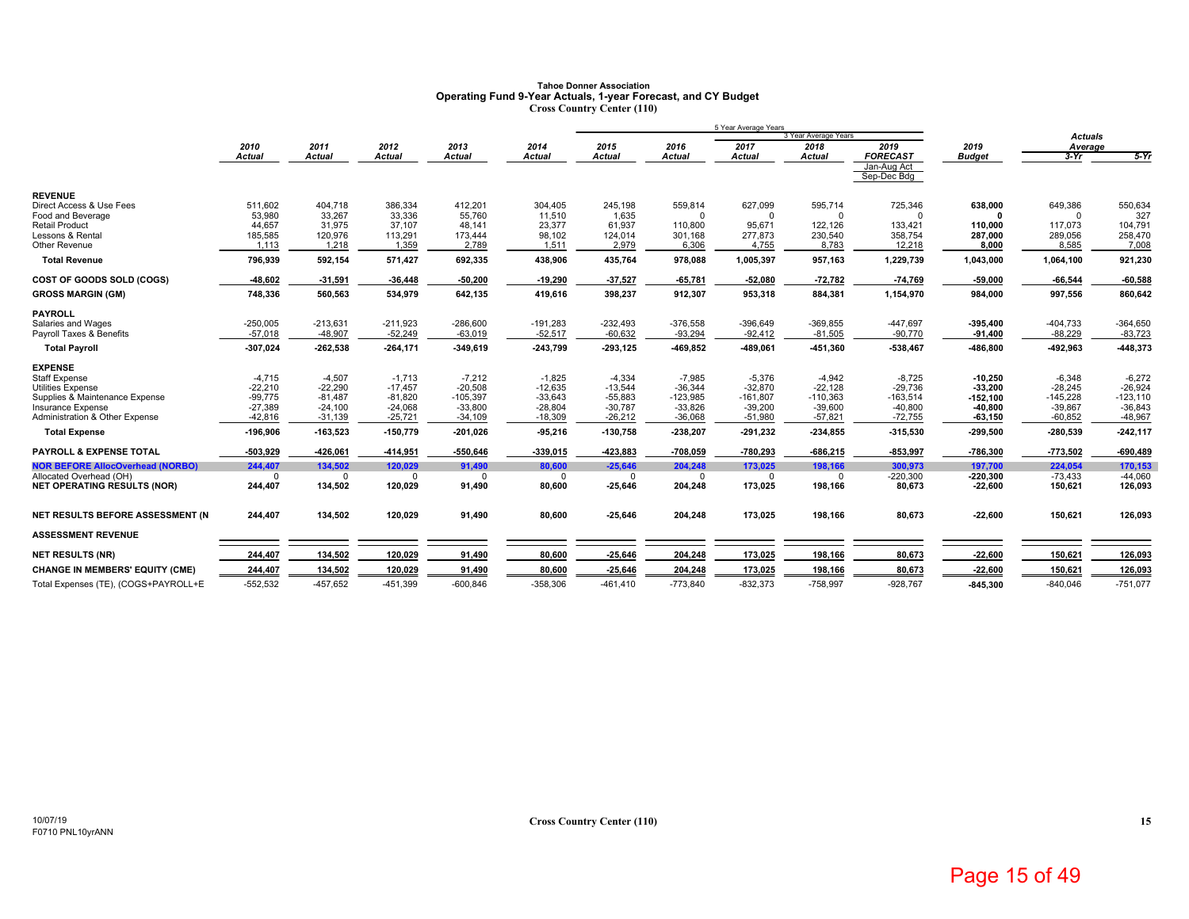# Tahoe Donner Association

## Operating Fund 9-Year Actuals, 1-year Forecast, and CY Budget

### Cross Country Center (110)

| | 2010 Actual | 2011 Actual | 2012 Actual | 2013 Actual | 2014 Actual | 2015 Actual | 2016 Actual | 2017 Actual | 2018 Actual | 2019 FORECAST Jan-Aug Act Sep-Dec Bdg | 2019 Budget | Actuals Average 3-Yr | Actuals Average 5-Yr |
|---|---|---|---|---|---|---|---|---|---|---|---|---|---|
| **REVENUE** | | | | | | | | | | | | | |
| Direct Access & Use Fees | 511,602 | 404,718 | 386,334 | 412,201 | 304,405 | 245,198 | 559,814 | 627,099 | 595,714 | 725,346 | **638,000** | 649,386 | 550,634 |
| Food and Beverage | 53,980 | 33,267 | 33,336 | 55,760 | 11,510 | 1,635 | 0 | 0 | 0 | 0 | **0** | 0 | 327 |
| Retail Product | 44,657 | 31,975 | 37,107 | 48,141 | 23,377 | 61,937 | 110,800 | 95,671 | 122,126 | 133,421 | **110,000** | 117,073 | 104,791 |
| Lessons & Rental | 185,585 | 120,976 | 113,291 | 173,444 | 98,102 | 124,014 | 301,168 | 277,873 | 230,540 | 358,754 | **287,000** | 289,056 | 258,470 |
| Other Revenue | 1,113 | 1,218 | 1,359 | 2,789 | 1,511 | 2,979 | 6,306 | 4,755 | 8,783 | 12,218 | **8,000** | 8,585 | 7,008 |
| **Total Revenue** | **796,939** | **592,154** | **571,427** | **692,335** | **438,906** | **435,764** | **978,088** | **1,005,397** | **957,163** | **1,229,739** | **1,043,000** | **1,064,100** | **921,230** |
| **COST OF GOODS SOLD (COGS)** | **-48,602** | **-31,591** | **-36,448** | **-50,200** | **-19,290** | **-37,527** | **-65,781** | **-52,080** | **-72,782** | **-74,769** | **-59,000** | **-66,544** | **-60,588** |
| **GROSS MARGIN (GM)** | **748,336** | **560,563** | **534,979** | **642,135** | **419,616** | **398,237** | **912,307** | **953,318** | **884,381** | **1,154,970** | **984,000** | **997,556** | **860,642** |
| **PAYROLL** | | | | | | | | | | | | | |
| Salaries and Wages | -250,005 | -213,631 | -211,923 | -286,600 | -191,283 | -232,493 | -376,558 | -396,649 | -369,855 | -447,697 | **-395,400** | -404,733 | -364,650 |
| Payroll Taxes & Benefits | -57,018 | -48,907 | -52,249 | -63,019 | -52,517 | -60,632 | -93,294 | -92,412 | -81,505 | -90,770 | **-91,400** | -88,229 | -83,723 |
| **Total Payroll** | **-307,024** | **-262,538** | **-264,171** | **-349,619** | **-243,799** | **-293,125** | **-469,852** | **-489,061** | **-451,360** | **-538,467** | **-486,800** | **-492,963** | **-448,373** |
| **EXPENSE** | | | | | | | | | | | | | |
| Staff Expense | -4,715 | -4,507 | -1,713 | -7,212 | -1,825 | -4,334 | -7,985 | -5,376 | -4,942 | -8,725 | **-10,250** | -6,348 | -6,272 |
| Utilities Expense | -22,210 | -22,290 | -17,457 | -20,508 | -12,635 | -13,544 | -36,344 | -32,870 | -22,128 | -29,736 | **-33,200** | -28,245 | -26,924 |
| Supplies & Maintenance Expense | -99,775 | -81,487 | -81,820 | -105,397 | -33,643 | -55,883 | -123,985 | -161,807 | -110,363 | -163,514 | **-152,100** | -145,228 | -123,110 |
| Insurance Expense | -27,389 | -24,100 | -24,068 | -33,800 | -28,804 | -30,787 | -33,826 | -39,200 | -39,600 | -40,800 | **-40,800** | -39,867 | -36,843 |
| Administration & Other Expense | -42,816 | -31,139 | -25,721 | -34,109 | -18,309 | -26,212 | -36,068 | -51,980 | -57,821 | -72,755 | **-63,150** | -60,852 | -48,967 |
| **Total Expense** | **-196,906** | **-163,523** | **-150,779** | **-201,026** | **-95,216** | **-130,758** | **-238,207** | **-291,232** | **-234,855** | **-315,530** | **-299,500** | **-280,539** | **-242,117** |
| **PAYROLL & EXPENSE TOTAL** | **-503,929** | **-426,061** | **-414,951** | **-550,646** | **-339,015** | **-423,883** | **-708,059** | **-780,293** | **-686,215** | **-853,997** | **-786,300** | **-773,502** | **-690,489** |
| **NOR BEFORE AllocOverhead (NORBO)** | **244,407** | **134,502** | **120,029** | **91,490** | **80,600** | **-25,646** | **204,248** | **173,025** | **198,166** | **300,973** | **197,700** | **224,054** | **170,153** |
| Allocated Overhead (OH) | 0 | 0 | 0 | 0 | 0 | 0 | 0 | 0 | 0 | -220,300 | **-220,300** | -73,433 | -44,060 |
| **NET OPERATING RESULTS (NOR)** | **244,407** | **134,502** | **120,029** | **91,490** | **80,600** | **-25,646** | **204,248** | **173,025** | **198,166** | **80,673** | **-22,600** | **150,621** | **126,093** |
| **NET RESULTS BEFORE ASSESSMENT (N** | **244,407** | **134,502** | **120,029** | **91,490** | **80,600** | **-25,646** | **204,248** | **173,025** | **198,166** | **80,673** | **-22,600** | **150,621** | **126,093** |
| **ASSESSMENT REVENUE** | | | | | | | | | | | | | |
| **NET RESULTS (NR)** | **244,407** | **134,502** | **120,029** | **91,490** | **80,600** | **-25,646** | **204,248** | **173,025** | **198,166** | **80,673** | **-22,600** | **150,621** | **126,093** |
| **CHANGE IN MEMBERS' EQUITY (CME)** | **244,407** | **134,502** | **120,029** | **91,490** | **80,600** | **-25,646** | **204,248** | **173,025** | **198,166** | **80,673** | **-22,600** | **150,621** | **126,093** |
| Total Expenses (TE), (COGS+PAYROLL+E | -552,532 | -457,652 | -451,399 | -600,846 | -358,306 | -461,410 | -773,840 | -832,373 | -758,997 | -928,767 | **-845,300** | -840,046 | -751,077 |

10/07/19
F0710 PNL10yrANN

Cross Country Center (110)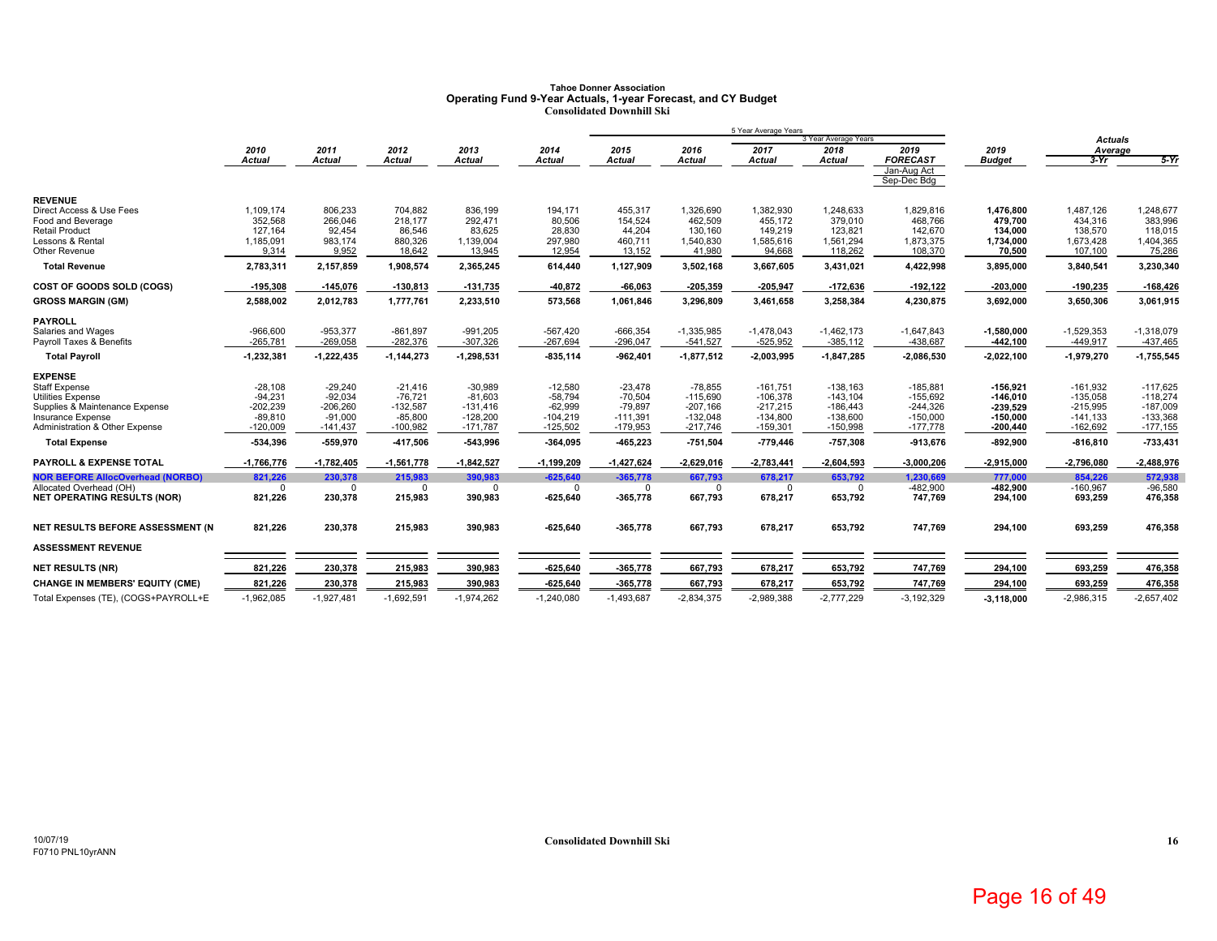# Tahoe Donner Association
## Operating Fund 9-Year Actuals, 1-year Forecast, and CY Budget
### Consolidated Downhill Ski

| | 2010 Actual | 2011 Actual | 2012 Actual | 2013 Actual | 2014 Actual | 2015 Actual | 2016 Actual | 2017 Actual | 2018 Actual | 2019 FORECAST (Jan-Aug Act, Sep-Dec Bdg) | 2019 Budget | Actuals Average 3-Yr | Actuals Average 5-Yr |
|---|---|---|---|---|---|---|---|---|---|---|---|---|---|
| | | | | | | 5 Year Average Years | | | 3 Year Average Years | | | | |
| **REVENUE** | | | | | | | | | | | | | |
| Direct Access & Use Fees | 1,109,174 | 806,233 | 704,882 | 836,199 | 194,171 | 455,317 | 1,326,690 | 1,382,930 | 1,248,633 | 1,829,816 | **1,476,800** | 1,487,126 | 1,248,677 |
| Food and Beverage | 352,568 | 266,046 | 218,177 | 292,471 | 80,506 | 154,524 | 462,509 | 455,172 | 379,010 | 468,766 | **479,700** | 434,316 | 383,996 |
| Retail Product | 127,164 | 92,454 | 86,546 | 83,625 | 28,830 | 44,204 | 130,160 | 149,219 | 123,821 | 142,670 | **134,000** | 138,570 | 118,015 |
| Lessons & Rental | 1,185,091 | 983,174 | 880,326 | 1,139,004 | 297,980 | 460,711 | 1,540,830 | 1,585,616 | 1,561,294 | 1,873,375 | **1,734,000** | 1,673,428 | 1,404,365 |
| Other Revenue | 9,314 | 9,952 | 18,642 | 13,945 | 12,954 | 13,152 | 41,980 | 94,668 | 118,262 | 108,370 | **70,500** | 107,100 | 75,286 |
| **Total Revenue** | **2,783,311** | **2,157,859** | **1,908,574** | **2,365,245** | **614,440** | **1,127,909** | **3,502,168** | **3,667,605** | **3,431,021** | **4,422,998** | **3,895,000** | **3,840,541** | **3,230,340** |
| **COST OF GOODS SOLD (COGS)** | **-195,308** | **-145,076** | **-130,813** | **-131,735** | **-40,872** | **-66,063** | **-205,359** | **-205,947** | **-172,636** | **-192,122** | **-203,000** | **-190,235** | **-168,426** |
| **GROSS MARGIN (GM)** | **2,588,002** | **2,012,783** | **1,777,761** | **2,233,510** | **573,568** | **1,061,846** | **3,296,809** | **3,461,658** | **3,258,384** | **4,230,875** | **3,692,000** | **3,650,306** | **3,061,915** |
| **PAYROLL** | | | | | | | | | | | | | |
| Salaries and Wages | -966,600 | -953,377 | -861,897 | -991,205 | -567,420 | -666,354 | -1,335,985 | -1,478,043 | -1,462,173 | -1,647,843 | **-1,580,000** | -1,529,353 | -1,318,079 |
| Payroll Taxes & Benefits | -265,781 | -269,058 | -282,376 | -307,326 | -267,694 | -296,047 | -541,527 | -525,952 | -385,112 | -438,687 | **-442,100** | -449,917 | -437,465 |
| **Total Payroll** | **-1,232,381** | **-1,222,435** | **-1,144,273** | **-1,298,531** | **-835,114** | **-962,401** | **-1,877,512** | **-2,003,995** | **-1,847,285** | **-2,086,530** | **-2,022,100** | **-1,979,270** | **-1,755,545** |
| **EXPENSE** | | | | | | | | | | | | | |
| Staff Expense | -28,108 | -29,240 | -21,416 | -30,989 | -12,580 | -23,478 | -78,855 | -161,751 | -138,163 | -185,881 | **-156,921** | -161,932 | -117,625 |
| Utilities Expense | -94,231 | -92,034 | -76,721 | -81,603 | -58,794 | -70,504 | -115,690 | -106,378 | -143,104 | -155,692 | **-146,010** | -135,058 | -118,274 |
| Supplies & Maintenance Expense | -202,239 | -206,260 | -132,587 | -131,416 | -62,999 | -79,897 | -207,166 | -217,215 | -186,443 | -244,326 | **-239,529** | -215,995 | -187,009 |
| Insurance Expense | -89,810 | -91,000 | -85,800 | -128,200 | -104,219 | -111,391 | -132,048 | -134,800 | -138,600 | -150,000 | **-150,000** | -141,133 | -133,368 |
| Administration & Other Expense | -120,009 | -141,437 | -100,982 | -171,787 | -125,502 | -179,953 | -217,746 | -159,301 | -150,998 | -177,778 | **-200,440** | -162,692 | -177,155 |
| **Total Expense** | **-534,396** | **-559,970** | **-417,506** | **-543,996** | **-364,095** | **-465,223** | **-751,504** | **-779,446** | **-757,308** | **-913,676** | **-892,900** | **-816,810** | **-733,431** |
| **PAYROLL & EXPENSE TOTAL** | **-1,766,776** | **-1,782,405** | **-1,561,778** | **-1,842,527** | **-1,199,209** | **-1,427,624** | **-2,629,016** | **-2,783,441** | **-2,604,593** | **-3,000,206** | **-2,915,000** | **-2,796,080** | **-2,488,976** |
| **NOR BEFORE AllocOverhead (NORBO)** | **821,226** | **230,378** | **215,983** | **390,983** | **-625,640** | **-365,778** | **667,793** | **678,217** | **653,792** | **1,230,669** | **777,000** | **854,226** | **572,938** |
| Allocated Overhead (OH) | 0 | 0 | 0 | 0 | 0 | 0 | 0 | 0 | 0 | -482,900 | **-482,900** | -160,967 | -96,580 |
| **NET OPERATING RESULTS (NOR)** | **821,226** | **230,378** | **215,983** | **390,983** | **-625,640** | **-365,778** | **667,793** | **678,217** | **653,792** | **747,769** | **294,100** | **693,259** | **476,358** |
| **NET RESULTS BEFORE ASSESSMENT (N** | **821,226** | **230,378** | **215,983** | **390,983** | **-625,640** | **-365,778** | **667,793** | **678,217** | **653,792** | **747,769** | **294,100** | **693,259** | **476,358** |
| **ASSESSMENT REVENUE** | | | | | | | | | | | | | |
| **NET RESULTS (NR)** | **821,226** | **230,378** | **215,983** | **390,983** | **-625,640** | **-365,778** | **667,793** | **678,217** | **653,792** | **747,769** | **294,100** | **693,259** | **476,358** |
| **CHANGE IN MEMBERS' EQUITY (CME)** | **821,226** | **230,378** | **215,983** | **390,983** | **-625,640** | **-365,778** | **667,793** | **678,217** | **653,792** | **747,769** | **294,100** | **693,259** | **476,358** |
| Total Expenses (TE), (COGS+PAYROLL+E | -1,962,085 | -1,927,481 | -1,692,591 | -1,974,262 | -1,240,080 | -1,493,687 | -2,834,375 | -2,989,388 | -2,777,229 | -3,192,329 | **-3,118,000** | -2,986,315 | -2,657,402 |

10/07/19
F0710 PNL10yrANN

Consolidated Downhill Ski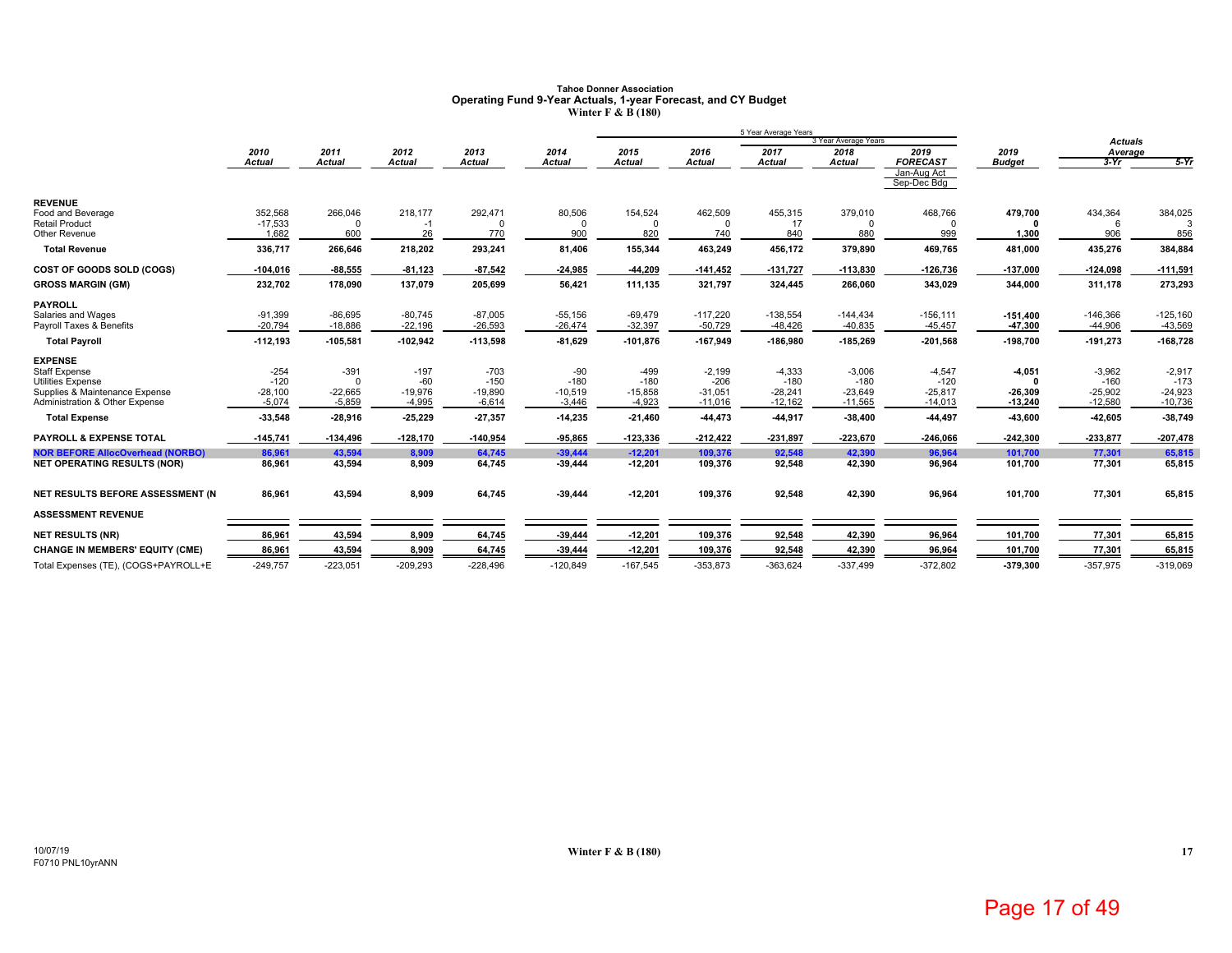**Tahoe Donner Association**
**Operating Fund 9-Year Actuals, 1-year Forecast, and CY Budget**
**Winter F & B (180)**

| | 2010 Actual | 2011 Actual | 2012 Actual | 2013 Actual | 2014 Actual | 2015 Actual | 2016 Actual | 2017 Actual | 2018 Actual | 2019 FORECAST Jan-Aug Act Sep-Dec Bdg | 2019 Budget | Actuals Average 3-Yr | Actuals Average 5-Yr |
|---|---|---|---|---|---|---|---|---|---|---|---|---|---|
| | | | | | | | 5 Year Average Years | | 3 Year Average Years | | | | |
| **REVENUE** | | | | | | | | | | | | | |
| Food and Beverage | 352,568 | 266,046 | 218,177 | 292,471 | 80,506 | 154,524 | 462,509 | 455,315 | 379,010 | 468,766 | **479,700** | 434,364 | 384,025 |
| Retail Product | -17,533 | 0 | -1 | 0 | 0 | 0 | 0 | 17 | 0 | 0 | **0** | 6 | 3 |
| Other Revenue | 1,682 | 600 | 26 | 770 | 900 | 820 | 740 | 840 | 880 | 999 | **1,300** | 906 | 856 |
| **Total Revenue** | **336,717** | **266,646** | **218,202** | **293,241** | **81,406** | **155,344** | **463,249** | **456,172** | **379,890** | **469,765** | **481,000** | **435,276** | **384,884** |
| **COST OF GOODS SOLD (COGS)** | **-104,016** | **-88,555** | **-81,123** | **-87,542** | **-24,985** | **-44,209** | **-141,452** | **-131,727** | **-113,830** | **-126,736** | **-137,000** | **-124,098** | **-111,591** |
| **GROSS MARGIN (GM)** | **232,702** | **178,090** | **137,079** | **205,699** | **56,421** | **111,135** | **321,797** | **324,445** | **266,060** | **343,029** | **344,000** | **311,178** | **273,293** |
| **PAYROLL** | | | | | | | | | | | | | |
| Salaries and Wages | -91,399 | -86,695 | -80,745 | -87,005 | -55,156 | -69,479 | -117,220 | -138,554 | -144,434 | -156,111 | **-151,400** | -146,366 | -125,160 |
| Payroll Taxes & Benefits | -20,794 | -18,886 | -22,196 | -26,593 | -26,474 | -32,397 | -50,729 | -48,426 | -40,835 | -45,457 | **-47,300** | -44,906 | -43,569 |
| **Total Payroll** | **-112,193** | **-105,581** | **-102,942** | **-113,598** | **-81,629** | **-101,876** | **-167,949** | **-186,980** | **-185,269** | **-201,568** | **-198,700** | **-191,273** | **-168,728** |
| **EXPENSE** | | | | | | | | | | | | | |
| Staff Expense | -254 | -391 | -197 | -703 | -90 | -499 | -2,199 | -4,333 | -3,006 | -4,547 | **-4,051** | -3,962 | -2,917 |
| Utilities Expense | -120 | 0 | -60 | -150 | -180 | -180 | -206 | -180 | -180 | -120 | **0** | -160 | -173 |
| Supplies & Maintenance Expense | -28,100 | -22,665 | -19,976 | -19,890 | -10,519 | -15,858 | -31,051 | -28,241 | -23,649 | -25,817 | **-26,309** | -25,902 | -24,923 |
| Administration & Other Expense | -5,074 | -5,859 | -4,995 | -6,614 | -3,446 | -4,923 | -11,016 | -12,162 | -11,565 | -14,013 | **-13,240** | -12,580 | -10,736 |
| **Total Expense** | **-33,548** | **-28,916** | **-25,229** | **-27,357** | **-14,235** | **-21,460** | **-44,473** | **-44,917** | **-38,400** | **-44,497** | **-43,600** | **-42,605** | **-38,749** |
| **PAYROLL & EXPENSE TOTAL** | **-145,741** | **-134,496** | **-128,170** | **-140,954** | **-95,865** | **-123,336** | **-212,422** | **-231,897** | **-223,670** | **-246,066** | **-242,300** | **-233,877** | **-207,478** |
| **NOR BEFORE AllocOverhead (NORBO)** | **86,961** | **43,594** | **8,909** | **64,745** | **-39,444** | **-12,201** | **109,376** | **92,548** | **42,390** | **96,964** | **101,700** | **77,301** | **65,815** |
| **NET OPERATING RESULTS (NOR)** | **86,961** | **43,594** | **8,909** | **64,745** | **-39,444** | **-12,201** | **109,376** | **92,548** | **42,390** | **96,964** | **101,700** | **77,301** | **65,815** |
| **NET RESULTS BEFORE ASSESSMENT (N** | **86,961** | **43,594** | **8,909** | **64,745** | **-39,444** | **-12,201** | **109,376** | **92,548** | **42,390** | **96,964** | **101,700** | **77,301** | **65,815** |
| **ASSESSMENT REVENUE** | | | | | | | | | | | | | |
| **NET RESULTS (NR)** | **86,961** | **43,594** | **8,909** | **64,745** | **-39,444** | **-12,201** | **109,376** | **92,548** | **42,390** | **96,964** | **101,700** | **77,301** | **65,815** |
| **CHANGE IN MEMBERS' EQUITY (CME)** | **86,961** | **43,594** | **8,909** | **64,745** | **-39,444** | **-12,201** | **109,376** | **92,548** | **42,390** | **96,964** | **101,700** | **77,301** | **65,815** |
| Total Expenses (TE), (COGS+PAYROLL+E | -249,757 | -223,051 | -209,293 | -228,496 | -120,849 | -167,545 | -353,873 | -363,624 | -337,499 | -372,802 | **-379,300** | -357,975 | -319,069 |

10/07/19
F0710 PNL10yrANN

**Winter F & B (180)**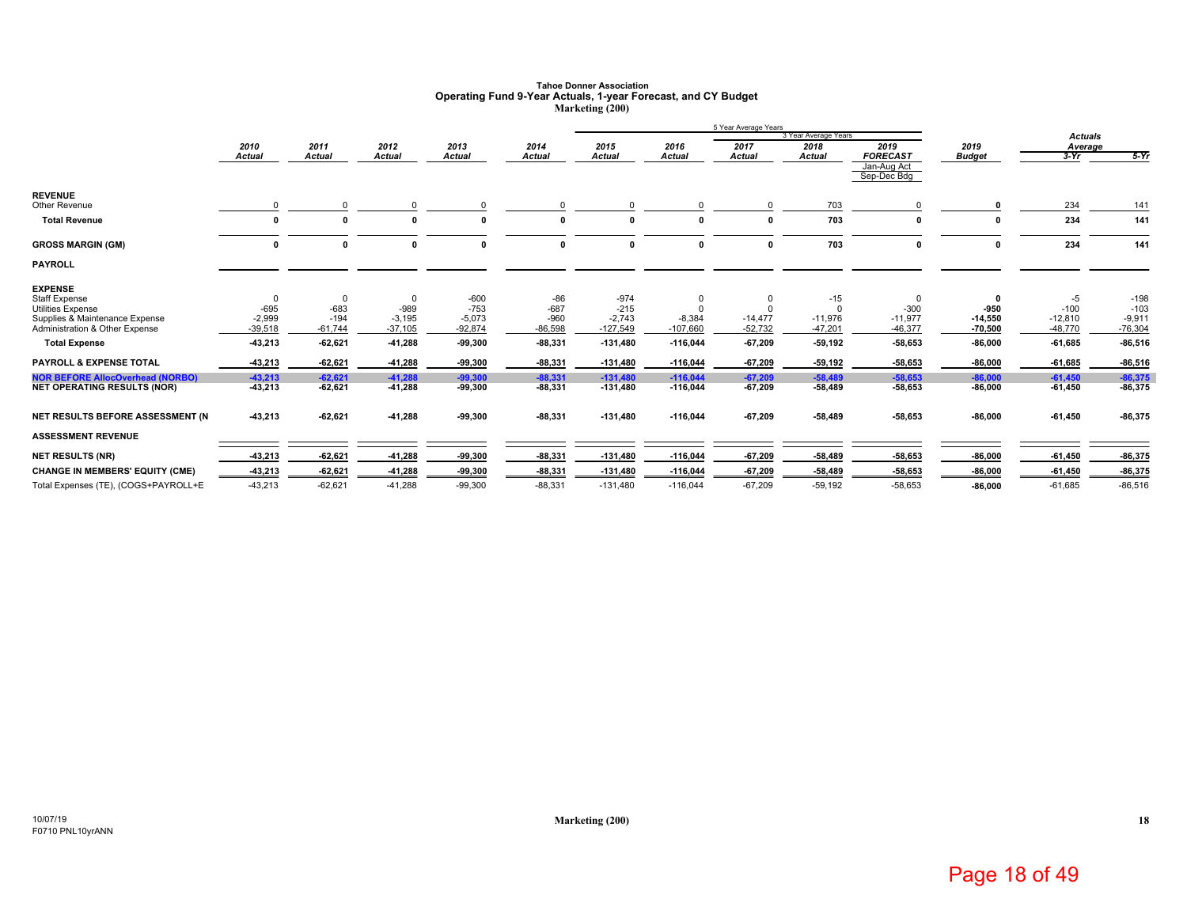**Tahoe Donner Association**
**Operating Fund 9-Year Actuals, 1-year Forecast, and CY Budget**
**Marketing (200)**

| | 2010 Actual | 2011 Actual | 2012 Actual | 2013 Actual | 2014 Actual | 2015 Actual | 2016 Actual | 2017 Actual | 2018 Actual | 2019 FORECAST Jan-Aug Act Sep-Dec Bdg | 2019 Budget | Actuals Average 3-Yr | Actuals Average 5-Yr |
|---|---|---|---|---|---|---|---|---|---|---|---|---|---|
| | | | | | | 5 Year Average Years | | | | | | | |
| | | | | | | | | 3 Year Average Years | | | | | |
| **REVENUE** | | | | | | | | | | | | | |
| Other Revenue | 0 | 0 | 0 | 0 | 0 | 0 | 0 | 0 | 703 | 0 | **0** | 234 | 141 |
| **Total Revenue** | **0** | **0** | **0** | **0** | **0** | **0** | **0** | **0** | **703** | **0** | **0** | **234** | **141** |
| **GROSS MARGIN (GM)** | **0** | **0** | **0** | **0** | **0** | **0** | **0** | **0** | **703** | **0** | **0** | **234** | **141** |
| **PAYROLL** | | | | | | | | | | | | | |
| **EXPENSE** | | | | | | | | | | | | | |
| Staff Expense | 0 | 0 | 0 | -600 | -86 | -974 | 0 | 0 | -15 | 0 | **0** | -5 | -198 |
| Utilities Expense | -695 | -683 | -989 | -753 | -687 | -215 | 0 | 0 | 0 | -300 | **-950** | -100 | -103 |
| Supplies & Maintenance Expense | -2,999 | -194 | -3,195 | -5,073 | -960 | -2,743 | -8,384 | -14,477 | -11,976 | -11,977 | **-14,550** | -12,810 | -9,911 |
| Administration & Other Expense | -39,518 | -61,744 | -37,105 | -92,874 | -86,598 | -127,549 | -107,660 | -52,732 | -47,201 | -46,377 | **-70,500** | -48,770 | -76,304 |
| **Total Expense** | **-43,213** | **-62,621** | **-41,288** | **-99,300** | **-88,331** | **-131,480** | **-116,044** | **-67,209** | **-59,192** | **-58,653** | **-86,000** | **-61,685** | **-86,516** |
| **PAYROLL & EXPENSE TOTAL** | **-43,213** | **-62,621** | **-41,288** | **-99,300** | **-88,331** | **-131,480** | **-116,044** | **-67,209** | **-59,192** | **-58,653** | **-86,000** | **-61,685** | **-86,516** |
| **NOR BEFORE AllocOverhead (NORBO)** | **-43,213** | **-62,621** | **-41,288** | **-99,300** | **-88,331** | **-131,480** | **-116,044** | **-67,209** | **-58,489** | **-58,653** | **-86,000** | **-61,450** | **-86,375** |
| **NET OPERATING RESULTS (NOR)** | **-43,213** | **-62,621** | **-41,288** | **-99,300** | **-88,331** | **-131,480** | **-116,044** | **-67,209** | **-58,489** | **-58,653** | **-86,000** | **-61,450** | **-86,375** |
| **NET RESULTS BEFORE ASSESSMENT (N** | **-43,213** | **-62,621** | **-41,288** | **-99,300** | **-88,331** | **-131,480** | **-116,044** | **-67,209** | **-58,489** | **-58,653** | **-86,000** | **-61,450** | **-86,375** |
| **ASSESSMENT REVENUE** | | | | | | | | | | | | | |
| **NET RESULTS (NR)** | **-43,213** | **-62,621** | **-41,288** | **-99,300** | **-88,331** | **-131,480** | **-116,044** | **-67,209** | **-58,489** | **-58,653** | **-86,000** | **-61,450** | **-86,375** |
| **CHANGE IN MEMBERS' EQUITY (CME)** | **-43,213** | **-62,621** | **-41,288** | **-99,300** | **-88,331** | **-131,480** | **-116,044** | **-67,209** | **-58,489** | **-58,653** | **-86,000** | **-61,450** | **-86,375** |
| Total Expenses (TE), (COGS+PAYROLL+E | -43,213 | -62,621 | -41,288 | -99,300 | -88,331 | -131,480 | -116,044 | -67,209 | -59,192 | -58,653 | **-86,000** | -61,685 | -86,516 |

10/07/19
F0710 PNL10yrANN

Marketing (200)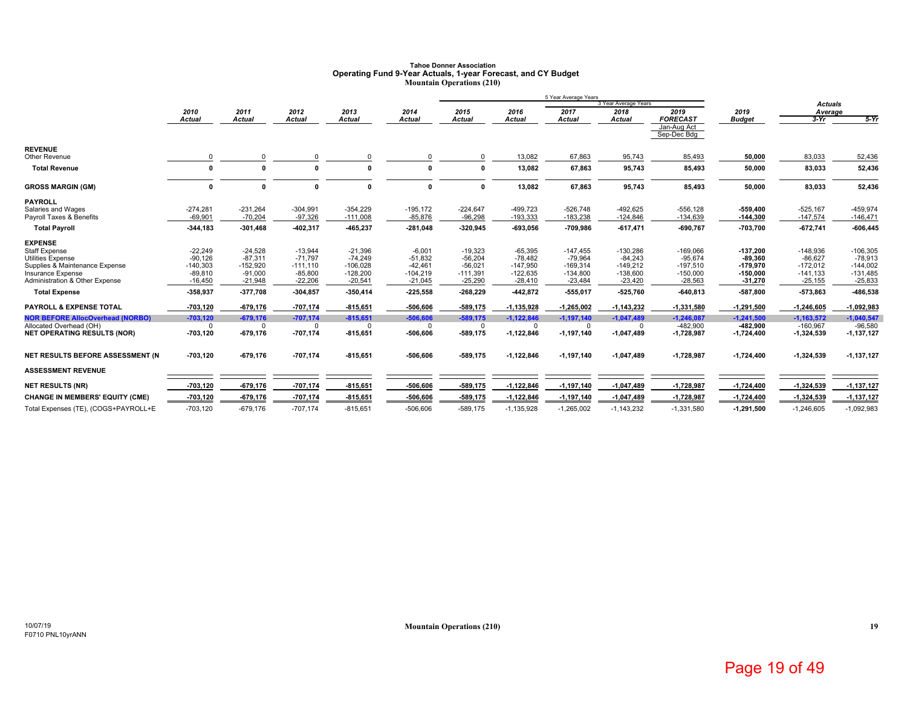# Tahoe Donner Association
## Operating Fund 9-Year Actuals, 1-year Forecast, and CY Budget
### Mountain Operations (210)

| | 2010 Actual | 2011 Actual | 2012 Actual | 2013 Actual | 2014 Actual | 2015 Actual | 2016 Actual | 2017 Actual | 2018 Actual | 2019 FORECAST Jan-Aug Act Sep-Dec Bdg | 2019 Budget | Actuals Average 3-Yr | 5-Yr |
|---|---|---|---|---|---|---|---|---|---|---|---|---|---|
| **REVENUE** | | | | | | | | | | | | | |
| Other Revenue | 0 | 0 | 0 | 0 | 0 | 0 | 13,082 | 67,863 | 95,743 | 85,493 | **50,000** | 83,033 | 52,436 |
| **Total Revenue** | **0** | **0** | **0** | **0** | **0** | **0** | **13,082** | **67,863** | **95,743** | **85,493** | **50,000** | **83,033** | **52,436** |
| **GROSS MARGIN (GM)** | **0** | **0** | **0** | **0** | **0** | **0** | **13,082** | **67,863** | **95,743** | **85,493** | **50,000** | **83,033** | **52,436** |
| **PAYROLL** | | | | | | | | | | | | | |
| Salaries and Wages | -274,281 | -231,264 | -304,991 | -354,229 | -195,172 | -224,647 | -499,723 | -526,748 | -492,625 | -556,128 | **-559,400** | -525,167 | -459,974 |
| Payroll Taxes & Benefits | -69,901 | -70,204 | -97,326 | -111,008 | -85,876 | -96,298 | -193,333 | -183,238 | -124,846 | -134,639 | **-144,300** | -147,574 | -146,471 |
| **Total Payroll** | **-344,183** | **-301,468** | **-402,317** | **-465,237** | **-281,048** | **-320,945** | **-693,056** | **-709,986** | **-617,471** | **-690,767** | **-703,700** | **-672,741** | **-606,445** |
| **EXPENSE** | | | | | | | | | | | | | |
| Staff Expense | -22,249 | -24,528 | -13,944 | -21,396 | -6,001 | -19,323 | -65,395 | -147,455 | -130,286 | -169,066 | **-137,200** | -148,936 | -106,305 |
| Utilities Expense | -90,126 | -87,311 | -71,797 | -74,249 | -51,832 | -56,204 | -78,482 | -79,964 | -84,243 | -95,674 | **-89,360** | -86,627 | -78,913 |
| Supplies & Maintenance Expense | -140,303 | -152,920 | -111,110 | -106,028 | -42,461 | -56,021 | -147,950 | -169,314 | -149,212 | -197,510 | **-179,970** | -172,012 | -144,002 |
| Insurance Expense | -89,810 | -91,000 | -85,800 | -128,200 | -104,219 | -111,391 | -122,635 | -134,800 | -138,600 | -150,000 | **-150,000** | -141,133 | -131,485 |
| Administration & Other Expense | -16,450 | -21,948 | -22,206 | -20,541 | -21,045 | -25,290 | -28,410 | -23,484 | -23,420 | -28,563 | **-31,270** | -25,155 | -25,833 |
| **Total Expense** | **-358,937** | **-377,708** | **-304,857** | **-350,414** | **-225,558** | **-268,229** | **-442,872** | **-555,017** | **-525,760** | **-640,813** | **-587,800** | **-573,863** | **-486,538** |
| **PAYROLL & EXPENSE TOTAL** | **-703,120** | **-679,176** | **-707,174** | **-815,651** | **-506,606** | **-589,175** | **-1,135,928** | **-1,265,002** | **-1,143,232** | **-1,331,580** | **-1,291,500** | **-1,246,605** | **-1,092,983** |
| **NOR BEFORE AllocOverhead (NORBO)** | **-703,120** | **-679,176** | **-707,174** | **-815,651** | **-506,606** | **-589,175** | **-1,122,846** | **-1,197,140** | **-1,047,489** | **-1,246,087** | **-1,241,500** | **-1,163,572** | **-1,040,547** |
| Allocated Overhead (OH) | 0 | 0 | 0 | 0 | 0 | 0 | 0 | 0 | 0 | -482,900 | **-482,900** | -160,967 | -96,580 |
| **NET OPERATING RESULTS (NOR)** | **-703,120** | **-679,176** | **-707,174** | **-815,651** | **-506,606** | **-589,175** | **-1,122,846** | **-1,197,140** | **-1,047,489** | **-1,728,987** | **-1,724,400** | **-1,324,539** | **-1,137,127** |
| **NET RESULTS BEFORE ASSESSMENT (N** | **-703,120** | **-679,176** | **-707,174** | **-815,651** | **-506,606** | **-589,175** | **-1,122,846** | **-1,197,140** | **-1,047,489** | **-1,728,987** | **-1,724,400** | **-1,324,539** | **-1,137,127** |
| **ASSESSMENT REVENUE** | | | | | | | | | | | | | |
| **NET RESULTS (NR)** | **-703,120** | **-679,176** | **-707,174** | **-815,651** | **-506,606** | **-589,175** | **-1,122,846** | **-1,197,140** | **-1,047,489** | **-1,728,987** | **-1,724,400** | **-1,324,539** | **-1,137,127** |
| **CHANGE IN MEMBERS' EQUITY (CME)** | **-703,120** | **-679,176** | **-707,174** | **-815,651** | **-506,606** | **-589,175** | **-1,122,846** | **-1,197,140** | **-1,047,489** | **-1,728,987** | **-1,724,400** | **-1,324,539** | **-1,137,127** |
| Total Expenses (TE), (COGS+PAYROLL+E | -703,120 | -679,176 | -707,174 | -815,651 | -506,606 | -589,175 | -1,135,928 | -1,265,002 | -1,143,232 | -1,331,580 | **-1,291,500** | -1,246,605 | -1,092,983 |

5 Year Average Years: 2015–2019; 3 Year Average Years: 2017–2019

10/07/19
F0710 PNL10yrANN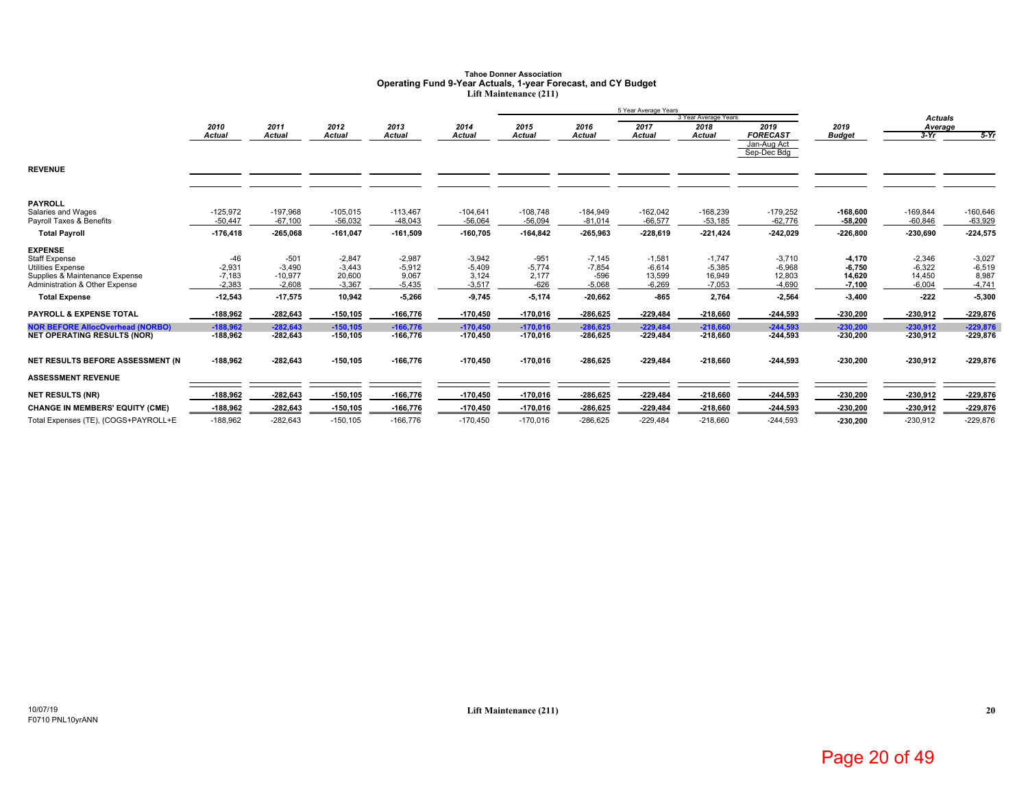**Tahoe Donner Association**
**Operating Fund 9-Year Actuals, 1-year Forecast, and CY Budget**
**Lift Maintenance (211)**

| | 2010 Actual | 2011 Actual | 2012 Actual | 2013 Actual | 2014 Actual | 2015 Actual | 2016 Actual | 2017 Actual | 2018 Actual | 2019 FORECAST Jan-Aug Act Sep-Dec Bdg | 2019 Budget | Actuals Average 3-Yr | Actuals Average 5-Yr |
|---|---|---|---|---|---|---|---|---|---|---|---|---|---|
| **REVENUE** | | | | | | | | | | | | | |
| **PAYROLL** | | | | | | | | | | | | | |
| Salaries and Wages | -125,972 | -197,968 | -105,015 | -113,467 | -104,641 | -108,748 | -184,949 | -162,042 | -168,239 | -179,252 | **-168,600** | -169,844 | -160,646 |
| Payroll Taxes & Benefits | -50,447 | -67,100 | -56,032 | -48,043 | -56,064 | -56,094 | -81,014 | -66,577 | -53,185 | -62,776 | **-58,200** | -60,846 | -63,929 |
| **Total Payroll** | **-176,418** | **-265,068** | **-161,047** | **-161,509** | **-160,705** | **-164,842** | **-265,963** | **-228,619** | **-221,424** | **-242,029** | **-226,800** | **-230,690** | **-224,575** |
| **EXPENSE** | | | | | | | | | | | | | |
| Staff Expense | -46 | -501 | -2,847 | -2,987 | -3,942 | -951 | -7,145 | -1,581 | -1,747 | -3,710 | **-4,170** | -2,346 | -3,027 |
| Utilities Expense | -2,931 | -3,490 | -3,443 | -5,912 | -5,409 | -5,774 | -7,854 | -6,614 | -5,385 | -6,968 | **-6,750** | -6,322 | -6,519 |
| Supplies & Maintenance Expense | -7,183 | -10,977 | 20,600 | 9,067 | 3,124 | 2,177 | -596 | 13,599 | 16,949 | 12,803 | **14,620** | 14,450 | 8,987 |
| Administration & Other Expense | -2,383 | -2,608 | -3,367 | -5,435 | -3,517 | -626 | -5,068 | -6,269 | -7,053 | -4,690 | **-7,100** | -6,004 | -4,741 |
| **Total Expense** | **-12,543** | **-17,575** | **10,942** | **-5,266** | **-9,745** | **-5,174** | **-20,662** | **-865** | **2,764** | **-2,564** | **-3,400** | **-222** | **-5,300** |
| **PAYROLL & EXPENSE TOTAL** | **-188,962** | **-282,643** | **-150,105** | **-166,776** | **-170,450** | **-170,016** | **-286,625** | **-229,484** | **-218,660** | **-244,593** | **-230,200** | **-230,912** | **-229,876** |
| **NOR BEFORE AllocOverhead (NORBO)** | **-188,962** | **-282,643** | **-150,105** | **-166,776** | **-170,450** | **-170,016** | **-286,625** | **-229,484** | **-218,660** | **-244,593** | **-230,200** | **-230,912** | **-229,876** |
| **NET OPERATING RESULTS (NOR)** | **-188,962** | **-282,643** | **-150,105** | **-166,776** | **-170,450** | **-170,016** | **-286,625** | **-229,484** | **-218,660** | **-244,593** | **-230,200** | **-230,912** | **-229,876** |
| **NET RESULTS BEFORE ASSESSMENT (N** | **-188,962** | **-282,643** | **-150,105** | **-166,776** | **-170,450** | **-170,016** | **-286,625** | **-229,484** | **-218,660** | **-244,593** | **-230,200** | **-230,912** | **-229,876** |
| **ASSESSMENT REVENUE** | | | | | | | | | | | | | |
| **NET RESULTS (NR)** | **-188,962** | **-282,643** | **-150,105** | **-166,776** | **-170,450** | **-170,016** | **-286,625** | **-229,484** | **-218,660** | **-244,593** | **-230,200** | **-230,912** | **-229,876** |
| **CHANGE IN MEMBERS' EQUITY (CME)** | **-188,962** | **-282,643** | **-150,105** | **-166,776** | **-170,450** | **-170,016** | **-286,625** | **-229,484** | **-218,660** | **-244,593** | **-230,200** | **-230,912** | **-229,876** |
| Total Expenses (TE), (COGS+PAYROLL+E | -188,962 | -282,643 | -150,105 | -166,776 | -170,450 | -170,016 | -286,625 | -229,484 | -218,660 | -244,593 | **-230,200** | -230,912 | -229,876 |

Note: 5 Year Average Years: 2015–2019 FORECAST; 3 Year Average Years: 2017–2019 FORECAST.

10/07/19
F0710 PNL10yrANN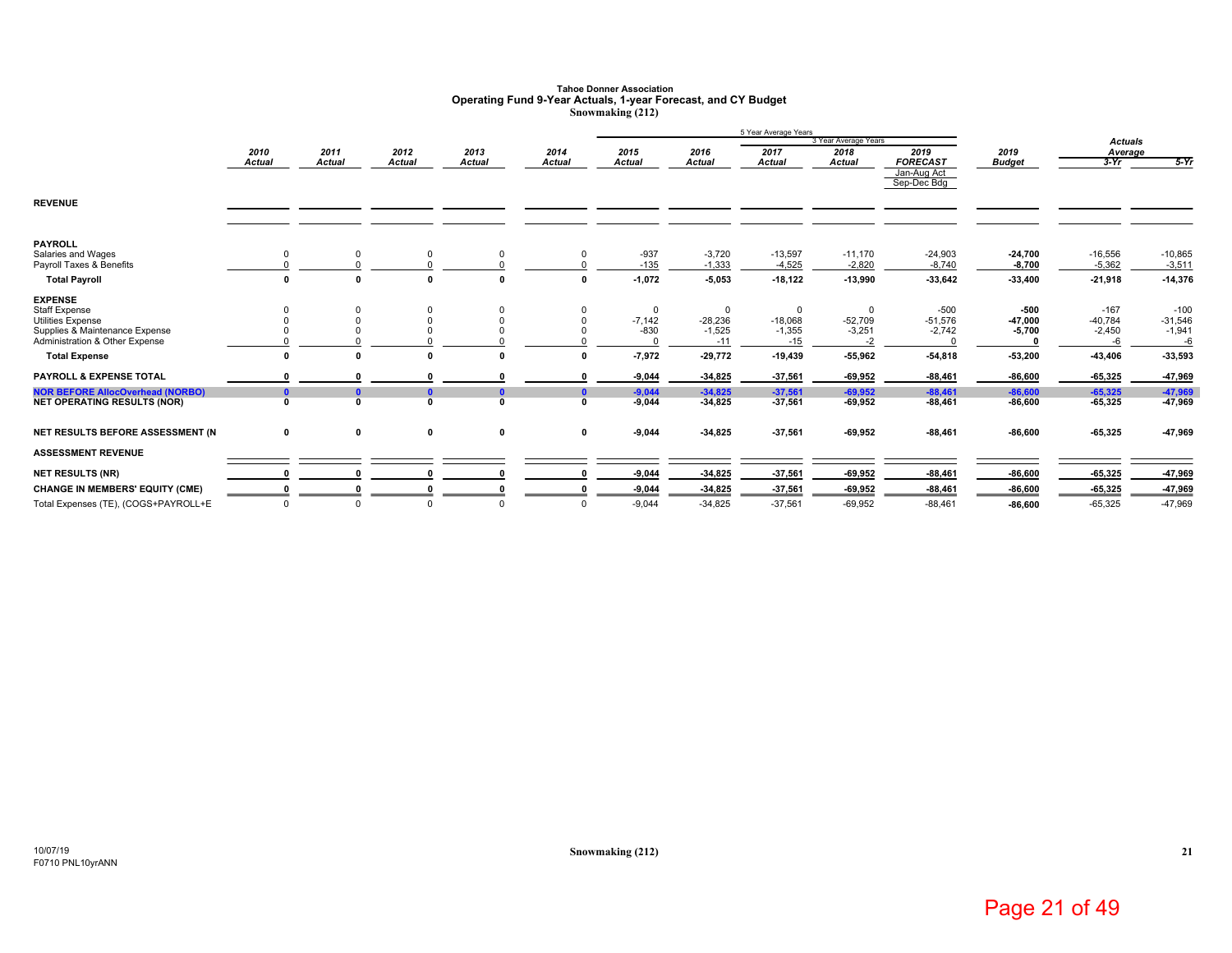# Tahoe Donner Association
## Operating Fund 9-Year Actuals, 1-year Forecast, and CY Budget
### Snowmaking (212)

| | 2010 Actual | 2011 Actual | 2012 Actual | 2013 Actual | 2014 Actual | 2015 Actual | 2016 Actual | 2017 Actual (5 Year Average Years) | 2018 Actual (3 Year Average Years) | 2019 FORECAST Jan-Aug Act Sep-Dec Bdg | 2019 Budget | Actuals Average 3-Yr | Actuals Average 5-Yr |
|---|---|---|---|---|---|---|---|---|---|---|---|---|---|
| **REVENUE** | | | | | | | | | | | | | |
| **PAYROLL** | | | | | | | | | | | | | |
| Salaries and Wages | 0 | 0 | 0 | 0 | 0 | -937 | -3,720 | -13,597 | -11,170 | -24,903 | **-24,700** | -16,556 | -10,865 |
| Payroll Taxes & Benefits | 0 | 0 | 0 | 0 | 0 | -135 | -1,333 | -4,525 | -2,820 | -8,740 | **-8,700** | -5,362 | -3,511 |
| **Total Payroll** | **0** | **0** | **0** | **0** | **0** | **-1,072** | **-5,053** | **-18,122** | **-13,990** | **-33,642** | **-33,400** | **-21,918** | **-14,376** |
| **EXPENSE** | | | | | | | | | | | | | |
| Staff Expense | 0 | 0 | 0 | 0 | 0 | 0 | 0 | 0 | 0 | -500 | **-500** | -167 | -100 |
| Utilities Expense | 0 | 0 | 0 | 0 | 0 | -7,142 | -28,236 | -18,068 | -52,709 | -51,576 | **-47,000** | -40,784 | -31,546 |
| Supplies & Maintenance Expense | 0 | 0 | 0 | 0 | 0 | -830 | -1,525 | -1,355 | -3,251 | -2,742 | **-5,700** | -2,450 | -1,941 |
| Administration & Other Expense | 0 | 0 | 0 | 0 | 0 | 0 | -11 | -15 | -2 | 0 | **0** | -6 | -6 |
| **Total Expense** | **0** | **0** | **0** | **0** | **0** | **-7,972** | **-29,772** | **-19,439** | **-55,962** | **-54,818** | **-53,200** | **-43,406** | **-33,593** |
| **PAYROLL & EXPENSE TOTAL** | **0** | **0** | **0** | **0** | **0** | **-9,044** | **-34,825** | **-37,561** | **-69,952** | **-88,461** | **-86,600** | **-65,325** | **-47,969** |
| **NOR BEFORE AllocOverhead (NORBO)** | **0** | **0** | **0** | **0** | **0** | **-9,044** | **-34,825** | **-37,561** | **-69,952** | **-88,461** | **-86,600** | **-65,325** | **-47,969** |
| **NET OPERATING RESULTS (NOR)** | **0** | **0** | **0** | **0** | **0** | **-9,044** | **-34,825** | **-37,561** | **-69,952** | **-88,461** | **-86,600** | **-65,325** | **-47,969** |
| **NET RESULTS BEFORE ASSESSMENT (N** | **0** | **0** | **0** | **0** | **0** | **-9,044** | **-34,825** | **-37,561** | **-69,952** | **-88,461** | **-86,600** | **-65,325** | **-47,969** |
| **ASSESSMENT REVENUE** | | | | | | | | | | | | | |
| **NET RESULTS (NR)** | **0** | **0** | **0** | **0** | **0** | **-9,044** | **-34,825** | **-37,561** | **-69,952** | **-88,461** | **-86,600** | **-65,325** | **-47,969** |
| **CHANGE IN MEMBERS' EQUITY (CME)** | **0** | **0** | **0** | **0** | **0** | **-9,044** | **-34,825** | **-37,561** | **-69,952** | **-88,461** | **-86,600** | **-65,325** | **-47,969** |
| Total Expenses (TE), (COGS+PAYROLL+E | 0 | 0 | 0 | 0 | 0 | -9,044 | -34,825 | -37,561 | -69,952 | -88,461 | **-86,600** | -65,325 | -47,969 |

10/07/19
F0710 PNL10yrANN

Snowmaking (212)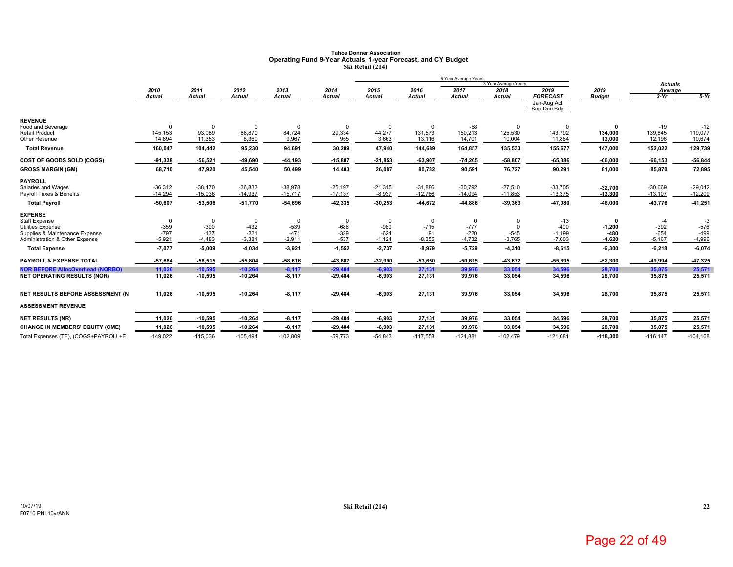**Tahoe Donner Association**
**Operating Fund 9-Year Actuals, 1-year Forecast, and CY Budget**
**Ski Retail (214)**

| | 2010 Actual | 2011 Actual | 2012 Actual | 2013 Actual | 2014 Actual | 2015 Actual | 2016 Actual | 2017 Actual | 2018 Actual | 2019 FORECAST Jan-Aug Act Sep-Dec Bdg | 2019 Budget | Actuals Average 3-Yr | Actuals Average 5-Yr |
|---|---|---|---|---|---|---|---|---|---|---|---|---|---|
| | | | | | | 5 Year Average Years | | | | | | | |
| | | | | | | | | 3 Year Average Years | | | | | |
| **REVENUE** | | | | | | | | | | | | | |
| Food and Beverage | 0 | 0 | 0 | 0 | 0 | 0 | 0 | -58 | 0 | 0 | **0** | -19 | -12 |
| Retail Product | 145,153 | 93,089 | 86,870 | 84,724 | 29,334 | 44,277 | 131,573 | 150,213 | 125,530 | 143,792 | **134,000** | 139,845 | 119,077 |
| Other Revenue | 14,894 | 11,353 | 8,360 | 9,967 | 955 | 3,663 | 13,116 | 14,701 | 10,004 | 11,884 | **13,000** | 12,196 | 10,674 |
| **Total Revenue** | **160,047** | **104,442** | **95,230** | **94,691** | **30,289** | **47,940** | **144,689** | **164,857** | **135,533** | **155,677** | **147,000** | **152,022** | **129,739** |
| **COST OF GOODS SOLD (COGS)** | **-91,338** | **-56,521** | **-49,690** | **-44,193** | **-15,887** | **-21,853** | **-63,907** | **-74,265** | **-58,807** | **-65,386** | **-66,000** | **-66,153** | **-56,844** |
| **GROSS MARGIN (GM)** | **68,710** | **47,920** | **45,540** | **50,499** | **14,403** | **26,087** | **80,782** | **90,591** | **76,727** | **90,291** | **81,000** | **85,870** | **72,895** |
| **PAYROLL** | | | | | | | | | | | | | |
| Salaries and Wages | -36,312 | -38,470 | -36,833 | -38,978 | -25,197 | -21,315 | -31,886 | -30,792 | -27,510 | -33,705 | **-32,700** | -30,669 | -29,042 |
| Payroll Taxes & Benefits | -14,294 | -15,036 | -14,937 | -15,717 | -17,137 | -8,937 | -12,786 | -14,094 | -11,853 | -13,375 | **-13,300** | -13,107 | -12,209 |
| **Total Payroll** | **-50,607** | **-53,506** | **-51,770** | **-54,696** | **-42,335** | **-30,253** | **-44,672** | **-44,886** | **-39,363** | **-47,080** | **-46,000** | **-43,776** | **-41,251** |
| **EXPENSE** | | | | | | | | | | | | | |
| Staff Expense | 0 | 0 | 0 | 0 | 0 | 0 | 0 | 0 | 0 | -13 | **0** | -4 | -3 |
| Utilities Expense | -359 | -390 | -432 | -539 | -686 | -989 | -715 | -777 | 0 | -400 | **-1,200** | -392 | -576 |
| Supplies & Maintenance Expense | -797 | -137 | -221 | -471 | -329 | -624 | 91 | -220 | -545 | -1,199 | **-480** | -654 | -499 |
| Administration & Other Expense | -5,921 | -4,483 | -3,381 | -2,911 | -537 | -1,124 | -8,355 | -4,732 | -3,765 | -7,003 | **-4,620** | -5,167 | -4,996 |
| **Total Expense** | **-7,077** | **-5,009** | **-4,034** | **-3,921** | **-1,552** | **-2,737** | **-8,979** | **-5,729** | **-4,310** | **-8,615** | **-6,300** | **-6,218** | **-6,074** |
| **PAYROLL & EXPENSE TOTAL** | **-57,684** | **-58,515** | **-55,804** | **-58,616** | **-43,887** | **-32,990** | **-53,650** | **-50,615** | **-43,672** | **-55,695** | **-52,300** | **-49,994** | **-47,325** |
| **NOR BEFORE AllocOverhead (NORBO)** | **11,026** | **-10,595** | **-10,264** | **-8,117** | **-29,484** | **-6,903** | **27,131** | **39,976** | **33,054** | **34,596** | **28,700** | **35,875** | **25,571** |
| **NET OPERATING RESULTS (NOR)** | **11,026** | **-10,595** | **-10,264** | **-8,117** | **-29,484** | **-6,903** | **27,131** | **39,976** | **33,054** | **34,596** | **28,700** | **35,875** | **25,571** |
| **NET RESULTS BEFORE ASSESSMENT (N** | **11,026** | **-10,595** | **-10,264** | **-8,117** | **-29,484** | **-6,903** | **27,131** | **39,976** | **33,054** | **34,596** | **28,700** | **35,875** | **25,571** |
| **ASSESSMENT REVENUE** | | | | | | | | | | | | | |
| **NET RESULTS (NR)** | **11,026** | **-10,595** | **-10,264** | **-8,117** | **-29,484** | **-6,903** | **27,131** | **39,976** | **33,054** | **34,596** | **28,700** | **35,875** | **25,571** |
| **CHANGE IN MEMBERS' EQUITY (CME)** | **11,026** | **-10,595** | **-10,264** | **-8,117** | **-29,484** | **-6,903** | **27,131** | **39,976** | **33,054** | **34,596** | **28,700** | **35,875** | **25,571** |
| Total Expenses (TE), (COGS+PAYROLL+E | -149,022 | -115,036 | -105,494 | -102,809 | -59,773 | -54,843 | -117,558 | -124,881 | -102,479 | -121,081 | **-118,300** | -116,147 | -104,168 |

10/07/19
F0710 PNL10yrANN

**Ski Retail (214)**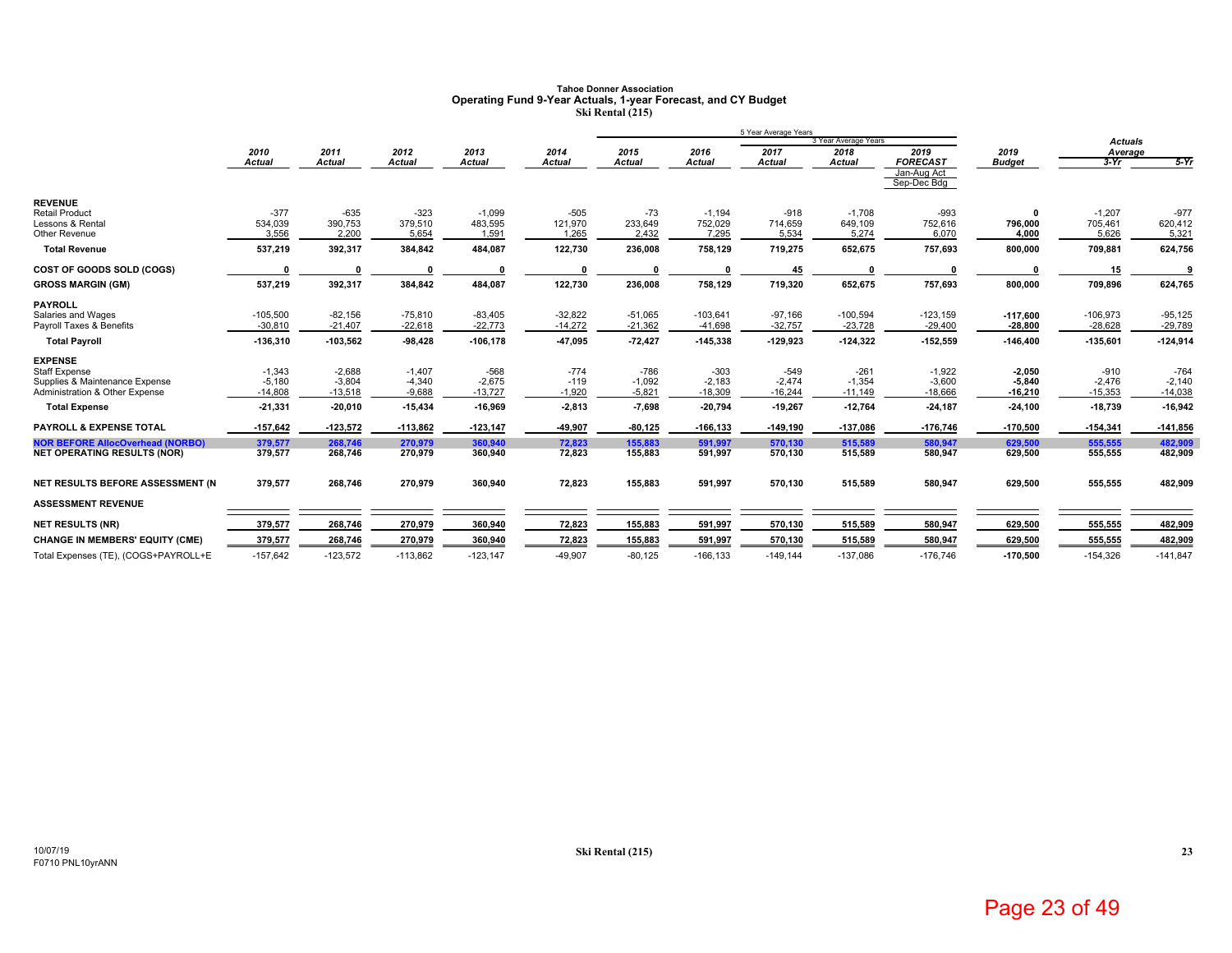# Tahoe Donner Association
## Operating Fund 9-Year Actuals, 1-year Forecast, and CY Budget
### Ski Rental (215)

| | 2010 Actual | 2011 Actual | 2012 Actual | 2013 Actual | 2014 Actual | 2015 Actual | 2016 Actual | 2017 Actual | 2018 Actual | 2019 FORECAST Jan-Aug Act Sep-Dec Bdg | 2019 Budget | Actuals Average 3-Yr | Actuals Average 5-Yr |
|---|---|---|---|---|---|---|---|---|---|---|---|---|---|
| **REVENUE** | | | | | | | | | | | | | |
| Retail Product | -377 | -635 | -323 | -1,099 | -505 | -73 | -1,194 | -918 | -1,708 | -993 | 0 | -1,207 | -977 |
| Lessons & Rental | 534,039 | 390,753 | 379,510 | 483,595 | 121,970 | 233,649 | 752,029 | 714,659 | 649,109 | 752,616 | 796,000 | 705,461 | 620,412 |
| Other Revenue | 3,556 | 2,200 | 5,654 | 1,591 | 1,265 | 2,432 | 7,295 | 5,534 | 5,274 | 6,070 | 4,000 | 5,626 | 5,321 |
| **Total Revenue** | 537,219 | 392,317 | 384,842 | 484,087 | 122,730 | 236,008 | 758,129 | 719,275 | 652,675 | 757,693 | 800,000 | 709,881 | 624,756 |
| **COST OF GOODS SOLD (COGS)** | 0 | 0 | 0 | 0 | 0 | 0 | 0 | 45 | 0 | 0 | 0 | 15 | 9 |
| **GROSS MARGIN (GM)** | 537,219 | 392,317 | 384,842 | 484,087 | 122,730 | 236,008 | 758,129 | 719,320 | 652,675 | 757,693 | 800,000 | 709,896 | 624,765 |
| **PAYROLL** | | | | | | | | | | | | | |
| Salaries and Wages | -105,500 | -82,156 | -75,810 | -83,405 | -32,822 | -51,065 | -103,641 | -97,166 | -100,594 | -123,159 | -117,600 | -106,973 | -95,125 |
| Payroll Taxes & Benefits | -30,810 | -21,407 | -22,618 | -22,773 | -14,272 | -21,362 | -41,698 | -32,757 | -23,728 | -29,400 | -28,800 | -28,628 | -29,789 |
| **Total Payroll** | -136,310 | -103,562 | -98,428 | -106,178 | -47,095 | -72,427 | -145,338 | -129,923 | -124,322 | -152,559 | -146,400 | -135,601 | -124,914 |
| **EXPENSE** | | | | | | | | | | | | | |
| Staff Expense | -1,343 | -2,688 | -1,407 | -568 | -774 | -786 | -303 | -549 | -261 | -1,922 | -2,050 | -910 | -764 |
| Supplies & Maintenance Expense | -5,180 | -3,804 | -4,340 | -2,675 | -119 | -1,092 | -2,183 | -2,474 | -1,354 | -3,600 | -5,840 | -2,476 | -2,140 |
| Administration & Other Expense | -14,808 | -13,518 | -9,688 | -13,727 | -1,920 | -5,821 | -18,309 | -16,244 | -11,149 | -18,666 | -16,210 | -15,353 | -14,038 |
| **Total Expense** | -21,331 | -20,010 | -15,434 | -16,969 | -2,813 | -7,698 | -20,794 | -19,267 | -12,764 | -24,187 | -24,100 | -18,739 | -16,942 |
| **PAYROLL & EXPENSE TOTAL** | -157,642 | -123,572 | -113,862 | -123,147 | -49,907 | -80,125 | -166,133 | -149,190 | -137,086 | -176,746 | -170,500 | -154,341 | -141,856 |
| **NOR BEFORE AllocOverhead (NORBO)** | 379,577 | 268,746 | 270,979 | 360,940 | 72,823 | 155,883 | 591,997 | 570,130 | 515,589 | 580,947 | 629,500 | 555,555 | 482,909 |
| **NET OPERATING RESULTS (NOR)** | 379,577 | 268,746 | 270,979 | 360,940 | 72,823 | 155,883 | 591,997 | 570,130 | 515,589 | 580,947 | 629,500 | 555,555 | 482,909 |
| **NET RESULTS BEFORE ASSESSMENT (N** | 379,577 | 268,746 | 270,979 | 360,940 | 72,823 | 155,883 | 591,997 | 570,130 | 515,589 | 580,947 | 629,500 | 555,555 | 482,909 |
| **ASSESSMENT REVENUE** | | | | | | | | | | | | | |
| **NET RESULTS (NR)** | 379,577 | 268,746 | 270,979 | 360,940 | 72,823 | 155,883 | 591,997 | 570,130 | 515,589 | 580,947 | 629,500 | 555,555 | 482,909 |
| **CHANGE IN MEMBERS' EQUITY (CME)** | 379,577 | 268,746 | 270,979 | 360,940 | 72,823 | 155,883 | 591,997 | 570,130 | 515,589 | 580,947 | 629,500 | 555,555 | 482,909 |
| Total Expenses (TE), (COGS+PAYROLL+E | -157,642 | -123,572 | -113,862 | -123,147 | -49,907 | -80,125 | -166,133 | -149,144 | -137,086 | -176,746 | -170,500 | -154,326 | -141,847 |

Note: "5 Year Average Years" spans 2015–2019 Forecast; "3 Year Average Years" spans 2017–2019 Forecast.

10/07/19
F0710 PNL10yrANN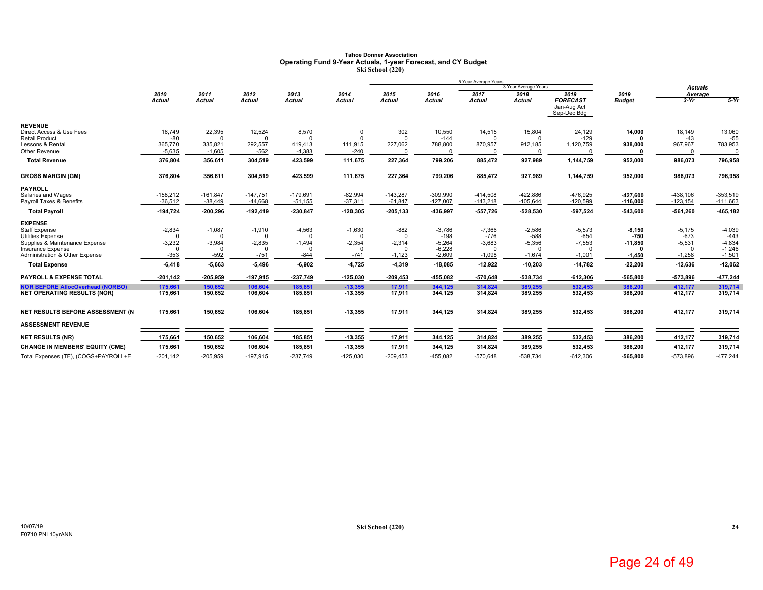# Tahoe Donner Association
## Operating Fund 9-Year Actuals, 1-year Forecast, and CY Budget
### Ski School (220)

| | 2010 Actual | 2011 Actual | 2012 Actual | 2013 Actual | 2014 Actual | 2015 Actual | 2016 Actual | 2017 Actual (5 Year Average Years) | 2018 Actual (3 Year Average Years) | 2019 FORECAST Jan-Aug Act Sep-Dec Bdg | 2019 Budget | Actuals Average 3-Yr | Actuals Average 5-Yr |
|---|---|---|---|---|---|---|---|---|---|---|---|---|---|
| **REVENUE** | | | | | | | | | | | | | |
| Direct Access & Use Fees | 16,749 | 22,395 | 12,524 | 8,570 | 0 | 302 | 10,550 | 14,515 | 15,804 | 24,129 | **14,000** | 18,149 | 13,060 |
| Retail Product | -80 | 0 | 0 | 0 | 0 | 0 | -144 | 0 | 0 | -129 | **0** | -43 | -55 |
| Lessons & Rental | 365,770 | 335,821 | 292,557 | 419,413 | 111,915 | 227,062 | 788,800 | 870,957 | 912,185 | 1,120,759 | **938,000** | 967,967 | 783,953 |
| Other Revenue | -5,635 | -1,605 | -562 | -4,383 | -240 | 0 | 0 | 0 | 0 | 0 | **0** | 0 | 0 |
| **Total Revenue** | **376,804** | **356,611** | **304,519** | **423,599** | **111,675** | **227,364** | **799,206** | **885,472** | **927,989** | **1,144,759** | **952,000** | **986,073** | **796,958** |
| **GROSS MARGIN (GM)** | **376,804** | **356,611** | **304,519** | **423,599** | **111,675** | **227,364** | **799,206** | **885,472** | **927,989** | **1,144,759** | **952,000** | **986,073** | **796,958** |
| **PAYROLL** | | | | | | | | | | | | | |
| Salaries and Wages | -158,212 | -161,847 | -147,751 | -179,691 | -82,994 | -143,287 | -309,990 | -414,508 | -422,886 | -476,925 | **-427,600** | -438,106 | -353,519 |
| Payroll Taxes & Benefits | -36,512 | -38,449 | -44,668 | -51,155 | -37,311 | -61,847 | -127,007 | -143,218 | -105,644 | -120,599 | **-116,000** | -123,154 | -111,663 |
| **Total Payroll** | **-194,724** | **-200,296** | **-192,419** | **-230,847** | **-120,305** | **-205,133** | **-436,997** | **-557,726** | **-528,530** | **-597,524** | **-543,600** | **-561,260** | **-465,182** |
| **EXPENSE** | | | | | | | | | | | | | |
| Staff Expense | -2,834 | -1,087 | -1,910 | -4,563 | -1,630 | -882 | -3,786 | -7,366 | -2,586 | -5,573 | **-8,150** | -5,175 | -4,039 |
| Utilities Expense | 0 | 0 | 0 | 0 | 0 | 0 | -198 | -776 | -588 | -654 | **-750** | -673 | -443 |
| Supplies & Maintenance Expense | -3,232 | -3,984 | -2,835 | -1,494 | -2,354 | -2,314 | -5,264 | -3,683 | -5,356 | -7,553 | **-11,850** | -5,531 | -4,834 |
| Insurance Expense | 0 | 0 | 0 | 0 | 0 | 0 | -6,228 | 0 | 0 | 0 | **0** | 0 | -1,246 |
| Administration & Other Expense | -353 | -592 | -751 | -844 | -741 | -1,123 | -2,609 | -1,098 | -1,674 | -1,001 | **-1,450** | -1,258 | -1,501 |
| **Total Expense** | **-6,418** | **-5,663** | **-5,496** | **-6,902** | **-4,725** | **-4,319** | **-18,085** | **-12,922** | **-10,203** | **-14,782** | **-22,200** | **-12,636** | **-12,062** |
| **PAYROLL & EXPENSE TOTAL** | **-201,142** | **-205,959** | **-197,915** | **-237,749** | **-125,030** | **-209,453** | **-455,082** | **-570,648** | **-538,734** | **-612,306** | **-565,800** | **-573,896** | **-477,244** |
| **NOR BEFORE AllocOverhead (NORBO)** | **175,661** | **150,652** | **106,604** | **185,851** | **-13,355** | **17,911** | **344,125** | **314,824** | **389,255** | **532,453** | **386,200** | **412,177** | **319,714** |
| **NET OPERATING RESULTS (NOR)** | **175,661** | **150,652** | **106,604** | **185,851** | **-13,355** | **17,911** | **344,125** | **314,824** | **389,255** | **532,453** | **386,200** | **412,177** | **319,714** |
| **NET RESULTS BEFORE ASSESSMENT (N** | **175,661** | **150,652** | **106,604** | **185,851** | **-13,355** | **17,911** | **344,125** | **314,824** | **389,255** | **532,453** | **386,200** | **412,177** | **319,714** |
| **ASSESSMENT REVENUE** | | | | | | | | | | | | | |
| **NET RESULTS (NR)** | **175,661** | **150,652** | **106,604** | **185,851** | **-13,355** | **17,911** | **344,125** | **314,824** | **389,255** | **532,453** | **386,200** | **412,177** | **319,714** |
| **CHANGE IN MEMBERS' EQUITY (CME)** | **175,661** | **150,652** | **106,604** | **185,851** | **-13,355** | **17,911** | **344,125** | **314,824** | **389,255** | **532,453** | **386,200** | **412,177** | **319,714** |
| Total Expenses (TE), (COGS+PAYROLL+E | -201,142 | -205,959 | -197,915 | -237,749 | -125,030 | -209,453 | -455,082 | -570,648 | -538,734 | -612,306 | **-565,800** | -573,896 | -477,244 |

10/07/19
F0710 PNL10yrANN

Ski School (220)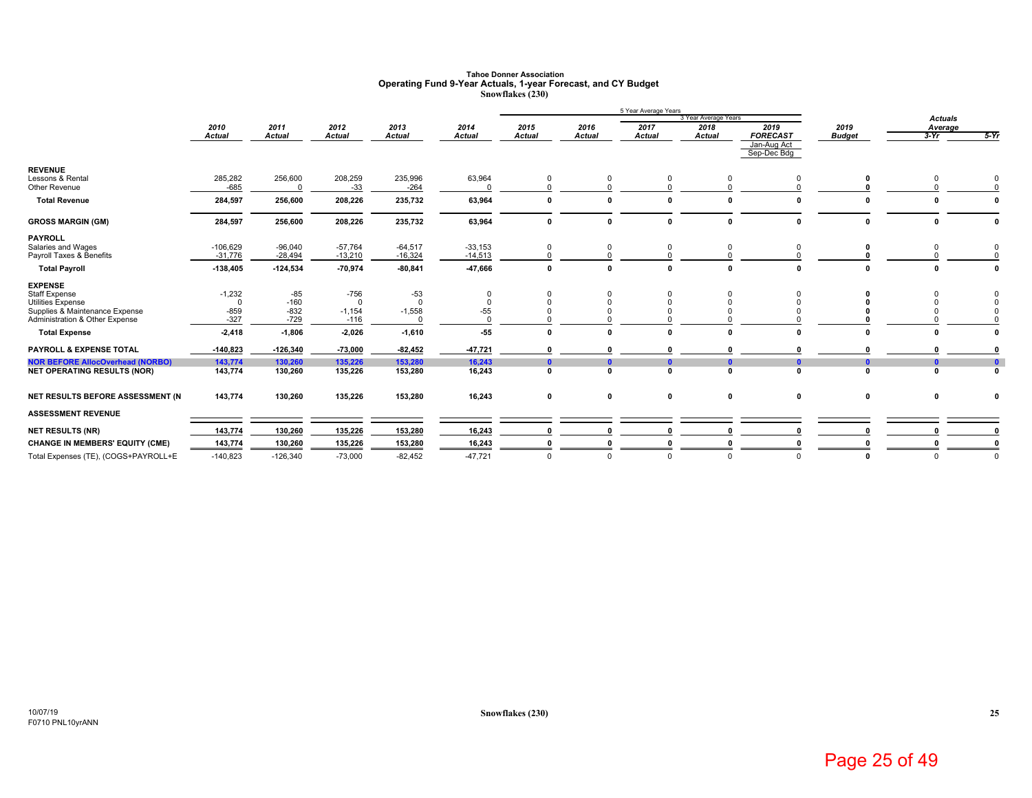**Tahoe Donner Association**
**Operating Fund 9-Year Actuals, 1-year Forecast, and CY Budget**
**Snowflakes (230)**

| | 2010 Actual | 2011 Actual | 2012 Actual | 2013 Actual | 2014 Actual | 2015 Actual | 2016 Actual | 2017 Actual | 2018 Actual | 2019 FORECAST Jan-Aug Act Sep-Dec Bdg | 2019 Budget | Actuals Average 3-Yr | Actuals Average 5-Yr |
|---|---|---|---|---|---|---|---|---|---|---|---|---|---|
| | | | | | | 5 Year Average Years | | | | | | | |
| | | | | | | | | 3 Year Average Years | | | | | |
| **REVENUE** | | | | | | | | | | | | | |
| Lessons & Rental | 285,282 | 256,600 | 208,259 | 235,996 | 63,964 | 0 | 0 | 0 | 0 | 0 | **0** | 0 | 0 |
| Other Revenue | -685 | 0 | -33 | -264 | 0 | 0 | 0 | 0 | 0 | 0 | **0** | 0 | 0 |
| **Total Revenue** | **284,597** | **256,600** | **208,226** | **235,732** | **63,964** | **0** | **0** | **0** | **0** | **0** | **0** | **0** | **0** |
| **GROSS MARGIN (GM)** | **284,597** | **256,600** | **208,226** | **235,732** | **63,964** | **0** | **0** | **0** | **0** | **0** | **0** | **0** | **0** |
| **PAYROLL** | | | | | | | | | | | | | |
| Salaries and Wages | -106,629 | -96,040 | -57,764 | -64,517 | -33,153 | 0 | 0 | 0 | 0 | 0 | **0** | 0 | 0 |
| Payroll Taxes & Benefits | -31,776 | -28,494 | -13,210 | -16,324 | -14,513 | 0 | 0 | 0 | 0 | 0 | **0** | 0 | 0 |
| **Total Payroll** | **-138,405** | **-124,534** | **-70,974** | **-80,841** | **-47,666** | **0** | **0** | **0** | **0** | **0** | **0** | **0** | **0** |
| **EXPENSE** | | | | | | | | | | | | | |
| Staff Expense | -1,232 | -85 | -756 | -53 | 0 | 0 | 0 | 0 | 0 | 0 | **0** | 0 | 0 |
| Utilities Expense | 0 | -160 | 0 | 0 | 0 | 0 | 0 | 0 | 0 | 0 | **0** | 0 | 0 |
| Supplies & Maintenance Expense | -859 | -832 | -1,154 | -1,558 | -55 | 0 | 0 | 0 | 0 | 0 | **0** | 0 | 0 |
| Administration & Other Expense | -327 | -729 | -116 | 0 | 0 | 0 | 0 | 0 | 0 | 0 | **0** | 0 | 0 |
| **Total Expense** | **-2,418** | **-1,806** | **-2,026** | **-1,610** | **-55** | **0** | **0** | **0** | **0** | **0** | **0** | **0** | **0** |
| **PAYROLL & EXPENSE TOTAL** | **-140,823** | **-126,340** | **-73,000** | **-82,452** | **-47,721** | **0** | **0** | **0** | **0** | **0** | **0** | **0** | **0** |
| **NOR BEFORE AllocOverhead (NORBO)** | **143,774** | **130,260** | **135,226** | **153,280** | **16,243** | **0** | **0** | **0** | **0** | **0** | **0** | **0** | **0** |
| **NET OPERATING RESULTS (NOR)** | **143,774** | **130,260** | **135,226** | **153,280** | **16,243** | **0** | **0** | **0** | **0** | **0** | **0** | **0** | **0** |
| **NET RESULTS BEFORE ASSESSMENT (N** | **143,774** | **130,260** | **135,226** | **153,280** | **16,243** | **0** | **0** | **0** | **0** | **0** | **0** | **0** | **0** |
| **ASSESSMENT REVENUE** | | | | | | | | | | | | | |
| **NET RESULTS (NR)** | **143,774** | **130,260** | **135,226** | **153,280** | **16,243** | **0** | **0** | **0** | **0** | **0** | **0** | **0** | **0** |
| **CHANGE IN MEMBERS' EQUITY (CME)** | **143,774** | **130,260** | **135,226** | **153,280** | **16,243** | **0** | **0** | **0** | **0** | **0** | **0** | **0** | **0** |
| Total Expenses (TE), (COGS+PAYROLL+E | -140,823 | -126,340 | -73,000 | -82,452 | -47,721 | 0 | 0 | 0 | 0 | 0 | **0** | 0 | 0 |

10/07/19
F0710 PNL10yrANN

**Snowflakes (230)**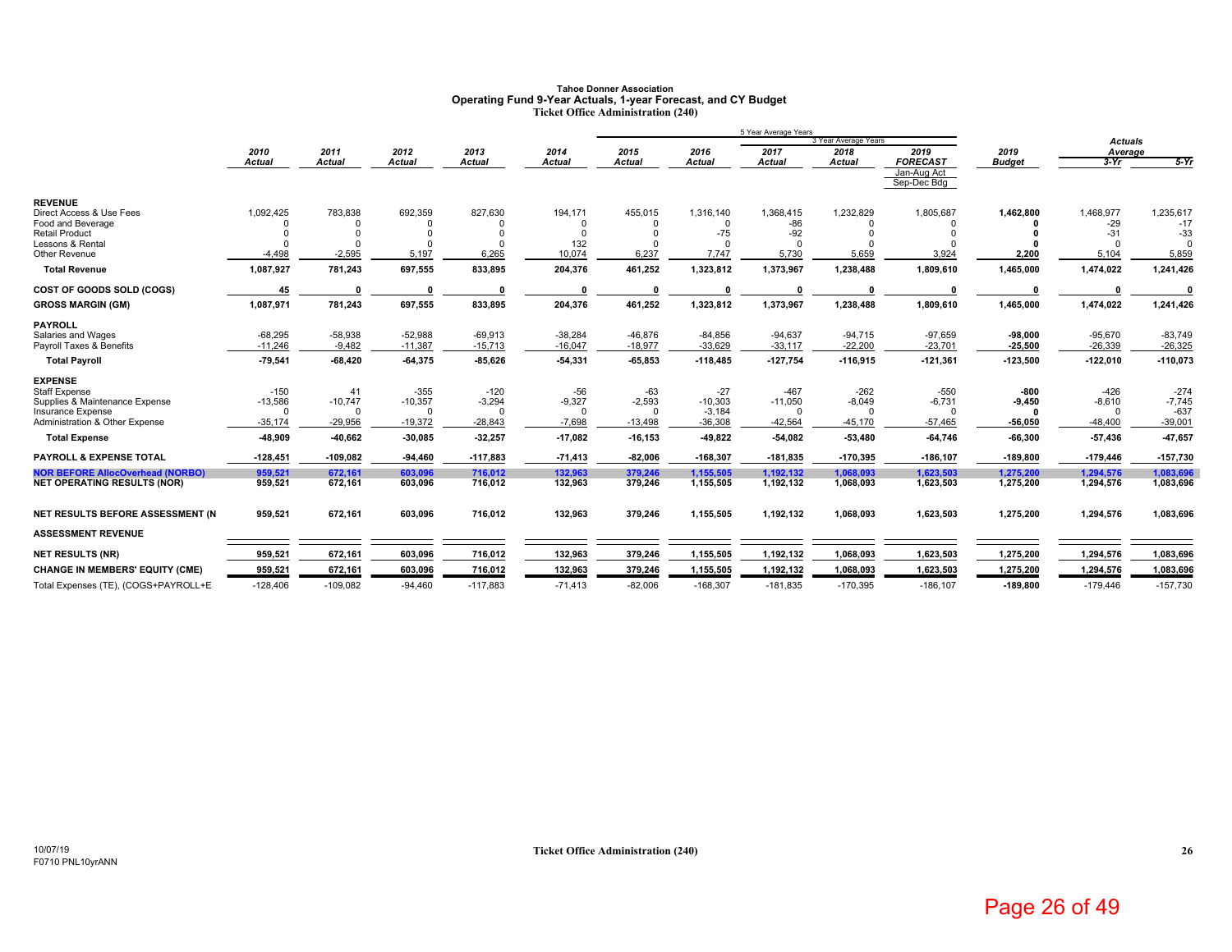**Tahoe Donner Association**
**Operating Fund 9-Year Actuals, 1-year Forecast, and CY Budget**
**Ticket Office Administration (240)**

| | 2010 Actual | 2011 Actual | 2012 Actual | 2013 Actual | 2014 Actual | 2015 Actual | 2016 Actual | 2017 Actual | 2018 Actual | 2019 FORECAST Jan-Aug Act Sep-Dec Bdg | 2019 Budget | Actuals Average 3-Yr | Actuals Average 5-Yr |
|---|---|---|---|---|---|---|---|---|---|---|---|---|---|
| **REVENUE** | | | | | | | | | | | | | |
| Direct Access & Use Fees | 1,092,425 | 783,838 | 692,359 | 827,630 | 194,171 | 455,015 | 1,316,140 | 1,368,415 | 1,232,829 | 1,805,687 | 1,462,800 | 1,468,977 | 1,235,617 |
| Food and Beverage | 0 | 0 | 0 | 0 | 0 | 0 | 0 | -86 | 0 | 0 | 0 | -29 | -17 |
| Retail Product | 0 | 0 | 0 | 0 | 0 | 0 | -75 | -92 | 0 | 0 | 0 | -31 | -33 |
| Lessons & Rental | 0 | 0 | 0 | 0 | 132 | 0 | 0 | 0 | 0 | 0 | 0 | 0 | 0 |
| Other Revenue | -4,498 | -2,595 | 5,197 | 6,265 | 10,074 | 6,237 | 7,747 | 5,730 | 5,659 | 3,924 | 2,200 | 5,104 | 5,859 |
| **Total Revenue** | 1,087,927 | 781,243 | 697,555 | 833,895 | 204,376 | 461,252 | 1,323,812 | 1,373,967 | 1,238,488 | 1,809,610 | 1,465,000 | 1,474,022 | 1,241,426 |
| **COST OF GOODS SOLD (COGS)** | 45 | 0 | 0 | 0 | 0 | 0 | 0 | 0 | 0 | 0 | 0 | 0 | 0 |
| **GROSS MARGIN (GM)** | 1,087,971 | 781,243 | 697,555 | 833,895 | 204,376 | 461,252 | 1,323,812 | 1,373,967 | 1,238,488 | 1,809,610 | 1,465,000 | 1,474,022 | 1,241,426 |
| **PAYROLL** | | | | | | | | | | | | | |
| Salaries and Wages | -68,295 | -58,938 | -52,988 | -69,913 | -38,284 | -46,876 | -84,856 | -94,637 | -94,715 | -97,659 | -98,000 | -95,670 | -83,749 |
| Payroll Taxes & Benefits | -11,246 | -9,482 | -11,387 | -15,713 | -16,047 | -18,977 | -33,629 | -33,117 | -22,200 | -23,701 | -25,500 | -26,339 | -26,325 |
| **Total Payroll** | -79,541 | -68,420 | -64,375 | -85,626 | -54,331 | -65,853 | -118,485 | -127,754 | -116,915 | -121,361 | -123,500 | -122,010 | -110,073 |
| **EXPENSE** | | | | | | | | | | | | | |
| Staff Expense | -150 | 41 | -355 | -120 | -56 | -63 | -27 | -467 | -262 | -550 | -800 | -426 | -274 |
| Supplies & Maintenance Expense | -13,586 | -10,747 | -10,357 | -3,294 | -9,327 | -2,593 | -10,303 | -11,050 | -8,049 | -6,731 | -9,450 | -8,610 | -7,745 |
| Insurance Expense | 0 | 0 | 0 | 0 | 0 | 0 | -3,184 | 0 | 0 | 0 | 0 | 0 | -637 |
| Administration & Other Expense | -35,174 | -29,956 | -19,372 | -28,843 | -7,698 | -13,498 | -36,308 | -42,564 | -45,170 | -57,465 | -56,050 | -48,400 | -39,001 |
| **Total Expense** | -48,909 | -40,662 | -30,085 | -32,257 | -17,082 | -16,153 | -49,822 | -54,082 | -53,480 | -64,746 | -66,300 | -57,436 | -47,657 |
| **PAYROLL & EXPENSE TOTAL** | -128,451 | -109,082 | -94,460 | -117,883 | -71,413 | -82,006 | -168,307 | -181,835 | -170,395 | -186,107 | -189,800 | -179,446 | -157,730 |
| **NOR BEFORE AllocOverhead (NORBO)** | 959,521 | 672,161 | 603,096 | 716,012 | 132,963 | 379,246 | 1,155,505 | 1,192,132 | 1,068,093 | 1,623,503 | 1,275,200 | 1,294,576 | 1,083,696 |
| **NET OPERATING RESULTS (NOR)** | 959,521 | 672,161 | 603,096 | 716,012 | 132,963 | 379,246 | 1,155,505 | 1,192,132 | 1,068,093 | 1,623,503 | 1,275,200 | 1,294,576 | 1,083,696 |
| **NET RESULTS BEFORE ASSESSMENT (N** | 959,521 | 672,161 | 603,096 | 716,012 | 132,963 | 379,246 | 1,155,505 | 1,192,132 | 1,068,093 | 1,623,503 | 1,275,200 | 1,294,576 | 1,083,696 |
| **ASSESSMENT REVENUE** | | | | | | | | | | | | | |
| **NET RESULTS (NR)** | 959,521 | 672,161 | 603,096 | 716,012 | 132,963 | 379,246 | 1,155,505 | 1,192,132 | 1,068,093 | 1,623,503 | 1,275,200 | 1,294,576 | 1,083,696 |
| **CHANGE IN MEMBERS' EQUITY (CME)** | 959,521 | 672,161 | 603,096 | 716,012 | 132,963 | 379,246 | 1,155,505 | 1,192,132 | 1,068,093 | 1,623,503 | 1,275,200 | 1,294,576 | 1,083,696 |
| Total Expenses (TE), (COGS+PAYROLL+E | -128,406 | -109,082 | -94,460 | -117,883 | -71,413 | -82,006 | -168,307 | -181,835 | -170,395 | -186,107 | -189,800 | -179,446 | -157,730 |

Note: 5 Year Average Years: 2015–2019; 3 Year Average Years: 2017–2019.

10/07/19
F0710 PNL10yrANN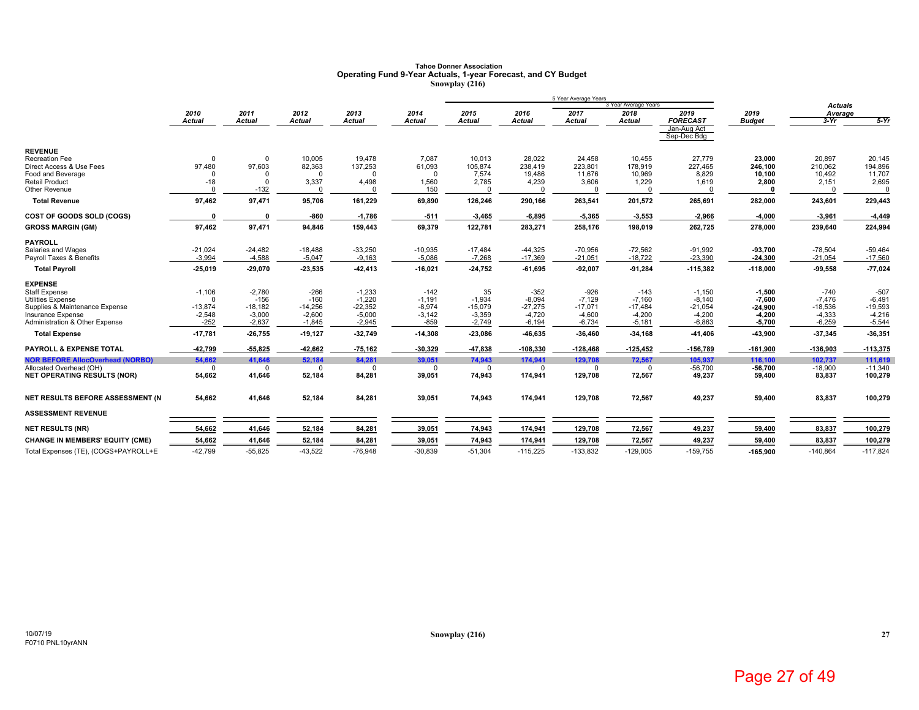# Tahoe Donner Association
## Operating Fund 9-Year Actuals, 1-year Forecast, and CY Budget
### Snowplay (216)

| | 2010 Actual | 2011 Actual | 2012 Actual | 2013 Actual | 2014 Actual | 2015 Actual | 2016 Actual | 2017 Actual | 2018 Actual | 2019 FORECAST Jan-Aug Act Sep-Dec Bdg | 2019 Budget | Actuals Average 3-Yr | Actuals Average 5-Yr |
|---|---|---|---|---|---|---|---|---|---|---|---|---|---|
| | | | | | | 5 Year Average Years | | 3 Year Average Years | | | | | |
| **REVENUE** | | | | | | | | | | | | | |
| Recreation Fee | 0 | 0 | 10,005 | 19,478 | 7,087 | 10,013 | 28,022 | 24,458 | 10,455 | 27,779 | **23,000** | 20,897 | 20,145 |
| Direct Access & Use Fees | 97,480 | 97,603 | 82,363 | 137,253 | 61,093 | 105,874 | 238,419 | 223,801 | 178,919 | 227,465 | **246,100** | 210,062 | 194,896 |
| Food and Beverage | 0 | 0 | 0 | 0 | 0 | 7,574 | 19,486 | 11,676 | 10,969 | 8,829 | **10,100** | 10,492 | 11,707 |
| Retail Product | -18 | 0 | 3,337 | 4,498 | 1,560 | 2,785 | 4,239 | 3,606 | 1,229 | 1,619 | **2,800** | 2,151 | 2,695 |
| Other Revenue | 0 | -132 | 0 | 0 | 150 | 0 | 0 | 0 | 0 | 0 | **0** | 0 | 0 |
| **Total Revenue** | **97,462** | **97,471** | **95,706** | **161,229** | **69,890** | **126,246** | **290,166** | **263,541** | **201,572** | **265,691** | **282,000** | **243,601** | **229,443** |
| **COST OF GOODS SOLD (COGS)** | **0** | **0** | **-860** | **-1,786** | **-511** | **-3,465** | **-6,895** | **-5,365** | **-3,553** | **-2,966** | **-4,000** | **-3,961** | **-4,449** |
| **GROSS MARGIN (GM)** | **97,462** | **97,471** | **94,846** | **159,443** | **69,379** | **122,781** | **283,271** | **258,176** | **198,019** | **262,725** | **278,000** | **239,640** | **224,994** |
| **PAYROLL** | | | | | | | | | | | | | |
| Salaries and Wages | -21,024 | -24,482 | -18,488 | -33,250 | -10,935 | -17,484 | -44,325 | -70,956 | -72,562 | -91,992 | **-93,700** | -78,504 | -59,464 |
| Payroll Taxes & Benefits | -3,994 | -4,588 | -5,047 | -9,163 | -5,086 | -7,268 | -17,369 | -21,051 | -18,722 | -23,390 | **-24,300** | -21,054 | -17,560 |
| **Total Payroll** | **-25,019** | **-29,070** | **-23,535** | **-42,413** | **-16,021** | **-24,752** | **-61,695** | **-92,007** | **-91,284** | **-115,382** | **-118,000** | **-99,558** | **-77,024** |
| **EXPENSE** | | | | | | | | | | | | | |
| Staff Expense | -1,106 | -2,780 | -266 | -1,233 | -142 | 35 | -352 | -926 | -143 | -1,150 | **-1,500** | -740 | -507 |
| Utilities Expense | 0 | -156 | -160 | -1,220 | -1,191 | -1,934 | -8,094 | -7,129 | -7,160 | -8,140 | **-7,600** | -7,476 | -6,491 |
| Supplies & Maintenance Expense | -13,874 | -18,182 | -14,256 | -22,352 | -8,974 | -15,079 | -27,275 | -17,071 | -17,484 | -21,054 | **-24,900** | -18,536 | -19,593 |
| Insurance Expense | -2,548 | -3,000 | -2,600 | -5,000 | -3,142 | -3,359 | -4,720 | -4,600 | -4,200 | -4,200 | **-4,200** | -4,333 | -4,216 |
| Administration & Other Expense | -252 | -2,637 | -1,845 | -2,945 | -859 | -2,749 | -6,194 | -6,734 | -5,181 | -6,863 | **-5,700** | -6,259 | -5,544 |
| **Total Expense** | **-17,781** | **-26,755** | **-19,127** | **-32,749** | **-14,308** | **-23,086** | **-46,635** | **-36,460** | **-34,168** | **-41,406** | **-43,900** | **-37,345** | **-36,351** |
| **PAYROLL & EXPENSE TOTAL** | **-42,799** | **-55,825** | **-42,662** | **-75,162** | **-30,329** | **-47,838** | **-108,330** | **-128,468** | **-125,452** | **-156,789** | **-161,900** | **-136,903** | **-113,375** |
| **NOR BEFORE AllocOverhead (NORBO)** | **54,662** | **41,646** | **52,184** | **84,281** | **39,051** | **74,943** | **174,941** | **129,708** | **72,567** | **105,937** | **116,100** | **102,737** | **111,619** |
| Allocated Overhead (OH) | 0 | 0 | 0 | 0 | 0 | 0 | 0 | 0 | 0 | -56,700 | **-56,700** | -18,900 | -11,340 |
| **NET OPERATING RESULTS (NOR)** | **54,662** | **41,646** | **52,184** | **84,281** | **39,051** | **74,943** | **174,941** | **129,708** | **72,567** | **49,237** | **59,400** | **83,837** | **100,279** |
| **NET RESULTS BEFORE ASSESSMENT (N** | **54,662** | **41,646** | **52,184** | **84,281** | **39,051** | **74,943** | **174,941** | **129,708** | **72,567** | **49,237** | **59,400** | **83,837** | **100,279** |
| **ASSESSMENT REVENUE** | | | | | | | | | | | | | |
| **NET RESULTS (NR)** | **54,662** | **41,646** | **52,184** | **84,281** | **39,051** | **74,943** | **174,941** | **129,708** | **72,567** | **49,237** | **59,400** | **83,837** | **100,279** |
| **CHANGE IN MEMBERS' EQUITY (CME)** | **54,662** | **41,646** | **52,184** | **84,281** | **39,051** | **74,943** | **174,941** | **129,708** | **72,567** | **49,237** | **59,400** | **83,837** | **100,279** |
| Total Expenses (TE), (COGS+PAYROLL+E | -42,799 | -55,825 | -43,522 | -76,948 | -30,839 | -51,304 | -115,225 | -133,832 | -129,005 | -159,755 | **-165,900** | -140,864 | -117,824 |

10/07/19
F0710 PNL10yrANN

Snowplay (216)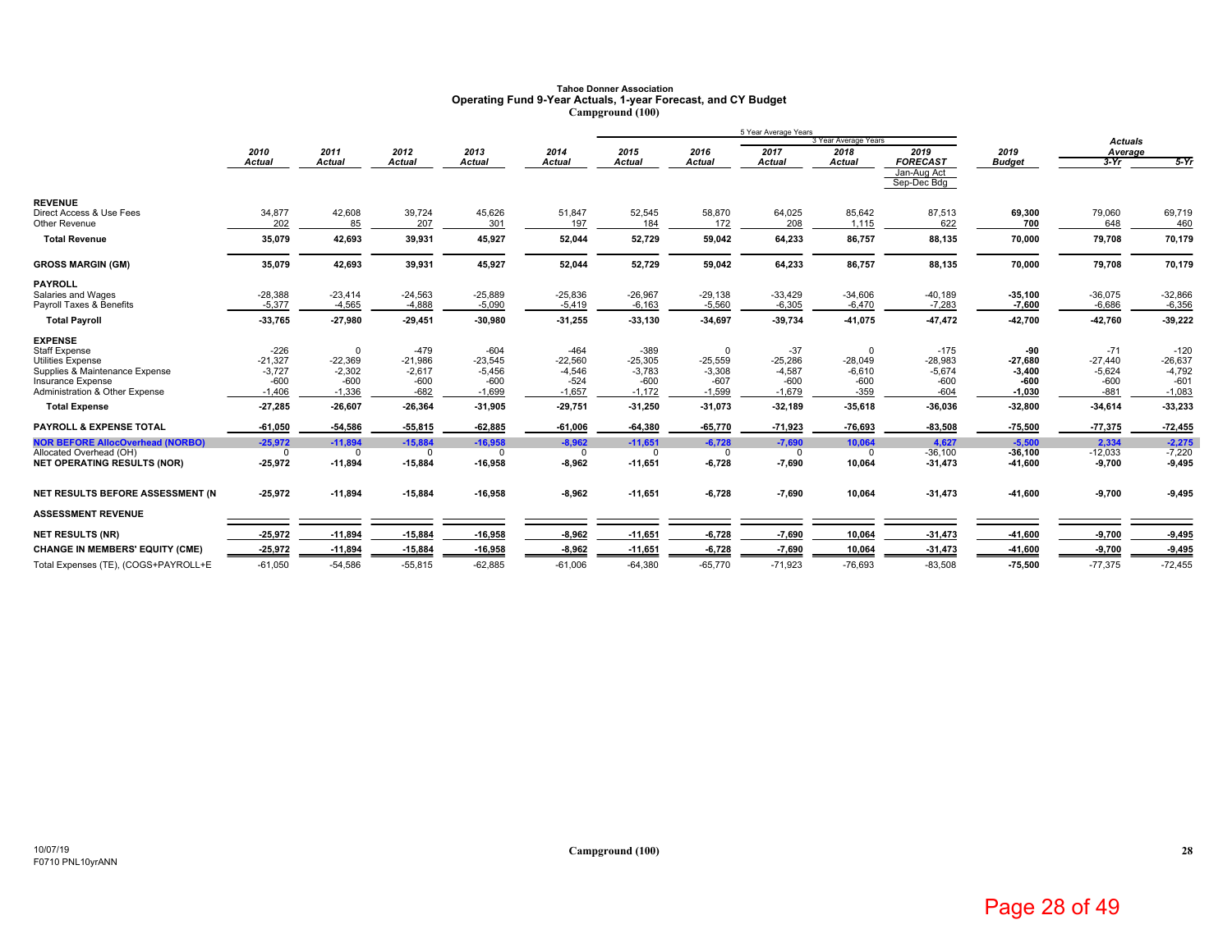# Tahoe Donner Association
## Operating Fund 9-Year Actuals, 1-year Forecast, and CY Budget
### Campground (100)

| | 2010 Actual | 2011 Actual | 2012 Actual | 2013 Actual | 2014 Actual | 2015 Actual | 2016 Actual | 2017 Actual | 2018 Actual | 2019 FORECAST Jan-Aug Act Sep-Dec Bdg | 2019 Budget | Actuals Average 3-Yr | Actuals Average 5-Yr |
|---|---|---|---|---|---|---|---|---|---|---|---|---|---|
| **REVENUE** | | | | | | | | | | | | | |
| Direct Access & Use Fees | 34,877 | 42,608 | 39,724 | 45,626 | 51,847 | 52,545 | 58,870 | 64,025 | 85,642 | 87,513 | **69,300** | 79,060 | 69,719 |
| Other Revenue | 202 | 85 | 207 | 301 | 197 | 184 | 172 | 208 | 1,115 | 622 | **700** | 648 | 460 |
| **Total Revenue** | **35,079** | **42,693** | **39,931** | **45,927** | **52,044** | **52,729** | **59,042** | **64,233** | **86,757** | **88,135** | **70,000** | **79,708** | **70,179** |
| **GROSS MARGIN (GM)** | **35,079** | **42,693** | **39,931** | **45,927** | **52,044** | **52,729** | **59,042** | **64,233** | **86,757** | **88,135** | **70,000** | **79,708** | **70,179** |
| **PAYROLL** | | | | | | | | | | | | | |
| Salaries and Wages | -28,388 | -23,414 | -24,563 | -25,889 | -25,836 | -26,967 | -29,138 | -33,429 | -34,606 | -40,189 | **-35,100** | -36,075 | -32,866 |
| Payroll Taxes & Benefits | -5,377 | -4,565 | -4,888 | -5,090 | -5,419 | -6,163 | -5,560 | -6,305 | -6,470 | -7,283 | **-7,600** | -6,686 | -6,356 |
| **Total Payroll** | **-33,765** | **-27,980** | **-29,451** | **-30,980** | **-31,255** | **-33,130** | **-34,697** | **-39,734** | **-41,075** | **-47,472** | **-42,700** | **-42,760** | **-39,222** |
| **EXPENSE** | | | | | | | | | | | | | |
| Staff Expense | -226 | 0 | -479 | -604 | -464 | -389 | 0 | -37 | 0 | -175 | **-90** | -71 | -120 |
| Utilities Expense | -21,327 | -22,369 | -21,986 | -23,545 | -22,560 | -25,305 | -25,559 | -25,286 | -28,049 | -28,983 | **-27,680** | -27,440 | -26,637 |
| Supplies & Maintenance Expense | -3,727 | -2,302 | -2,617 | -5,456 | -4,546 | -3,783 | -3,308 | -4,587 | -6,610 | -5,674 | **-3,400** | -5,624 | -4,792 |
| Insurance Expense | -600 | -600 | -600 | -600 | -524 | -600 | -607 | -600 | -600 | -600 | **-600** | -600 | -601 |
| Administration & Other Expense | -1,406 | -1,336 | -682 | -1,699 | -1,657 | -1,172 | -1,599 | -1,679 | -359 | -604 | **-1,030** | -881 | -1,083 |
| **Total Expense** | **-27,285** | **-26,607** | **-26,364** | **-31,905** | **-29,751** | **-31,250** | **-31,073** | **-32,189** | **-35,618** | **-36,036** | **-32,800** | **-34,614** | **-33,233** |
| **PAYROLL & EXPENSE TOTAL** | **-61,050** | **-54,586** | **-55,815** | **-62,885** | **-61,006** | **-64,380** | **-65,770** | **-71,923** | **-76,693** | **-83,508** | **-75,500** | **-77,375** | **-72,455** |
| **NOR BEFORE AllocOverhead (NORBO)** | **-25,972** | **-11,894** | **-15,884** | **-16,958** | **-8,962** | **-11,651** | **-6,728** | **-7,690** | **10,064** | **4,627** | **-5,500** | **2,334** | **-2,275** |
| Allocated Overhead (OH) | 0 | 0 | 0 | 0 | 0 | 0 | 0 | 0 | 0 | -36,100 | **-36,100** | -12,033 | -7,220 |
| **NET OPERATING RESULTS (NOR)** | **-25,972** | **-11,894** | **-15,884** | **-16,958** | **-8,962** | **-11,651** | **-6,728** | **-7,690** | **10,064** | **-31,473** | **-41,600** | **-9,700** | **-9,495** |
| **NET RESULTS BEFORE ASSESSMENT (N** | **-25,972** | **-11,894** | **-15,884** | **-16,958** | **-8,962** | **-11,651** | **-6,728** | **-7,690** | **10,064** | **-31,473** | **-41,600** | **-9,700** | **-9,495** |
| **ASSESSMENT REVENUE** | | | | | | | | | | | | | |
| **NET RESULTS (NR)** | **-25,972** | **-11,894** | **-15,884** | **-16,958** | **-8,962** | **-11,651** | **-6,728** | **-7,690** | **10,064** | **-31,473** | **-41,600** | **-9,700** | **-9,495** |
| **CHANGE IN MEMBERS' EQUITY (CME)** | **-25,972** | **-11,894** | **-15,884** | **-16,958** | **-8,962** | **-11,651** | **-6,728** | **-7,690** | **10,064** | **-31,473** | **-41,600** | **-9,700** | **-9,495** |
| Total Expenses (TE), (COGS+PAYROLL+E | -61,050 | -54,586 | -55,815 | -62,885 | -61,006 | -64,380 | -65,770 | -71,923 | -76,693 | -83,508 | **-75,500** | -77,375 | -72,455 |

5 Year Average Years: 2015–2019; 3 Year Average Years: 2017–2019

10/07/19
F0710 PNL10yrANN

Campground (100)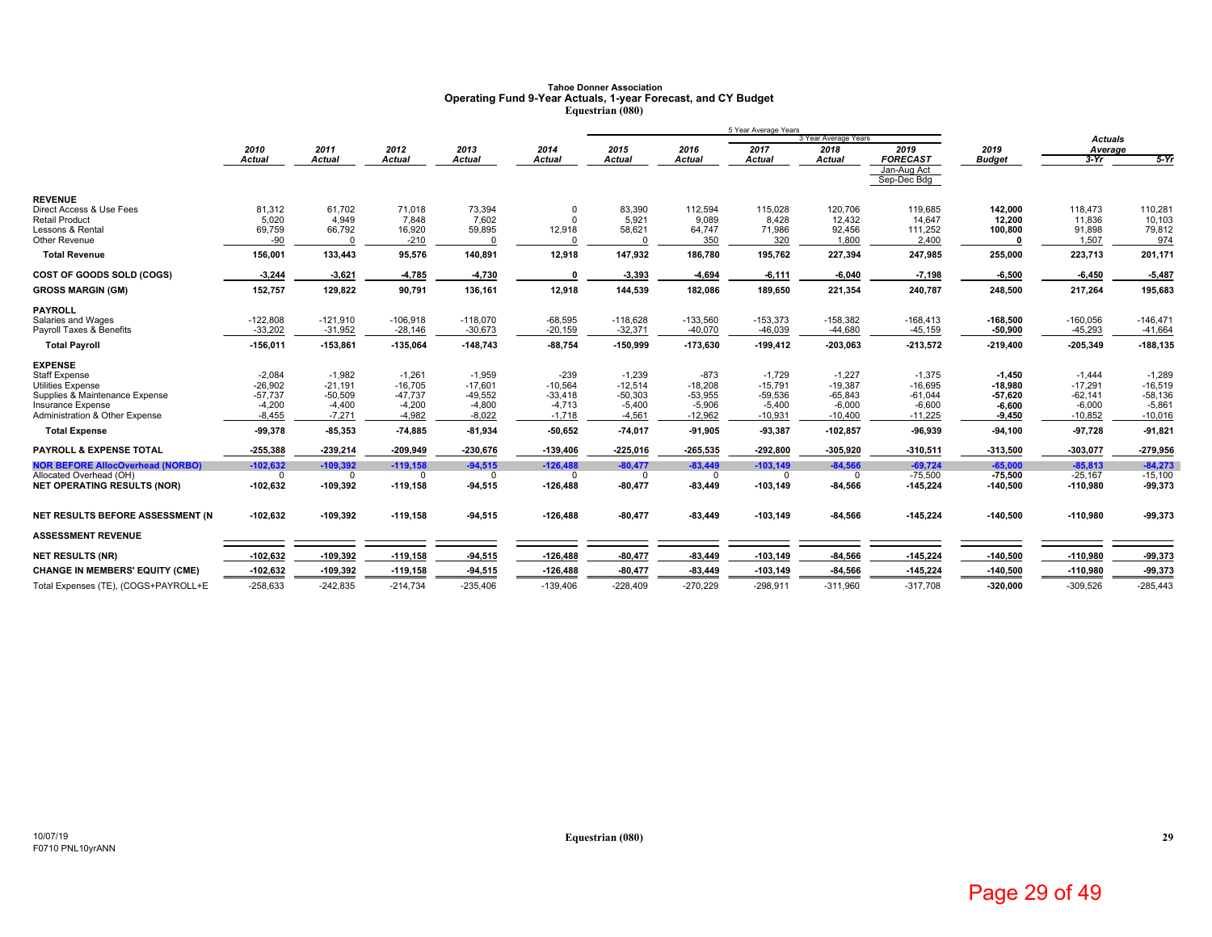# Tahoe Donner Association
## Operating Fund 9-Year Actuals, 1-year Forecast, and CY Budget
### Equestrian (080)

| | 2010 Actual | 2011 Actual | 2012 Actual | 2013 Actual | 2014 Actual | 2015 Actual | 2016 Actual | 2017 Actual | 2018 Actual | 2019 FORECAST Jan-Aug Act Sep-Dec Bdg | 2019 Budget | Actuals Average 3-Yr | 5-Yr |
|---|---|---|---|---|---|---|---|---|---|---|---|---|---|
| | | | | | | 5 Year Average Years | | 3 Year Average Years | | | | | |
| **REVENUE** | | | | | | | | | | | | | |
| Direct Access & Use Fees | 81,312 | 61,702 | 71,018 | 73,394 | 0 | 83,390 | 112,594 | 115,028 | 120,706 | 119,685 | **142,000** | 118,473 | 110,281 |
| Retail Product | 5,020 | 4,949 | 7,848 | 7,602 | 0 | 5,921 | 9,089 | 8,428 | 12,432 | 14,647 | **12,200** | 11,836 | 10,103 |
| Lessons & Rental | 69,759 | 66,792 | 16,920 | 59,895 | 12,918 | 58,621 | 64,747 | 71,986 | 92,456 | 111,252 | **100,800** | 91,898 | 79,812 |
| Other Revenue | -90 | 0 | -210 | 0 | 0 | 0 | 350 | 320 | 1,800 | 2,400 | **0** | 1,507 | 974 |
| **Total Revenue** | **156,001** | **133,443** | **95,576** | **140,891** | **12,918** | **147,932** | **186,780** | **195,762** | **227,394** | **247,985** | **255,000** | **223,713** | **201,171** |
| **COST OF GOODS SOLD (COGS)** | **-3,244** | **-3,621** | **-4,785** | **-4,730** | **0** | **-3,393** | **-4,694** | **-6,111** | **-6,040** | **-7,198** | **-6,500** | **-6,450** | **-5,487** |
| **GROSS MARGIN (GM)** | **152,757** | **129,822** | **90,791** | **136,161** | **12,918** | **144,539** | **182,086** | **189,650** | **221,354** | **240,787** | **248,500** | **217,264** | **195,683** |
| **PAYROLL** | | | | | | | | | | | | | |
| Salaries and Wages | -122,808 | -121,910 | -106,918 | -118,070 | -68,595 | -118,628 | -133,560 | -153,373 | -158,382 | -168,413 | **-168,500** | -160,056 | -146,471 |
| Payroll Taxes & Benefits | -33,202 | -31,952 | -28,146 | -30,673 | -20,159 | -32,371 | -40,070 | -46,039 | -44,680 | -45,159 | **-50,900** | -45,293 | -41,664 |
| **Total Payroll** | **-156,011** | **-153,861** | **-135,064** | **-148,743** | **-88,754** | **-150,999** | **-173,630** | **-199,412** | **-203,063** | **-213,572** | **-219,400** | **-205,349** | **-188,135** |
| **EXPENSE** | | | | | | | | | | | | | |
| Staff Expense | -2,084 | -1,982 | -1,261 | -1,959 | -239 | -1,239 | -873 | -1,729 | -1,227 | -1,375 | **-1,450** | -1,444 | -1,289 |
| Utilities Expense | -26,902 | -21,191 | -16,705 | -17,601 | -10,564 | -12,514 | -18,208 | -15,791 | -19,387 | -16,695 | **-18,980** | -17,291 | -16,519 |
| Supplies & Maintenance Expense | -57,737 | -50,509 | -47,737 | -49,552 | -33,418 | -50,303 | -53,955 | -59,536 | -65,843 | -61,044 | **-57,620** | -62,141 | -58,136 |
| Insurance Expense | -4,200 | -4,400 | -4,200 | -4,800 | -4,713 | -5,400 | -5,906 | -5,400 | -6,000 | -6,600 | **-6,600** | -6,000 | -5,861 |
| Administration & Other Expense | -8,455 | -7,271 | -4,982 | -8,022 | -1,718 | -4,561 | -12,962 | -10,931 | -10,400 | -11,225 | **-9,450** | -10,852 | -10,016 |
| **Total Expense** | **-99,378** | **-85,353** | **-74,885** | **-81,934** | **-50,652** | **-74,017** | **-91,905** | **-93,387** | **-102,857** | **-96,939** | **-94,100** | **-97,728** | **-91,821** |
| **PAYROLL & EXPENSE TOTAL** | **-255,388** | **-239,214** | **-209,949** | **-230,676** | **-139,406** | **-225,016** | **-265,535** | **-292,800** | **-305,920** | **-310,511** | **-313,500** | **-303,077** | **-279,956** |
| **NOR BEFORE AllocOverhead (NORBO)** | **-102,632** | **-109,392** | **-119,158** | **-94,515** | **-126,488** | **-80,477** | **-83,449** | **-103,149** | **-84,566** | **-69,724** | **-65,000** | **-85,813** | **-84,273** |
| Allocated Overhead (OH) | 0 | 0 | 0 | 0 | 0 | 0 | 0 | 0 | 0 | -75,500 | **-75,500** | -25,167 | -15,100 |
| **NET OPERATING RESULTS (NOR)** | **-102,632** | **-109,392** | **-119,158** | **-94,515** | **-126,488** | **-80,477** | **-83,449** | **-103,149** | **-84,566** | **-145,224** | **-140,500** | **-110,980** | **-99,373** |
| **NET RESULTS BEFORE ASSESSMENT (N** | **-102,632** | **-109,392** | **-119,158** | **-94,515** | **-126,488** | **-80,477** | **-83,449** | **-103,149** | **-84,566** | **-145,224** | **-140,500** | **-110,980** | **-99,373** |
| **ASSESSMENT REVENUE** | | | | | | | | | | | | | |
| **NET RESULTS (NR)** | **-102,632** | **-109,392** | **-119,158** | **-94,515** | **-126,488** | **-80,477** | **-83,449** | **-103,149** | **-84,566** | **-145,224** | **-140,500** | **-110,980** | **-99,373** |
| **CHANGE IN MEMBERS' EQUITY (CME)** | **-102,632** | **-109,392** | **-119,158** | **-94,515** | **-126,488** | **-80,477** | **-83,449** | **-103,149** | **-84,566** | **-145,224** | **-140,500** | **-110,980** | **-99,373** |
| Total Expenses (TE), (COGS+PAYROLL+E | -258,633 | -242,835 | -214,734 | -235,406 | -139,406 | -228,409 | -270,229 | -298,911 | -311,960 | -317,708 | **-320,000** | -309,526 | -285,443 |

10/07/19
F0710 PNL10yrANN

Equestrian (080)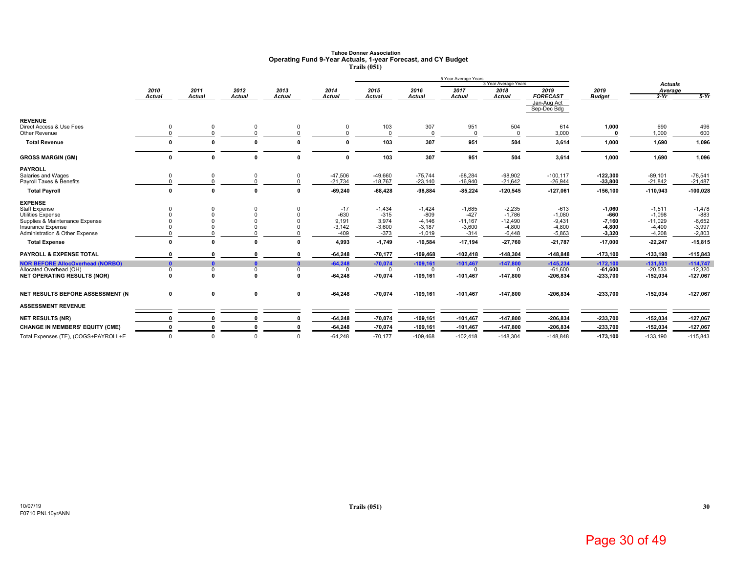# Tahoe Donner Association
## Operating Fund 9-Year Actuals, 1-year Forecast, and CY Budget
### Trails (051)

| | 2010 Actual | 2011 Actual | 2012 Actual | 2013 Actual | 2014 Actual | 2015 Actual | 2016 Actual | 2017 Actual | 2018 Actual | 2019 FORECAST Jan-Aug Act Sep-Dec Bdg | 2019 Budget | Actuals Average 3-Yr | Actuals Average 5-Yr |
|---|---|---|---|---|---|---|---|---|---|---|---|---|---|
| **REVENUE** | | | | | | | | | | | | | |
| Direct Access & Use Fees | 0 | 0 | 0 | 0 | 0 | 103 | 307 | 951 | 504 | 614 | **1,000** | 690 | 496 |
| Other Revenue | 0 | 0 | 0 | 0 | 0 | 0 | 0 | 0 | 0 | 3,000 | **0** | 1,000 | 600 |
| **Total Revenue** | **0** | **0** | **0** | **0** | **0** | **103** | **307** | **951** | **504** | **3,614** | **1,000** | **1,690** | **1,096** |
| **GROSS MARGIN (GM)** | **0** | **0** | **0** | **0** | **0** | **103** | **307** | **951** | **504** | **3,614** | **1,000** | **1,690** | **1,096** |
| **PAYROLL** | | | | | | | | | | | | | |
| Salaries and Wages | 0 | 0 | 0 | 0 | -47,506 | -49,660 | -75,744 | -68,284 | -98,902 | -100,117 | **-122,300** | -89,101 | -78,541 |
| Payroll Taxes & Benefits | 0 | 0 | 0 | 0 | -21,734 | -18,767 | -23,140 | -16,940 | -21,642 | -26,944 | **-33,800** | -21,842 | -21,487 |
| **Total Payroll** | **0** | **0** | **0** | **0** | **-69,240** | **-68,428** | **-98,884** | **-85,224** | **-120,545** | **-127,061** | **-156,100** | **-110,943** | **-100,028** |
| **EXPENSE** | | | | | | | | | | | | | |
| Staff Expense | 0 | 0 | 0 | 0 | -17 | -1,434 | -1,424 | -1,685 | -2,235 | -613 | **-1,060** | -1,511 | -1,478 |
| Utilities Expense | 0 | 0 | 0 | 0 | -630 | -315 | -809 | -427 | -1,786 | -1,080 | **-660** | -1,098 | -883 |
| Supplies & Maintenance Expense | 0 | 0 | 0 | 0 | 9,191 | 3,974 | -4,146 | -11,167 | -12,490 | -9,431 | **-7,160** | -11,029 | -6,652 |
| Insurance Expense | 0 | 0 | 0 | 0 | -3,142 | -3,600 | -3,187 | -3,600 | -4,800 | -4,800 | **-4,800** | -4,400 | -3,997 |
| Administration & Other Expense | 0 | 0 | 0 | 0 | -409 | -373 | -1,019 | -314 | -6,448 | -5,863 | **-3,320** | -4,208 | -2,803 |
| **Total Expense** | **0** | **0** | **0** | **0** | **4,993** | **-1,749** | **-10,584** | **-17,194** | **-27,760** | **-21,787** | **-17,000** | **-22,247** | **-15,815** |
| **PAYROLL & EXPENSE TOTAL** | **0** | **0** | **0** | **0** | **-64,248** | **-70,177** | **-109,468** | **-102,418** | **-148,304** | **-148,848** | **-173,100** | **-133,190** | **-115,843** |
| **NOR BEFORE AllocOverhead (NORBO)** | **0** | **0** | **0** | **0** | **-64,248** | **-70,074** | **-109,161** | **-101,467** | **-147,800** | **-145,234** | **-172,100** | **-131,501** | **-114,747** |
| Allocated Overhead (OH) | 0 | 0 | 0 | 0 | 0 | 0 | 0 | 0 | 0 | -61,600 | **-61,600** | -20,533 | -12,320 |
| **NET OPERATING RESULTS (NOR)** | **0** | **0** | **0** | **0** | **-64,248** | **-70,074** | **-109,161** | **-101,467** | **-147,800** | **-206,834** | **-233,700** | **-152,034** | **-127,067** |
| **NET RESULTS BEFORE ASSESSMENT (N** | **0** | **0** | **0** | **0** | **-64,248** | **-70,074** | **-109,161** | **-101,467** | **-147,800** | **-206,834** | **-233,700** | **-152,034** | **-127,067** |
| **ASSESSMENT REVENUE** | | | | | | | | | | | | | |
| **NET RESULTS (NR)** | **0** | **0** | **0** | **0** | **-64,248** | **-70,074** | **-109,161** | **-101,467** | **-147,800** | **-206,834** | **-233,700** | **-152,034** | **-127,067** |
| **CHANGE IN MEMBERS' EQUITY (CME)** | **0** | **0** | **0** | **0** | **-64,248** | **-70,074** | **-109,161** | **-101,467** | **-147,800** | **-206,834** | **-233,700** | **-152,034** | **-127,067** |
| Total Expenses (TE), (COGS+PAYROLL+E | 0 | 0 | 0 | 0 | -64,248 | -70,177 | -109,468 | -102,418 | -148,304 | -148,848 | **-173,100** | -133,190 | -115,843 |

Note: 5 Year Average Years: 2015–2019; 3 Year Average Years: 2017–2019.

10/07/19
F0710 PNL10yrANN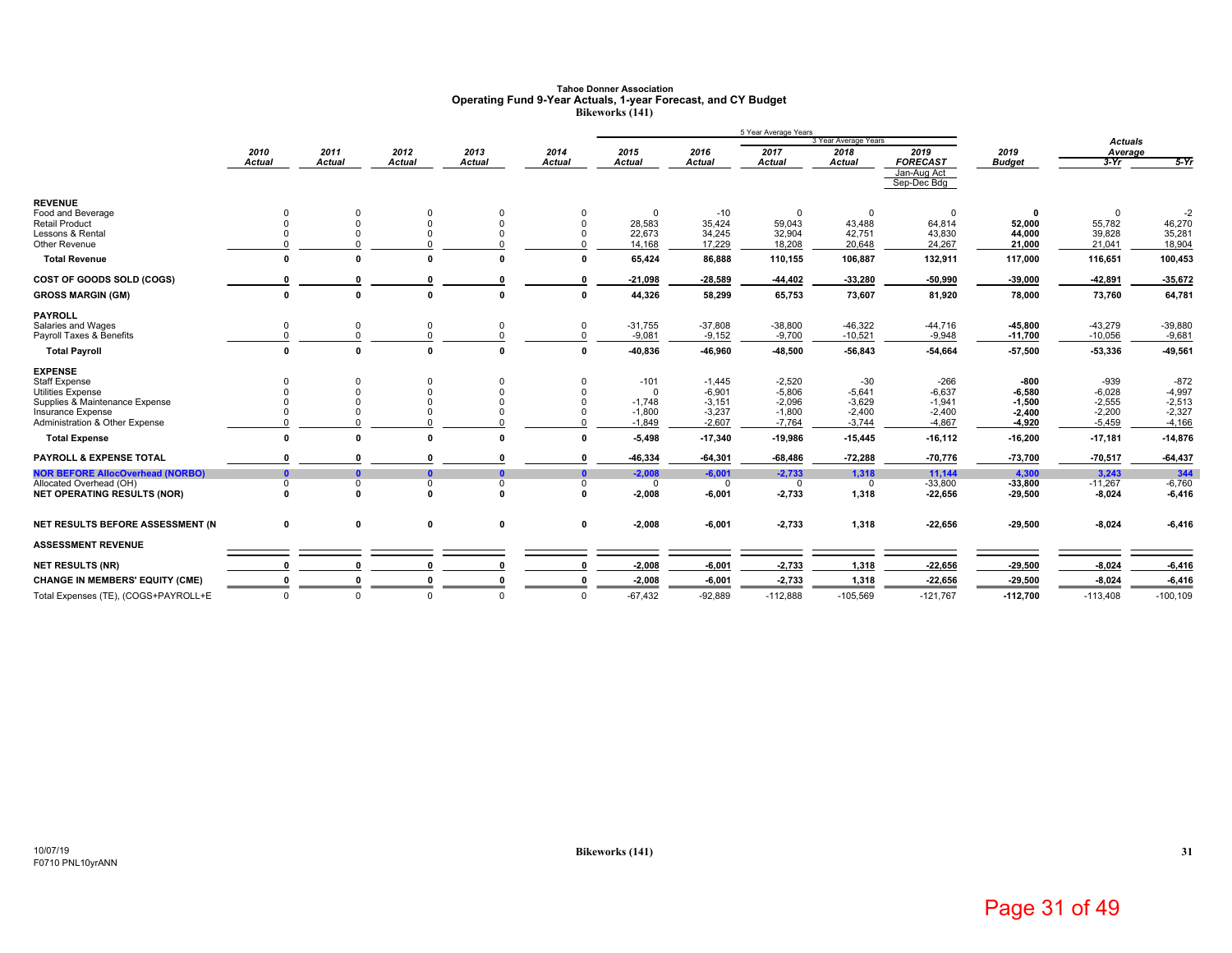# Tahoe Donner Association
## Operating Fund 9-Year Actuals, 1-year Forecast, and CY Budget
### Bikeworks (141)

| | 2010 Actual | 2011 Actual | 2012 Actual | 2013 Actual | 2014 Actual | 2015 Actual | 2016 Actual | 2017 Actual | 2018 Actual | 2019 FORECAST Jan-Aug Act Sep-Dec Bdg | 2019 Budget | Actuals Average 3-Yr | 5-Yr |
|---|---|---|---|---|---|---|---|---|---|---|---|---|---|
| | | | | | | 5 Year Average Years | | | 3 Year Average Years | | | | |
| **REVENUE** | | | | | | | | | | | | | |
| Food and Beverage | 0 | 0 | 0 | 0 | 0 | 0 | -10 | 0 | 0 | 0 | **0** | 0 | -2 |
| Retail Product | 0 | 0 | 0 | 0 | 0 | 28,583 | 35,424 | 59,043 | 43,488 | 64,814 | **52,000** | 55,782 | 46,270 |
| Lessons & Rental | 0 | 0 | 0 | 0 | 0 | 22,673 | 34,245 | 32,904 | 42,751 | 43,830 | **44,000** | 39,828 | 35,281 |
| Other Revenue | 0 | 0 | 0 | 0 | 0 | 14,168 | 17,229 | 18,208 | 20,648 | 24,267 | **21,000** | 21,041 | 18,904 |
| **Total Revenue** | **0** | **0** | **0** | **0** | **0** | **65,424** | **86,888** | **110,155** | **106,887** | **132,911** | **117,000** | **116,651** | **100,453** |
| **COST OF GOODS SOLD (COGS)** | **0** | **0** | **0** | **0** | **0** | **-21,098** | **-28,589** | **-44,402** | **-33,280** | **-50,990** | **-39,000** | **-42,891** | **-35,672** |
| **GROSS MARGIN (GM)** | **0** | **0** | **0** | **0** | **0** | **44,326** | **58,299** | **65,753** | **73,607** | **81,920** | **78,000** | **73,760** | **64,781** |
| **PAYROLL** | | | | | | | | | | | | | |
| Salaries and Wages | 0 | 0 | 0 | 0 | 0 | -31,755 | -37,808 | -38,800 | -46,322 | -44,716 | **-45,800** | -43,279 | -39,880 |
| Payroll Taxes & Benefits | 0 | 0 | 0 | 0 | 0 | -9,081 | -9,152 | -9,700 | -10,521 | -9,948 | **-11,700** | -10,056 | -9,681 |
| **Total Payroll** | **0** | **0** | **0** | **0** | **0** | **-40,836** | **-46,960** | **-48,500** | **-56,843** | **-54,664** | **-57,500** | **-53,336** | **-49,561** |
| **EXPENSE** | | | | | | | | | | | | | |
| Staff Expense | 0 | 0 | 0 | 0 | 0 | -101 | -1,445 | -2,520 | -30 | -266 | **-800** | -939 | -872 |
| Utilities Expense | 0 | 0 | 0 | 0 | 0 | 0 | -6,901 | -5,806 | -5,641 | -6,637 | **-6,580** | -6,028 | -4,997 |
| Supplies & Maintenance Expense | 0 | 0 | 0 | 0 | 0 | -1,748 | -3,151 | -2,096 | -3,629 | -1,941 | **-1,500** | -2,555 | -2,513 |
| Insurance Expense | 0 | 0 | 0 | 0 | 0 | -1,800 | -3,237 | -1,800 | -2,400 | -2,400 | **-2,400** | -2,200 | -2,327 |
| Administration & Other Expense | 0 | 0 | 0 | 0 | 0 | -1,849 | -2,607 | -7,764 | -3,744 | -4,867 | **-4,920** | -5,459 | -4,166 |
| **Total Expense** | **0** | **0** | **0** | **0** | **0** | **-5,498** | **-17,340** | **-19,986** | **-15,445** | **-16,112** | **-16,200** | **-17,181** | **-14,876** |
| **PAYROLL & EXPENSE TOTAL** | **0** | **0** | **0** | **0** | **0** | **-46,334** | **-64,301** | **-68,486** | **-72,288** | **-70,776** | **-73,700** | **-70,517** | **-64,437** |
| **NOR BEFORE AllocOverhead (NORBO)** | **0** | **0** | **0** | **0** | **0** | **-2,008** | **-6,001** | **-2,733** | **1,318** | **11,144** | **4,300** | **3,243** | **344** |
| Allocated Overhead (OH) | 0 | 0 | 0 | 0 | 0 | 0 | 0 | 0 | 0 | -33,800 | **-33,800** | -11,267 | -6,760 |
| **NET OPERATING RESULTS (NOR)** | **0** | **0** | **0** | **0** | **0** | **-2,008** | **-6,001** | **-2,733** | **1,318** | **-22,656** | **-29,500** | **-8,024** | **-6,416** |
| **NET RESULTS BEFORE ASSESSMENT (N** | **0** | **0** | **0** | **0** | **0** | **-2,008** | **-6,001** | **-2,733** | **1,318** | **-22,656** | **-29,500** | **-8,024** | **-6,416** |
| **ASSESSMENT REVENUE** | | | | | | | | | | | | | |
| **NET RESULTS (NR)** | **0** | **0** | **0** | **0** | **0** | **-2,008** | **-6,001** | **-2,733** | **1,318** | **-22,656** | **-29,500** | **-8,024** | **-6,416** |
| **CHANGE IN MEMBERS' EQUITY (CME)** | **0** | **0** | **0** | **0** | **0** | **-2,008** | **-6,001** | **-2,733** | **1,318** | **-22,656** | **-29,500** | **-8,024** | **-6,416** |
| Total Expenses (TE), (COGS+PAYROLL+E | 0 | 0 | 0 | 0 | 0 | -67,432 | -92,889 | -112,888 | -105,569 | -121,767 | **-112,700** | -113,408 | -100,109 |

10/07/19
F0710 PNL10yrANN

Bikeworks (141)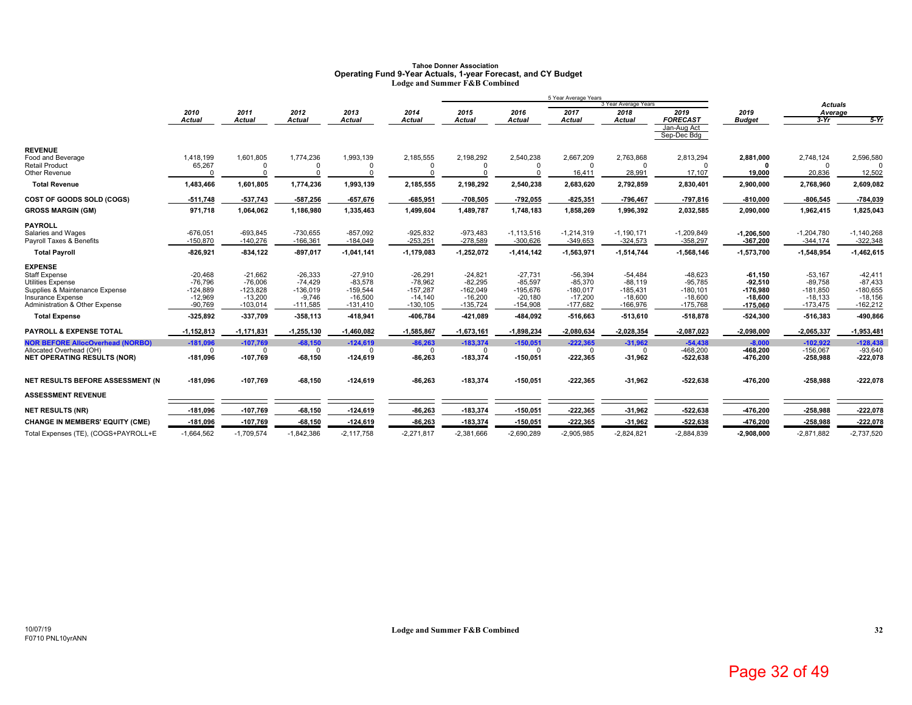# Tahoe Donner Association

## Operating Fund 9-Year Actuals, 1-year Forecast, and CY Budget

### Lodge and Summer F&B Combined

| | 2010 Actual | 2011 Actual | 2012 Actual | 2013 Actual | 2014 Actual | 2015 Actual | 2016 Actual | 2017 Actual | 2018 Actual | 2019 FORECAST Jan-Aug Act Sep-Dec Bdg | 2019 Budget | Actuals Average 3-Yr | Actuals Average 5-Yr |
|---|---|---|---|---|---|---|---|---|---|---|---|---|---|
| | | | | | | 5 Year Average Years | | | 3 Year Average Years | | | | |
| **REVENUE** | | | | | | | | | | | | | |
| Food and Beverage | 1,418,199 | 1,601,805 | 1,774,236 | 1,993,139 | 2,185,555 | 2,198,292 | 2,540,238 | 2,667,209 | 2,763,868 | 2,813,294 | **2,881,000** | 2,748,124 | 2,596,580 |
| Retail Product | 65,267 | 0 | 0 | 0 | 0 | 0 | 0 | 0 | 0 | 0 | **0** | 0 | 0 |
| Other Revenue | 0 | 0 | 0 | 0 | 0 | 0 | 0 | 16,411 | 28,991 | 17,107 | **19,000** | 20,836 | 12,502 |
| **Total Revenue** | **1,483,466** | **1,601,805** | **1,774,236** | **1,993,139** | **2,185,555** | **2,198,292** | **2,540,238** | **2,683,620** | **2,792,859** | **2,830,401** | **2,900,000** | **2,768,960** | **2,609,082** |
| **COST OF GOODS SOLD (COGS)** | **-511,748** | **-537,743** | **-587,256** | **-657,676** | **-685,951** | **-708,505** | **-792,055** | **-825,351** | **-796,467** | **-797,816** | **-810,000** | **-806,545** | **-784,039** |
| **GROSS MARGIN (GM)** | **971,718** | **1,064,062** | **1,186,980** | **1,335,463** | **1,499,604** | **1,489,787** | **1,748,183** | **1,858,269** | **1,996,392** | **2,032,585** | **2,090,000** | **1,962,415** | **1,825,043** |
| **PAYROLL** | | | | | | | | | | | | | |
| Salaries and Wages | -676,051 | -693,845 | -730,655 | -857,092 | -925,832 | -973,483 | -1,113,516 | -1,214,319 | -1,190,171 | -1,209,849 | **-1,206,500** | -1,204,780 | -1,140,268 |
| Payroll Taxes & Benefits | -150,870 | -140,276 | -166,361 | -184,049 | -253,251 | -278,589 | -300,626 | -349,653 | -324,573 | -358,297 | **-367,200** | -344,174 | -322,348 |
| **Total Payroll** | **-826,921** | **-834,122** | **-897,017** | **-1,041,141** | **-1,179,083** | **-1,252,072** | **-1,414,142** | **-1,563,971** | **-1,514,744** | **-1,568,146** | **-1,573,700** | **-1,548,954** | **-1,462,615** |
| **EXPENSE** | | | | | | | | | | | | | |
| Staff Expense | -20,468 | -21,662 | -26,333 | -27,910 | -26,291 | -24,821 | -27,731 | -56,394 | -54,484 | -48,623 | **-61,150** | -53,167 | -42,411 |
| Utilities Expense | -76,796 | -76,006 | -74,429 | -83,578 | -78,962 | -82,295 | -85,597 | -85,370 | -88,119 | -95,785 | **-92,510** | -89,758 | -87,433 |
| Supplies & Maintenance Expense | -124,889 | -123,828 | -136,019 | -159,544 | -157,287 | -162,049 | -195,676 | -180,017 | -185,431 | -180,101 | **-176,980** | -181,850 | -180,655 |
| Insurance Expense | -12,969 | -13,200 | -9,746 | -16,500 | -14,140 | -16,200 | -20,180 | -17,200 | -18,600 | -18,600 | **-18,600** | -18,133 | -18,156 |
| Administration & Other Expense | -90,769 | -103,014 | -111,585 | -131,410 | -130,105 | -135,724 | -154,908 | -177,682 | -166,976 | -175,768 | **-175,060** | -173,475 | -162,212 |
| **Total Expense** | **-325,892** | **-337,709** | **-358,113** | **-418,941** | **-406,784** | **-421,089** | **-484,092** | **-516,663** | **-513,610** | **-518,878** | **-524,300** | **-516,383** | **-490,866** |
| **PAYROLL & EXPENSE TOTAL** | **-1,152,813** | **-1,171,831** | **-1,255,130** | **-1,460,082** | **-1,585,867** | **-1,673,161** | **-1,898,234** | **-2,080,634** | **-2,028,354** | **-2,087,023** | **-2,098,000** | **-2,065,337** | **-1,953,481** |
| **NOR BEFORE AllocOverhead (NORBO)** | **-181,096** | **-107,769** | **-68,150** | **-124,619** | **-86,263** | **-183,374** | **-150,051** | **-222,365** | **-31,962** | **-54,438** | **-8,000** | **-102,922** | **-128,438** |
| Allocated Overhead (OH) | 0 | 0 | 0 | 0 | 0 | 0 | 0 | 0 | 0 | -468,200 | **-468,200** | -156,067 | -93,640 |
| **NET OPERATING RESULTS (NOR)** | **-181,096** | **-107,769** | **-68,150** | **-124,619** | **-86,263** | **-183,374** | **-150,051** | **-222,365** | **-31,962** | **-522,638** | **-476,200** | **-258,988** | **-222,078** |
| **NET RESULTS BEFORE ASSESSMENT (N** | **-181,096** | **-107,769** | **-68,150** | **-124,619** | **-86,263** | **-183,374** | **-150,051** | **-222,365** | **-31,962** | **-522,638** | **-476,200** | **-258,988** | **-222,078** |
| **ASSESSMENT REVENUE** | | | | | | | | | | | | | |
| **NET RESULTS (NR)** | **-181,096** | **-107,769** | **-68,150** | **-124,619** | **-86,263** | **-183,374** | **-150,051** | **-222,365** | **-31,962** | **-522,638** | **-476,200** | **-258,988** | **-222,078** |
| **CHANGE IN MEMBERS' EQUITY (CME)** | **-181,096** | **-107,769** | **-68,150** | **-124,619** | **-86,263** | **-183,374** | **-150,051** | **-222,365** | **-31,962** | **-522,638** | **-476,200** | **-258,988** | **-222,078** |
| Total Expenses (TE), (COGS+PAYROLL+E | -1,664,562 | -1,709,574 | -1,842,386 | -2,117,758 | -2,271,817 | -2,381,666 | -2,690,289 | -2,905,985 | -2,824,821 | -2,884,839 | **-2,908,000** | -2,871,882 | -2,737,520 |

10/07/19
F0710 PNL10yrANN

Lodge and Summer F&B Combined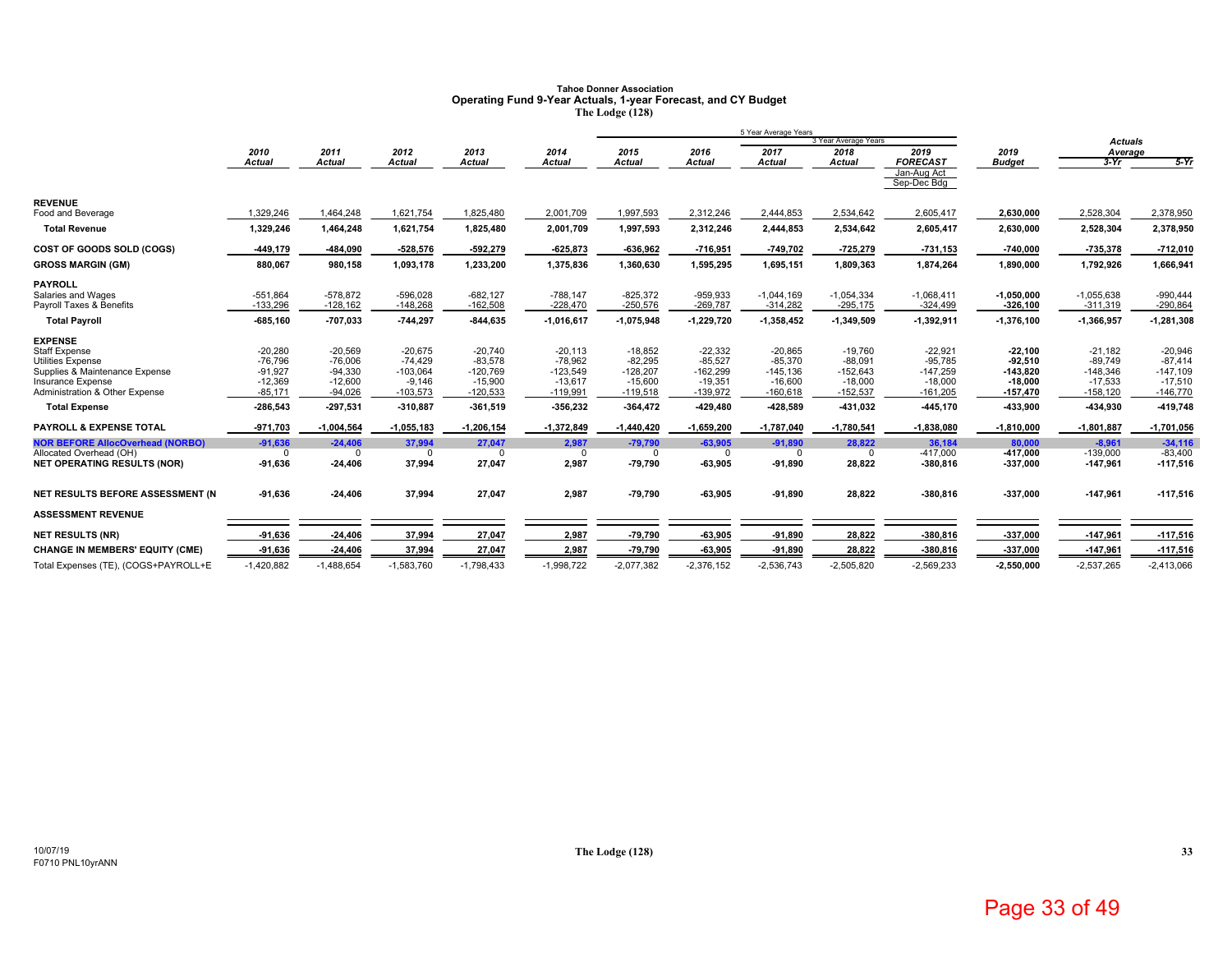**Tahoe Donner Association**
**Operating Fund 9-Year Actuals, 1-year Forecast, and CY Budget**
**The Lodge (128)**

| | 2010 Actual | 2011 Actual | 2012 Actual | 2013 Actual | 2014 Actual | 2015 Actual | 2016 Actual | 2017 Actual | 2018 Actual | 2019 FORECAST Jan-Aug Act Sep-Dec Bdg | 2019 Budget | Actuals Average 3-Yr | Actuals Average 5-Yr |
|---|---|---|---|---|---|---|---|---|---|---|---|---|---|
| **REVENUE** | | | | | | | | | | | | | |
| Food and Beverage | 1,329,246 | 1,464,248 | 1,621,754 | 1,825,480 | 2,001,709 | 1,997,593 | 2,312,246 | 2,444,853 | 2,534,642 | 2,605,417 | 2,630,000 | 2,528,304 | 2,378,950 |
| **Total Revenue** | **1,329,246** | **1,464,248** | **1,621,754** | **1,825,480** | **2,001,709** | **1,997,593** | **2,312,246** | **2,444,853** | **2,534,642** | **2,605,417** | **2,630,000** | **2,528,304** | **2,378,950** |
| **COST OF GOODS SOLD (COGS)** | **-449,179** | **-484,090** | **-528,576** | **-592,279** | **-625,873** | **-636,962** | **-716,951** | **-749,702** | **-725,279** | **-731,153** | **-740,000** | **-735,378** | **-712,010** |
| **GROSS MARGIN (GM)** | **880,067** | **980,158** | **1,093,178** | **1,233,200** | **1,375,836** | **1,360,630** | **1,595,295** | **1,695,151** | **1,809,363** | **1,874,264** | **1,890,000** | **1,792,926** | **1,666,941** |
| **PAYROLL** | | | | | | | | | | | | | |
| Salaries and Wages | -551,864 | -578,872 | -596,028 | -682,127 | -788,147 | -825,372 | -959,933 | -1,044,169 | -1,054,334 | -1,068,411 | **-1,050,000** | -1,055,638 | -990,444 |
| Payroll Taxes & Benefits | -133,296 | -128,162 | -148,268 | -162,508 | -228,470 | -250,576 | -269,787 | -314,282 | -295,175 | -324,499 | **-326,100** | -311,319 | -290,864 |
| **Total Payroll** | **-685,160** | **-707,033** | **-744,297** | **-844,635** | **-1,016,617** | **-1,075,948** | **-1,229,720** | **-1,358,452** | **-1,349,509** | **-1,392,911** | **-1,376,100** | **-1,366,957** | **-1,281,308** |
| **EXPENSE** | | | | | | | | | | | | | |
| Staff Expense | -20,280 | -20,569 | -20,675 | -20,740 | -20,113 | -18,852 | -22,332 | -20,865 | -19,760 | -22,921 | **-22,100** | -21,182 | -20,946 |
| Utilities Expense | -76,796 | -76,006 | -74,429 | -83,578 | -78,962 | -82,295 | -85,527 | -85,370 | -88,091 | -95,785 | **-92,510** | -89,749 | -87,414 |
| Supplies & Maintenance Expense | -91,927 | -94,330 | -103,064 | -120,769 | -123,549 | -128,207 | -162,299 | -145,136 | -152,643 | -147,259 | **-143,820** | -148,346 | -147,109 |
| Insurance Expense | -12,369 | -12,600 | -9,146 | -15,900 | -13,617 | -15,600 | -19,351 | -16,600 | -18,000 | -18,000 | **-18,000** | -17,533 | -17,510 |
| Administration & Other Expense | -85,171 | -94,026 | -103,573 | -120,533 | -119,991 | -119,518 | -139,972 | -160,618 | -152,537 | -161,205 | **-157,470** | -158,120 | -146,770 |
| **Total Expense** | **-286,543** | **-297,531** | **-310,887** | **-361,519** | **-356,232** | **-364,472** | **-429,480** | **-428,589** | **-431,032** | **-445,170** | **-433,900** | **-434,930** | **-419,748** |
| **PAYROLL & EXPENSE TOTAL** | **-971,703** | **-1,004,564** | **-1,055,183** | **-1,206,154** | **-1,372,849** | **-1,440,420** | **-1,659,200** | **-1,787,040** | **-1,780,541** | **-1,838,080** | **-1,810,000** | **-1,801,887** | **-1,701,056** |
| **NOR BEFORE AllocOverhead (NORBO)** | **-91,636** | **-24,406** | **37,994** | **27,047** | **2,987** | **-79,790** | **-63,905** | **-91,890** | **28,822** | **36,184** | **80,000** | **-8,961** | **-34,116** |
| Allocated Overhead (OH) | 0 | 0 | 0 | 0 | 0 | 0 | 0 | 0 | 0 | -417,000 | **-417,000** | -139,000 | -83,400 |
| **NET OPERATING RESULTS (NOR)** | **-91,636** | **-24,406** | **37,994** | **27,047** | **2,987** | **-79,790** | **-63,905** | **-91,890** | **28,822** | **-380,816** | **-337,000** | **-147,961** | **-117,516** |
| **NET RESULTS BEFORE ASSESSMENT (N** | **-91,636** | **-24,406** | **37,994** | **27,047** | **2,987** | **-79,790** | **-63,905** | **-91,890** | **28,822** | **-380,816** | **-337,000** | **-147,961** | **-117,516** |
| **ASSESSMENT REVENUE** | | | | | | | | | | | | | |
| **NET RESULTS (NR)** | **-91,636** | **-24,406** | **37,994** | **27,047** | **2,987** | **-79,790** | **-63,905** | **-91,890** | **28,822** | **-380,816** | **-337,000** | **-147,961** | **-117,516** |
| **CHANGE IN MEMBERS' EQUITY (CME)** | **-91,636** | **-24,406** | **37,994** | **27,047** | **2,987** | **-79,790** | **-63,905** | **-91,890** | **28,822** | **-380,816** | **-337,000** | **-147,961** | **-117,516** |
| Total Expenses (TE), (COGS+PAYROLL+E | -1,420,882 | -1,488,654 | -1,583,760 | -1,798,433 | -1,998,722 | -2,077,382 | -2,376,152 | -2,536,743 | -2,505,820 | -2,569,233 | **-2,550,000** | -2,537,265 | -2,413,066 |

Note: 5 Year Average Years: 2015–2019; 3 Year Average Years: 2017–2019.

10/07/19
F0710 PNL10yrANN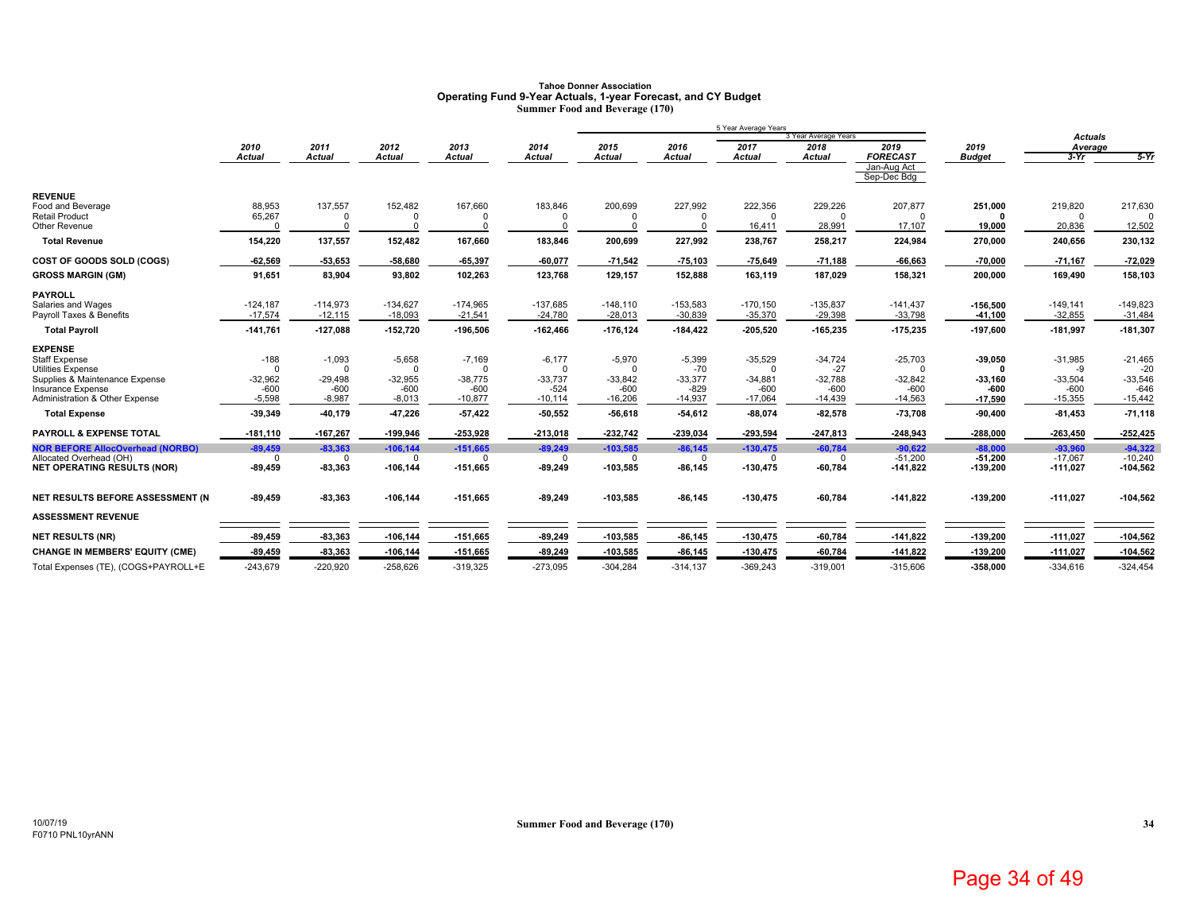# Tahoe Donner Association
## Operating Fund 9-Year Actuals, 1-year Forecast, and CY Budget
### Summer Food and Beverage (170)

| | 2010 Actual | 2011 Actual | 2012 Actual | 2013 Actual | 2014 Actual | 2015 Actual | 2016 Actual | 2017 Actual | 2018 Actual | 2019 FORECAST Jan-Aug Act Sep-Dec Bdg | 2019 Budget | Actuals Average 3-Yr | Actuals Average 5-Yr |
|---|---|---|---|---|---|---|---|---|---|---|---|---|---|
| | | | | | | 5 Year Average Years | | | | | | | |
| | | | | | | | | 3 Year Average Years | | | | | |
| **REVENUE** | | | | | | | | | | | | | |
| Food and Beverage | 88,953 | 137,557 | 152,482 | 167,660 | 183,846 | 200,699 | 227,992 | 222,356 | 229,226 | 207,877 | **251,000** | 219,820 | 217,630 |
| Retail Product | 65,267 | 0 | 0 | 0 | 0 | 0 | 0 | 0 | 0 | 0 | **0** | 0 | 0 |
| Other Revenue | 0 | 0 | 0 | 0 | 0 | 0 | 0 | 16,411 | 28,991 | 17,107 | **19,000** | 20,836 | 12,502 |
| **Total Revenue** | **154,220** | **137,557** | **152,482** | **167,660** | **183,846** | **200,699** | **227,992** | **238,767** | **258,217** | **224,984** | **270,000** | **240,656** | **230,132** |
| **COST OF GOODS SOLD (COGS)** | **-62,569** | **-53,653** | **-58,680** | **-65,397** | **-60,077** | **-71,542** | **-75,103** | **-75,649** | **-71,188** | **-66,663** | **-70,000** | **-71,167** | **-72,029** |
| **GROSS MARGIN (GM)** | **91,651** | **83,904** | **93,802** | **102,263** | **123,768** | **129,157** | **152,888** | **163,119** | **187,029** | **158,321** | **200,000** | **169,490** | **158,103** |
| **PAYROLL** | | | | | | | | | | | | | |
| Salaries and Wages | -124,187 | -114,973 | -134,627 | -174,965 | -137,685 | -148,110 | -153,583 | -170,150 | -135,837 | -141,437 | **-156,500** | -149,141 | -149,823 |
| Payroll Taxes & Benefits | -17,574 | -12,115 | -18,093 | -21,541 | -24,780 | -28,013 | -30,839 | -35,370 | -29,398 | -33,798 | **-41,100** | -32,855 | -31,484 |
| **Total Payroll** | **-141,761** | **-127,088** | **-152,720** | **-196,506** | **-162,466** | **-176,124** | **-184,422** | **-205,520** | **-165,235** | **-175,235** | **-197,600** | **-181,997** | **-181,307** |
| **EXPENSE** | | | | | | | | | | | | | |
| Staff Expense | -188 | -1,093 | -5,658 | -7,169 | -6,177 | -5,970 | -5,399 | -35,529 | -34,724 | -25,703 | **-39,050** | -31,985 | -21,465 |
| Utilities Expense | 0 | 0 | 0 | 0 | 0 | 0 | -70 | 0 | -27 | 0 | **0** | -9 | -20 |
| Supplies & Maintenance Expense | -32,962 | -29,498 | -32,955 | -38,775 | -33,737 | -33,842 | -33,377 | -34,881 | -32,788 | -32,842 | **-33,160** | -33,504 | -33,546 |
| Insurance Expense | -600 | -600 | -600 | -600 | -524 | -600 | -829 | -600 | -600 | -600 | **-600** | -600 | -646 |
| Administration & Other Expense | -5,598 | -8,987 | -8,013 | -10,877 | -10,114 | -16,206 | -14,937 | -17,064 | -14,439 | -14,563 | **-17,590** | -15,355 | -15,442 |
| **Total Expense** | **-39,349** | **-40,179** | **-47,226** | **-57,422** | **-50,552** | **-56,618** | **-54,612** | **-88,074** | **-82,578** | **-73,708** | **-90,400** | **-81,453** | **-71,118** |
| **PAYROLL & EXPENSE TOTAL** | **-181,110** | **-167,267** | **-199,946** | **-253,928** | **-213,018** | **-232,742** | **-239,034** | **-293,594** | **-247,813** | **-248,943** | **-288,000** | **-263,450** | **-252,425** |
| **NOR BEFORE AllocOverhead (NORBO)** | **-89,459** | **-83,363** | **-106,144** | **-151,665** | **-89,249** | **-103,585** | **-86,145** | **-130,475** | **-60,784** | **-90,622** | **-88,000** | **-93,960** | **-94,322** |
| Allocated Overhead (OH) | 0 | 0 | 0 | 0 | 0 | 0 | 0 | 0 | 0 | -51,200 | **-51,200** | -17,067 | -10,240 |
| **NET OPERATING RESULTS (NOR)** | **-89,459** | **-83,363** | **-106,144** | **-151,665** | **-89,249** | **-103,585** | **-86,145** | **-130,475** | **-60,784** | **-141,822** | **-139,200** | **-111,027** | **-104,562** |
| **NET RESULTS BEFORE ASSESSMENT (N** | **-89,459** | **-83,363** | **-106,144** | **-151,665** | **-89,249** | **-103,585** | **-86,145** | **-130,475** | **-60,784** | **-141,822** | **-139,200** | **-111,027** | **-104,562** |
| **ASSESSMENT REVENUE** | | | | | | | | | | | | | |
| **NET RESULTS (NR)** | **-89,459** | **-83,363** | **-106,144** | **-151,665** | **-89,249** | **-103,585** | **-86,145** | **-130,475** | **-60,784** | **-141,822** | **-139,200** | **-111,027** | **-104,562** |
| **CHANGE IN MEMBERS' EQUITY (CME)** | **-89,459** | **-83,363** | **-106,144** | **-151,665** | **-89,249** | **-103,585** | **-86,145** | **-130,475** | **-60,784** | **-141,822** | **-139,200** | **-111,027** | **-104,562** |
| Total Expenses (TE), (COGS+PAYROLL+E | -243,679 | -220,920 | -258,626 | -319,325 | -273,095 | -304,284 | -314,137 | -369,243 | -319,001 | -315,606 | **-358,000** | -334,616 | -324,454 |

10/07/19
F0710 PNL10yrANN

Summer Food and Beverage (170)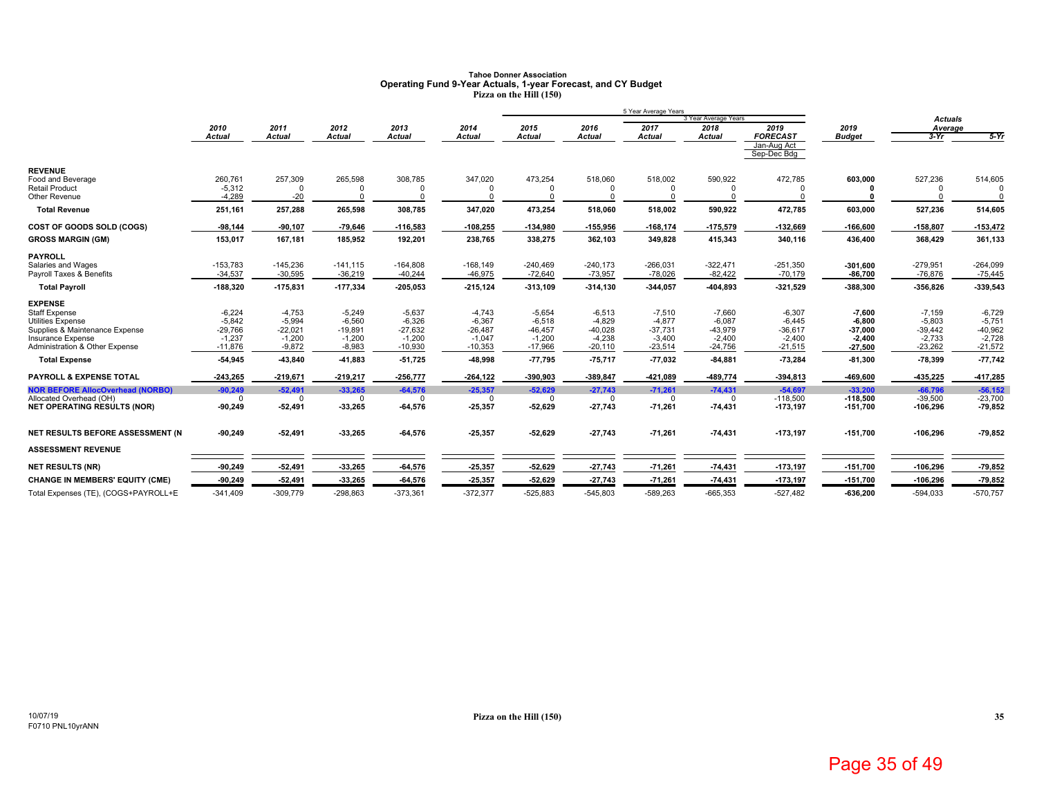# Tahoe Donner Association
## Operating Fund 9-Year Actuals, 1-year Forecast, and CY Budget
### Pizza on the Hill (150)

| | 2010 Actual | 2011 Actual | 2012 Actual | 2013 Actual | 2014 Actual | 2015 Actual | 2016 Actual | 2017 Actual | 2018 Actual | 2019 FORECAST Jan-Aug Act Sep-Dec Bdg | 2019 Budget | Actuals Average 3-Yr | 5-Yr |
|---|---|---|---|---|---|---|---|---|---|---|---|---|---|
| **REVENUE** | | | | | | | | | | | | | |
| Food and Beverage | 260,761 | 257,309 | 265,598 | 308,785 | 347,020 | 473,254 | 518,060 | 518,002 | 590,922 | 472,785 | **603,000** | 527,236 | 514,605 |
| Retail Product | -5,312 | 0 | 0 | 0 | 0 | 0 | 0 | 0 | 0 | 0 | **0** | 0 | 0 |
| Other Revenue | -4,289 | -20 | 0 | 0 | 0 | 0 | 0 | 0 | 0 | 0 | **0** | 0 | 0 |
| **Total Revenue** | **251,161** | **257,288** | **265,598** | **308,785** | **347,020** | **473,254** | **518,060** | **518,002** | **590,922** | **472,785** | **603,000** | **527,236** | **514,605** |
| **COST OF GOODS SOLD (COGS)** | **-98,144** | **-90,107** | **-79,646** | **-116,583** | **-108,255** | **-134,980** | **-155,956** | **-168,174** | **-175,579** | **-132,669** | **-166,600** | **-158,807** | **-153,472** |
| **GROSS MARGIN (GM)** | **153,017** | **167,181** | **185,952** | **192,201** | **238,765** | **338,275** | **362,103** | **349,828** | **415,343** | **340,116** | **436,400** | **368,429** | **361,133** |
| **PAYROLL** | | | | | | | | | | | | | |
| Salaries and Wages | -153,783 | -145,236 | -141,115 | -164,808 | -168,149 | -240,469 | -240,173 | -266,031 | -322,471 | -251,350 | **-301,600** | -279,951 | -264,099 |
| Payroll Taxes & Benefits | -34,537 | -30,595 | -36,219 | -40,244 | -46,975 | -72,640 | -73,957 | -78,026 | -82,422 | -70,179 | **-86,700** | -76,876 | -75,445 |
| **Total Payroll** | **-188,320** | **-175,831** | **-177,334** | **-205,053** | **-215,124** | **-313,109** | **-314,130** | **-344,057** | **-404,893** | **-321,529** | **-388,300** | **-356,826** | **-339,543** |
| **EXPENSE** | | | | | | | | | | | | | |
| Staff Expense | -6,224 | -4,753 | -5,249 | -5,637 | -4,743 | -5,654 | -6,513 | -7,510 | -7,660 | -6,307 | **-7,600** | -7,159 | -6,729 |
| Utilities Expense | -5,842 | -5,994 | -6,560 | -6,326 | -6,367 | -6,518 | -4,829 | -4,877 | -6,087 | -6,445 | **-6,800** | -5,803 | -5,751 |
| Supplies & Maintenance Expense | -29,766 | -22,021 | -19,891 | -27,632 | -26,487 | -46,457 | -40,028 | -37,731 | -43,979 | -36,617 | **-37,000** | -39,442 | -40,962 |
| Insurance Expense | -1,237 | -1,200 | -1,200 | -1,200 | -1,047 | -1,200 | -4,238 | -3,400 | -2,400 | -2,400 | **-2,400** | -2,733 | -2,728 |
| Administration & Other Expense | -11,876 | -9,872 | -8,983 | -10,930 | -10,353 | -17,966 | -20,110 | -23,514 | -24,756 | -21,515 | **-27,500** | -23,262 | -21,572 |
| **Total Expense** | **-54,945** | **-43,840** | **-41,883** | **-51,725** | **-48,998** | **-77,795** | **-75,717** | **-77,032** | **-84,881** | **-73,284** | **-81,300** | **-78,399** | **-77,742** |
| **PAYROLL & EXPENSE TOTAL** | **-243,265** | **-219,671** | **-219,217** | **-256,777** | **-264,122** | **-390,903** | **-389,847** | **-421,089** | **-489,774** | **-394,813** | **-469,600** | **-435,225** | **-417,285** |
| **NOR BEFORE AllocOverhead (NORBO)** | **-90,249** | **-52,491** | **-33,265** | **-64,576** | **-25,357** | **-52,629** | **-27,743** | **-71,261** | **-74,431** | **-54,697** | **-33,200** | **-66,796** | **-56,152** |
| Allocated Overhead (OH) | 0 | 0 | 0 | 0 | 0 | 0 | 0 | 0 | 0 | -118,500 | **-118,500** | -39,500 | -23,700 |
| **NET OPERATING RESULTS (NOR)** | **-90,249** | **-52,491** | **-33,265** | **-64,576** | **-25,357** | **-52,629** | **-27,743** | **-71,261** | **-74,431** | **-173,197** | **-151,700** | **-106,296** | **-79,852** |
| **NET RESULTS BEFORE ASSESSMENT (N** | **-90,249** | **-52,491** | **-33,265** | **-64,576** | **-25,357** | **-52,629** | **-27,743** | **-71,261** | **-74,431** | **-173,197** | **-151,700** | **-106,296** | **-79,852** |
| **ASSESSMENT REVENUE** | | | | | | | | | | | | | |
| **NET RESULTS (NR)** | **-90,249** | **-52,491** | **-33,265** | **-64,576** | **-25,357** | **-52,629** | **-27,743** | **-71,261** | **-74,431** | **-173,197** | **-151,700** | **-106,296** | **-79,852** |
| **CHANGE IN MEMBERS' EQUITY (CME)** | **-90,249** | **-52,491** | **-33,265** | **-64,576** | **-25,357** | **-52,629** | **-27,743** | **-71,261** | **-74,431** | **-173,197** | **-151,700** | **-106,296** | **-79,852** |
| Total Expenses (TE), (COGS+PAYROLL+E | -341,409 | -309,779 | -298,863 | -373,361 | -372,377 | -525,883 | -545,803 | -589,263 | -665,353 | -527,482 | **-636,200** | -594,033 | -570,757 |

Note: 5 Year Average Years: 2015–2019 Forecast; 3 Year Average Years: 2017–2019 Forecast.

10/07/19
F0710 PNL10yrANN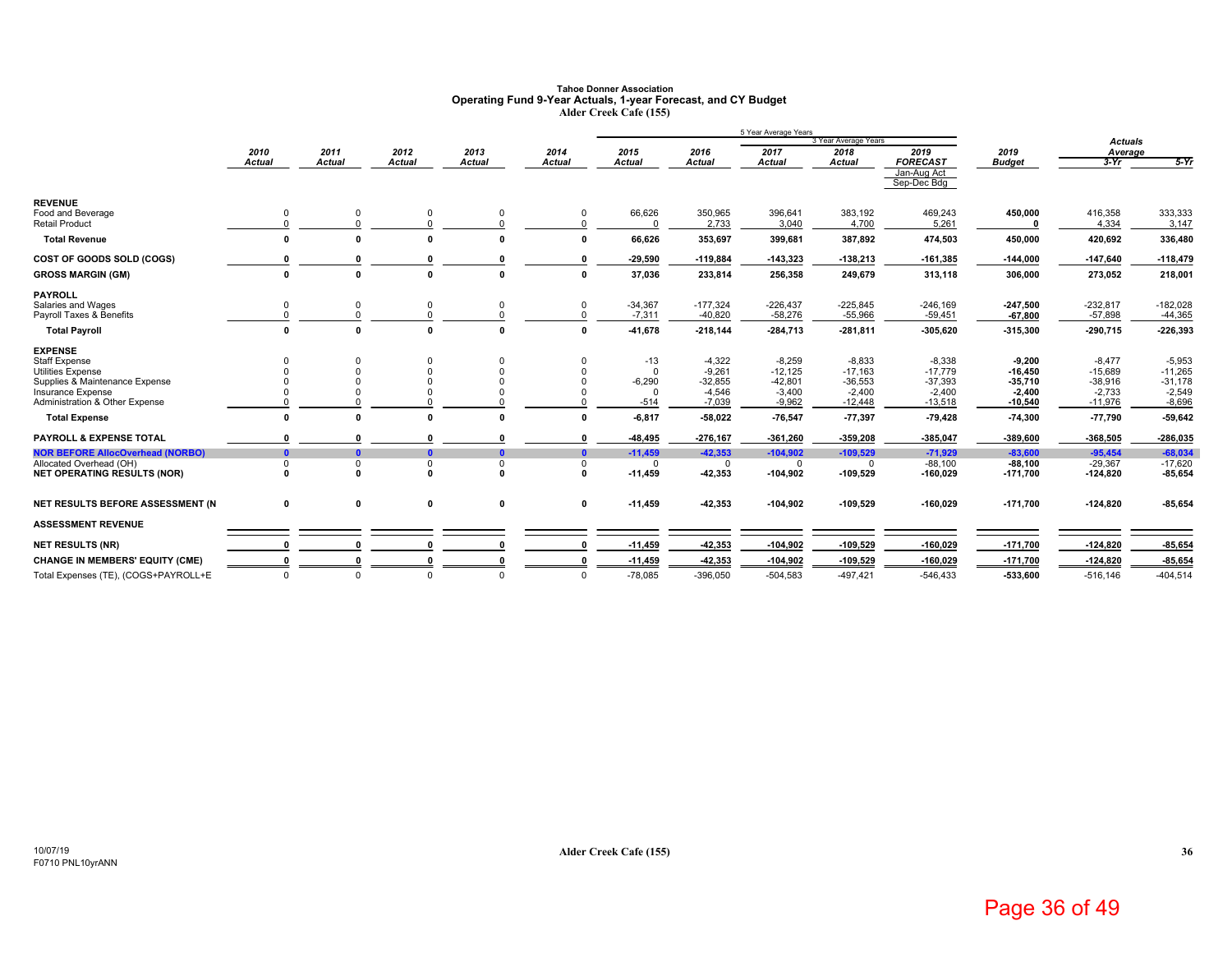**Tahoe Donner Association**
**Operating Fund 9-Year Actuals, 1-year Forecast, and CY Budget**
**Alder Creek Cafe (155)**

| | 2010 Actual | 2011 Actual | 2012 Actual | 2013 Actual | 2014 Actual | 2015 Actual | 2016 Actual | 2017 Actual | 2018 Actual | 2019 FORECAST Jan-Aug Act Sep-Dec Bdg | 2019 Budget | Actuals Average 3-Yr | Actuals Average 5-Yr |
|---|---|---|---|---|---|---|---|---|---|---|---|---|---|
| **REVENUE** | | | | | | | | | | | | | |
| Food and Beverage | 0 | 0 | 0 | 0 | 0 | 66,626 | 350,965 | 396,641 | 383,192 | 469,243 | **450,000** | 416,358 | 333,333 |
| Retail Product | 0 | 0 | 0 | 0 | 0 | 0 | 2,733 | 3,040 | 4,700 | 5,261 | **0** | 4,334 | 3,147 |
| **Total Revenue** | **0** | **0** | **0** | **0** | **0** | **66,626** | **353,697** | **399,681** | **387,892** | **474,503** | **450,000** | **420,692** | **336,480** |
| **COST OF GOODS SOLD (COGS)** | **0** | **0** | **0** | **0** | **0** | **-29,590** | **-119,884** | **-143,323** | **-138,213** | **-161,385** | **-144,000** | **-147,640** | **-118,479** |
| **GROSS MARGIN (GM)** | **0** | **0** | **0** | **0** | **0** | **37,036** | **233,814** | **256,358** | **249,679** | **313,118** | **306,000** | **273,052** | **218,001** |
| **PAYROLL** | | | | | | | | | | | | | |
| Salaries and Wages | 0 | 0 | 0 | 0 | 0 | -34,367 | -177,324 | -226,437 | -225,845 | -246,169 | **-247,500** | -232,817 | -182,028 |
| Payroll Taxes & Benefits | 0 | 0 | 0 | 0 | 0 | -7,311 | -40,820 | -58,276 | -55,966 | -59,451 | **-67,800** | -57,898 | -44,365 |
| **Total Payroll** | **0** | **0** | **0** | **0** | **0** | **-41,678** | **-218,144** | **-284,713** | **-281,811** | **-305,620** | **-315,300** | **-290,715** | **-226,393** |
| **EXPENSE** | | | | | | | | | | | | | |
| Staff Expense | 0 | 0 | 0 | 0 | 0 | -13 | -4,322 | -8,259 | -8,833 | -8,338 | **-9,200** | -8,477 | -5,953 |
| Utilities Expense | 0 | 0 | 0 | 0 | 0 | 0 | -9,261 | -12,125 | -17,163 | -17,779 | **-16,450** | -15,689 | -11,265 |
| Supplies & Maintenance Expense | 0 | 0 | 0 | 0 | 0 | -6,290 | -32,855 | -42,801 | -36,553 | -37,393 | **-35,710** | -38,916 | -31,178 |
| Insurance Expense | 0 | 0 | 0 | 0 | 0 | 0 | -4,546 | -3,400 | -2,400 | -2,400 | **-2,400** | -2,733 | -2,549 |
| Administration & Other Expense | 0 | 0 | 0 | 0 | 0 | -514 | -7,039 | -9,962 | -12,448 | -13,518 | **-10,540** | -11,976 | -8,696 |
| **Total Expense** | **0** | **0** | **0** | **0** | **0** | **-6,817** | **-58,022** | **-76,547** | **-77,397** | **-79,428** | **-74,300** | **-77,790** | **-59,642** |
| **PAYROLL & EXPENSE TOTAL** | **0** | **0** | **0** | **0** | **0** | **-48,495** | **-276,167** | **-361,260** | **-359,208** | **-385,047** | **-389,600** | **-368,505** | **-286,035** |
| **NOR BEFORE AllocOverhead (NORBO)** | **0** | **0** | **0** | **0** | **0** | **-11,459** | **-42,353** | **-104,902** | **-109,529** | **-71,929** | **-83,600** | **-95,454** | **-68,034** |
| Allocated Overhead (OH) | 0 | 0 | 0 | 0 | 0 | 0 | 0 | 0 | 0 | -88,100 | **-88,100** | -29,367 | -17,620 |
| **NET OPERATING RESULTS (NOR)** | **0** | **0** | **0** | **0** | **0** | **-11,459** | **-42,353** | **-104,902** | **-109,529** | **-160,029** | **-171,700** | **-124,820** | **-85,654** |
| **NET RESULTS BEFORE ASSESSMENT (N** | **0** | **0** | **0** | **0** | **0** | **-11,459** | **-42,353** | **-104,902** | **-109,529** | **-160,029** | **-171,700** | **-124,820** | **-85,654** |
| **ASSESSMENT REVENUE** | | | | | | | | | | | | | |
| **NET RESULTS (NR)** | **0** | **0** | **0** | **0** | **0** | **-11,459** | **-42,353** | **-104,902** | **-109,529** | **-160,029** | **-171,700** | **-124,820** | **-85,654** |
| **CHANGE IN MEMBERS' EQUITY (CME)** | **0** | **0** | **0** | **0** | **0** | **-11,459** | **-42,353** | **-104,902** | **-109,529** | **-160,029** | **-171,700** | **-124,820** | **-85,654** |
| Total Expenses (TE), (COGS+PAYROLL+E | 0 | 0 | 0 | 0 | 0 | -78,085 | -396,050 | -504,583 | -497,421 | -546,433 | **-533,600** | -516,146 | -404,514 |

Note: "5 Year Average Years" spans 2015–2019 Forecast; "3 Year Average Years" spans 2017–2019 Forecast.

10/07/19
F0710 PNL10yrANN

Alder Creek Cafe (155)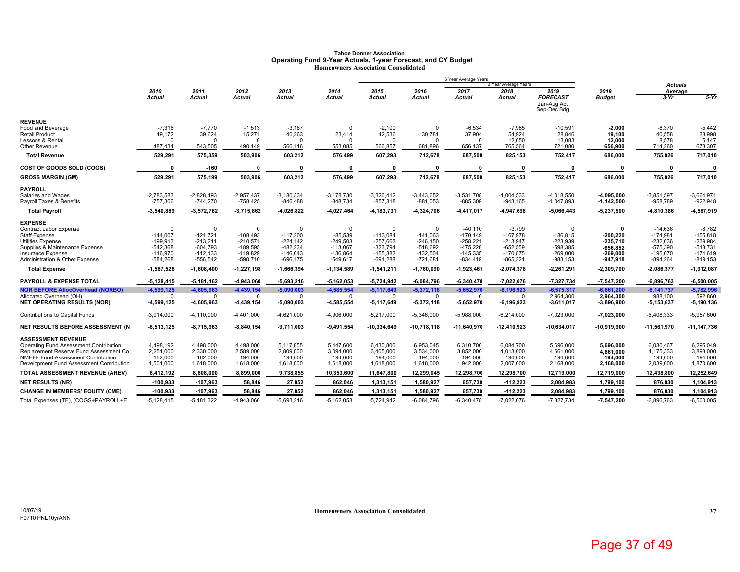# Tahoe Donner Association
## Operating Fund 9-Year Actuals, 1-year Forecast, and CY Budget
### Homeowners Association Consolidated

| | 2010 Actual | 2011 Actual | 2012 Actual | 2013 Actual | 2014 Actual | 2015 Actual | 2016 Actual | 2017 Actual | 2018 Actual | 2019 FORECAST Jan-Aug Act Sep-Dec Bdg | 2019 Budget | Actuals Average 3-Yr | Actuals Average 5-Yr |
|---|---|---|---|---|---|---|---|---|---|---|---|---|---|
| **REVENUE** | | | | | | | | | | | | | |
| Food and Beverage | -7,316 | -7,770 | -1,513 | -3,167 | 0 | -2,100 | 0 | -6,534 | -7,985 | -10,591 | **-2,000** | -8,370 | -5,442 |
| Retail Product | 49,172 | 39,624 | 15,271 | 40,263 | 23,414 | 42,536 | 30,781 | 37,904 | 54,924 | 28,846 | **19,100** | 40,558 | 38,998 |
| Lessons & Rental | 0 | 0 | 0 | 0 | 0 | 0 | 0 | 0 | 12,650 | 13,083 | **12,000** | 8,578 | 5,147 |
| Other Revenue | 487,434 | 543,505 | 490,149 | 566,116 | 553,085 | 566,857 | 681,896 | 656,137 | 765,564 | 721,080 | **656,900** | 714,260 | 678,307 |
| **Total Revenue** | **529,291** | **575,359** | **503,906** | **603,212** | **576,499** | **607,293** | **712,678** | **687,508** | **825,153** | **752,417** | **686,000** | **755,026** | **717,010** |
| **COST OF GOODS SOLD (COGS)** | **0** | **-160** | **0** | **0** | **0** | **0** | **0** | **0** | **0** | **0** | **0** | **0** | **0** |
| **GROSS MARGIN (GM)** | **529,291** | **575,199** | **503,906** | **603,212** | **576,499** | **607,293** | **712,678** | **687,508** | **825,153** | **752,417** | **686,000** | **755,026** | **717,010** |
| **PAYROLL** | | | | | | | | | | | | | |
| Salaries and Wages | -2,783,583 | -2,828,493 | -2,957,437 | -3,180,334 | -3,178,730 | -3,326,412 | -3,443,652 | -3,531,708 | -4,004,533 | -4,018,550 | **-4,095,000** | -3,851,597 | -3,664,971 |
| Payroll Taxes & Benefits | -757,306 | -744,270 | -758,425 | -846,488 | -848,734 | -857,318 | -881,053 | -885,309 | -943,165 | -1,047,893 | **-1,142,500** | -958,789 | -922,948 |
| **Total Payroll** | **-3,540,889** | **-3,572,762** | **-3,715,862** | **-4,026,822** | **-4,027,464** | **-4,183,731** | **-4,324,706** | **-4,417,017** | **-4,947,698** | **-5,066,443** | **-5,237,500** | **-4,810,386** | **-4,587,919** |
| **EXPENSE** | | | | | | | | | | | | | |
| Contract Labor Expense | 0 | 0 | 0 | 0 | 0 | 0 | 0 | -40,110 | -3,799 | 0 | **0** | -14,636 | -8,782 |
| Staff Expense | -144,007 | -121,721 | -108,493 | -117,200 | -85,539 | -113,084 | -141,063 | -170,149 | -167,978 | -186,815 | **-200,220** | -174,981 | -155,818 |
| Utilities Expense | -199,913 | -213,211 | -210,571 | -224,142 | -249,503 | -257,663 | -246,150 | -258,221 | -213,947 | -223,939 | **-235,710** | -232,036 | -239,984 |
| Supplies & Maintenance Expense | -542,368 | -604,793 | -189,595 | -482,234 | -113,067 | -323,794 | -518,692 | -475,228 | -652,559 | -598,385 | **-656,852** | -575,390 | -513,731 |
| Insurance Expense | -116,970 | -112,133 | -119,829 | -146,643 | -136,864 | -155,382 | -132,504 | -145,335 | -170,875 | -269,000 | **-269,000** | -195,070 | -174,619 |
| Administration & Other Expense | -584,268 | -556,542 | -598,710 | -696,175 | -549,617 | -691,288 | -721,681 | -834,419 | -865,221 | -983,153 | **-947,918** | -894,264 | -819,153 |
| **Total Expense** | **-1,587,526** | **-1,608,400** | **-1,227,198** | **-1,666,394** | **-1,134,589** | **-1,541,211** | **-1,760,090** | **-1,923,461** | **-2,074,378** | **-2,261,291** | **-2,309,700** | **-2,086,377** | **-1,912,087** |
| **PAYROLL & EXPENSE TOTAL** | **-5,128,415** | **-5,181,162** | **-4,943,060** | **-5,693,216** | **-5,162,053** | **-5,724,942** | **-6,084,796** | **-6,340,478** | **-7,022,076** | **-7,327,734** | **-7,547,200** | **-6,896,763** | **-6,500,005** |
| **NOR BEFORE AllocOverhead (NORBO)** | -4,599,125 | -4,605,963 | -4,439,154 | -5,090,003 | -4,585,554 | -5,117,649 | -5,372,118 | -5,652,970 | -6,196,923 | -6,575,317 | -6,861,200 | -6,141,737 | -5,782,996 |
| Allocated Overhead (OH) | 0 | 0 | 0 | 0 | 0 | 0 | 0 | 0 | 0 | 2,964,300 | **2,964,300** | 988,100 | 592,860 |
| **NET OPERATING RESULTS (NOR)** | **-4,599,125** | **-4,605,963** | **-4,439,154** | **-5,090,003** | **-4,585,554** | **-5,117,649** | **-5,372,118** | **-5,652,970** | **-6,196,923** | **-3,611,017** | **-3,896,900** | **-5,153,637** | **-5,190,136** |
| Contributions to Capital Funds | -3,914,000 | -4,110,000 | -4,401,000 | -4,621,000 | -4,906,000 | -5,217,000 | -5,346,000 | -5,988,000 | -6,214,000 | -7,023,000 | **-7,023,000** | -6,408,333 | -5,957,600 |
| **NET RESULTS BEFORE ASSESSMENT (N** | **-8,513,125** | **-8,715,963** | **-8,840,154** | **-9,711,003** | **-9,491,554** | **-10,334,649** | **-10,718,118** | **-11,640,970** | **-12,410,923** | **-10,634,017** | **-10,919,900** | **-11,561,970** | **-11,147,736** |
| **ASSESSMENT REVENUE** | | | | | | | | | | | | | |
| Operating Fund Assessment Contribution | 4,498,192 | 4,498,000 | 4,498,000 | 5,117,855 | 5,447,600 | 6,430,800 | 6,953,045 | 6,310,700 | 6,084,700 | 5,696,000 | **5,696,000** | 6,030,467 | 6,295,049 |
| Replacement Reserve Fund Assessment Co | 2,251,000 | 2,330,000 | 2,589,000 | 2,809,000 | 3,094,000 | 3,405,000 | 3,534,000 | 3,852,000 | 4,013,000 | 4,661,000 | **4,661,000** | 4,175,333 | 3,893,000 |
| NMEFF Fund Assessment Contribution | 162,000 | 162,000 | 194,000 | 194,000 | 194,000 | 194,000 | 194,000 | 194,000 | 194,000 | 194,000 | **194,000** | 194,000 | 194,000 |
| Development Fund Assessment Contribution | 1,501,000 | 1,618,000 | 1,618,000 | 1,618,000 | 1,618,000 | 1,618,000 | 1,618,000 | 1,942,000 | 2,007,000 | 2,168,000 | **2,168,000** | 2,039,000 | 1,870,600 |
| **TOTAL ASSESSMENT REVENUE (AREV)** | **8,412,192** | **8,608,000** | **8,899,000** | **9,738,855** | **10,353,600** | **11,647,800** | **12,299,045** | **12,298,700** | **12,298,700** | **12,719,000** | **12,719,000** | **12,438,800** | **12,252,649** |
| **NET RESULTS (NR)** | **-100,933** | **-107,963** | **58,846** | **27,852** | **862,046** | **1,313,151** | **1,580,927** | **657,730** | **-112,223** | **2,084,983** | **1,799,100** | **876,830** | **1,104,913** |
| **CHANGE IN MEMBERS' EQUITY (CME)** | **-100,933** | **-107,963** | **58,846** | **27,852** | **862,046** | **1,313,151** | **1,580,927** | **657,730** | **-112,223** | **2,084,983** | **1,799,100** | **876,830** | **1,104,913** |
| Total Expenses (TE), (COGS+PAYROLL+E | -5,128,415 | -5,181,322 | -4,943,060 | -5,693,216 | -5,162,053 | -5,724,942 | -6,084,796 | -6,340,478 | -7,022,076 | -7,327,734 | **-7,547,200** | -6,896,763 | -6,500,005 |

Note: 5 Year Average Years: 2014–2018; 3 Year Average Years: 2016–2018.

10/07/19
F0710 PNL10yrANN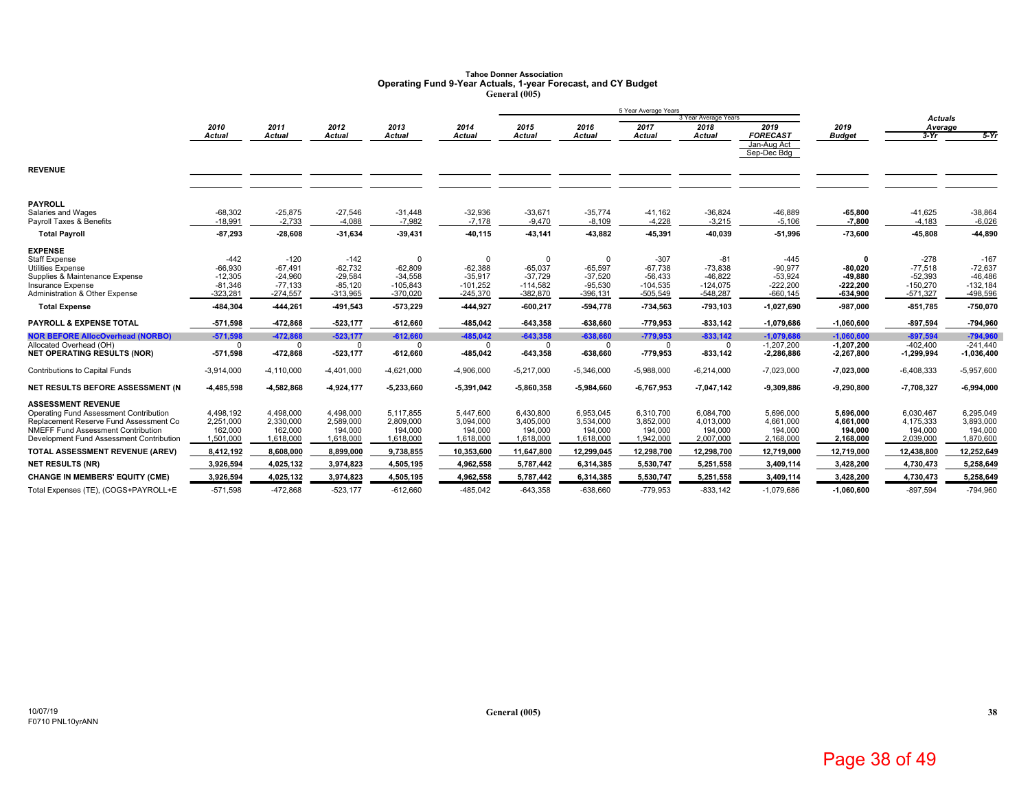**Tahoe Donner Association**
**Operating Fund 9-Year Actuals, 1-year Forecast, and CY Budget**
**General (005)**

| | 2010 Actual | 2011 Actual | 2012 Actual | 2013 Actual | 2014 Actual | 2015 Actual | 2016 Actual | 2017 Actual | 2018 Actual | 2019 FORECAST Jan-Aug Act Sep-Dec Bdg | 2019 Budget | Actuals Average 3-Yr | Actuals Average 5-Yr |
|---|---|---|---|---|---|---|---|---|---|---|---|---|---|
| | | | | | | 5 Year Average Years | | | | | | | |
| | | | | | | | | 3 Year Average Years | | | | | |
| **REVENUE** | | | | | | | | | | | | | |
| **PAYROLL** | | | | | | | | | | | | | |
| Salaries and Wages | -68,302 | -25,875 | -27,546 | -31,448 | -32,936 | -33,671 | -35,774 | -41,162 | -36,824 | -46,889 | **-65,800** | -41,625 | -38,864 |
| Payroll Taxes & Benefits | -18,991 | -2,733 | -4,088 | -7,982 | -7,178 | -9,470 | -8,109 | -4,228 | -3,215 | -5,106 | **-7,800** | -4,183 | -6,026 |
| **Total Payroll** | **-87,293** | **-28,608** | **-31,634** | **-39,431** | **-40,115** | **-43,141** | **-43,882** | **-45,391** | **-40,039** | **-51,996** | **-73,600** | **-45,808** | **-44,890** |
| **EXPENSE** | | | | | | | | | | | | | |
| Staff Expense | -442 | -120 | -142 | 0 | 0 | 0 | 0 | -307 | -81 | -445 | **0** | -278 | -167 |
| Utilities Expense | -66,930 | -67,491 | -62,732 | -62,809 | -62,388 | -65,037 | -65,597 | -67,738 | -73,838 | -90,977 | **-80,020** | -77,518 | -72,637 |
| Supplies & Maintenance Expense | -12,305 | -24,960 | -29,584 | -34,558 | -35,917 | -37,729 | -37,520 | -56,433 | -46,822 | -53,924 | **-49,880** | -52,393 | -46,486 |
| Insurance Expense | -81,346 | -77,133 | -85,120 | -105,843 | -101,252 | -114,582 | -95,530 | -104,535 | -124,075 | -222,200 | **-222,200** | -150,270 | -132,184 |
| Administration & Other Expense | -323,281 | -274,557 | -313,965 | -370,020 | -245,370 | -382,870 | -396,131 | -505,549 | -548,287 | -660,145 | **-634,900** | -571,327 | -498,596 |
| **Total Expense** | **-484,304** | **-444,261** | **-491,543** | **-573,229** | **-444,927** | **-600,217** | **-594,778** | **-734,563** | **-793,103** | **-1,027,690** | **-987,000** | **-851,785** | **-750,070** |
| **PAYROLL & EXPENSE TOTAL** | **-571,598** | **-472,868** | **-523,177** | **-612,660** | **-485,042** | **-643,358** | **-638,660** | **-779,953** | **-833,142** | **-1,079,686** | **-1,060,600** | **-897,594** | **-794,960** |
| **NOR BEFORE AllocOverhead (NORBO)** | **-571,598** | **-472,868** | **-523,177** | **-612,660** | **-485,042** | **-643,358** | **-638,660** | **-779,953** | **-833,142** | **-1,079,686** | **-1,060,600** | **-897,594** | **-794,960** |
| Allocated Overhead (OH) | 0 | 0 | 0 | 0 | 0 | 0 | 0 | 0 | 0 | -1,207,200 | **-1,207,200** | -402,400 | -241,440 |
| **NET OPERATING RESULTS (NOR)** | **-571,598** | **-472,868** | **-523,177** | **-612,660** | **-485,042** | **-643,358** | **-638,660** | **-779,953** | **-833,142** | **-2,286,886** | **-2,267,800** | **-1,299,994** | **-1,036,400** |
| Contributions to Capital Funds | -3,914,000 | -4,110,000 | -4,401,000 | -4,621,000 | -4,906,000 | -5,217,000 | -5,346,000 | -5,988,000 | -6,214,000 | -7,023,000 | **-7,023,000** | -6,408,333 | -5,957,600 |
| **NET RESULTS BEFORE ASSESSMENT (N** | **-4,485,598** | **-4,582,868** | **-4,924,177** | **-5,233,660** | **-5,391,042** | **-5,860,358** | **-5,984,660** | **-6,767,953** | **-7,047,142** | **-9,309,886** | **-9,290,800** | **-7,708,327** | **-6,994,000** |
| **ASSESSMENT REVENUE** | | | | | | | | | | | | | |
| Operating Fund Assessment Contribution | 4,498,192 | 4,498,000 | 4,498,000 | 5,117,855 | 5,447,600 | 6,430,800 | 6,953,045 | 6,310,700 | 6,084,700 | 5,696,000 | **5,696,000** | 6,030,467 | 6,295,049 |
| Replacement Reserve Fund Assessment Co | 2,251,000 | 2,330,000 | 2,589,000 | 2,809,000 | 3,094,000 | 3,405,000 | 3,534,000 | 3,852,000 | 4,013,000 | 4,661,000 | **4,661,000** | 4,175,333 | 3,893,000 |
| NMEFF Fund Assessment Contribution | 162,000 | 162,000 | 194,000 | 194,000 | 194,000 | 194,000 | 194,000 | 194,000 | 194,000 | 194,000 | **194,000** | 194,000 | 194,000 |
| Development Fund Assessment Contribution | 1,501,000 | 1,618,000 | 1,618,000 | 1,618,000 | 1,618,000 | 1,618,000 | 1,618,000 | 1,942,000 | 2,007,000 | 2,168,000 | **2,168,000** | 2,039,000 | 1,870,600 |
| **TOTAL ASSESSMENT REVENUE (AREV)** | **8,412,192** | **8,608,000** | **8,899,000** | **9,738,855** | **10,353,600** | **11,647,800** | **12,299,045** | **12,298,700** | **12,298,700** | **12,719,000** | **12,719,000** | **12,438,800** | **12,252,649** |
| **NET RESULTS (NR)** | **3,926,594** | **4,025,132** | **3,974,823** | **4,505,195** | **4,962,558** | **5,787,442** | **6,314,385** | **5,530,747** | **5,251,558** | **3,409,114** | **3,428,200** | **4,730,473** | **5,258,649** |
| **CHANGE IN MEMBERS' EQUITY (CME)** | **3,926,594** | **4,025,132** | **3,974,823** | **4,505,195** | **4,962,558** | **5,787,442** | **6,314,385** | **5,530,747** | **5,251,558** | **3,409,114** | **3,428,200** | **4,730,473** | **5,258,649** |
| Total Expenses (TE), (COGS+PAYROLL+E | -571,598 | -472,868 | -523,177 | -612,660 | -485,042 | -643,358 | -638,660 | -779,953 | -833,142 | -1,079,686 | **-1,060,600** | -897,594 | -794,960 |

10/07/19
F0710 PNL10yrANN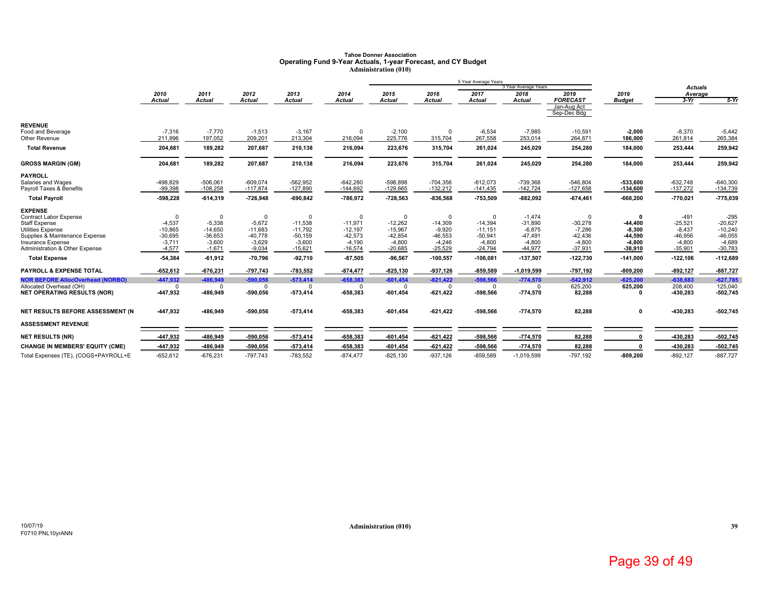# Tahoe Donner Association
## Operating Fund 9-Year Actuals, 1-year Forecast, and CY Budget
### Administration (010)

| | 2010 Actual | 2011 Actual | 2012 Actual | 2013 Actual | 2014 Actual | 2015 Actual | 2016 Actual | 2017 Actual | 2018 Actual | 2019 FORECAST (Jan-Aug Act, Sep-Dec Bdg) | 2019 Budget | Actuals Average 3-Yr | Actuals Average 5-Yr |
|---|---|---|---|---|---|---|---|---|---|---|---|---|---|
| **REVENUE** | | | | | | | | | | | | | |
| Food and Beverage | -7,316 | -7,770 | -1,513 | -3,167 | 0 | -2,100 | 0 | -6,534 | -7,985 | -10,591 | **-2,000** | -8,370 | -5,442 |
| Other Revenue | 211,996 | 197,052 | 209,201 | 213,304 | 216,094 | 225,776 | 315,704 | 267,558 | 253,014 | 264,871 | **186,000** | 261,814 | 265,384 |
| **Total Revenue** | **204,681** | **189,282** | **207,687** | **210,138** | **216,094** | **223,676** | **315,704** | **261,024** | **245,029** | **254,280** | **184,000** | **253,444** | **259,942** |
| **GROSS MARGIN (GM)** | **204,681** | **189,282** | **207,687** | **210,138** | **216,094** | **223,676** | **315,704** | **261,024** | **245,029** | **254,280** | **184,000** | **253,444** | **259,942** |
| **PAYROLL** | | | | | | | | | | | | | |
| Salaries and Wages | -498,829 | -506,061 | -609,074 | -562,952 | -642,280 | -598,898 | -704,356 | -612,073 | -739,368 | -546,804 | **-533,600** | -632,748 | -640,300 |
| Payroll Taxes & Benefits | -99,398 | -108,258 | -117,874 | -127,890 | -144,692 | -129,665 | -132,212 | -141,435 | -142,724 | -127,658 | **-134,600** | -137,272 | -134,739 |
| **Total Payroll** | **-598,228** | **-614,319** | **-726,948** | **-690,842** | **-786,972** | **-728,563** | **-836,568** | **-753,509** | **-882,092** | **-674,461** | **-668,200** | **-770,021** | **-775,039** |
| **EXPENSE** | | | | | | | | | | | | | |
| Contract Labor Expense | 0 | 0 | 0 | 0 | 0 | 0 | 0 | 0 | -1,474 | 0 | **0** | -491 | -295 |
| Staff Expense | -4,537 | -5,338 | -5,672 | -11,538 | -11,971 | -12,262 | -14,309 | -14,394 | -31,890 | -30,278 | **-44,400** | -25,521 | -20,627 |
| Utilities Expense | -10,865 | -14,650 | -11,683 | -11,792 | -12,197 | -15,967 | -9,920 | -11,151 | -6,875 | -7,286 | **-8,300** | -8,437 | -10,240 |
| Supplies & Maintenance Expense | -30,695 | -36,653 | -40,778 | -50,159 | -42,573 | -42,854 | -46,553 | -50,941 | -47,491 | -42,436 | **-44,590** | -46,956 | -46,055 |
| Insurance Expense | -3,711 | -3,600 | -3,629 | -3,600 | -4,190 | -4,800 | -4,246 | -4,800 | -4,800 | -4,800 | **-4,800** | -4,800 | -4,689 |
| Administration & Other Expense | -4,577 | -1,671 | -9,034 | -15,621 | -16,574 | -20,685 | -25,529 | -24,794 | -44,977 | -37,931 | **-38,910** | -35,901 | -30,783 |
| **Total Expense** | **-54,384** | **-61,912** | **-70,796** | **-92,710** | **-87,505** | **-96,567** | **-100,557** | **-106,081** | **-137,507** | **-122,730** | **-141,000** | **-122,106** | **-112,689** |
| **PAYROLL & EXPENSE TOTAL** | **-652,612** | **-676,231** | **-797,743** | **-783,552** | **-874,477** | **-825,130** | **-937,126** | **-859,589** | **-1,019,599** | **-797,192** | **-809,200** | **-892,127** | **-887,727** |
| **NOR BEFORE AllocOverhead (NORBO)** | **-447,932** | **-486,949** | **-590,056** | **-573,414** | **-658,383** | **-601,454** | **-621,422** | **-598,566** | **-774,570** | **-542,912** | **-625,200** | **-638,683** | **-627,785** |
| Allocated Overhead (OH) | 0 | 0 | 0 | 0 | 0 | 0 | 0 | 0 | 0 | 625,200 | **625,200** | 208,400 | 125,040 |
| **NET OPERATING RESULTS (NOR)** | **-447,932** | **-486,949** | **-590,056** | **-573,414** | **-658,383** | **-601,454** | **-621,422** | **-598,566** | **-774,570** | **82,288** | **0** | **-430,283** | **-502,745** |
| **NET RESULTS BEFORE ASSESSMENT (N** | **-447,932** | **-486,949** | **-590,056** | **-573,414** | **-658,383** | **-601,454** | **-621,422** | **-598,566** | **-774,570** | **82,288** | **0** | **-430,283** | **-502,745** |
| **ASSESSMENT REVENUE** | | | | | | | | | | | | | |
| **NET RESULTS (NR)** | **-447,932** | **-486,949** | **-590,056** | **-573,414** | **-658,383** | **-601,454** | **-621,422** | **-598,566** | **-774,570** | **82,288** | **0** | **-430,283** | **-502,745** |
| **CHANGE IN MEMBERS' EQUITY (CME)** | **-447,932** | **-486,949** | **-590,056** | **-573,414** | **-658,383** | **-601,454** | **-621,422** | **-598,566** | **-774,570** | **82,288** | **0** | **-430,283** | **-502,745** |
| Total Expenses (TE), (COGS+PAYROLL+E | -652,612 | -676,231 | -797,743 | -783,552 | -874,477 | -825,130 | -937,126 | -859,589 | -1,019,599 | -797,192 | **-809,200** | -892,127 | -887,727 |

Note: "5 Year Average Years" spans 2015–2019 FORECAST; "3 Year Average Years" spans 2017–2019 FORECAST.

10/07/19
F0710 PNL10yrANN

Administration (010)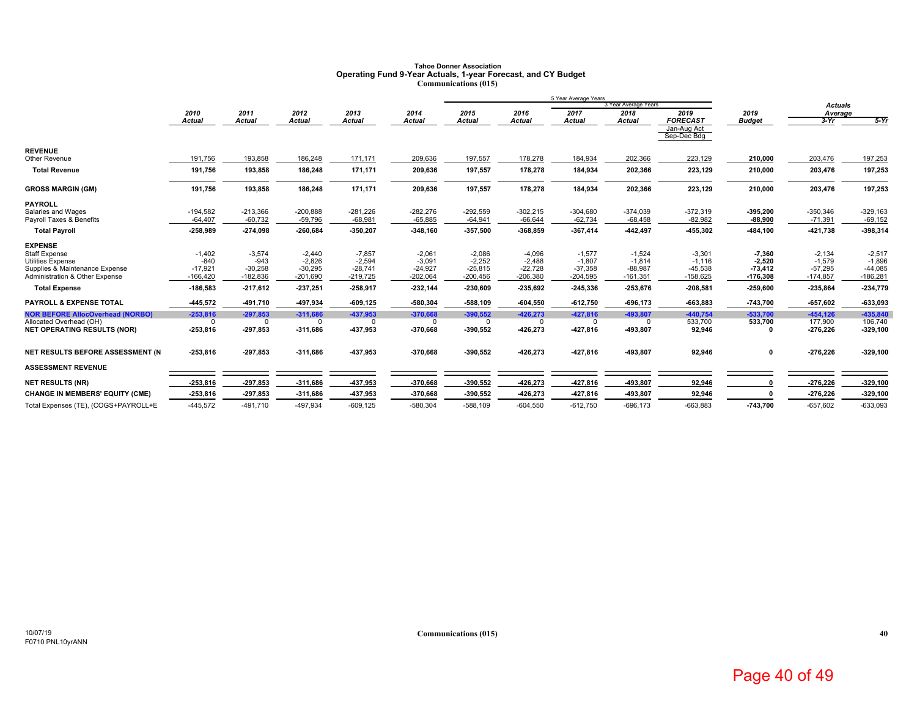**Tahoe Donner Association**
**Operating Fund 9-Year Actuals, 1-year Forecast, and CY Budget**
**Communications (015)**

| | 2010 Actual | 2011 Actual | 2012 Actual | 2013 Actual | 2014 Actual | 2015 Actual | 2016 Actual | 2017 Actual | 2018 Actual | 2019 FORECAST Jan-Aug Act Sep-Dec Bdg | 2019 Budget | Actuals Average 3-Yr | Actuals Average 5-Yr |
|---|---|---|---|---|---|---|---|---|---|---|---|---|---|
| | | | | | | 5 Year Average Years | | | 3 Year Average Years | | | | |
| **REVENUE** | | | | | | | | | | | | | |
| Other Revenue | 191,756 | 193,858 | 186,248 | 171,171 | 209,636 | 197,557 | 178,278 | 184,934 | 202,366 | 223,129 | 210,000 | 203,476 | 197,253 |
| **Total Revenue** | **191,756** | **193,858** | **186,248** | **171,171** | **209,636** | **197,557** | **178,278** | **184,934** | **202,366** | **223,129** | **210,000** | **203,476** | **197,253** |
| **GROSS MARGIN (GM)** | **191,756** | **193,858** | **186,248** | **171,171** | **209,636** | **197,557** | **178,278** | **184,934** | **202,366** | **223,129** | **210,000** | **203,476** | **197,253** |
| **PAYROLL** | | | | | | | | | | | | | |
| Salaries and Wages | -194,582 | -213,366 | -200,888 | -281,226 | -282,276 | -292,559 | -302,215 | -304,680 | -374,039 | -372,319 | -395,200 | -350,346 | -329,163 |
| Payroll Taxes & Benefits | -64,407 | -60,732 | -59,796 | -68,981 | -65,885 | -64,941 | -66,644 | -62,734 | -68,458 | -82,982 | -88,900 | -71,391 | -69,152 |
| **Total Payroll** | **-258,989** | **-274,098** | **-260,684** | **-350,207** | **-348,160** | **-357,500** | **-368,859** | **-367,414** | **-442,497** | **-455,302** | **-484,100** | **-421,738** | **-398,314** |
| **EXPENSE** | | | | | | | | | | | | | |
| Staff Expense | -1,402 | -3,574 | -2,440 | -7,857 | -2,061 | -2,086 | -4,096 | -1,577 | -1,524 | -3,301 | -7,360 | -2,134 | -2,517 |
| Utilities Expense | -840 | -943 | -2,826 | -2,594 | -3,091 | -2,252 | -2,488 | -1,807 | -1,814 | -1,116 | -2,520 | -1,579 | -1,896 |
| Supplies & Maintenance Expense | -17,921 | -30,258 | -30,295 | -28,741 | -24,927 | -25,815 | -22,728 | -37,358 | -88,987 | -45,538 | -73,412 | -57,295 | -44,085 |
| Administration & Other Expense | -166,420 | -182,836 | -201,690 | -219,725 | -202,064 | -200,456 | -206,380 | -204,595 | -161,351 | -158,625 | -176,308 | -174,857 | -186,281 |
| **Total Expense** | **-186,583** | **-217,612** | **-237,251** | **-258,917** | **-232,144** | **-230,609** | **-235,692** | **-245,336** | **-253,676** | **-208,581** | **-259,600** | **-235,864** | **-234,779** |
| **PAYROLL & EXPENSE TOTAL** | **-445,572** | **-491,710** | **-497,934** | **-609,125** | **-580,304** | **-588,109** | **-604,550** | **-612,750** | **-696,173** | **-663,883** | **-743,700** | **-657,602** | **-633,093** |
| **NOR BEFORE AllocOverhead (NORBO)** | **-253,816** | **-297,853** | **-311,686** | **-437,953** | **-370,668** | **-390,552** | **-426,273** | **-427,816** | **-493,807** | **-440,754** | **-533,700** | **-454,126** | **-435,840** |
| Allocated Overhead (OH) | 0 | 0 | 0 | 0 | 0 | 0 | 0 | 0 | 0 | 533,700 | 533,700 | 177,900 | 106,740 |
| **NET OPERATING RESULTS (NOR)** | **-253,816** | **-297,853** | **-311,686** | **-437,953** | **-370,668** | **-390,552** | **-426,273** | **-427,816** | **-493,807** | **92,946** | **0** | **-276,226** | **-329,100** |
| **NET RESULTS BEFORE ASSESSMENT (N** | **-253,816** | **-297,853** | **-311,686** | **-437,953** | **-370,668** | **-390,552** | **-426,273** | **-427,816** | **-493,807** | **92,946** | **0** | **-276,226** | **-329,100** |
| **ASSESSMENT REVENUE** | | | | | | | | | | | | | |
| **NET RESULTS (NR)** | **-253,816** | **-297,853** | **-311,686** | **-437,953** | **-370,668** | **-390,552** | **-426,273** | **-427,816** | **-493,807** | **92,946** | **0** | **-276,226** | **-329,100** |
| **CHANGE IN MEMBERS' EQUITY (CME)** | **-253,816** | **-297,853** | **-311,686** | **-437,953** | **-370,668** | **-390,552** | **-426,273** | **-427,816** | **-493,807** | **92,946** | **0** | **-276,226** | **-329,100** |
| Total Expenses (TE), (COGS+PAYROLL+E | -445,572 | -491,710 | -497,934 | -609,125 | -580,304 | -588,109 | -604,550 | -612,750 | -696,173 | -663,883 | **-743,700** | -657,602 | -633,093 |

10/07/19
F0710 PNL10yrANN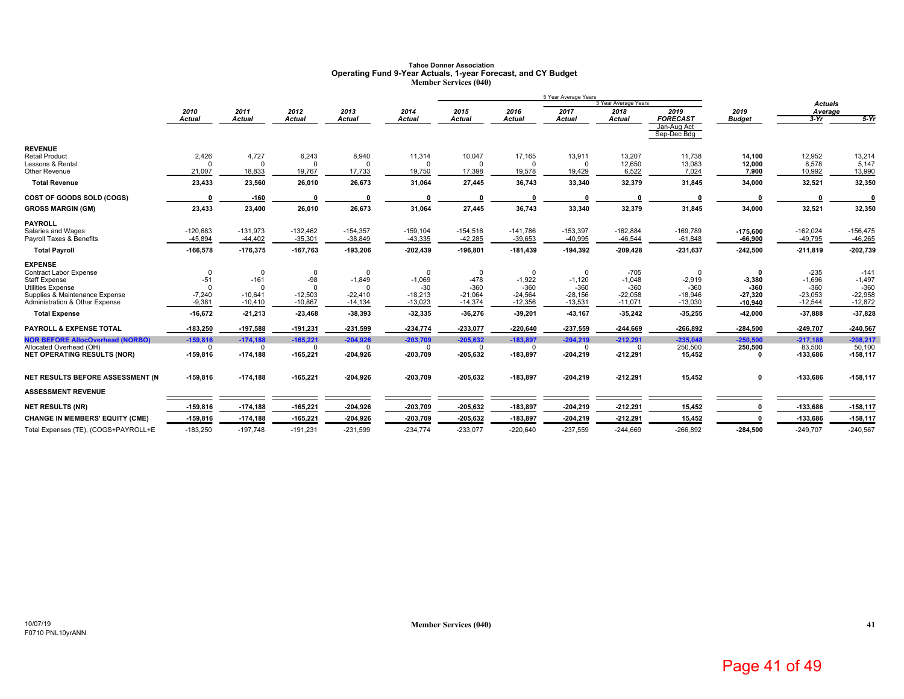# Tahoe Donner Association
## Operating Fund 9-Year Actuals, 1-year Forecast, and CY Budget
### Member Services (040)

| | 2010 Actual | 2011 Actual | 2012 Actual | 2013 Actual | 2014 Actual | 2015 Actual | 2016 Actual | 2017 Actual | 2018 Actual | 2019 FORECAST Jan-Aug Act Sep-Dec Bdg | 2019 Budget | Actuals Average 3-Yr | Actuals Average 5-Yr |
|---|---|---|---|---|---|---|---|---|---|---|---|---|---|
| | | | | | | 5 Year Average Years | | | | | | | |
| | | | | | | | | 3 Year Average Years | | | | | |
| **REVENUE** | | | | | | | | | | | | | |
| Retail Product | 2,426 | 4,727 | 6,243 | 8,940 | 11,314 | 10,047 | 17,165 | 13,911 | 13,207 | 11,738 | **14,100** | 12,952 | 13,214 |
| Lessons & Rental | 0 | 0 | 0 | 0 | 0 | 0 | 0 | 0 | 12,650 | 13,083 | **12,000** | 8,578 | 5,147 |
| Other Revenue | 21,007 | 18,833 | 19,767 | 17,733 | 19,750 | 17,398 | 19,578 | 19,429 | 6,522 | 7,024 | **7,900** | 10,992 | 13,990 |
| **Total Revenue** | **23,433** | **23,560** | **26,010** | **26,673** | **31,064** | **27,445** | **36,743** | **33,340** | **32,379** | **31,845** | **34,000** | **32,521** | **32,350** |
| **COST OF GOODS SOLD (COGS)** | **0** | **-160** | **0** | **0** | **0** | **0** | **0** | **0** | **0** | **0** | **0** | **0** | **0** |
| **GROSS MARGIN (GM)** | **23,433** | **23,400** | **26,010** | **26,673** | **31,064** | **27,445** | **36,743** | **33,340** | **32,379** | **31,845** | **34,000** | **32,521** | **32,350** |
| **PAYROLL** | | | | | | | | | | | | | |
| Salaries and Wages | -120,683 | -131,973 | -132,462 | -154,357 | -159,104 | -154,516 | -141,786 | -153,397 | -162,884 | -169,789 | **-175,600** | -162,024 | -156,475 |
| Payroll Taxes & Benefits | -45,894 | -44,402 | -35,301 | -38,849 | -43,335 | -42,285 | -39,653 | -40,995 | -46,544 | -61,848 | **-66,900** | -49,795 | -46,265 |
| **Total Payroll** | **-166,578** | **-176,375** | **-167,763** | **-193,206** | **-202,439** | **-196,801** | **-181,439** | **-194,392** | **-209,428** | **-231,637** | **-242,500** | **-211,819** | **-202,739** |
| **EXPENSE** | | | | | | | | | | | | | |
| Contract Labor Expense | 0 | 0 | 0 | 0 | 0 | 0 | 0 | 0 | -705 | 0 | **0** | -235 | -141 |
| Staff Expense | -51 | -161 | -98 | -1,849 | -1,069 | -478 | -1,922 | -1,120 | -1,048 | -2,919 | **-3,380** | -1,696 | -1,497 |
| Utilities Expense | 0 | 0 | 0 | 0 | -30 | -360 | -360 | -360 | -360 | -360 | **-360** | -360 | -360 |
| Supplies & Maintenance Expense | -7,240 | -10,641 | -12,503 | -22,410 | -18,213 | -21,064 | -24,564 | -28,156 | -22,058 | -18,946 | **-27,320** | -23,053 | -22,958 |
| Administration & Other Expense | -9,381 | -10,410 | -10,867 | -14,134 | -13,023 | -14,374 | -12,356 | -13,531 | -11,071 | -13,030 | **-10,940** | -12,544 | -12,872 |
| **Total Expense** | **-16,672** | **-21,213** | **-23,468** | **-38,393** | **-32,335** | **-36,276** | **-39,201** | **-43,167** | **-35,242** | **-35,255** | **-42,000** | **-37,888** | **-37,828** |
| **PAYROLL & EXPENSE TOTAL** | **-183,250** | **-197,588** | **-191,231** | **-231,599** | **-234,774** | **-233,077** | **-220,640** | **-237,559** | **-244,669** | **-266,892** | **-284,500** | **-249,707** | **-240,567** |
| **NOR BEFORE AllocOverhead (NORBO)** | **-159,816** | **-174,188** | **-165,221** | **-204,926** | **-203,709** | **-205,632** | **-183,897** | **-204,219** | **-212,291** | **-235,048** | **-250,500** | **-217,186** | **-208,217** |
| Allocated Overhead (OH) | 0 | 0 | 0 | 0 | 0 | 0 | 0 | 0 | 0 | 250,500 | **250,500** | 83,500 | 50,100 |
| **NET OPERATING RESULTS (NOR)** | **-159,816** | **-174,188** | **-165,221** | **-204,926** | **-203,709** | **-205,632** | **-183,897** | **-204,219** | **-212,291** | **15,452** | **0** | **-133,686** | **-158,117** |
| **NET RESULTS BEFORE ASSESSMENT (N** | **-159,816** | **-174,188** | **-165,221** | **-204,926** | **-203,709** | **-205,632** | **-183,897** | **-204,219** | **-212,291** | **15,452** | **0** | **-133,686** | **-158,117** |
| **ASSESSMENT REVENUE** | | | | | | | | | | | | | |
| **NET RESULTS (NR)** | **-159,816** | **-174,188** | **-165,221** | **-204,926** | **-203,709** | **-205,632** | **-183,897** | **-204,219** | **-212,291** | **15,452** | **0** | **-133,686** | **-158,117** |
| **CHANGE IN MEMBERS' EQUITY (CME)** | **-159,816** | **-174,188** | **-165,221** | **-204,926** | **-203,709** | **-205,632** | **-183,897** | **-204,219** | **-212,291** | **15,452** | **0** | **-133,686** | **-158,117** |
| Total Expenses (TE), (COGS+PAYROLL+E | -183,250 | -197,748 | -191,231 | -231,599 | -234,774 | -233,077 | -220,640 | -237,559 | -244,669 | -266,892 | **-284,500** | -249,707 | -240,567 |

10/07/19
F0710 PNL10yrANN

Member Services (040)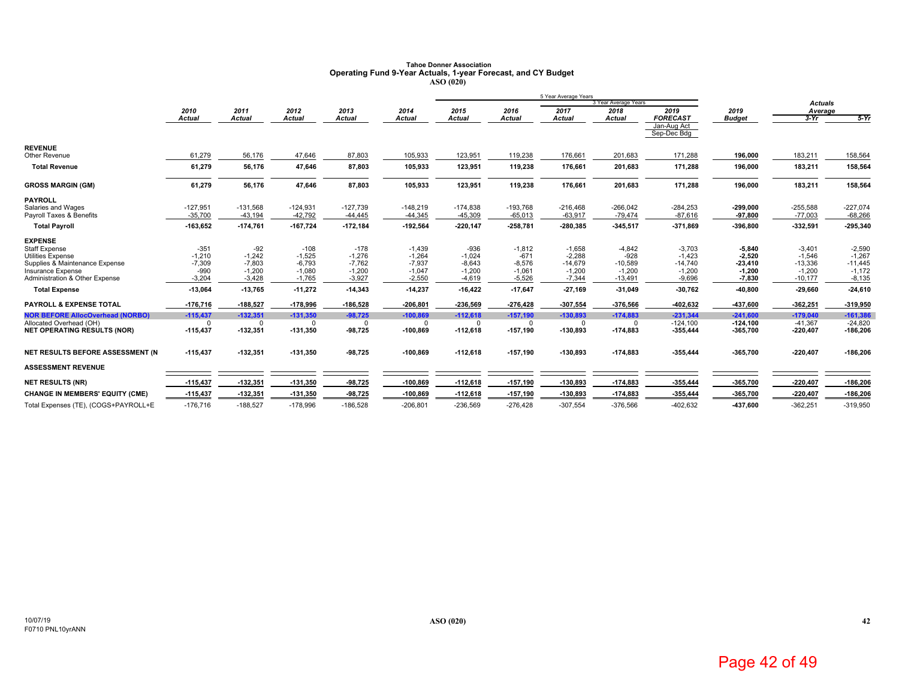**Tahoe Donner Association**
**Operating Fund 9-Year Actuals, 1-year Forecast, and CY Budget**
**ASO (020)**

| | 2010 Actual | 2011 Actual | 2012 Actual | 2013 Actual | 2014 Actual | 2015 Actual | 2016 Actual | 2017 Actual | 2018 Actual | 2019 FORECAST (Jan-Aug Act / Sep-Dec Bdg) | 2019 Budget | Actuals Average 3-Yr | Actuals Average 5-Yr |
|---|---|---|---|---|---|---|---|---|---|---|---|---|---|
| **REVENUE** | | | | | | | | | | | | | |
| Other Revenue | 61,279 | 56,176 | 47,646 | 87,803 | 105,933 | 123,951 | 119,238 | 176,661 | 201,683 | 171,288 | 196,000 | 183,211 | 158,564 |
| **Total Revenue** | 61,279 | 56,176 | 47,646 | 87,803 | 105,933 | 123,951 | 119,238 | 176,661 | 201,683 | 171,288 | 196,000 | 183,211 | 158,564 |
| **GROSS MARGIN (GM)** | 61,279 | 56,176 | 47,646 | 87,803 | 105,933 | 123,951 | 119,238 | 176,661 | 201,683 | 171,288 | 196,000 | 183,211 | 158,564 |
| **PAYROLL** | | | | | | | | | | | | | |
| Salaries and Wages | -127,951 | -131,568 | -124,931 | -127,739 | -148,219 | -174,838 | -193,768 | -216,468 | -266,042 | -284,253 | -299,000 | -255,588 | -227,074 |
| Payroll Taxes & Benefits | -35,700 | -43,194 | -42,792 | -44,445 | -44,345 | -45,309 | -65,013 | -63,917 | -79,474 | -87,616 | -97,800 | -77,003 | -68,266 |
| **Total Payroll** | -163,652 | -174,761 | -167,724 | -172,184 | -192,564 | -220,147 | -258,781 | -280,385 | -345,517 | -371,869 | -396,800 | -332,591 | -295,340 |
| **EXPENSE** | | | | | | | | | | | | | |
| Staff Expense | -351 | -92 | -108 | -178 | -1,439 | -936 | -1,812 | -1,658 | -4,842 | -3,703 | -5,840 | -3,401 | -2,590 |
| Utilities Expense | -1,210 | -1,242 | -1,525 | -1,276 | -1,264 | -1,024 | -671 | -2,288 | -928 | -1,423 | -2,520 | -1,546 | -1,267 |
| Supplies & Maintenance Expense | -7,309 | -7,803 | -6,793 | -7,762 | -7,937 | -8,643 | -8,576 | -14,679 | -10,589 | -14,740 | -23,410 | -13,336 | -11,445 |
| Insurance Expense | -990 | -1,200 | -1,080 | -1,200 | -1,047 | -1,200 | -1,061 | -1,200 | -1,200 | -1,200 | -1,200 | -1,200 | -1,172 |
| Administration & Other Expense | -3,204 | -3,428 | -1,765 | -3,927 | -2,550 | -4,619 | -5,526 | -7,344 | -13,491 | -9,696 | -7,830 | -10,177 | -8,135 |
| **Total Expense** | -13,064 | -13,765 | -11,272 | -14,343 | -14,237 | -16,422 | -17,647 | -27,169 | -31,049 | -30,762 | -40,800 | -29,660 | -24,610 |
| **PAYROLL & EXPENSE TOTAL** | -176,716 | -188,527 | -178,996 | -186,528 | -206,801 | -236,569 | -276,428 | -307,554 | -376,566 | -402,632 | -437,600 | -362,251 | -319,950 |
| **NOR BEFORE AllocOverhead (NORBO)** | -115,437 | -132,351 | -131,350 | -98,725 | -100,869 | -112,618 | -157,190 | -130,893 | -174,883 | -231,344 | -241,600 | -179,040 | -161,386 |
| Allocated Overhead (OH) | 0 | 0 | 0 | 0 | 0 | 0 | 0 | 0 | 0 | -124,100 | -124,100 | -41,367 | -24,820 |
| **NET OPERATING RESULTS (NOR)** | -115,437 | -132,351 | -131,350 | -98,725 | -100,869 | -112,618 | -157,190 | -130,893 | -174,883 | -355,444 | -365,700 | -220,407 | -186,206 |
| **NET RESULTS BEFORE ASSESSMENT (N** | -115,437 | -132,351 | -131,350 | -98,725 | -100,869 | -112,618 | -157,190 | -130,893 | -174,883 | -355,444 | -365,700 | -220,407 | -186,206 |
| **ASSESSMENT REVENUE** | | | | | | | | | | | | | |
| **NET RESULTS (NR)** | -115,437 | -132,351 | -131,350 | -98,725 | -100,869 | -112,618 | -157,190 | -130,893 | -174,883 | -355,444 | -365,700 | -220,407 | -186,206 |
| **CHANGE IN MEMBERS' EQUITY (CME)** | -115,437 | -132,351 | -131,350 | -98,725 | -100,869 | -112,618 | -157,190 | -130,893 | -174,883 | -355,444 | -365,700 | -220,407 | -186,206 |
| Total Expenses (TE), (COGS+PAYROLL+E | -176,716 | -188,527 | -178,996 | -186,528 | -206,801 | -236,569 | -276,428 | -307,554 | -376,566 | -402,632 | -437,600 | -362,251 | -319,950 |

Note: 5 Year Average Years: 2015–2019; 3 Year Average Years: 2017–2019.

10/07/19
F0710 PNL10yrANN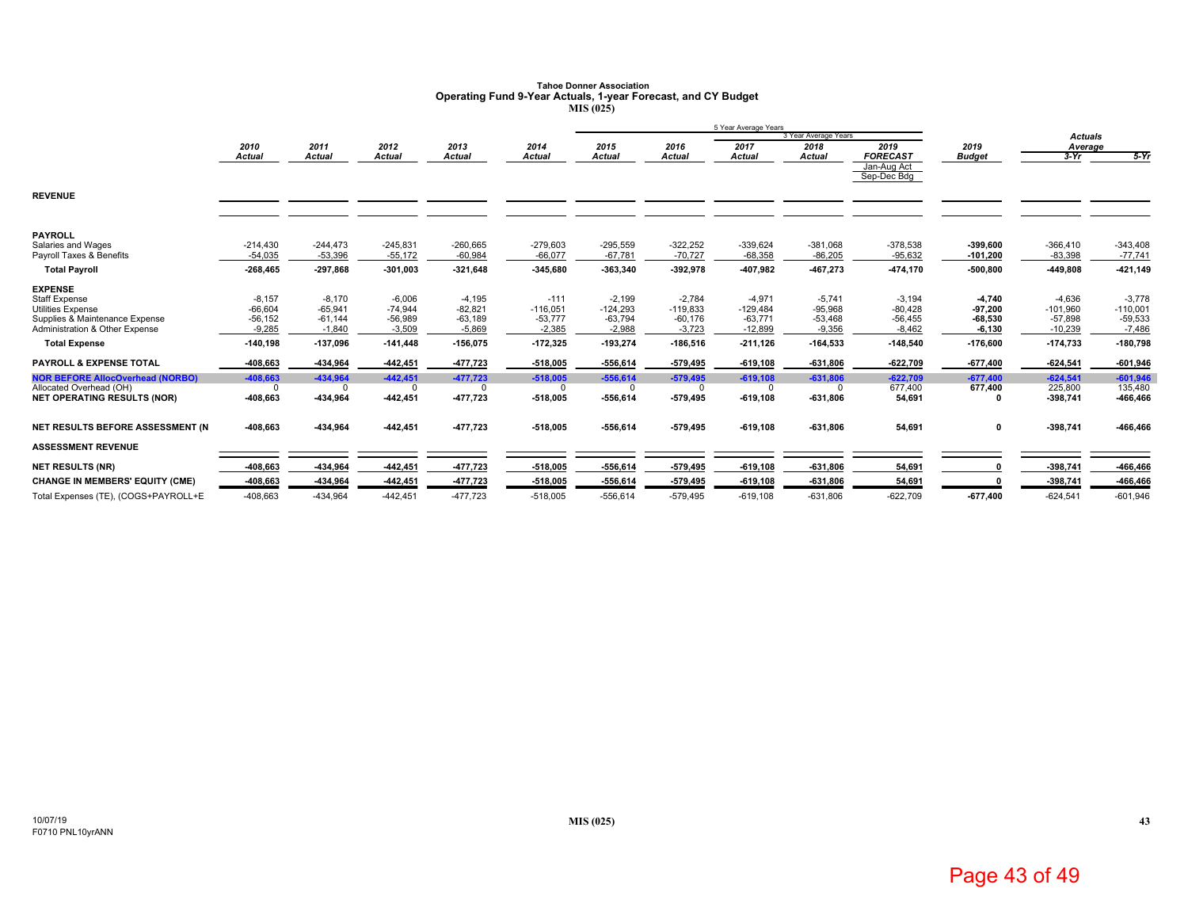**Tahoe Donner Association**
**Operating Fund 9-Year Actuals, 1-year Forecast, and CY Budget**
**MIS (025)**

| | 2010 Actual | 2011 Actual | 2012 Actual | 2013 Actual | 2014 Actual | 2015 Actual | 2016 Actual | 2017 Actual | 2018 Actual | 2019 FORECAST Jan-Aug Act Sep-Dec Bdg | 2019 Budget | Actuals Average 3-Yr | Actuals Average 5-Yr |
|---|---|---|---|---|---|---|---|---|---|---|---|---|---|
| | | | | | | 5 Year Average Years | | 3 Year Average Years | | | | | |
| **REVENUE** | | | | | | | | | | | | | |
| **PAYROLL** | | | | | | | | | | | | | |
| Salaries and Wages | -214,430 | -244,473 | -245,831 | -260,665 | -279,603 | -295,559 | -322,252 | -339,624 | -381,068 | -378,538 | **-399,600** | -366,410 | -343,408 |
| Payroll Taxes & Benefits | -54,035 | -53,396 | -55,172 | -60,984 | -66,077 | -67,781 | -70,727 | -68,358 | -86,205 | -95,632 | **-101,200** | -83,398 | -77,741 |
| **Total Payroll** | **-268,465** | **-297,868** | **-301,003** | **-321,648** | **-345,680** | **-363,340** | **-392,978** | **-407,982** | **-467,273** | **-474,170** | **-500,800** | **-449,808** | **-421,149** |
| **EXPENSE** | | | | | | | | | | | | | |
| Staff Expense | -8,157 | -8,170 | -6,006 | -4,195 | -111 | -2,199 | -2,784 | -4,971 | -5,741 | -3,194 | **-4,740** | -4,636 | -3,778 |
| Utilities Expense | -66,604 | -65,941 | -74,944 | -82,821 | -116,051 | -124,293 | -119,833 | -129,484 | -95,968 | -80,428 | **-97,200** | -101,960 | -110,001 |
| Supplies & Maintenance Expense | -56,152 | -61,144 | -56,989 | -63,189 | -53,777 | -63,794 | -60,176 | -63,771 | -53,468 | -56,455 | **-68,530** | -57,898 | -59,533 |
| Administration & Other Expense | -9,285 | -1,840 | -3,509 | -5,869 | -2,385 | -2,988 | -3,723 | -12,899 | -9,356 | -8,462 | **-6,130** | -10,239 | -7,486 |
| **Total Expense** | **-140,198** | **-137,096** | **-141,448** | **-156,075** | **-172,325** | **-193,274** | **-186,516** | **-211,126** | **-164,533** | **-148,540** | **-176,600** | **-174,733** | **-180,798** |
| **PAYROLL & EXPENSE TOTAL** | **-408,663** | **-434,964** | **-442,451** | **-477,723** | **-518,005** | **-556,614** | **-579,495** | **-619,108** | **-631,806** | **-622,709** | **-677,400** | **-624,541** | **-601,946** |
| **NOR BEFORE AllocOverhead (NORBO)** | **-408,663** | **-434,964** | **-442,451** | **-477,723** | **-518,005** | **-556,614** | **-579,495** | **-619,108** | **-631,806** | **-622,709** | **-677,400** | **-624,541** | **-601,946** |
| Allocated Overhead (OH) | 0 | 0 | 0 | 0 | 0 | 0 | 0 | 0 | 0 | 677,400 | **677,400** | 225,800 | 135,480 |
| **NET OPERATING RESULTS (NOR)** | **-408,663** | **-434,964** | **-442,451** | **-477,723** | **-518,005** | **-556,614** | **-579,495** | **-619,108** | **-631,806** | **54,691** | **0** | **-398,741** | **-466,466** |
| **NET RESULTS BEFORE ASSESSMENT (N** | **-408,663** | **-434,964** | **-442,451** | **-477,723** | **-518,005** | **-556,614** | **-579,495** | **-619,108** | **-631,806** | **54,691** | **0** | **-398,741** | **-466,466** |
| **ASSESSMENT REVENUE** | | | | | | | | | | | | | |
| **NET RESULTS (NR)** | **-408,663** | **-434,964** | **-442,451** | **-477,723** | **-518,005** | **-556,614** | **-579,495** | **-619,108** | **-631,806** | **54,691** | **0** | **-398,741** | **-466,466** |
| **CHANGE IN MEMBERS' EQUITY (CME)** | **-408,663** | **-434,964** | **-442,451** | **-477,723** | **-518,005** | **-556,614** | **-579,495** | **-619,108** | **-631,806** | **54,691** | **0** | **-398,741** | **-466,466** |
| Total Expenses (TE), (COGS+PAYROLL+E | -408,663 | -434,964 | -442,451 | -477,723 | -518,005 | -556,614 | -579,495 | -619,108 | -631,806 | -622,709 | **-677,400** | -624,541 | -601,946 |

10/07/19
F0710 PNL10yrANN

MIS (025)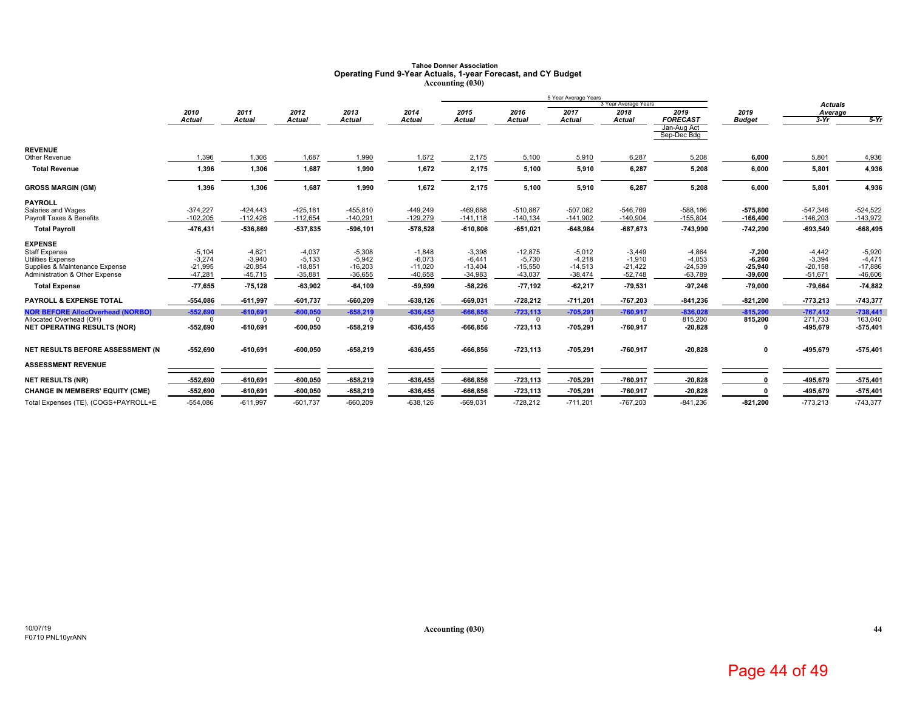# Tahoe Donner Association
## Operating Fund 9-Year Actuals, 1-year Forecast, and CY Budget
### Accounting (030)

| | 2010 Actual | 2011 Actual | 2012 Actual | 2013 Actual | 2014 Actual | 2015 Actual | 2016 Actual | 2017 Actual | 2018 Actual | 2019 FORECAST Jan-Aug Act Sep-Dec Bdg | 2019 Budget | Actuals Average 3-Yr | 5-Yr |
|---|---|---|---|---|---|---|---|---|---|---|---|---|---|
| | | | | | | | | 5 Year Average Years | 3 Year Average Years | | | | |
| **REVENUE** | | | | | | | | | | | | | |
| Other Revenue | 1,396 | 1,306 | 1,687 | 1,990 | 1,672 | 2,175 | 5,100 | 5,910 | 6,287 | 5,208 | **6,000** | 5,801 | 4,936 |
| **Total Revenue** | **1,396** | **1,306** | **1,687** | **1,990** | **1,672** | **2,175** | **5,100** | **5,910** | **6,287** | **5,208** | **6,000** | **5,801** | **4,936** |
| **GROSS MARGIN (GM)** | **1,396** | **1,306** | **1,687** | **1,990** | **1,672** | **2,175** | **5,100** | **5,910** | **6,287** | **5,208** | **6,000** | **5,801** | **4,936** |
| **PAYROLL** | | | | | | | | | | | | | |
| Salaries and Wages | -374,227 | -424,443 | -425,181 | -455,810 | -449,249 | -469,688 | -510,887 | -507,082 | -546,769 | -588,186 | **-575,800** | -547,346 | -524,522 |
| Payroll Taxes & Benefits | -102,205 | -112,426 | -112,654 | -140,291 | -129,279 | -141,118 | -140,134 | -141,902 | -140,904 | -155,804 | **-166,400** | -146,203 | -143,972 |
| **Total Payroll** | **-476,431** | **-536,869** | **-537,835** | **-596,101** | **-578,528** | **-610,806** | **-651,021** | **-648,984** | **-687,673** | **-743,990** | **-742,200** | **-693,549** | **-668,495** |
| **EXPENSE** | | | | | | | | | | | | | |
| Staff Expense | -5,104 | -4,621 | -4,037 | -5,308 | -1,848 | -3,398 | -12,875 | -5,012 | -3,449 | -4,864 | **-7,200** | -4,442 | -5,920 |
| Utilities Expense | -3,274 | -3,940 | -5,133 | -5,942 | -6,073 | -6,441 | -5,730 | -4,218 | -1,910 | -4,053 | **-6,260** | -3,394 | -4,471 |
| Supplies & Maintenance Expense | -21,995 | -20,854 | -18,851 | -16,203 | -11,020 | -13,404 | -15,550 | -14,513 | -21,422 | -24,539 | **-25,940** | -20,158 | -17,886 |
| Administration & Other Expense | -47,281 | -45,715 | -35,881 | -36,655 | -40,658 | -34,983 | -43,037 | -38,474 | -52,748 | -63,789 | **-39,600** | -51,671 | -46,606 |
| **Total Expense** | **-77,655** | **-75,128** | **-63,902** | **-64,109** | **-59,599** | **-58,226** | **-77,192** | **-62,217** | **-79,531** | **-97,246** | **-79,000** | **-79,664** | **-74,882** |
| **PAYROLL & EXPENSE TOTAL** | **-554,086** | **-611,997** | **-601,737** | **-660,209** | **-638,126** | **-669,031** | **-728,212** | **-711,201** | **-767,203** | **-841,236** | **-821,200** | **-773,213** | **-743,377** |
| **NOR BEFORE AllocOverhead (NORBO)** | **-552,690** | **-610,691** | **-600,050** | **-658,219** | **-636,455** | **-666,856** | **-723,113** | **-705,291** | **-760,917** | **-836,028** | **-815,200** | **-767,412** | **-738,441** |
| Allocated Overhead (OH) | 0 | 0 | 0 | 0 | 0 | 0 | 0 | 0 | 0 | 815,200 | **815,200** | 271,733 | 163,040 |
| **NET OPERATING RESULTS (NOR)** | **-552,690** | **-610,691** | **-600,050** | **-658,219** | **-636,455** | **-666,856** | **-723,113** | **-705,291** | **-760,917** | **-20,828** | **0** | **-495,679** | **-575,401** |
| **NET RESULTS BEFORE ASSESSMENT (N** | **-552,690** | **-610,691** | **-600,050** | **-658,219** | **-636,455** | **-666,856** | **-723,113** | **-705,291** | **-760,917** | **-20,828** | **0** | **-495,679** | **-575,401** |
| **ASSESSMENT REVENUE** | | | | | | | | | | | | | |
| **NET RESULTS (NR)** | **-552,690** | **-610,691** | **-600,050** | **-658,219** | **-636,455** | **-666,856** | **-723,113** | **-705,291** | **-760,917** | **-20,828** | **0** | **-495,679** | **-575,401** |
| **CHANGE IN MEMBERS' EQUITY (CME)** | **-552,690** | **-610,691** | **-600,050** | **-658,219** | **-636,455** | **-666,856** | **-723,113** | **-705,291** | **-760,917** | **-20,828** | **0** | **-495,679** | **-575,401** |
| Total Expenses (TE), (COGS+PAYROLL+E | -554,086 | -611,997 | -601,737 | -660,209 | -638,126 | -669,031 | -728,212 | -711,201 | -767,203 | -841,236 | **-821,200** | -773,213 | -743,377 |

10/07/19
F0710 PNL10yrANN

Accounting (030)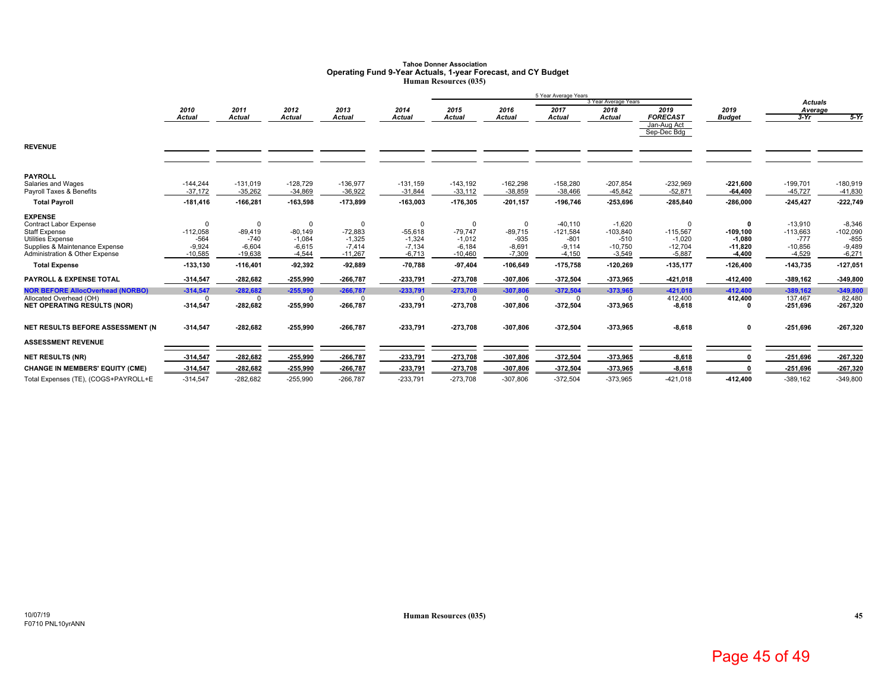# Tahoe Donner Association
## Operating Fund 9-Year Actuals, 1-year Forecast, and CY Budget
### Human Resources (035)

| | 2010 Actual | 2011 Actual | 2012 Actual | 2013 Actual | 2014 Actual | 2015 Actual | 2016 Actual | 2017 Actual | 2018 Actual | 2019 FORECAST Jan-Aug Act Sep-Dec Bdg | 2019 Budget | Actuals Average 3-Yr | Actuals Average 5-Yr |
|---|---|---|---|---|---|---|---|---|---|---|---|---|---|
| | | | | | | | | 5 Year Average Years | 3 Year Average Years | | | | |
| **REVENUE** | | | | | | | | | | | | | |
| **PAYROLL** | | | | | | | | | | | | | |
| Salaries and Wages | -144,244 | -131,019 | -128,729 | -136,977 | -131,159 | -143,192 | -162,298 | -158,280 | -207,854 | -232,969 | **-221,600** | -199,701 | -180,919 |
| Payroll Taxes & Benefits | -37,172 | -35,262 | -34,869 | -36,922 | -31,844 | -33,112 | -38,859 | -38,466 | -45,842 | -52,871 | **-64,400** | -45,727 | -41,830 |
| **Total Payroll** | **-181,416** | **-166,281** | **-163,598** | **-173,899** | **-163,003** | **-176,305** | **-201,157** | **-196,746** | **-253,696** | **-285,840** | **-286,000** | **-245,427** | **-222,749** |
| **EXPENSE** | | | | | | | | | | | | | |
| Contract Labor Expense | 0 | 0 | 0 | 0 | 0 | 0 | 0 | -40,110 | -1,620 | 0 | **0** | -13,910 | -8,346 |
| Staff Expense | -112,058 | -89,419 | -80,149 | -72,883 | -55,618 | -79,747 | -89,715 | -121,584 | -103,840 | -115,567 | **-109,100** | -113,663 | -102,090 |
| Utilities Expense | -564 | -740 | -1,084 | -1,325 | -1,324 | -1,012 | -935 | -801 | -510 | -1,020 | **-1,080** | -777 | -855 |
| Supplies & Maintenance Expense | -9,924 | -6,604 | -6,615 | -7,414 | -7,134 | -6,184 | -8,691 | -9,114 | -10,750 | -12,704 | **-11,820** | -10,856 | -9,489 |
| Administration & Other Expense | -10,585 | -19,638 | -4,544 | -11,267 | -6,713 | -10,460 | -7,309 | -4,150 | -3,549 | -5,887 | **-4,400** | -4,529 | -6,271 |
| **Total Expense** | **-133,130** | **-116,401** | **-92,392** | **-92,889** | **-70,788** | **-97,404** | **-106,649** | **-175,758** | **-120,269** | **-135,177** | **-126,400** | **-143,735** | **-127,051** |
| **PAYROLL & EXPENSE TOTAL** | **-314,547** | **-282,682** | **-255,990** | **-266,787** | **-233,791** | **-273,708** | **-307,806** | **-372,504** | **-373,965** | **-421,018** | **-412,400** | **-389,162** | **-349,800** |
| **NOR BEFORE AllocOverhead (NORBO)** | **-314,547** | **-282,682** | **-255,990** | **-266,787** | **-233,791** | **-273,708** | **-307,806** | **-372,504** | **-373,965** | **-421,018** | **-412,400** | **-389,162** | **-349,800** |
| Allocated Overhead (OH) | 0 | 0 | 0 | 0 | 0 | 0 | 0 | 0 | 0 | 412,400 | **412,400** | 137,467 | 82,480 |
| **NET OPERATING RESULTS (NOR)** | **-314,547** | **-282,682** | **-255,990** | **-266,787** | **-233,791** | **-273,708** | **-307,806** | **-372,504** | **-373,965** | **-8,618** | **0** | **-251,696** | **-267,320** |
| **NET RESULTS BEFORE ASSESSMENT (N** | **-314,547** | **-282,682** | **-255,990** | **-266,787** | **-233,791** | **-273,708** | **-307,806** | **-372,504** | **-373,965** | **-8,618** | **0** | **-251,696** | **-267,320** |
| **ASSESSMENT REVENUE** | | | | | | | | | | | | | |
| **NET RESULTS (NR)** | **-314,547** | **-282,682** | **-255,990** | **-266,787** | **-233,791** | **-273,708** | **-307,806** | **-372,504** | **-373,965** | **-8,618** | **0** | **-251,696** | **-267,320** |
| **CHANGE IN MEMBERS' EQUITY (CME)** | **-314,547** | **-282,682** | **-255,990** | **-266,787** | **-233,791** | **-273,708** | **-307,806** | **-372,504** | **-373,965** | **-8,618** | **0** | **-251,696** | **-267,320** |
| Total Expenses (TE), (COGS+PAYROLL+E | -314,547 | -282,682 | -255,990 | -266,787 | -233,791 | -273,708 | -307,806 | -372,504 | -373,965 | -421,018 | **-412,400** | -389,162 | -349,800 |

10/07/19
F0710 PNL10yrANN

Human Resources (035)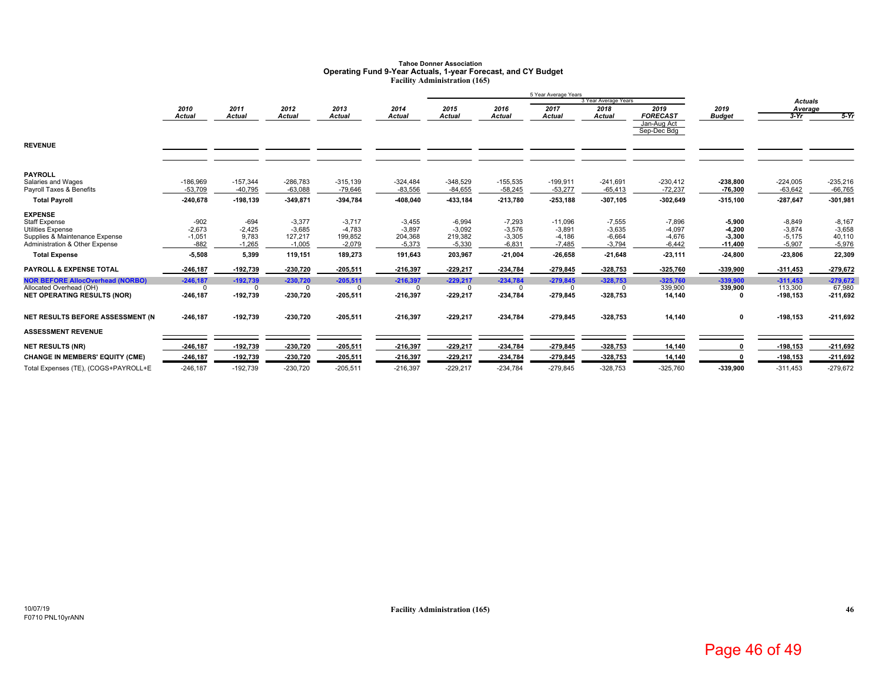# Tahoe Donner Association
## Operating Fund 9-Year Actuals, 1-year Forecast, and CY Budget
### Facility Administration (165)

| | 2010 Actual | 2011 Actual | 2012 Actual | 2013 Actual | 2014 Actual | 2015 Actual | 2016 Actual | 2017 Actual | 2018 Actual | 2019 FORECAST Jan-Aug Act Sep-Dec Bdg | 2019 Budget | Actuals Average 3-Yr | Actuals Average 5-Yr |
|---|---|---|---|---|---|---|---|---|---|---|---|---|---|
| **REVENUE** | | | | | | | | | | | | | |
| **PAYROLL** | | | | | | | | | | | | | |
| Salaries and Wages | -186,969 | -157,344 | -286,783 | -315,139 | -324,484 | -348,529 | -155,535 | -199,911 | -241,691 | -230,412 | **-238,800** | -224,005 | -235,216 |
| Payroll Taxes & Benefits | -53,709 | -40,795 | -63,088 | -79,646 | -83,556 | -84,655 | -58,245 | -53,277 | -65,413 | -72,237 | **-76,300** | -63,642 | -66,765 |
| **Total Payroll** | **-240,678** | **-198,139** | **-349,871** | **-394,784** | **-408,040** | **-433,184** | **-213,780** | **-253,188** | **-307,105** | **-302,649** | **-315,100** | **-287,647** | **-301,981** |
| **EXPENSE** | | | | | | | | | | | | | |
| Staff Expense | -902 | -694 | -3,377 | -3,717 | -3,455 | -6,994 | -7,293 | -11,096 | -7,555 | -7,896 | **-5,900** | -8,849 | -8,167 |
| Utilities Expense | -2,673 | -2,425 | -3,685 | -4,783 | -3,897 | -3,092 | -3,576 | -3,891 | -3,635 | -4,097 | **-4,200** | -3,874 | -3,658 |
| Supplies & Maintenance Expense | -1,051 | 9,783 | 127,217 | 199,852 | 204,368 | 219,382 | -3,305 | -4,186 | -6,664 | -4,676 | **-3,300** | -5,175 | 40,110 |
| Administration & Other Expense | -882 | -1,265 | -1,005 | -2,079 | -5,373 | -5,330 | -6,831 | -7,485 | -3,794 | -6,442 | **-11,400** | -5,907 | -5,976 |
| **Total Expense** | **-5,508** | **5,399** | **119,151** | **189,273** | **191,643** | **203,967** | **-21,004** | **-26,658** | **-21,648** | **-23,111** | **-24,800** | **-23,806** | **22,309** |
| **PAYROLL & EXPENSE TOTAL** | **-246,187** | **-192,739** | **-230,720** | **-205,511** | **-216,397** | **-229,217** | **-234,784** | **-279,845** | **-328,753** | **-325,760** | **-339,900** | **-311,453** | **-279,672** |
| **NOR BEFORE AllocOverhead (NORBO)** | **-246,187** | **-192,739** | **-230,720** | **-205,511** | **-216,397** | **-229,217** | **-234,784** | **-279,845** | **-328,753** | **-325,760** | **-339,900** | **-311,453** | **-279,672** |
| Allocated Overhead (OH) | 0 | 0 | 0 | 0 | 0 | 0 | 0 | 0 | 0 | 339,900 | **339,900** | 113,300 | 67,980 |
| **NET OPERATING RESULTS (NOR)** | **-246,187** | **-192,739** | **-230,720** | **-205,511** | **-216,397** | **-229,217** | **-234,784** | **-279,845** | **-328,753** | **14,140** | **0** | **-198,153** | **-211,692** |
| **NET RESULTS BEFORE ASSESSMENT (N** | **-246,187** | **-192,739** | **-230,720** | **-205,511** | **-216,397** | **-229,217** | **-234,784** | **-279,845** | **-328,753** | **14,140** | **0** | **-198,153** | **-211,692** |
| **ASSESSMENT REVENUE** | | | | | | | | | | | | | |
| **NET RESULTS (NR)** | **-246,187** | **-192,739** | **-230,720** | **-205,511** | **-216,397** | **-229,217** | **-234,784** | **-279,845** | **-328,753** | **14,140** | **0** | **-198,153** | **-211,692** |
| **CHANGE IN MEMBERS' EQUITY (CME)** | **-246,187** | **-192,739** | **-230,720** | **-205,511** | **-216,397** | **-229,217** | **-234,784** | **-279,845** | **-328,753** | **14,140** | **0** | **-198,153** | **-211,692** |
| Total Expenses (TE), (COGS+PAYROLL+E | -246,187 | -192,739 | -230,720 | -205,511 | -216,397 | -229,217 | -234,784 | -279,845 | -328,753 | -325,760 | **-339,900** | -311,453 | -279,672 |

Note: 5 Year Average Years: 2015–2019; 3 Year Average Years: 2017–2019.

10/07/19
F0710 PNL10yrANN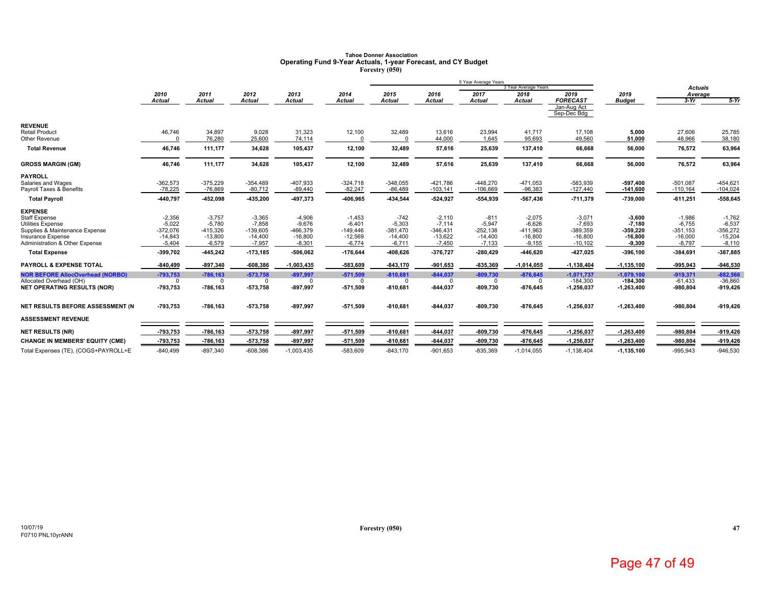# Tahoe Donner Association
## Operating Fund 9-Year Actuals, 1-year Forecast, and CY Budget
### Forestry (050)

| | 2010 Actual | 2011 Actual | 2012 Actual | 2013 Actual | 2014 Actual | 2015 Actual | 2016 Actual | 2017 Actual | 2018 Actual | 2019 FORECAST Jan-Aug Act Sep-Dec Bdg | 2019 Budget | Actuals Average 3-Yr | Actuals Average 5-Yr |
|---|---|---|---|---|---|---|---|---|---|---|---|---|---|
| | | | | | | 5 Year Average Years | | | 3 Year Average Years | | | | |
| **REVENUE** | | | | | | | | | | | | | |
| Retail Product | 46,746 | 34,897 | 9,028 | 31,323 | 12,100 | 32,489 | 13,616 | 23,994 | 41,717 | 17,108 | **5,000** | 27,606 | 25,785 |
| Other Revenue | 0 | 76,280 | 25,600 | 74,114 | 0 | 0 | 44,000 | 1,645 | 95,693 | 49,560 | **51,000** | 48,966 | 38,180 |
| **Total Revenue** | **46,746** | **111,177** | **34,628** | **105,437** | **12,100** | **32,489** | **57,616** | **25,639** | **137,410** | **66,668** | **56,000** | **76,572** | **63,964** |
| **GROSS MARGIN (GM)** | **46,746** | **111,177** | **34,628** | **105,437** | **12,100** | **32,489** | **57,616** | **25,639** | **137,410** | **66,668** | **56,000** | **76,572** | **63,964** |
| **PAYROLL** | | | | | | | | | | | | | |
| Salaries and Wages | -362,573 | -375,229 | -354,489 | -407,933 | -324,718 | -348,055 | -421,786 | -448,270 | -471,053 | -583,939 | **-597,400** | -501,087 | -454,621 |
| Payroll Taxes & Benefits | -78,225 | -76,869 | -80,712 | -89,440 | -82,247 | -86,489 | -103,141 | -106,669 | -96,383 | -127,440 | **-141,600** | -110,164 | -104,024 |
| **Total Payroll** | **-440,797** | **-452,098** | **-435,200** | **-497,373** | **-406,965** | **-434,544** | **-524,927** | **-554,939** | **-567,436** | **-711,379** | **-739,000** | **-611,251** | **-558,645** |
| **EXPENSE** | | | | | | | | | | | | | |
| Staff Expense | -2,356 | -3,757 | -3,365 | -4,906 | -1,453 | -742 | -2,110 | -811 | -2,075 | -3,071 | **-3,600** | -1,986 | -1,762 |
| Utilities Expense | -5,022 | -5,780 | -7,858 | -9,676 | -6,401 | -5,303 | -7,114 | -5,947 | -6,626 | -7,693 | **-7,180** | -6,755 | -6,537 |
| Supplies & Maintenance Expense | -372,076 | -415,326 | -139,605 | -466,379 | -149,446 | -381,470 | -346,431 | -252,138 | -411,963 | -389,359 | **-359,220** | -351,153 | -356,272 |
| Insurance Expense | -14,843 | -13,800 | -14,400 | -16,800 | -12,569 | -14,400 | -13,622 | -14,400 | -16,800 | -16,800 | **-16,800** | -16,000 | -15,204 |
| Administration & Other Expense | -5,404 | -6,579 | -7,957 | -8,301 | -6,774 | -6,711 | -7,450 | -7,133 | -9,155 | -10,102 | **-9,300** | -8,797 | -8,110 |
| **Total Expense** | **-399,702** | **-445,242** | **-173,185** | **-506,062** | **-176,644** | **-408,626** | **-376,727** | **-280,429** | **-446,620** | **-427,025** | **-396,100** | **-384,691** | **-387,885** |
| **PAYROLL & EXPENSE TOTAL** | **-840,499** | **-897,340** | **-608,386** | **-1,003,435** | **-583,609** | **-843,170** | **-901,653** | **-835,369** | **-1,014,055** | **-1,138,404** | **-1,135,100** | **-995,943** | **-946,530** |
| **NOR BEFORE AllocOverhead (NORBO)** | **-793,753** | **-786,163** | **-573,758** | **-897,997** | **-571,509** | **-810,681** | **-844,037** | **-809,730** | **-876,645** | **-1,071,737** | **-1,079,100** | **-919,371** | **-882,566** |
| Allocated Overhead (OH) | 0 | 0 | 0 | 0 | 0 | 0 | 0 | 0 | 0 | -184,300 | **-184,300** | -61,433 | -36,860 |
| **NET OPERATING RESULTS (NOR)** | **-793,753** | **-786,163** | **-573,758** | **-897,997** | **-571,509** | **-810,681** | **-844,037** | **-809,730** | **-876,645** | **-1,256,037** | **-1,263,400** | **-980,804** | **-919,426** |
| **NET RESULTS BEFORE ASSESSMENT (N** | **-793,753** | **-786,163** | **-573,758** | **-897,997** | **-571,509** | **-810,681** | **-844,037** | **-809,730** | **-876,645** | **-1,256,037** | **-1,263,400** | **-980,804** | **-919,426** |
| **ASSESSMENT REVENUE** | | | | | | | | | | | | | |
| **NET RESULTS (NR)** | **-793,753** | **-786,163** | **-573,758** | **-897,997** | **-571,509** | **-810,681** | **-844,037** | **-809,730** | **-876,645** | **-1,256,037** | **-1,263,400** | **-980,804** | **-919,426** |
| **CHANGE IN MEMBERS' EQUITY (CME)** | **-793,753** | **-786,163** | **-573,758** | **-897,997** | **-571,509** | **-810,681** | **-844,037** | **-809,730** | **-876,645** | **-1,256,037** | **-1,263,400** | **-980,804** | **-919,426** |
| Total Expenses (TE), (COGS+PAYROLL+E | -840,499 | -897,340 | -608,386 | -1,003,435 | -583,609 | -843,170 | -901,653 | -835,369 | -1,014,055 | -1,138,404 | **-1,135,100** | -995,943 | -946,530 |

10/07/19
F0710 PNL10yrANN

Forestry (050)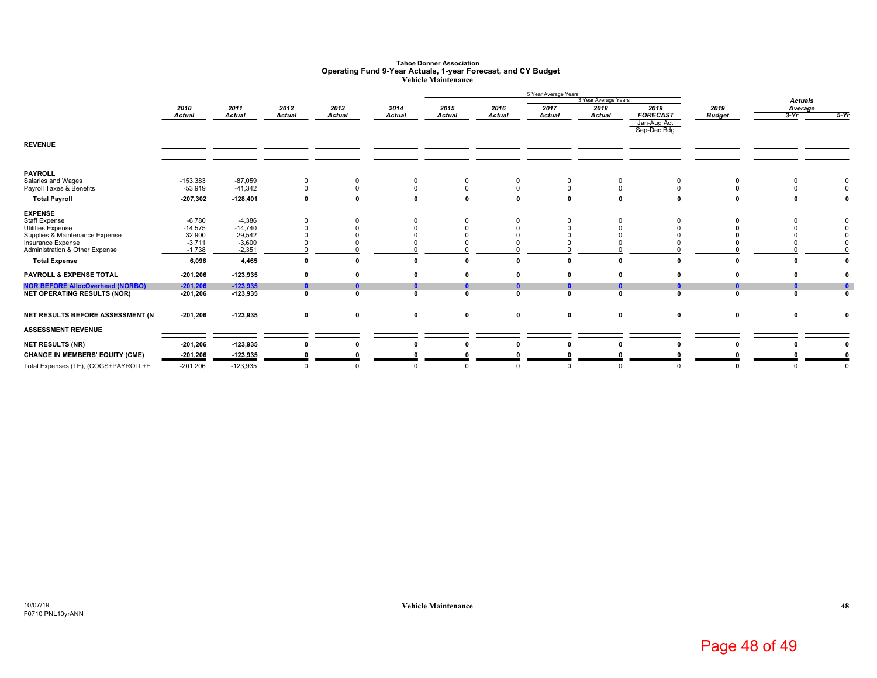# Tahoe Donner Association
## Operating Fund 9-Year Actuals, 1-year Forecast, and CY Budget
### Vehicle Maintenance

| | 2010 Actual | 2011 Actual | 2012 Actual | 2013 Actual | 2014 Actual | 2015 Actual | 2016 Actual | 2017 Actual | 2018 Actual | 2019 FORECAST Jan-Aug Act Sep-Dec Bdg | 2019 Budget | Actuals Average 3-Yr | Actuals Average 5-Yr |
|---|---|---|---|---|---|---|---|---|---|---|---|---|---|
| **REVENUE** | | | | | | | | | | | | | |
| **PAYROLL** | | | | | | | | | | | | | |
| Salaries and Wages | -153,383 | -87,059 | 0 | 0 | 0 | 0 | 0 | 0 | 0 | 0 | **0** | 0 | 0 |
| Payroll Taxes & Benefits | -53,919 | -41,342 | 0 | 0 | 0 | 0 | 0 | 0 | 0 | 0 | **0** | 0 | 0 |
| **Total Payroll** | **-207,302** | **-128,401** | **0** | **0** | **0** | **0** | **0** | **0** | **0** | **0** | **0** | **0** | **0** |
| **EXPENSE** | | | | | | | | | | | | | |
| Staff Expense | -6,780 | -4,386 | 0 | 0 | 0 | 0 | 0 | 0 | 0 | 0 | **0** | 0 | 0 |
| Utilities Expense | -14,575 | -14,740 | 0 | 0 | 0 | 0 | 0 | 0 | 0 | 0 | **0** | 0 | 0 |
| Supplies & Maintenance Expense | 32,900 | 29,542 | 0 | 0 | 0 | 0 | 0 | 0 | 0 | 0 | **0** | 0 | 0 |
| Insurance Expense | -3,711 | -3,600 | 0 | 0 | 0 | 0 | 0 | 0 | 0 | 0 | **0** | 0 | 0 |
| Administration & Other Expense | -1,738 | -2,351 | 0 | 0 | 0 | 0 | 0 | 0 | 0 | 0 | **0** | 0 | 0 |
| **Total Expense** | **6,096** | **4,465** | **0** | **0** | **0** | **0** | **0** | **0** | **0** | **0** | **0** | **0** | **0** |
| **PAYROLL & EXPENSE TOTAL** | **-201,206** | **-123,935** | **0** | **0** | **0** | **0** | **0** | **0** | **0** | **0** | **0** | **0** | **0** |
| **NOR BEFORE AllocOverhead (NORBO)** | **-201,206** | **-123,935** | **0** | **0** | **0** | **0** | **0** | **0** | **0** | **0** | **0** | **0** | **0** |
| **NET OPERATING RESULTS (NOR)** | **-201,206** | **-123,935** | **0** | **0** | **0** | **0** | **0** | **0** | **0** | **0** | **0** | **0** | **0** |
| **NET RESULTS BEFORE ASSESSMENT (N** | **-201,206** | **-123,935** | **0** | **0** | **0** | **0** | **0** | **0** | **0** | **0** | **0** | **0** | **0** |
| **ASSESSMENT REVENUE** | | | | | | | | | | | | | |
| **NET RESULTS (NR)** | **-201,206** | **-123,935** | **0** | **0** | **0** | **0** | **0** | **0** | **0** | **0** | **0** | **0** | **0** |
| **CHANGE IN MEMBERS' EQUITY (CME)** | **-201,206** | **-123,935** | **0** | **0** | **0** | **0** | **0** | **0** | **0** | **0** | **0** | **0** | **0** |
| Total Expenses (TE), (COGS+PAYROLL+E | -201,206 | -123,935 | 0 | 0 | 0 | 0 | 0 | 0 | 0 | 0 | **0** | 0 | 0 |

5 Year Average Years: 2015–2019; 3 Year Average Years: 2017–2019

10/07/19
F0710 PNL10yrANN

Vehicle Maintenance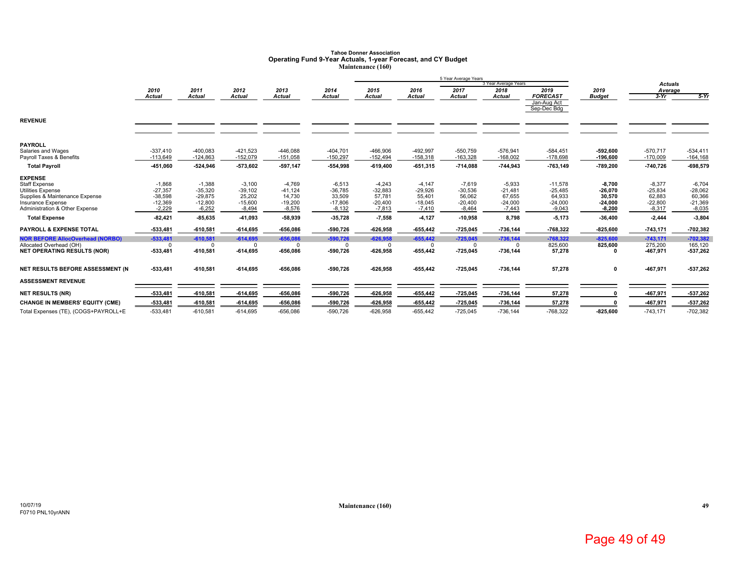# Tahoe Donner Association
## Operating Fund 9-Year Actuals, 1-year Forecast, and CY Budget
### Maintenance (160)

| | 2010 Actual | 2011 Actual | 2012 Actual | 2013 Actual | 2014 Actual | 2015 Actual | 2016 Actual | 2017 Actual | 2018 Actual | 2019 FORECAST Jan-Aug Act Sep-Dec Bdg | 2019 Budget | Actuals Average 3-Yr | Actuals Average 5-Yr |
|---|---|---|---|---|---|---|---|---|---|---|---|---|---|
| **REVENUE** | | | | | | | | | | | | | |
| **PAYROLL** | | | | | | | | | | | | | |
| Salaries and Wages | -337,410 | -400,083 | -421,523 | -446,088 | -404,701 | -466,906 | -492,997 | -550,759 | -576,941 | -584,451 | **-592,600** | -570,717 | -534,411 |
| Payroll Taxes & Benefits | -113,649 | -124,863 | -152,079 | -151,058 | -150,297 | -152,494 | -158,318 | -163,328 | -168,002 | -178,698 | **-196,600** | -170,009 | -164,168 |
| **Total Payroll** | **-451,060** | **-524,946** | **-573,602** | **-597,147** | **-554,998** | **-619,400** | **-651,315** | **-714,088** | **-744,943** | **-763,149** | **-789,200** | **-740,726** | **-698,579** |
| **EXPENSE** | | | | | | | | | | | | | |
| Staff Expense | -1,868 | -1,388 | -3,100 | -4,769 | -6,513 | -4,243 | -4,147 | -7,619 | -5,933 | -11,578 | **-8,700** | -8,377 | -6,704 |
| Utilities Expense | -27,357 | -35,320 | -39,102 | -41,124 | -36,785 | -32,883 | -29,926 | -30,536 | -21,481 | -25,485 | **-26,070** | -25,834 | -28,062 |
| Supplies & Maintenance Expense | -38,598 | -29,875 | 25,202 | 14,730 | 33,509 | 57,781 | 55,401 | 56,062 | 67,655 | 64,933 | **30,570** | 62,883 | 60,366 |
| Insurance Expense | -12,369 | -12,800 | -15,600 | -19,200 | -17,806 | -20,400 | -18,045 | -20,400 | -24,000 | -24,000 | **-24,000** | -22,800 | -21,369 |
| Administration & Other Expense | -2,229 | -6,252 | -8,494 | -8,576 | -8,132 | -7,813 | -7,410 | -8,464 | -7,443 | -9,043 | **-8,200** | -8,317 | -8,035 |
| **Total Expense** | **-82,421** | **-85,635** | **-41,093** | **-58,939** | **-35,728** | **-7,558** | **-4,127** | **-10,958** | **8,798** | **-5,173** | **-36,400** | **-2,444** | **-3,804** |
| **PAYROLL & EXPENSE TOTAL** | **-533,481** | **-610,581** | **-614,695** | **-656,086** | **-590,726** | **-626,958** | **-655,442** | **-725,045** | **-736,144** | **-768,322** | **-825,600** | **-743,171** | **-702,382** |
| **NOR BEFORE AllocOverhead (NORBO)** | **-533,481** | **-610,581** | **-614,695** | **-656,086** | **-590,726** | **-626,958** | **-655,442** | **-725,045** | **-736,144** | **-768,322** | **-825,600** | **-743,171** | **-702,382** |
| Allocated Overhead (OH) | 0 | 0 | 0 | 0 | 0 | 0 | 0 | 0 | 0 | 825,600 | **825,600** | 275,200 | 165,120 |
| **NET OPERATING RESULTS (NOR)** | **-533,481** | **-610,581** | **-614,695** | **-656,086** | **-590,726** | **-626,958** | **-655,442** | **-725,045** | **-736,144** | **57,278** | **0** | **-467,971** | **-537,262** |
| **NET RESULTS BEFORE ASSESSMENT (N** | **-533,481** | **-610,581** | **-614,695** | **-656,086** | **-590,726** | **-626,958** | **-655,442** | **-725,045** | **-736,144** | **57,278** | **0** | **-467,971** | **-537,262** |
| **ASSESSMENT REVENUE** | | | | | | | | | | | | | |
| **NET RESULTS (NR)** | **-533,481** | **-610,581** | **-614,695** | **-656,086** | **-590,726** | **-626,958** | **-655,442** | **-725,045** | **-736,144** | **57,278** | **0** | **-467,971** | **-537,262** |
| **CHANGE IN MEMBERS' EQUITY (CME)** | **-533,481** | **-610,581** | **-614,695** | **-656,086** | **-590,726** | **-626,958** | **-655,442** | **-725,045** | **-736,144** | **57,278** | **0** | **-467,971** | **-537,262** |
| Total Expenses (TE), (COGS+PAYROLL+E | -533,481 | -610,581 | -614,695 | -656,086 | -590,726 | -626,958 | -655,442 | -725,045 | -736,144 | -768,322 | **-825,600** | -743,171 | -702,382 |

Note: 5 Year Average Years: 2014–2018; 3 Year Average Years: 2016–2018.

10/07/19
F0710 PNL10yrANN